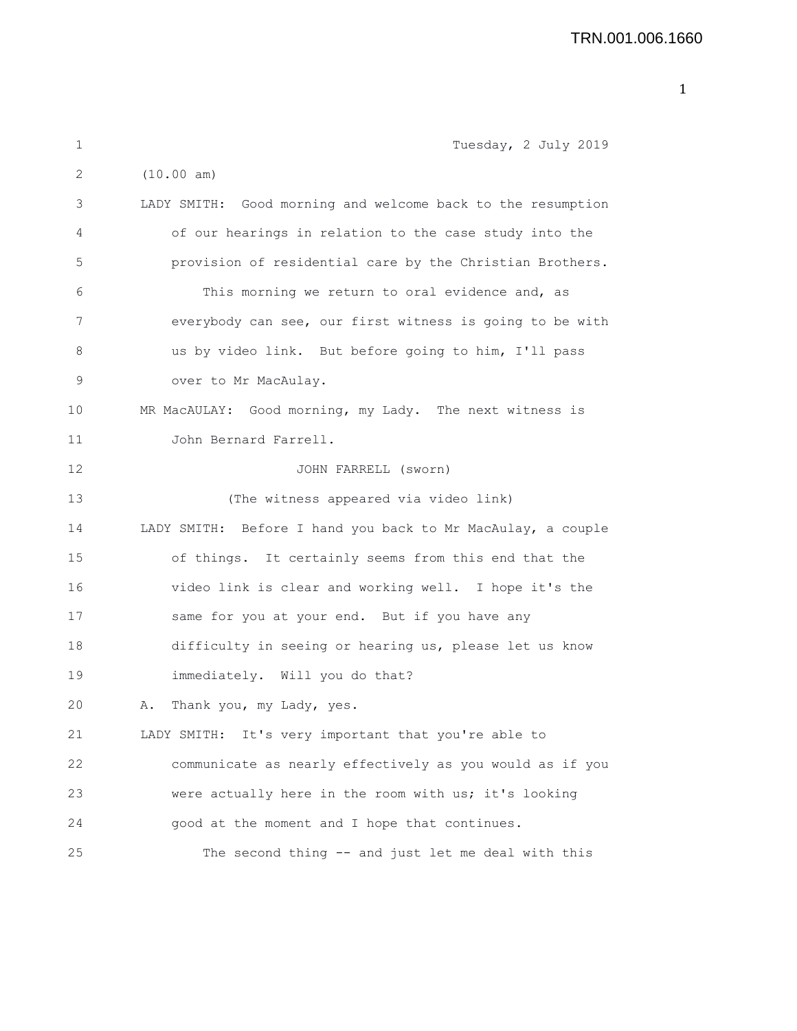Tuesday, 2 July 2019

(10.00 am)

LADY SMITH: Good morning and welcome back to the resumption of our hearings in relation to the case study into the provision of residential care by the Christian Brothers.

This morning we return to oral evidence and, as everybody can see, our first witness is going to be with us by video link. But before going to him, I'll pass over to Mr MacAulay.

MR MacAULAY: Good morning, my Lady. The next witness is John Bernard Farrell.

JOHN FARRELL (sworn)

(The witness appeared via video link)

LADY SMITH: Before I hand you back to Mr MacAulay, a couple of things. It certainly seems from this end that the video link is clear and working well. I hope it's the same for you at your end. But if you have any difficulty in seeing or hearing us, please let us know immediately. Will you do that?

A. Thank you, my Lady, yes.

LADY SMITH: It's very important that you're able to communicate as nearly effectively as you would as if you were actually here in the room with us; it's looking good at the moment and I hope that continues.

The second thing -- and just let me deal with this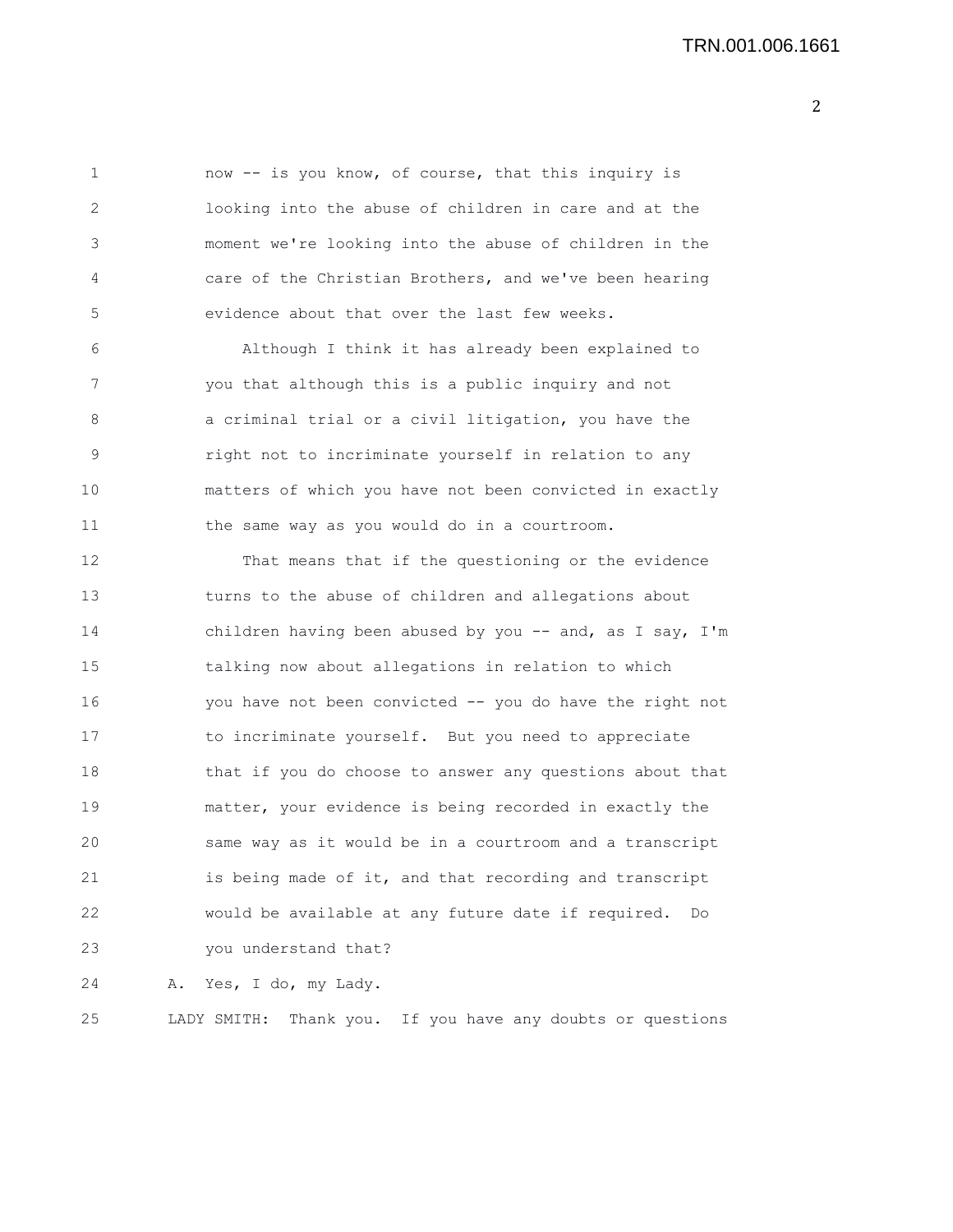now -- is you know, of course, that this inquiry is looking into the abuse of children in care and at the moment we're looking into the abuse of children in the care of the Christian Brothers, and we've been hearing evidence about that over the last few weeks.

Although I think it has already been explained to you that although this is a public inquiry and not a criminal trial or a civil litigation, you have the right not to incriminate yourself in relation to any matters of which you have not been convicted in exactly the same way as you would do in a courtroom.

That means that if the questioning or the evidence turns to the abuse of children and allegations about children having been abused by you -- and, as I say, I'm talking now about allegations in relation to which you have not been convicted -- you do have the right not to incriminate yourself. But you need to appreciate that if you do choose to answer any questions about that matter, your evidence is being recorded in exactly the same way as it would be in a courtroom and a transcript is being made of it, and that recording and transcript would be available at any future date if required. Do you understand that?

A. Yes, I do, my Lady.

LADY SMITH: Thank you. If you have any doubts or questions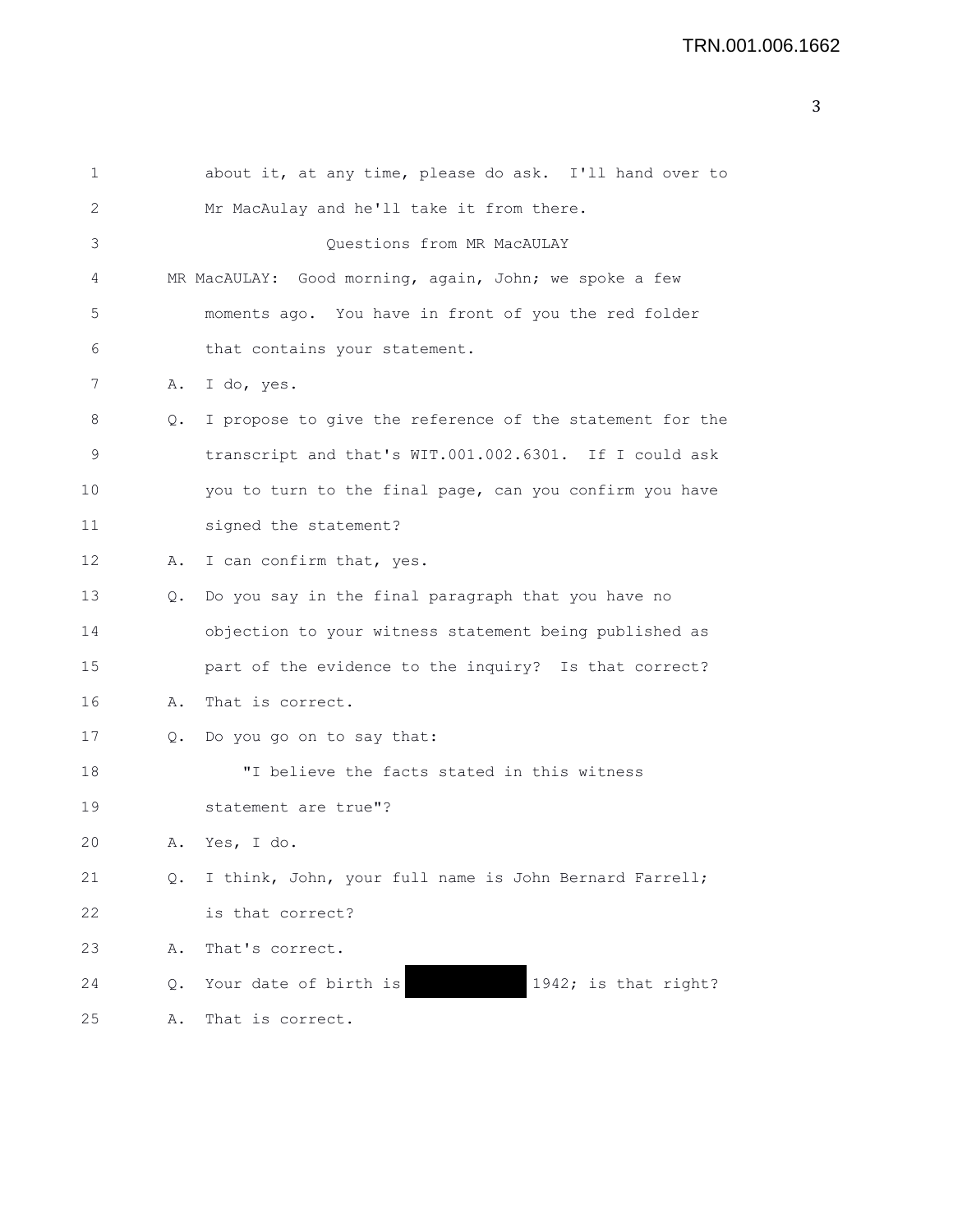1 about it, at any time, please do ask. I'll hand over to
2 Mr MacAulay and he'll take it from there.

3 Questions from MR MacAULAY

4 MR MacAULAY: Good morning, again, John; we spoke a few
5 moments ago. You have in front of you the red folder
6 that contains your statement.
7 A. I do, yes.
8 Q. I propose to give the reference of the statement for the
9 transcript and that's WIT.001.002.6301. If I could ask
10 you to turn to the final page, can you confirm you have
11 signed the statement?
12 A. I can confirm that, yes.
13 Q. Do you say in the final paragraph that you have no
14 objection to your witness statement being published as
15 part of the evidence to the inquiry? Is that correct?
16 A. That is correct.
17 Q. Do you go on to say that:
18 "I believe the facts stated in this witness
19 statement are true"?
20 A. Yes, I do.
21 Q. I think, John, your full name is John Bernard Farrell;
22 is that correct?
23 A. That's correct.
24 Q. Your date of birth is ██████████ 1942; is that right?
25 A. That is correct.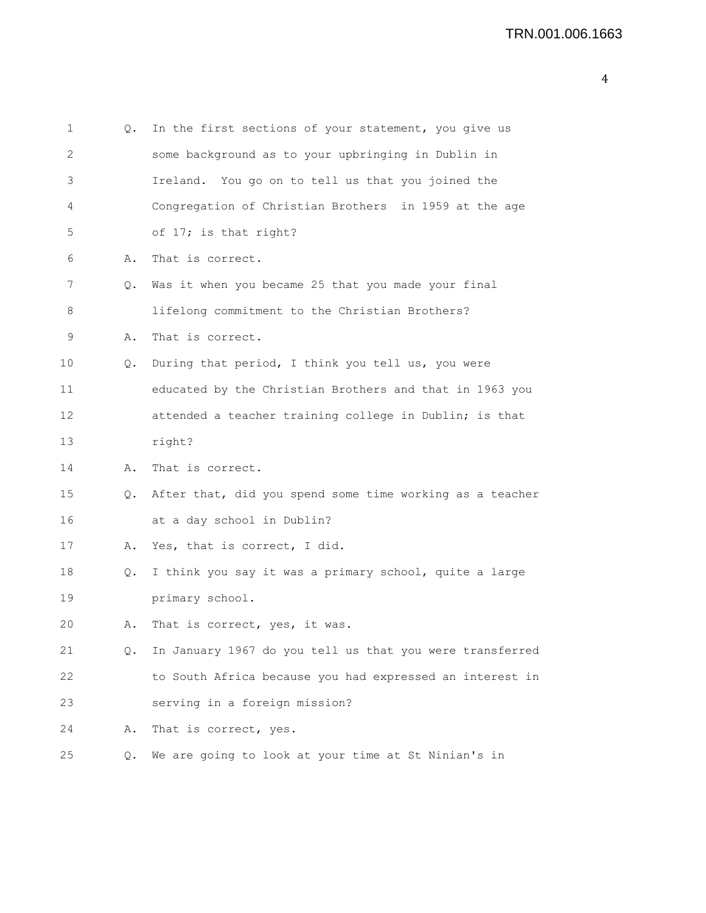1 Q. In the first sections of your statement, you give us
2 some background as to your upbringing in Dublin in
3 Ireland. You go on to tell us that you joined the
4 Congregation of Christian Brothers in 1959 at the age
5 of 17; is that right?
6 A. That is correct.
7 Q. Was it when you became 25 that you made your final
8 lifelong commitment to the Christian Brothers?
9 A. That is correct.
10 Q. During that period, I think you tell us, you were
11 educated by the Christian Brothers and that in 1963 you
12 attended a teacher training college in Dublin; is that
13 right?
14 A. That is correct.
15 Q. After that, did you spend some time working as a teacher
16 at a day school in Dublin?
17 A. Yes, that is correct, I did.
18 Q. I think you say it was a primary school, quite a large
19 primary school.
20 A. That is correct, yes, it was.
21 Q. In January 1967 do you tell us that you were transferred
22 to South Africa because you had expressed an interest in
23 serving in a foreign mission?
24 A. That is correct, yes.
25 Q. We are going to look at your time at St Ninian's in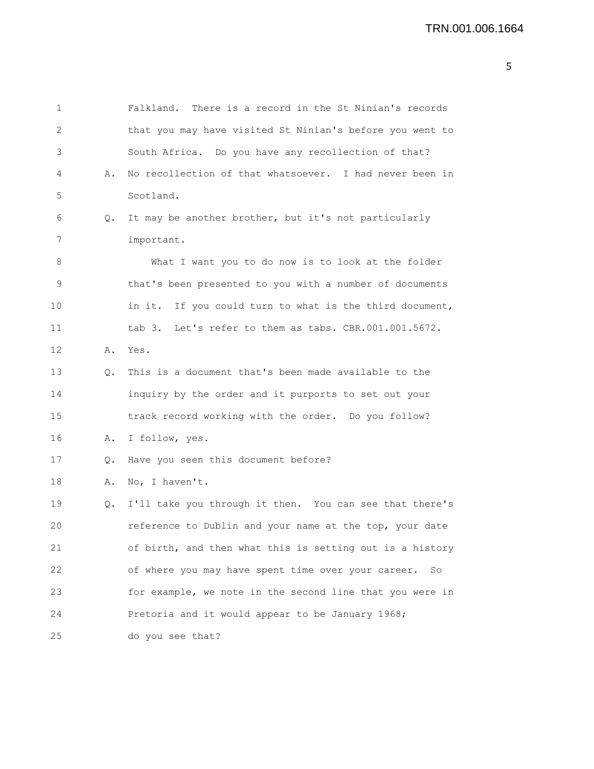1 Falkland. There is a record in the St Ninian's records
2 that you may have visited St Ninian's before you went to
3 South Africa. Do you have any recollection of that?
4 A. No recollection of that whatsoever. I had never been in
5 Scotland.
6 Q. It may be another brother, but it's not particularly
7 important.
8 What I want you to do now is to look at the folder
9 that's been presented to you with a number of documents
10 in it. If you could turn to what is the third document,
11 tab 3. Let's refer to them as tabs. CBR.001.001.5672.
12 A. Yes.
13 Q. This is a document that's been made available to the
14 inquiry by the order and it purports to set out your
15 track record working with the order. Do you follow?
16 A. I follow, yes.
17 Q. Have you seen this document before?
18 A. No, I haven't.
19 Q. I'll take you through it then. You can see that there's
20 reference to Dublin and your name at the top, your date
21 of birth, and then what this is setting out is a history
22 of where you may have spent time over your career. So
23 for example, we note in the second line that you were in
24 Pretoria and it would appear to be January 1968;
25 do you see that?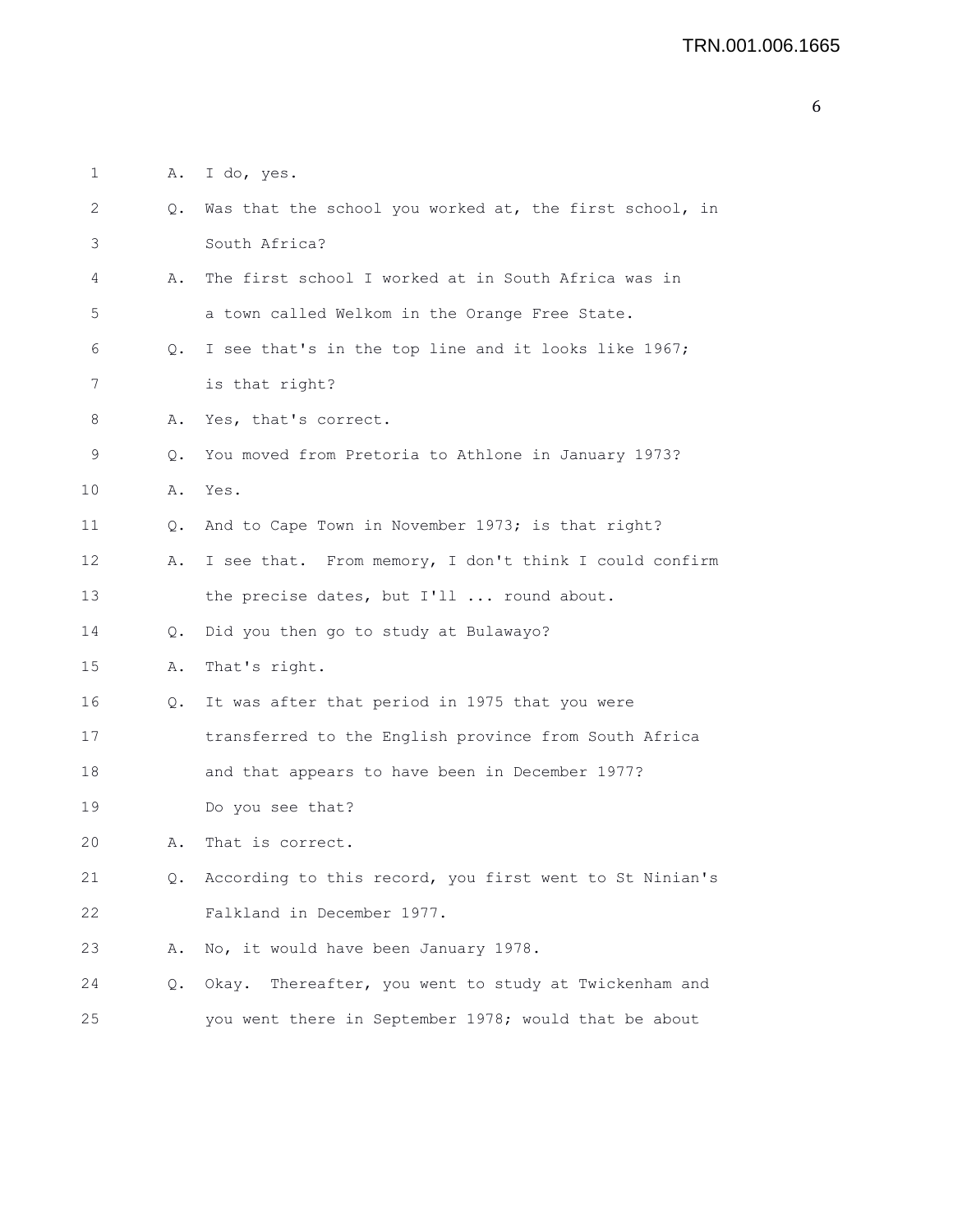1 A. I do, yes.

2 Q. Was that the school you worked at, the first school, in

3 South Africa?

4 A. The first school I worked at in South Africa was in

5 a town called Welkom in the Orange Free State.

6 Q. I see that's in the top line and it looks like 1967;

7 is that right?

8 A. Yes, that's correct.

9 Q. You moved from Pretoria to Athlone in January 1973?

10 A. Yes.

11 Q. And to Cape Town in November 1973; is that right?

12 A. I see that. From memory, I don't think I could confirm

13 the precise dates, but I'll ... round about.

14 Q. Did you then go to study at Bulawayo?

15 A. That's right.

16 Q. It was after that period in 1975 that you were

17 transferred to the English province from South Africa

18 and that appears to have been in December 1977?

19 Do you see that?

20 A. That is correct.

21 Q. According to this record, you first went to St Ninian's

22 Falkland in December 1977.

23 A. No, it would have been January 1978.

24 Q. Okay. Thereafter, you went to study at Twickenham and

25 you went there in September 1978; would that be about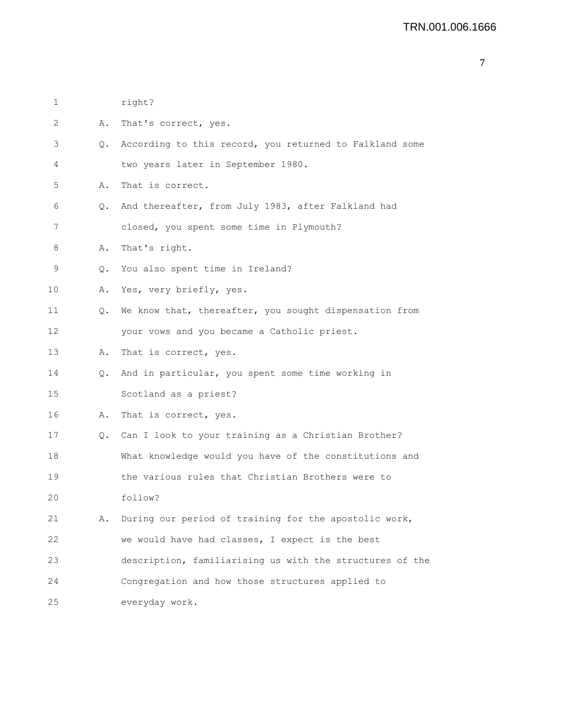right?

A. That's correct, yes.

Q. According to this record, you returned to Falkland some two years later in September 1980.

A. That is correct.

Q. And thereafter, from July 1983, after Falkland had closed, you spent some time in Plymouth?

A. That's right.

Q. You also spent time in Ireland?

A. Yes, very briefly, yes.

Q. We know that, thereafter, you sought dispensation from your vows and you became a Catholic priest.

A. That is correct, yes.

Q. And in particular, you spent some time working in Scotland as a priest?

A. That is correct, yes.

Q. Can I look to your training as a Christian Brother? What knowledge would you have of the constitutions and the various rules that Christian Brothers were to follow?

A. During our period of training for the apostolic work, we would have had classes, I expect is the best description, familiarising us with the structures of the Congregation and how those structures applied to everyday work.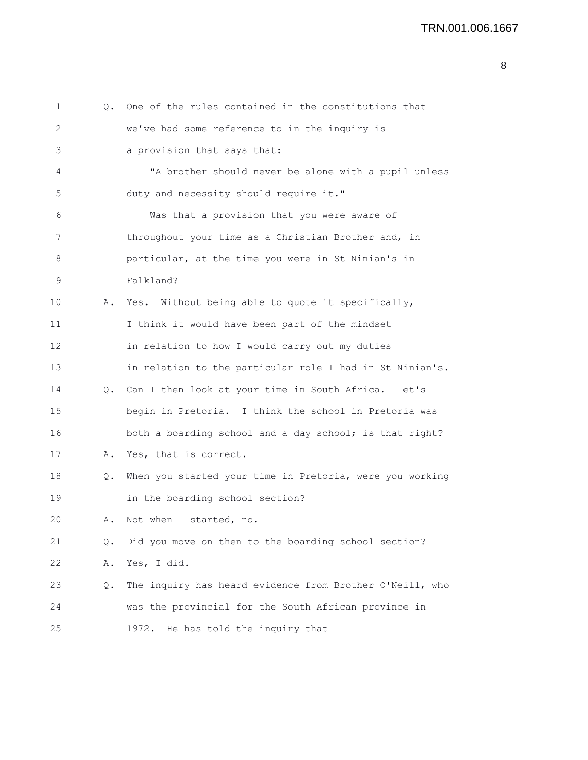Q. One of the rules contained in the constitutions that we've had some reference to in the inquiry is a provision that says that:

"A brother should never be alone with a pupil unless duty and necessity should require it."

Was that a provision that you were aware of throughout your time as a Christian Brother and, in particular, at the time you were in St Ninian's in Falkland?

A. Yes. Without being able to quote it specifically, I think it would have been part of the mindset in relation to how I would carry out my duties in relation to the particular role I had in St Ninian's.

Q. Can I then look at your time in South Africa. Let's begin in Pretoria. I think the school in Pretoria was both a boarding school and a day school; is that right?

A. Yes, that is correct.

Q. When you started your time in Pretoria, were you working in the boarding school section?

A. Not when I started, no.

Q. Did you move on then to the boarding school section?

A. Yes, I did.

Q. The inquiry has heard evidence from Brother O'Neill, who was the provincial for the South African province in 1972. He has told the inquiry that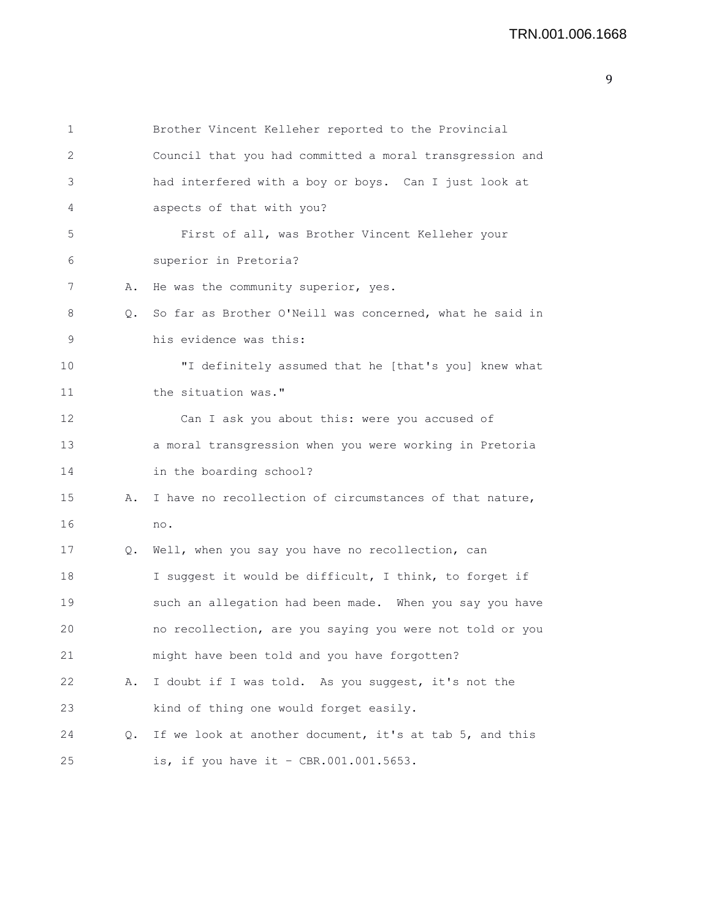1 Brother Vincent Kelleher reported to the Provincial
2 Council that you had committed a moral transgression and
3 had interfered with a boy or boys. Can I just look at
4 aspects of that with you?
5 First of all, was Brother Vincent Kelleher your
6 superior in Pretoria?
7 A. He was the community superior, yes.
8 Q. So far as Brother O'Neill was concerned, what he said in
9 his evidence was this:
10 "I definitely assumed that he [that's you] knew what
11 the situation was."
12 Can I ask you about this: were you accused of
13 a moral transgression when you were working in Pretoria
14 in the boarding school?
15 A. I have no recollection of circumstances of that nature,
16 no.
17 Q. Well, when you say you have no recollection, can
18 I suggest it would be difficult, I think, to forget if
19 such an allegation had been made. When you say you have
20 no recollection, are you saying you were not told or you
21 might have been told and you have forgotten?
22 A. I doubt if I was told. As you suggest, it's not the
23 kind of thing one would forget easily.
24 Q. If we look at another document, it's at tab 5, and this
25 is, if you have it - CBR.001.001.5653.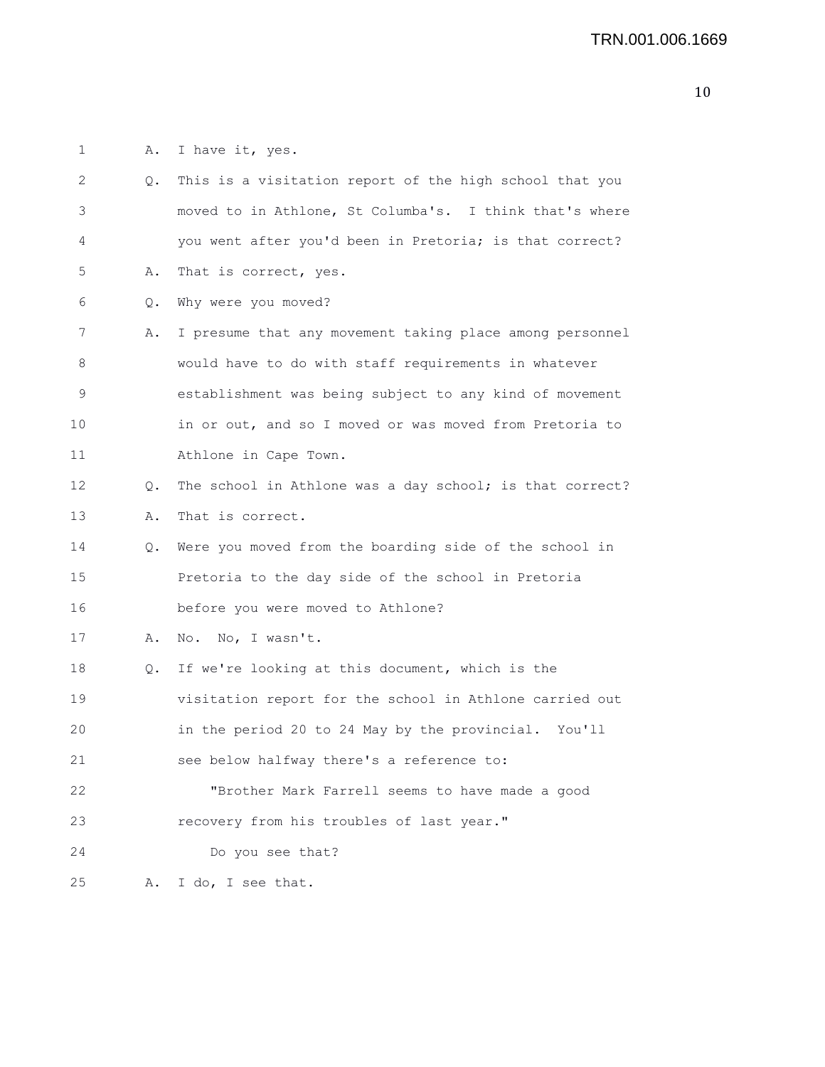1 A. I have it, yes.

2 Q. This is a visitation report of the high school that you

3 moved to in Athlone, St Columba's. I think that's where

4 you went after you'd been in Pretoria; is that correct?

5 A. That is correct, yes.

6 Q. Why were you moved?

7 A. I presume that any movement taking place among personnel

8 would have to do with staff requirements in whatever

9 establishment was being subject to any kind of movement

10 in or out, and so I moved or was moved from Pretoria to

11 Athlone in Cape Town.

12 Q. The school in Athlone was a day school; is that correct?

13 A. That is correct.

14 Q. Were you moved from the boarding side of the school in

15 Pretoria to the day side of the school in Pretoria

16 before you were moved to Athlone?

17 A. No. No, I wasn't.

18 Q. If we're looking at this document, which is the

19 visitation report for the school in Athlone carried out

20 in the period 20 to 24 May by the provincial. You'll

21 see below halfway there's a reference to:

22 "Brother Mark Farrell seems to have made a good

23 recovery from his troubles of last year."

24 Do you see that?

25 A. I do, I see that.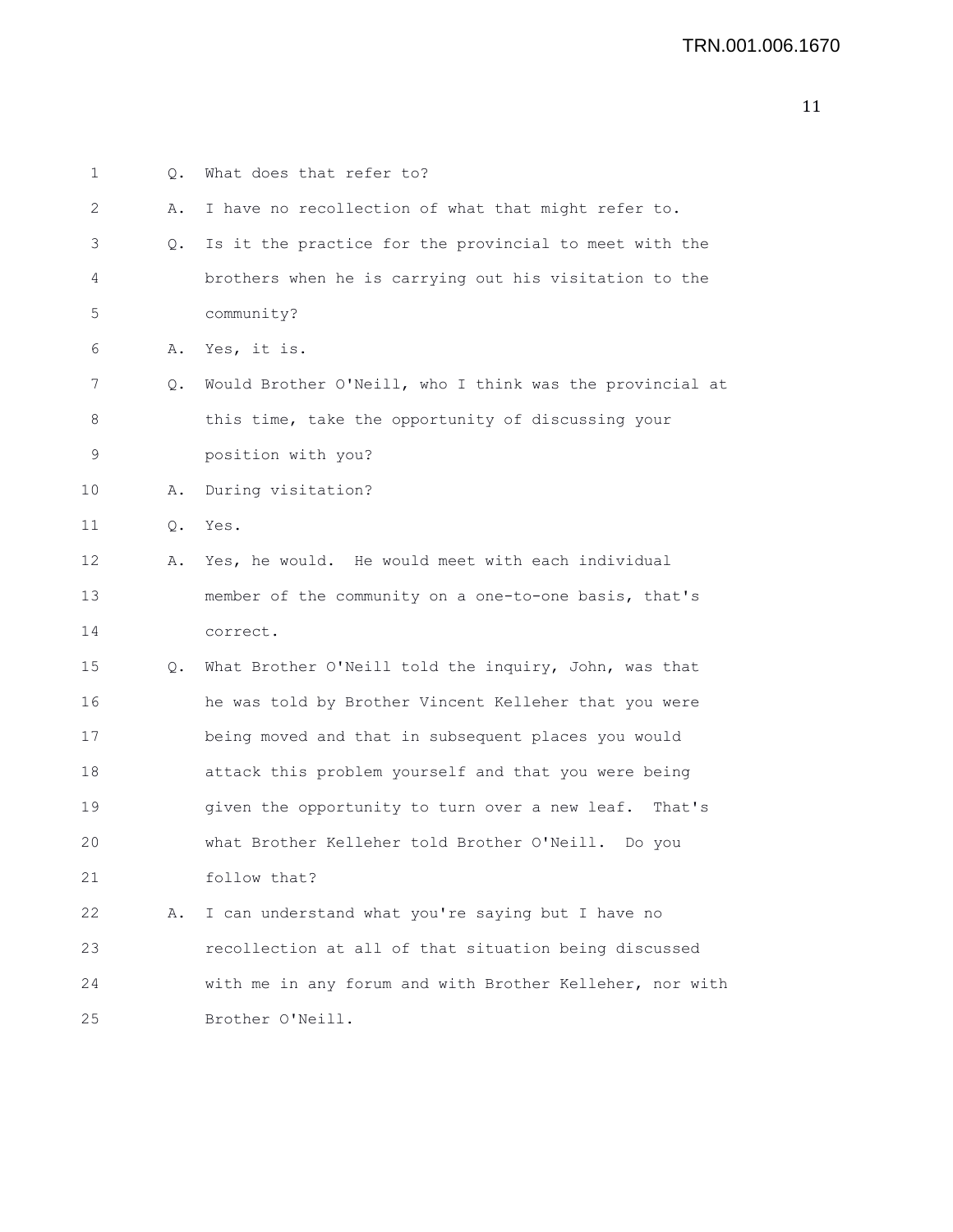Q. What does that refer to?

A. I have no recollection of what that might refer to.

Q. Is it the practice for the provincial to meet with the brothers when he is carrying out his visitation to the community?

A. Yes, it is.

Q. Would Brother O'Neill, who I think was the provincial at this time, take the opportunity of discussing your position with you?

A. During visitation?

Q. Yes.

A. Yes, he would. He would meet with each individual member of the community on a one-to-one basis, that's correct.

Q. What Brother O'Neill told the inquiry, John, was that he was told by Brother Vincent Kelleher that you were being moved and that in subsequent places you would attack this problem yourself and that you were being given the opportunity to turn over a new leaf. That's what Brother Kelleher told Brother O'Neill. Do you follow that?

A. I can understand what you're saying but I have no recollection at all of that situation being discussed with me in any forum and with Brother Kelleher, nor with Brother O'Neill.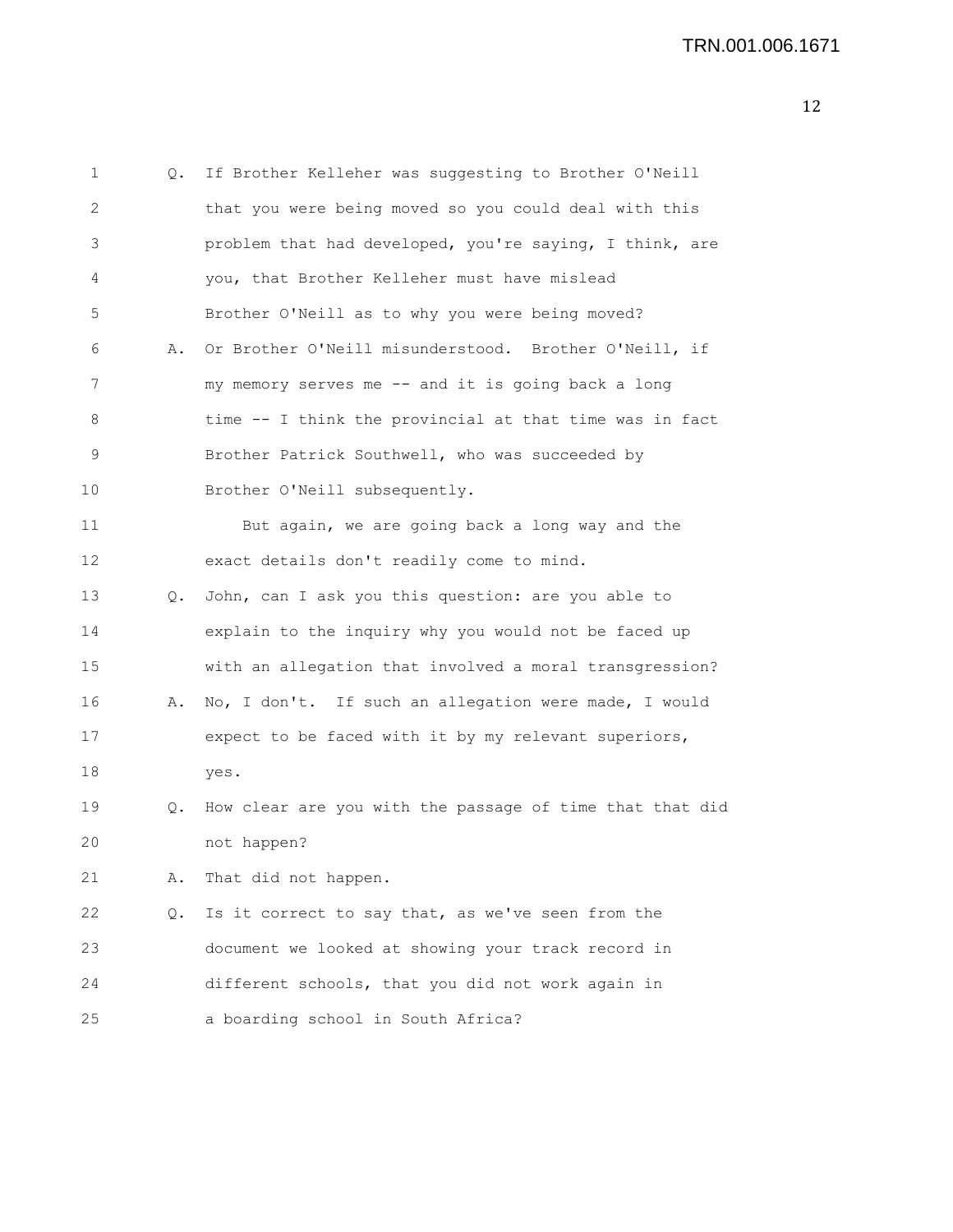Q. If Brother Kelleher was suggesting to Brother O'Neill that you were being moved so you could deal with this problem that had developed, you're saying, I think, are you, that Brother Kelleher must have mislead Brother O'Neill as to why you were being moved?

A. Or Brother O'Neill misunderstood. Brother O'Neill, if my memory serves me -- and it is going back a long time -- I think the provincial at that time was in fact Brother Patrick Southwell, who was succeeded by Brother O'Neill subsequently.

But again, we are going back a long way and the exact details don't readily come to mind.

Q. John, can I ask you this question: are you able to explain to the inquiry why you would not be faced up with an allegation that involved a moral transgression?

A. No, I don't. If such an allegation were made, I would expect to be faced with it by my relevant superiors, yes.

Q. How clear are you with the passage of time that that did not happen?

A. That did not happen.

Q. Is it correct to say that, as we've seen from the document we looked at showing your track record in different schools, that you did not work again in a boarding school in South Africa?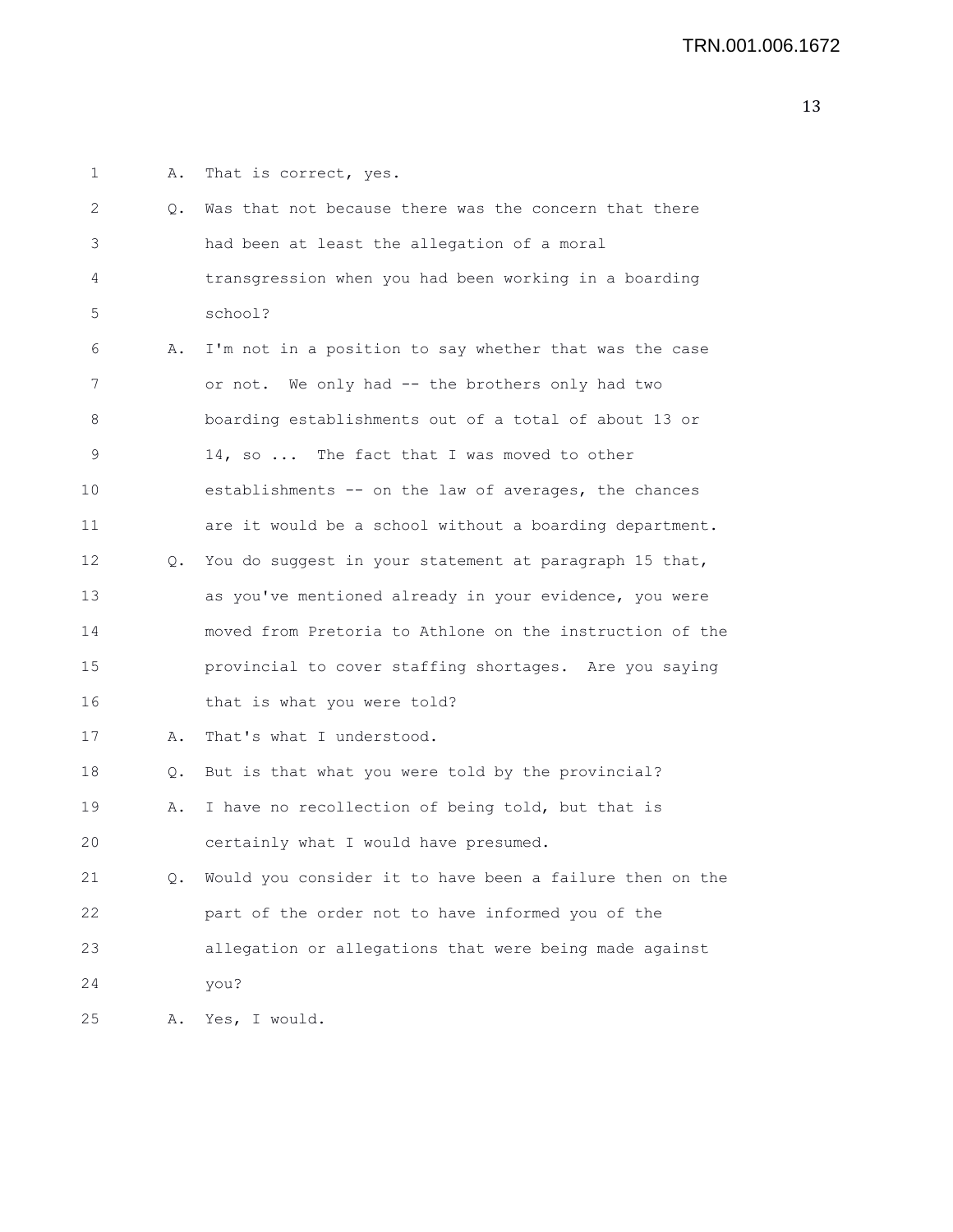1 A. That is correct, yes.

2 Q. Was that not because there was the concern that there
3 had been at least the allegation of a moral
4 transgression when you had been working in a boarding
5 school?

6 A. I'm not in a position to say whether that was the case
7 or not. We only had -- the brothers only had two
8 boarding establishments out of a total of about 13 or
9 14, so ... The fact that I was moved to other
10 establishments -- on the law of averages, the chances
11 are it would be a school without a boarding department.

12 Q. You do suggest in your statement at paragraph 15 that,
13 as you've mentioned already in your evidence, you were
14 moved from Pretoria to Athlone on the instruction of the
15 provincial to cover staffing shortages. Are you saying
16 that is what you were told?

17 A. That's what I understood.

18 Q. But is that what you were told by the provincial?

19 A. I have no recollection of being told, but that is
20 certainly what I would have presumed.

21 Q. Would you consider it to have been a failure then on the
22 part of the order not to have informed you of the
23 allegation or allegations that were being made against
24 you?

25 A. Yes, I would.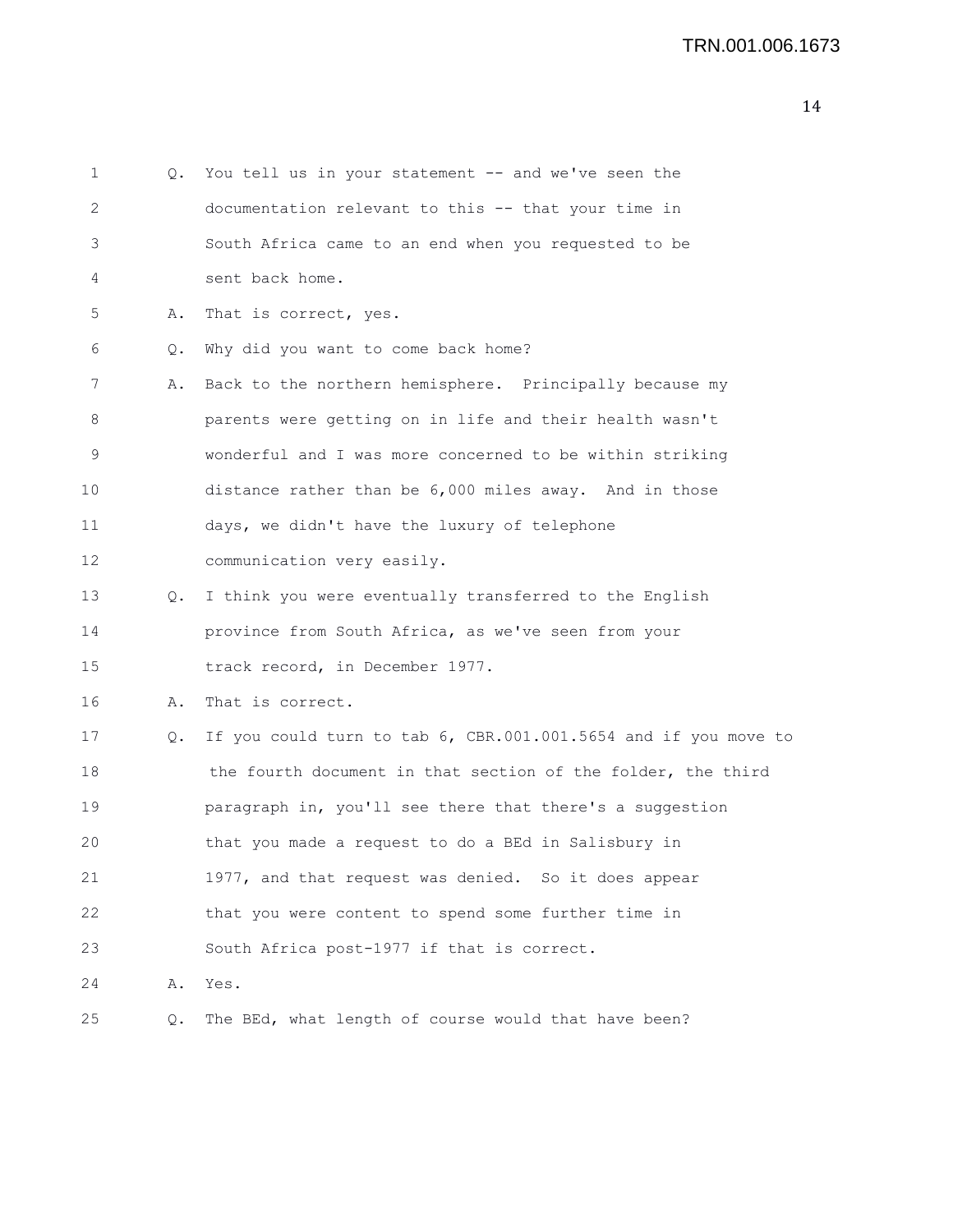1 Q. You tell us in your statement -- and we've seen the
2 documentation relevant to this -- that your time in
3 South Africa came to an end when you requested to be
4 sent back home.
5 A. That is correct, yes.
6 Q. Why did you want to come back home?
7 A. Back to the northern hemisphere. Principally because my
8 parents were getting on in life and their health wasn't
9 wonderful and I was more concerned to be within striking
10 distance rather than be 6,000 miles away. And in those
11 days, we didn't have the luxury of telephone
12 communication very easily.
13 Q. I think you were eventually transferred to the English
14 province from South Africa, as we've seen from your
15 track record, in December 1977.
16 A. That is correct.
17 Q. If you could turn to tab 6, CBR.001.001.5654 and if you move to
18 the fourth document in that section of the folder, the third
19 paragraph in, you'll see there that there's a suggestion
20 that you made a request to do a BEd in Salisbury in
21 1977, and that request was denied. So it does appear
22 that you were content to spend some further time in
23 South Africa post-1977 if that is correct.
24 A. Yes.
25 Q. The BEd, what length of course would that have been?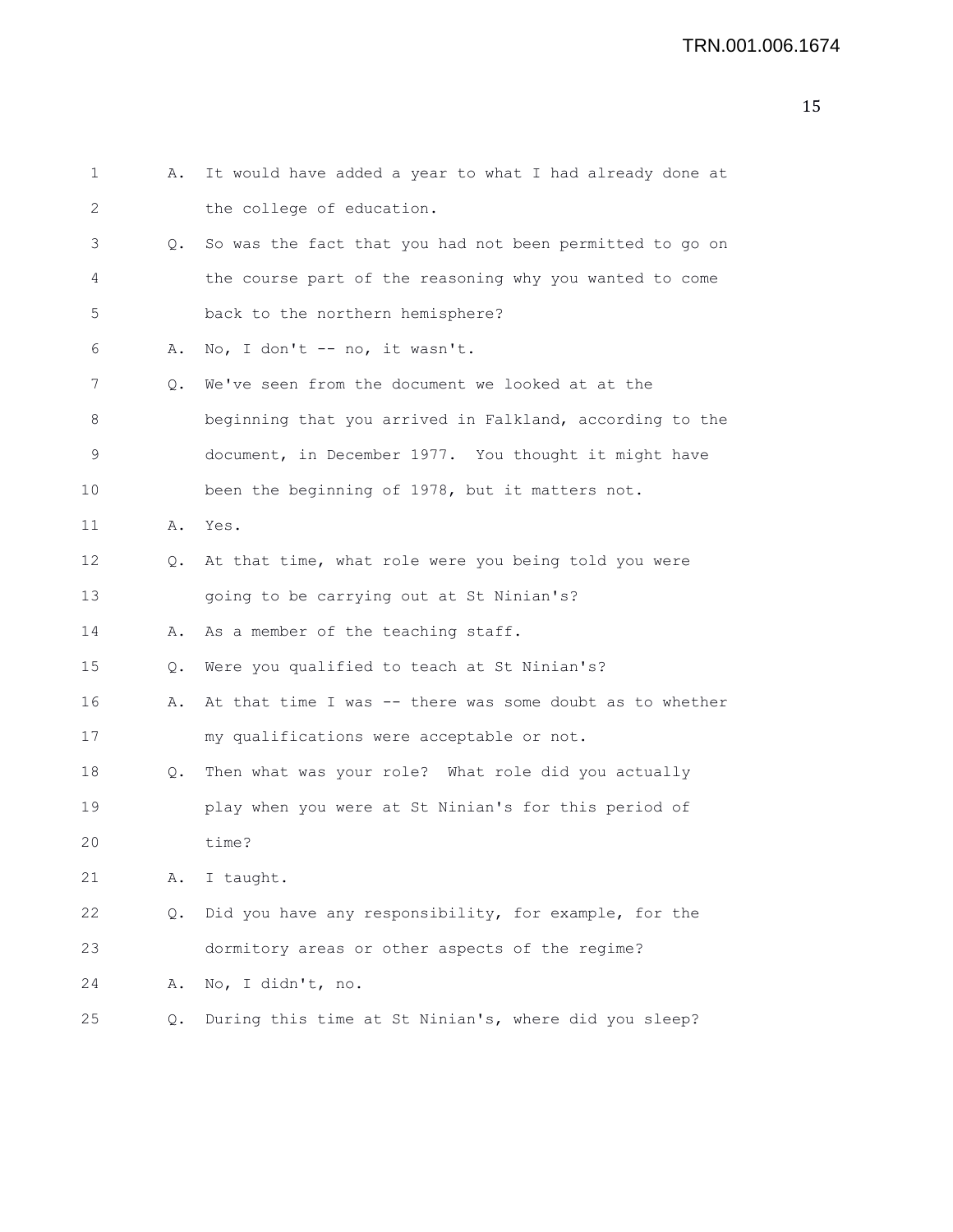1 A. It would have added a year to what I had already done at
2 the college of education.

3 Q. So was the fact that you had not been permitted to go on
4 the course part of the reasoning why you wanted to come
5 back to the northern hemisphere?

6 A. No, I don't -- no, it wasn't.

7 Q. We've seen from the document we looked at at the
8 beginning that you arrived in Falkland, according to the
9 document, in December 1977. You thought it might have
10 been the beginning of 1978, but it matters not.

11 A. Yes.

12 Q. At that time, what role were you being told you were
13 going to be carrying out at St Ninian's?

14 A. As a member of the teaching staff.

15 Q. Were you qualified to teach at St Ninian's?

16 A. At that time I was -- there was some doubt as to whether
17 my qualifications were acceptable or not.

18 Q. Then what was your role? What role did you actually
19 play when you were at St Ninian's for this period of
20 time?

21 A. I taught.

22 Q. Did you have any responsibility, for example, for the
23 dormitory areas or other aspects of the regime?

24 A. No, I didn't, no.

25 Q. During this time at St Ninian's, where did you sleep?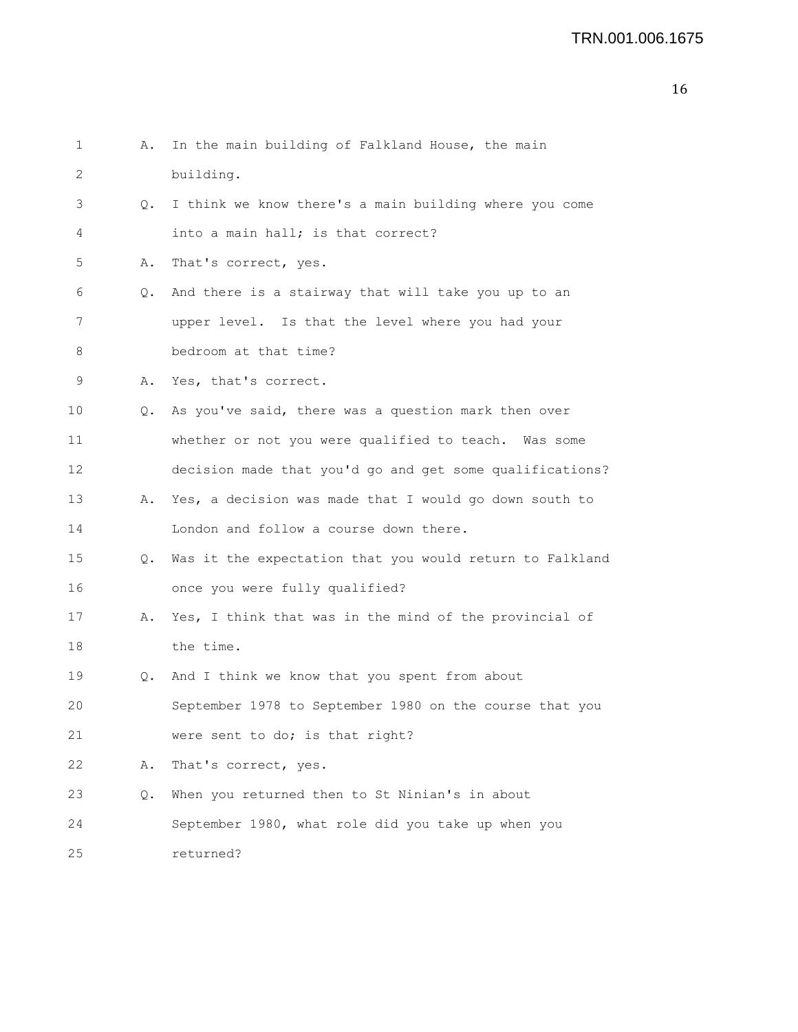1 A. In the main building of Falkland House, the main
2 building.
3 Q. I think we know there's a main building where you come
4 into a main hall; is that correct?
5 A. That's correct, yes.
6 Q. And there is a stairway that will take you up to an
7 upper level. Is that the level where you had your
8 bedroom at that time?
9 A. Yes, that's correct.
10 Q. As you've said, there was a question mark then over
11 whether or not you were qualified to teach. Was some
12 decision made that you'd go and get some qualifications?
13 A. Yes, a decision was made that I would go down south to
14 London and follow a course down there.
15 Q. Was it the expectation that you would return to Falkland
16 once you were fully qualified?
17 A. Yes, I think that was in the mind of the provincial of
18 the time.
19 Q. And I think we know that you spent from about
20 September 1978 to September 1980 on the course that you
21 were sent to do; is that right?
22 A. That's correct, yes.
23 Q. When you returned then to St Ninian's in about
24 September 1980, what role did you take up when you
25 returned?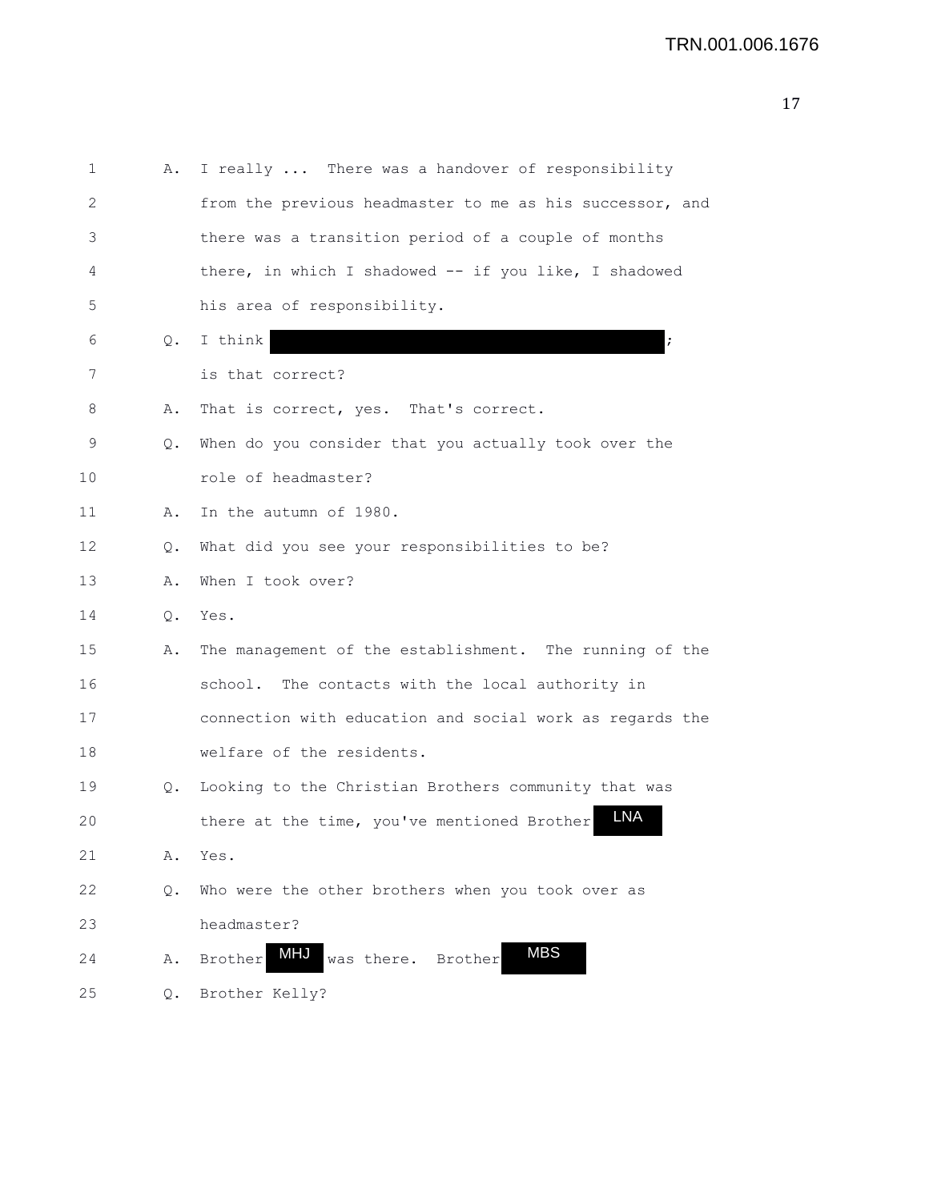A. I really ... There was a handover of responsibility from the previous headmaster to me as his successor, and there was a transition period of a couple of months there, in which I shadowed -- if you like, I shadowed his area of responsibility.

Q. I think [REDACTED]; is that correct?

A. That is correct, yes. That's correct.

Q. When do you consider that you actually took over the role of headmaster?

A. In the autumn of 1980.

Q. What did you see your responsibilities to be?

A. When I took over?

Q. Yes.

A. The management of the establishment. The running of the school. The contacts with the local authority in connection with education and social work as regards the welfare of the residents.

Q. Looking to the Christian Brothers community that was there at the time, you've mentioned Brother LNA

A. Yes.

Q. Who were the other brothers when you took over as headmaster?

A. Brother MHJ was there. Brother MBS

Q. Brother Kelly?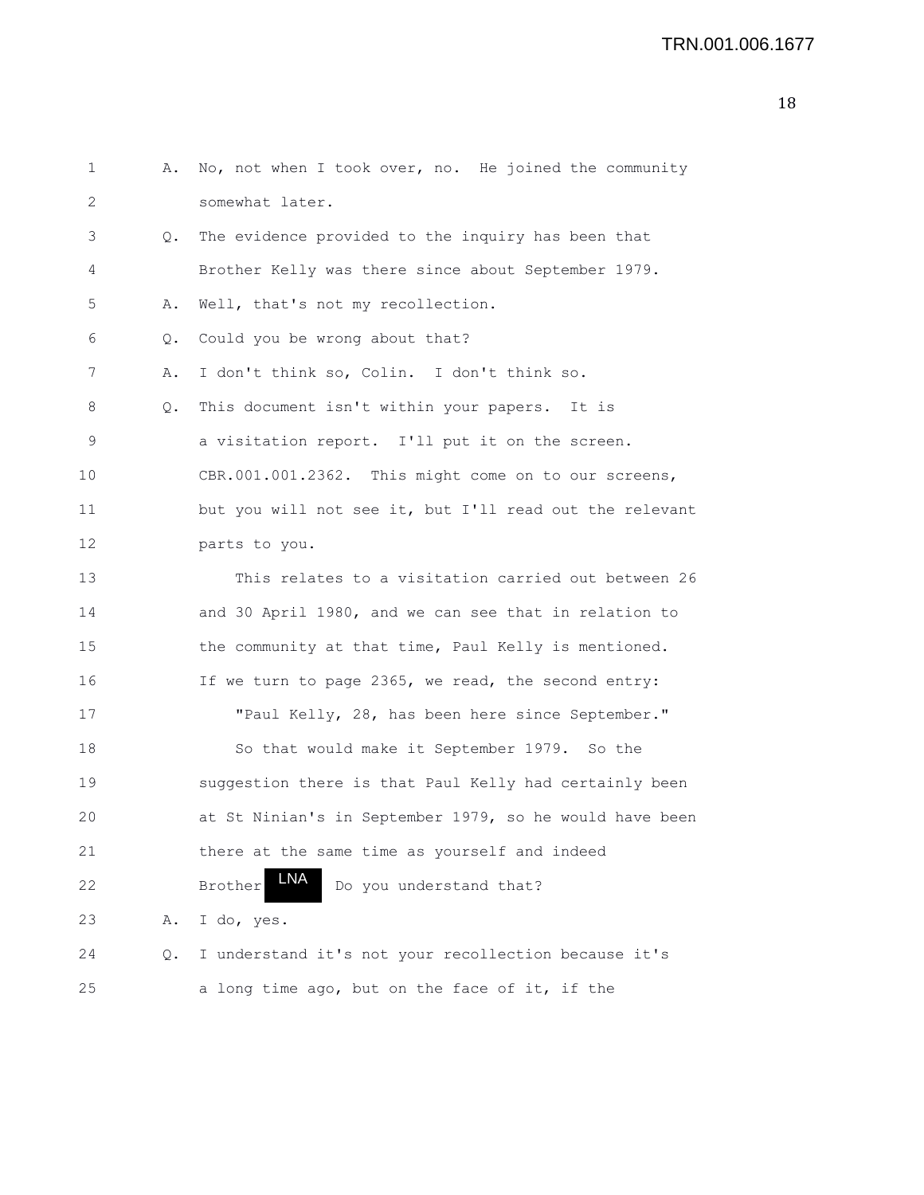1 A. No, not when I took over, no. He joined the community
2 somewhat later.
3 Q. The evidence provided to the inquiry has been that
4 Brother Kelly was there since about September 1979.
5 A. Well, that's not my recollection.
6 Q. Could you be wrong about that?
7 A. I don't think so, Colin. I don't think so.
8 Q. This document isn't within your papers. It is
9 a visitation report. I'll put it on the screen.
10 CBR.001.001.2362. This might come on to our screens,
11 but you will not see it, but I'll read out the relevant
12 parts to you.
13 This relates to a visitation carried out between 26
14 and 30 April 1980, and we can see that in relation to
15 the community at that time, Paul Kelly is mentioned.
16 If we turn to page 2365, we read, the second entry:
17 "Paul Kelly, 28, has been here since September."
18 So that would make it September 1979. So the
19 suggestion there is that Paul Kelly had certainly been
20 at St Ninian's in September 1979, so he would have been
21 there at the same time as yourself and indeed
22 Brother LNA Do you understand that?
23 A. I do, yes.
24 Q. I understand it's not your recollection because it's
25 a long time ago, but on the face of it, if the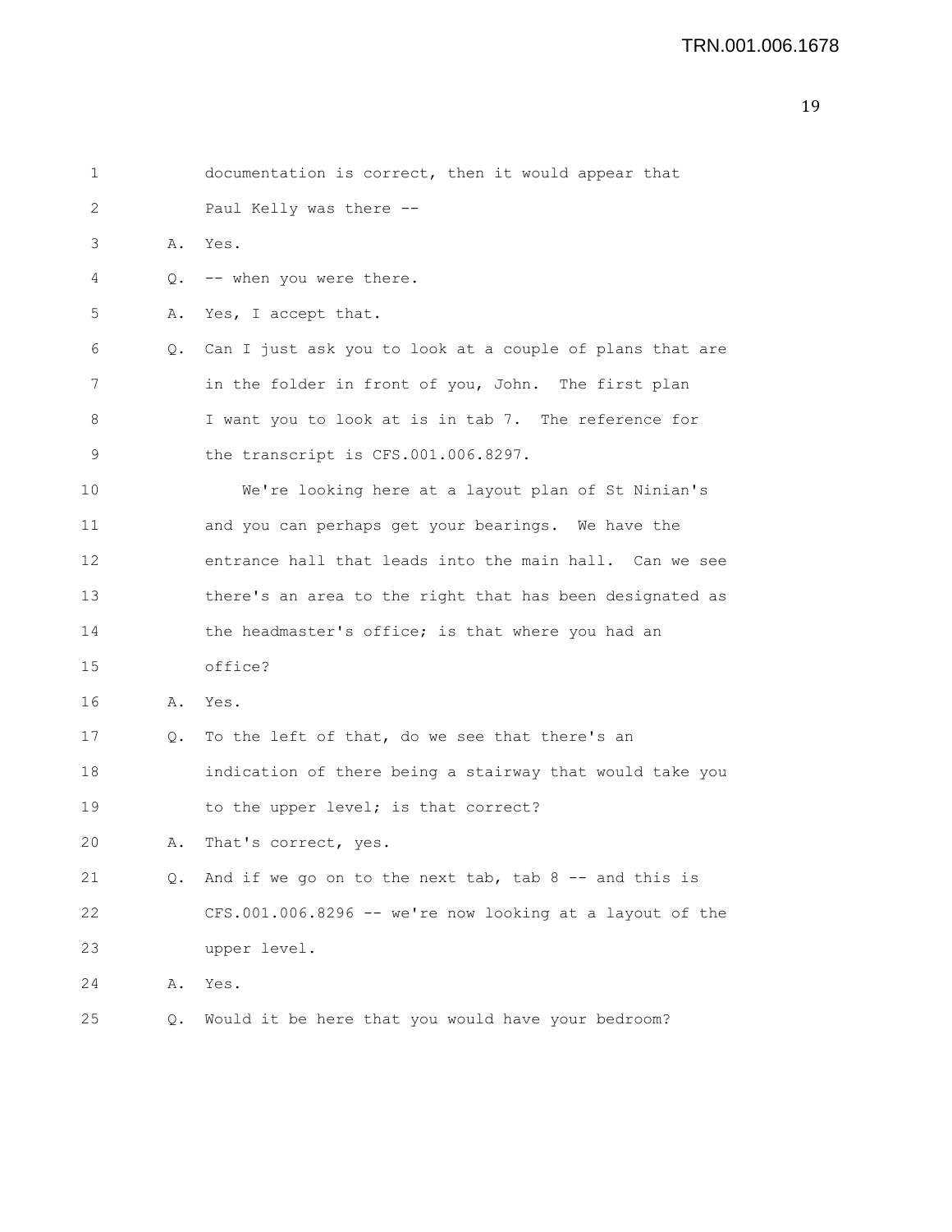1 documentation is correct, then it would appear that
2 Paul Kelly was there --
3 A. Yes.
4 Q. -- when you were there.
5 A. Yes, I accept that.
6 Q. Can I just ask you to look at a couple of plans that are
7 in the folder in front of you, John. The first plan
8 I want you to look at is in tab 7. The reference for
9 the transcript is CFS.001.006.8297.
10 We're looking here at a layout plan of St Ninian's
11 and you can perhaps get your bearings. We have the
12 entrance hall that leads into the main hall. Can we see
13 there's an area to the right that has been designated as
14 the headmaster's office; is that where you had an
15 office?
16 A. Yes.
17 Q. To the left of that, do we see that there's an
18 indication of there being a stairway that would take you
19 to the upper level; is that correct?
20 A. That's correct, yes.
21 Q. And if we go on to the next tab, tab 8 -- and this is
22 CFS.001.006.8296 -- we're now looking at a layout of the
23 upper level.
24 A. Yes.
25 Q. Would it be here that you would have your bedroom?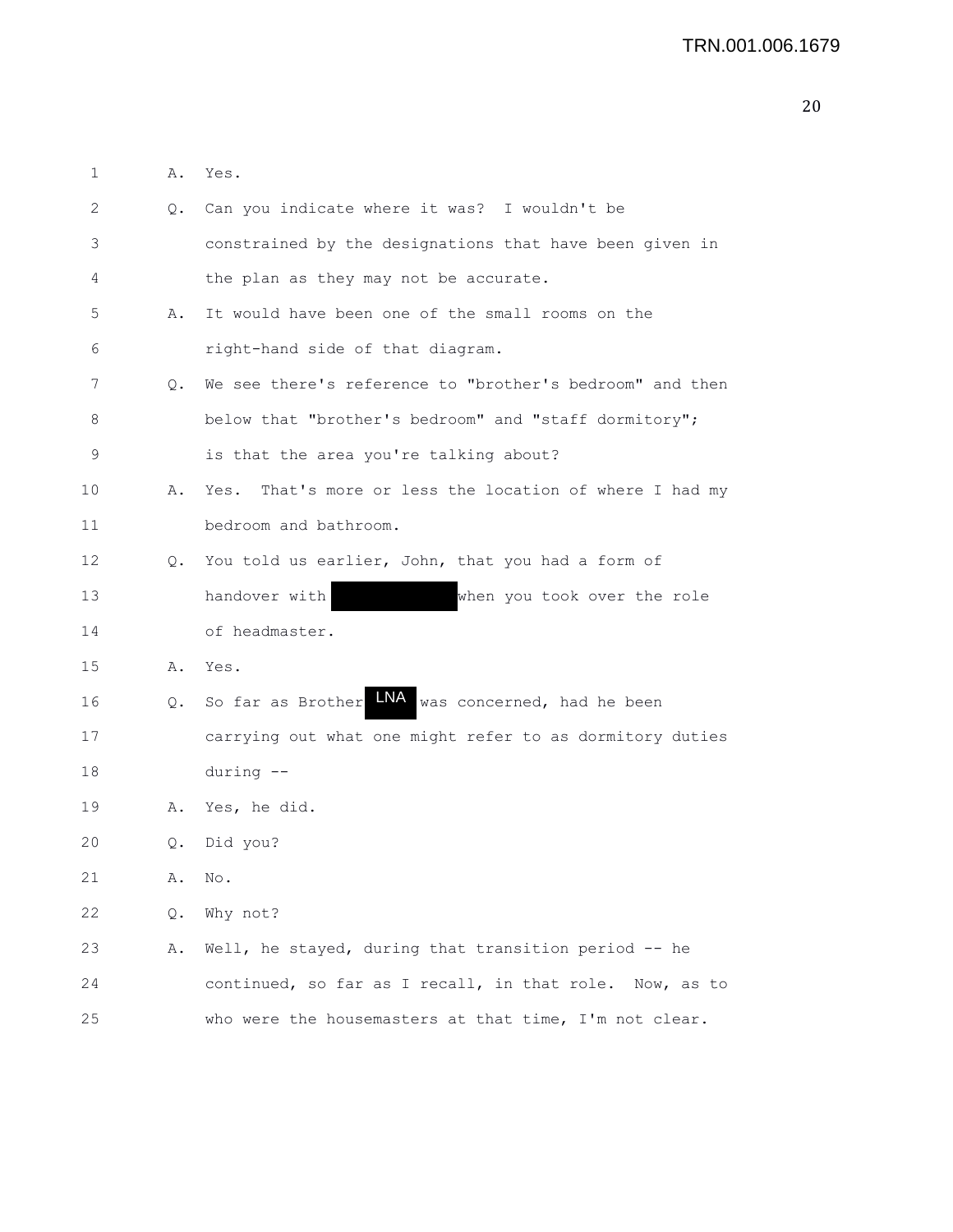1 A. Yes.

2 Q. Can you indicate where it was? I wouldn't be

3 constrained by the designations that have been given in

4 the plan as they may not be accurate.

5 A. It would have been one of the small rooms on the

6 right-hand side of that diagram.

7 Q. We see there's reference to "brother's bedroom" and then

8 below that "brother's bedroom" and "staff dormitory";

9 is that the area you're talking about?

10 A. Yes. That's more or less the location of where I had my

11 bedroom and bathroom.

12 Q. You told us earlier, John, that you had a form of

13 handover with [REDACTED] when you took over the role

14 of headmaster.

15 A. Yes.

16 Q. So far as Brother LNA was concerned, had he been

17 carrying out what one might refer to as dormitory duties

18 during --

19 A. Yes, he did.

20 Q. Did you?

21 A. No.

22 Q. Why not?

23 A. Well, he stayed, during that transition period -- he

24 continued, so far as I recall, in that role. Now, as to

25 who were the housemasters at that time, I'm not clear.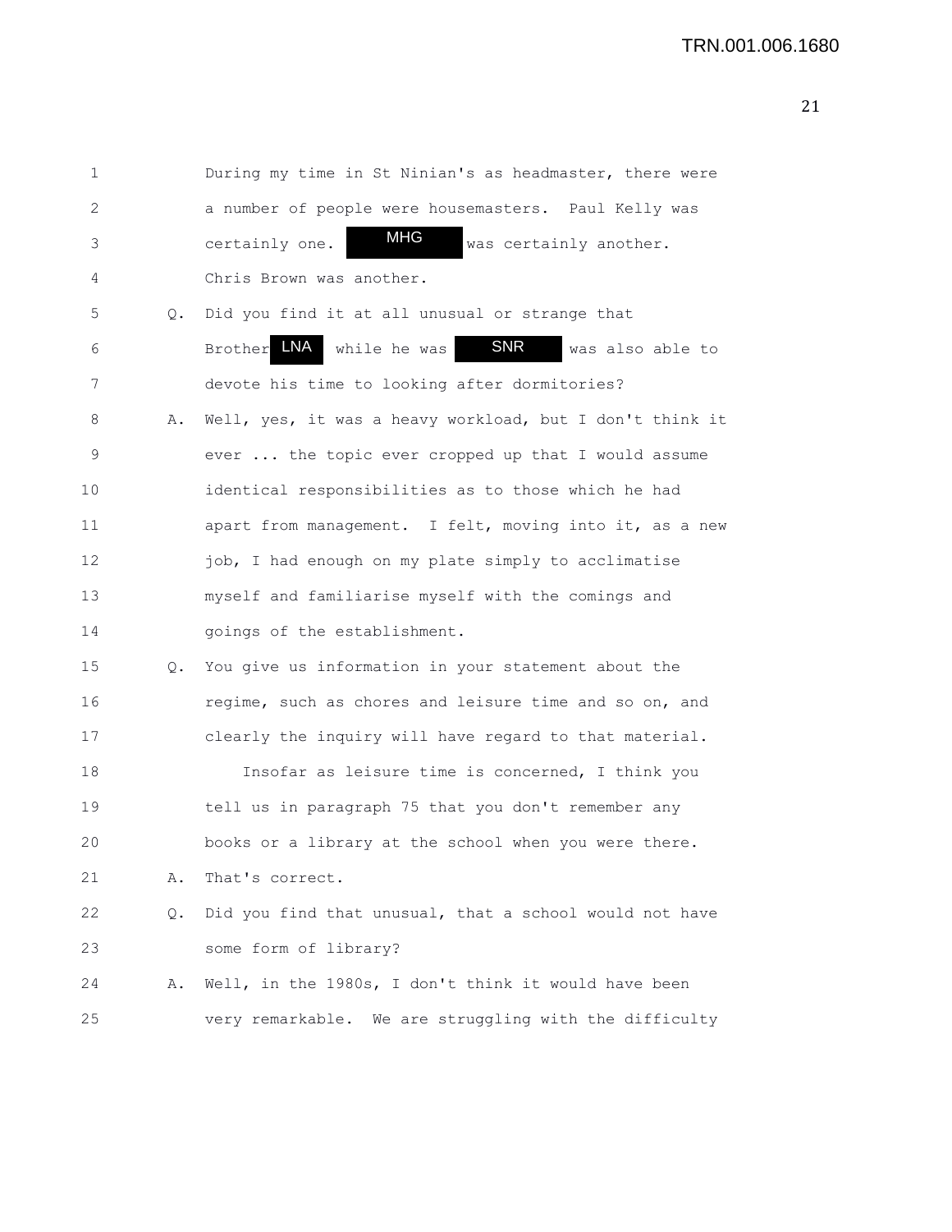1 During my time in St Ninian's as headmaster, there were
2 a number of people were housemasters. Paul Kelly was
3 certainly one. MHG was certainly another.
4 Chris Brown was another.

5 Q. Did you find it at all unusual or strange that
6 Brother LNA while he was SNR was also able to
7 devote his time to looking after dormitories?

8 A. Well, yes, it was a heavy workload, but I don't think it
9 ever ... the topic ever cropped up that I would assume
10 identical responsibilities as to those which he had
11 apart from management. I felt, moving into it, as a new
12 job, I had enough on my plate simply to acclimatise
13 myself and familiarise myself with the comings and
14 goings of the establishment.

15 Q. You give us information in your statement about the
16 regime, such as chores and leisure time and so on, and
17 clearly the inquiry will have regard to that material.

18 Insofar as leisure time is concerned, I think you
19 tell us in paragraph 75 that you don't remember any
20 books or a library at the school when you were there.

21 A. That's correct.

22 Q. Did you find that unusual, that a school would not have
23 some form of library?

24 A. Well, in the 1980s, I don't think it would have been
25 very remarkable. We are struggling with the difficulty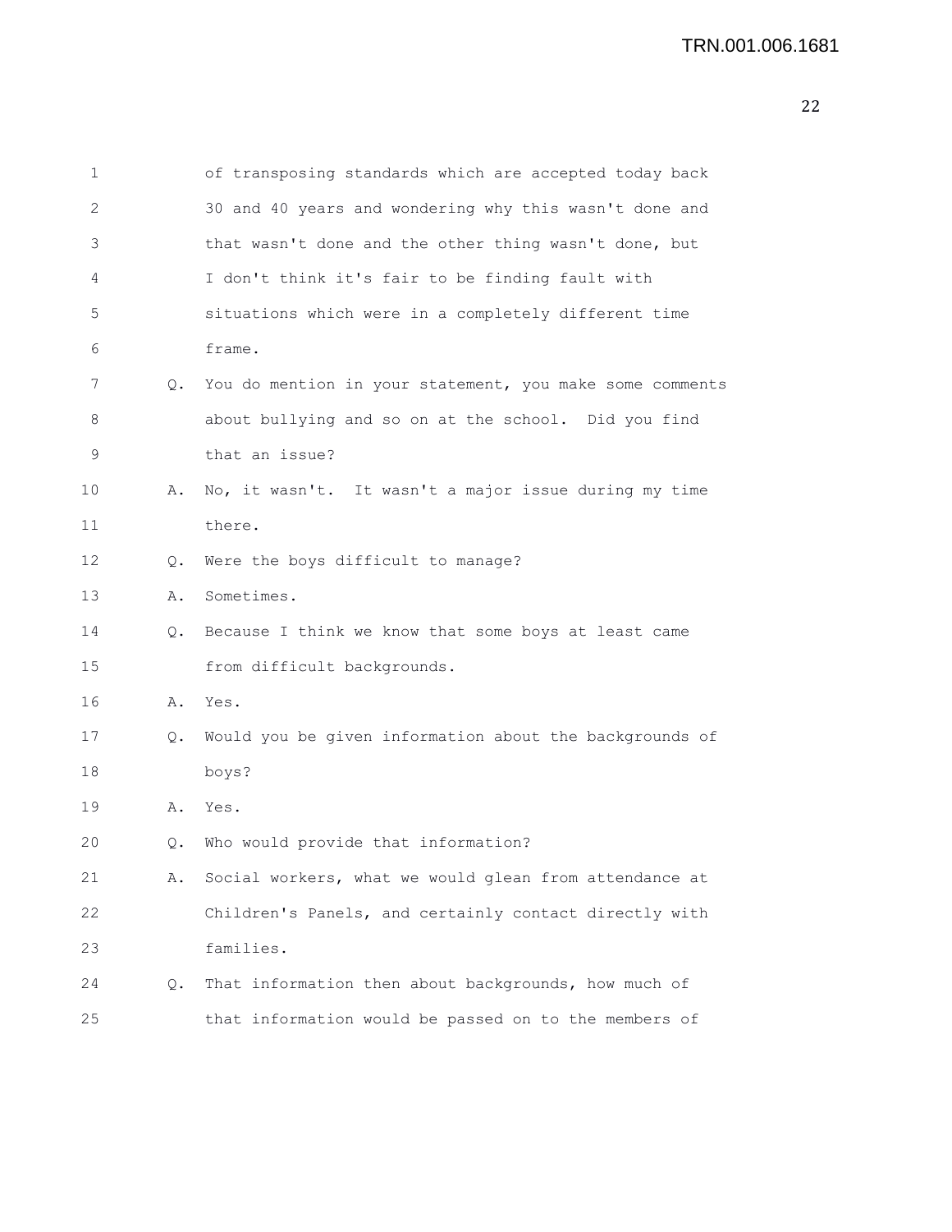1 of transposing standards which are accepted today back
2 30 and 40 years and wondering why this wasn't done and
3 that wasn't done and the other thing wasn't done, but
4 I don't think it's fair to be finding fault with
5 situations which were in a completely different time
6 frame.

7 Q. You do mention in your statement, you make some comments
8 about bullying and so on at the school. Did you find
9 that an issue?

10 A. No, it wasn't. It wasn't a major issue during my time
11 there.

12 Q. Were the boys difficult to manage?

13 A. Sometimes.

14 Q. Because I think we know that some boys at least came
15 from difficult backgrounds.

16 A. Yes.

17 Q. Would you be given information about the backgrounds of
18 boys?

19 A. Yes.

20 Q. Who would provide that information?

21 A. Social workers, what we would glean from attendance at
22 Children's Panels, and certainly contact directly with
23 families.

24 Q. That information then about backgrounds, how much of
25 that information would be passed on to the members of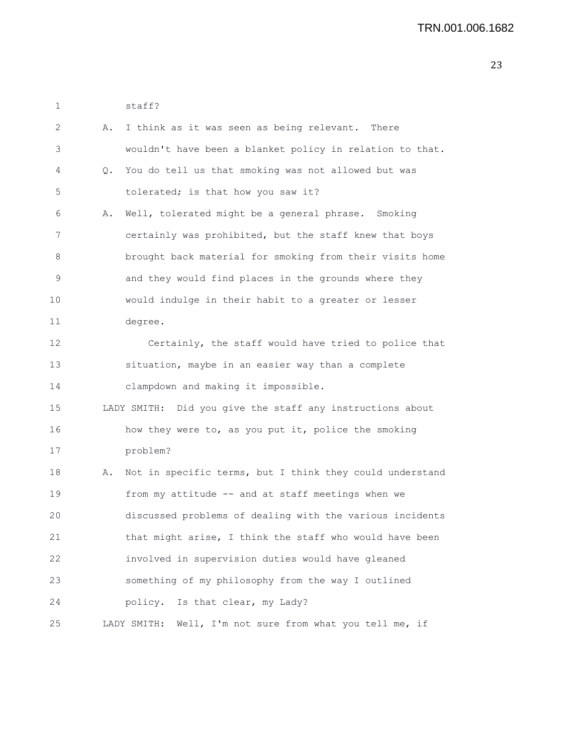staff?

A. I think as it was seen as being relevant. There wouldn't have been a blanket policy in relation to that.

Q. You do tell us that smoking was not allowed but was tolerated; is that how you saw it?

A. Well, tolerated might be a general phrase. Smoking certainly was prohibited, but the staff knew that boys brought back material for smoking from their visits home and they would find places in the grounds where they would indulge in their habit to a greater or lesser degree.

Certainly, the staff would have tried to police that situation, maybe in an easier way than a complete clampdown and making it impossible.

LADY SMITH: Did you give the staff any instructions about how they were to, as you put it, police the smoking problem?

A. Not in specific terms, but I think they could understand from my attitude -- and at staff meetings when we discussed problems of dealing with the various incidents that might arise, I think the staff who would have been involved in supervision duties would have gleaned something of my philosophy from the way I outlined policy. Is that clear, my Lady?

LADY SMITH: Well, I'm not sure from what you tell me, if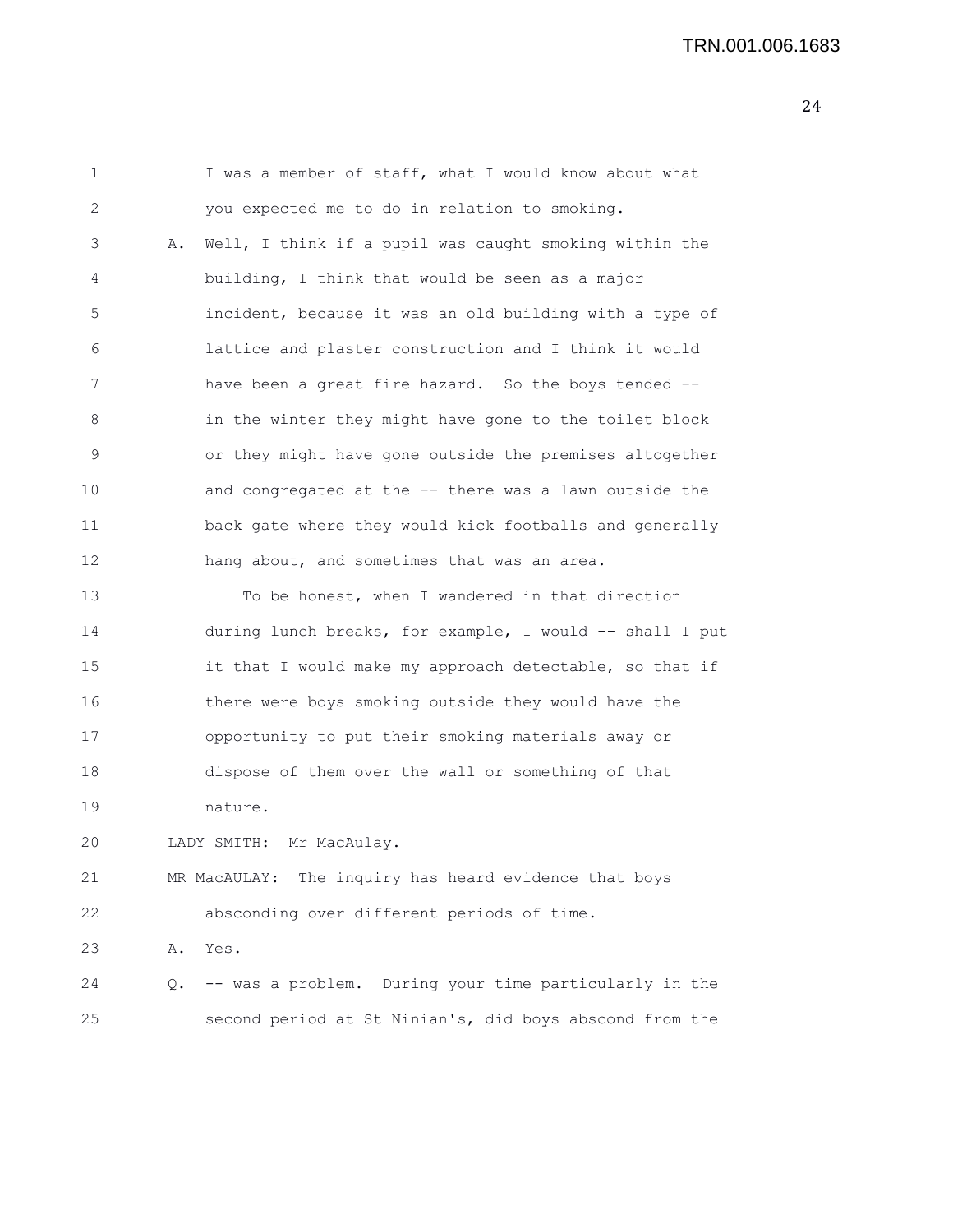I was a member of staff, what I would know about what you expected me to do in relation to smoking.

A. Well, I think if a pupil was caught smoking within the building, I think that would be seen as a major incident, because it was an old building with a type of lattice and plaster construction and I think it would have been a great fire hazard. So the boys tended -- in the winter they might have gone to the toilet block or they might have gone outside the premises altogether and congregated at the -- there was a lawn outside the back gate where they would kick footballs and generally hang about, and sometimes that was an area.

To be honest, when I wandered in that direction during lunch breaks, for example, I would -- shall I put it that I would make my approach detectable, so that if there were boys smoking outside they would have the opportunity to put their smoking materials away or dispose of them over the wall or something of that nature.

LADY SMITH: Mr MacAulay.

MR MacAULAY: The inquiry has heard evidence that boys absconding over different periods of time.

A. Yes.

Q. -- was a problem. During your time particularly in the second period at St Ninian's, did boys abscond from the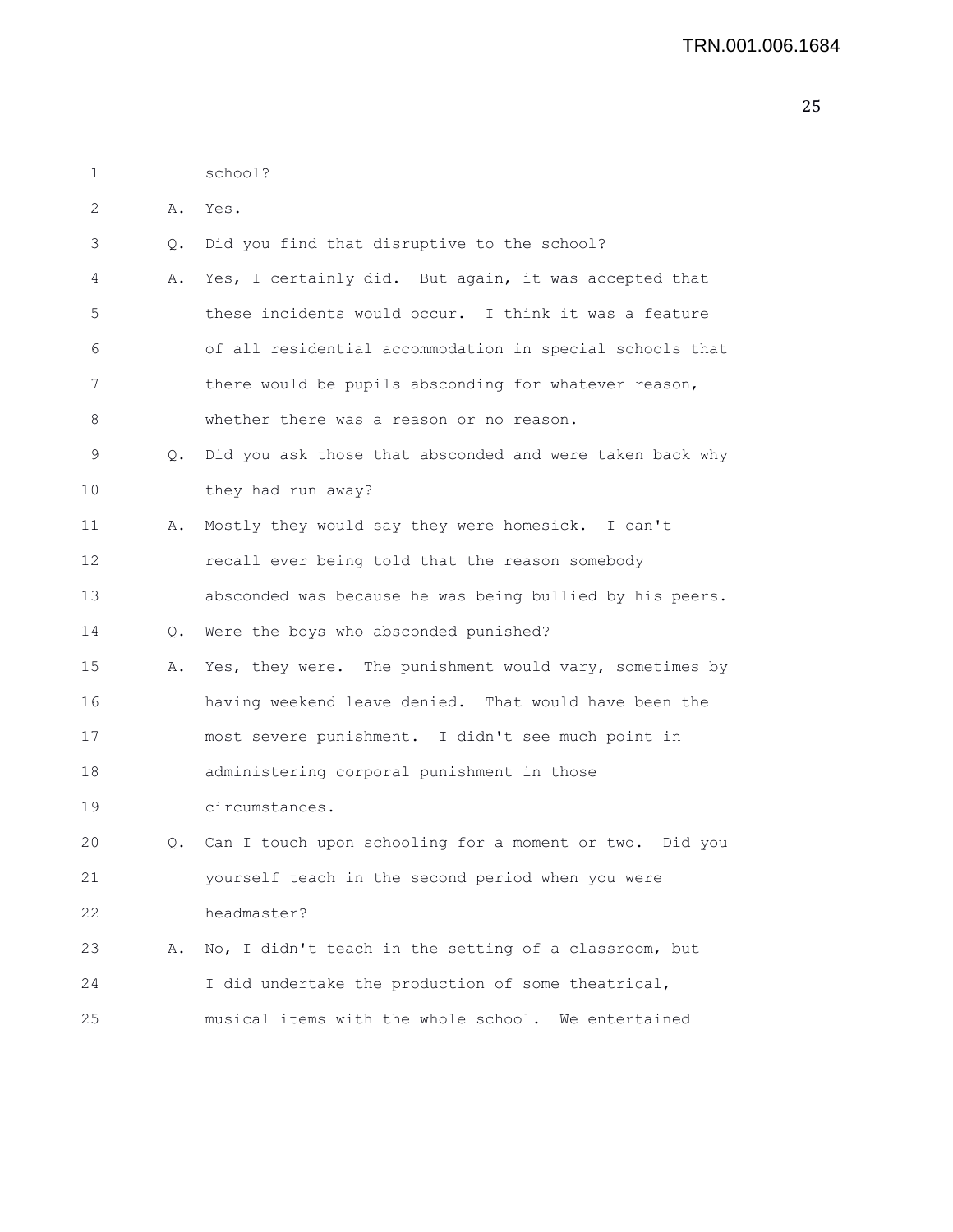1 school?

2 A. Yes.

3 Q. Did you find that disruptive to the school?

4 A. Yes, I certainly did. But again, it was accepted that
5 these incidents would occur. I think it was a feature
6 of all residential accommodation in special schools that
7 there would be pupils absconding for whatever reason,
8 whether there was a reason or no reason.

9 Q. Did you ask those that absconded and were taken back why
10 they had run away?

11 A. Mostly they would say they were homesick. I can't
12 recall ever being told that the reason somebody
13 absconded was because he was being bullied by his peers.

14 Q. Were the boys who absconded punished?

15 A. Yes, they were. The punishment would vary, sometimes by
16 having weekend leave denied. That would have been the
17 most severe punishment. I didn't see much point in
18 administering corporal punishment in those
19 circumstances.

20 Q. Can I touch upon schooling for a moment or two. Did you
21 yourself teach in the second period when you were
22 headmaster?

23 A. No, I didn't teach in the setting of a classroom, but
24 I did undertake the production of some theatrical,
25 musical items with the whole school. We entertained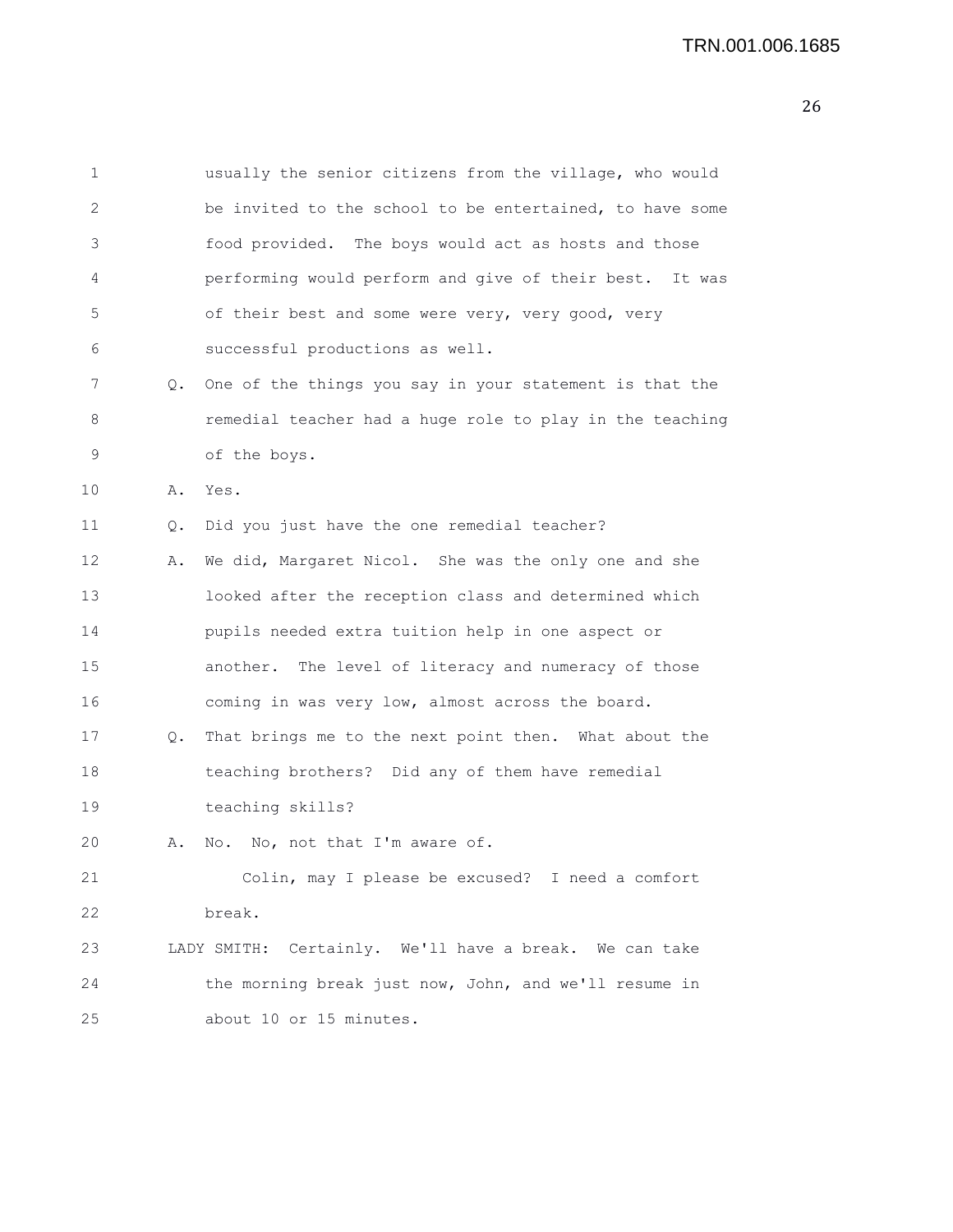1 usually the senior citizens from the village, who would
2 be invited to the school to be entertained, to have some
3 food provided. The boys would act as hosts and those
4 performing would perform and give of their best. It was
5 of their best and some were very, very good, very
6 successful productions as well.

7 Q. One of the things you say in your statement is that the
8 remedial teacher had a huge role to play in the teaching
9 of the boys.

10 A. Yes.

11 Q. Did you just have the one remedial teacher?

12 A. We did, Margaret Nicol. She was the only one and she
13 looked after the reception class and determined which
14 pupils needed extra tuition help in one aspect or
15 another. The level of literacy and numeracy of those
16 coming in was very low, almost across the board.

17 Q. That brings me to the next point then. What about the
18 teaching brothers? Did any of them have remedial
19 teaching skills?

20 A. No. No, not that I'm aware of.

21 Colin, may I please be excused? I need a comfort
22 break.

23 LADY SMITH: Certainly. We'll have a break. We can take
24 the morning break just now, John, and we'll resume in
25 about 10 or 15 minutes.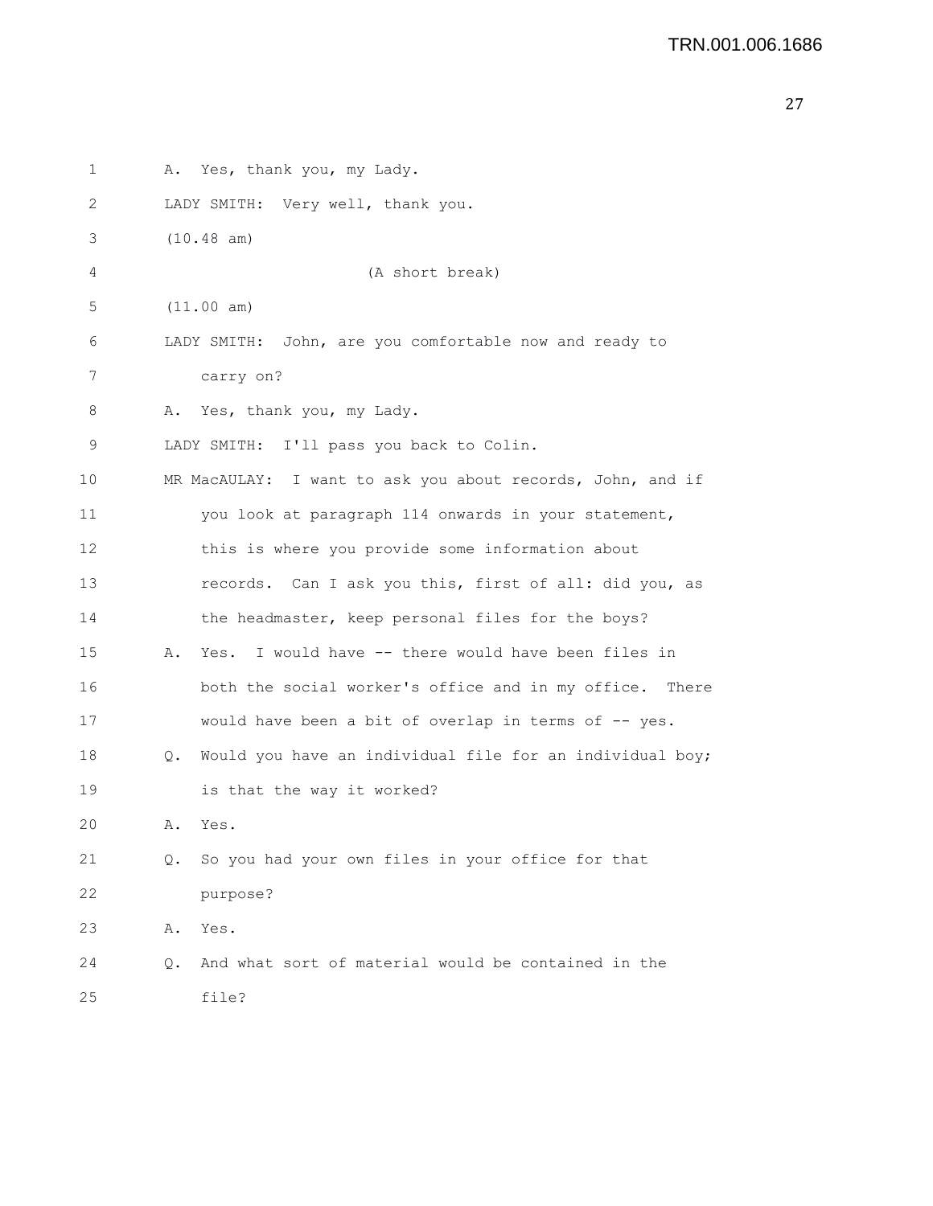A. Yes, thank you, my Lady.

LADY SMITH: Very well, thank you.

(10.48 am)

(A short break)

(11.00 am)

LADY SMITH: John, are you comfortable now and ready to carry on?

A. Yes, thank you, my Lady.

LADY SMITH: I'll pass you back to Colin.

MR MacAULAY: I want to ask you about records, John, and if you look at paragraph 114 onwards in your statement, this is where you provide some information about records. Can I ask you this, first of all: did you, as the headmaster, keep personal files for the boys?

A. Yes. I would have -- there would have been files in both the social worker's office and in my office. There would have been a bit of overlap in terms of -- yes.

Q. Would you have an individual file for an individual boy; is that the way it worked?

A. Yes.

Q. So you had your own files in your office for that purpose?

A. Yes.

Q. And what sort of material would be contained in the file?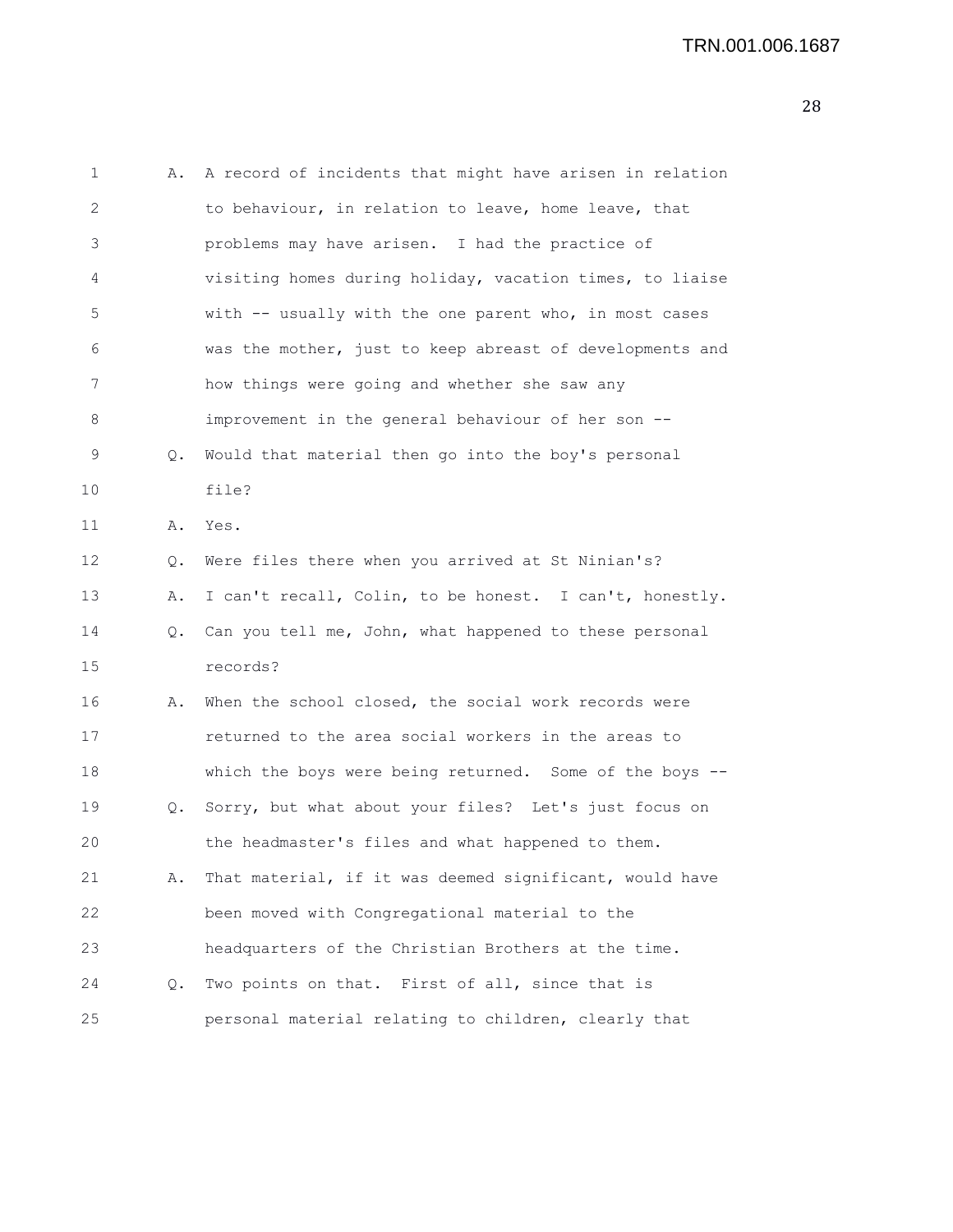A. A record of incidents that might have arisen in relation to behaviour, in relation to leave, home leave, that problems may have arisen. I had the practice of visiting homes during holiday, vacation times, to liaise with -- usually with the one parent who, in most cases was the mother, just to keep abreast of developments and how things were going and whether she saw any improvement in the general behaviour of her son --

Q. Would that material then go into the boy's personal file?

A. Yes.

Q. Were files there when you arrived at St Ninian's?

A. I can't recall, Colin, to be honest. I can't, honestly.

Q. Can you tell me, John, what happened to these personal records?

A. When the school closed, the social work records were returned to the area social workers in the areas to which the boys were being returned. Some of the boys --

Q. Sorry, but what about your files? Let's just focus on the headmaster's files and what happened to them.

A. That material, if it was deemed significant, would have been moved with Congregational material to the headquarters of the Christian Brothers at the time.

Q. Two points on that. First of all, since that is personal material relating to children, clearly that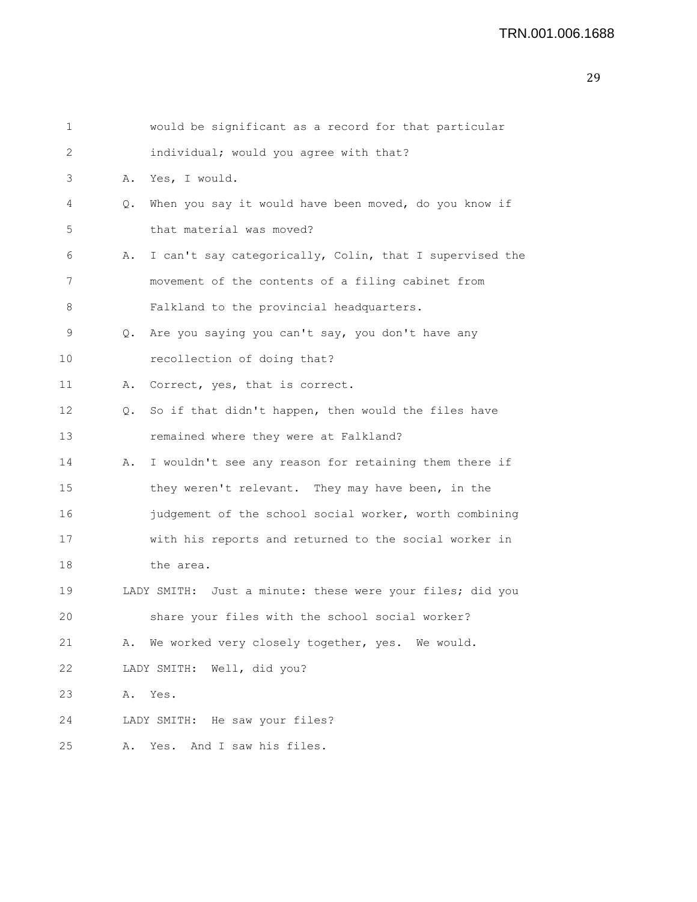1 would be significant as a record for that particular
2 individual; would you agree with that?
3 A. Yes, I would.
4 Q. When you say it would have been moved, do you know if
5 that material was moved?
6 A. I can't say categorically, Colin, that I supervised the
7 movement of the contents of a filing cabinet from
8 Falkland to the provincial headquarters.
9 Q. Are you saying you can't say, you don't have any
10 recollection of doing that?
11 A. Correct, yes, that is correct.
12 Q. So if that didn't happen, then would the files have
13 remained where they were at Falkland?
14 A. I wouldn't see any reason for retaining them there if
15 they weren't relevant. They may have been, in the
16 judgement of the school social worker, worth combining
17 with his reports and returned to the social worker in
18 the area.
19 LADY SMITH: Just a minute: these were your files; did you
20 share your files with the school social worker?
21 A. We worked very closely together, yes. We would.
22 LADY SMITH: Well, did you?
23 A. Yes.
24 LADY SMITH: He saw your files?
25 A. Yes. And I saw his files.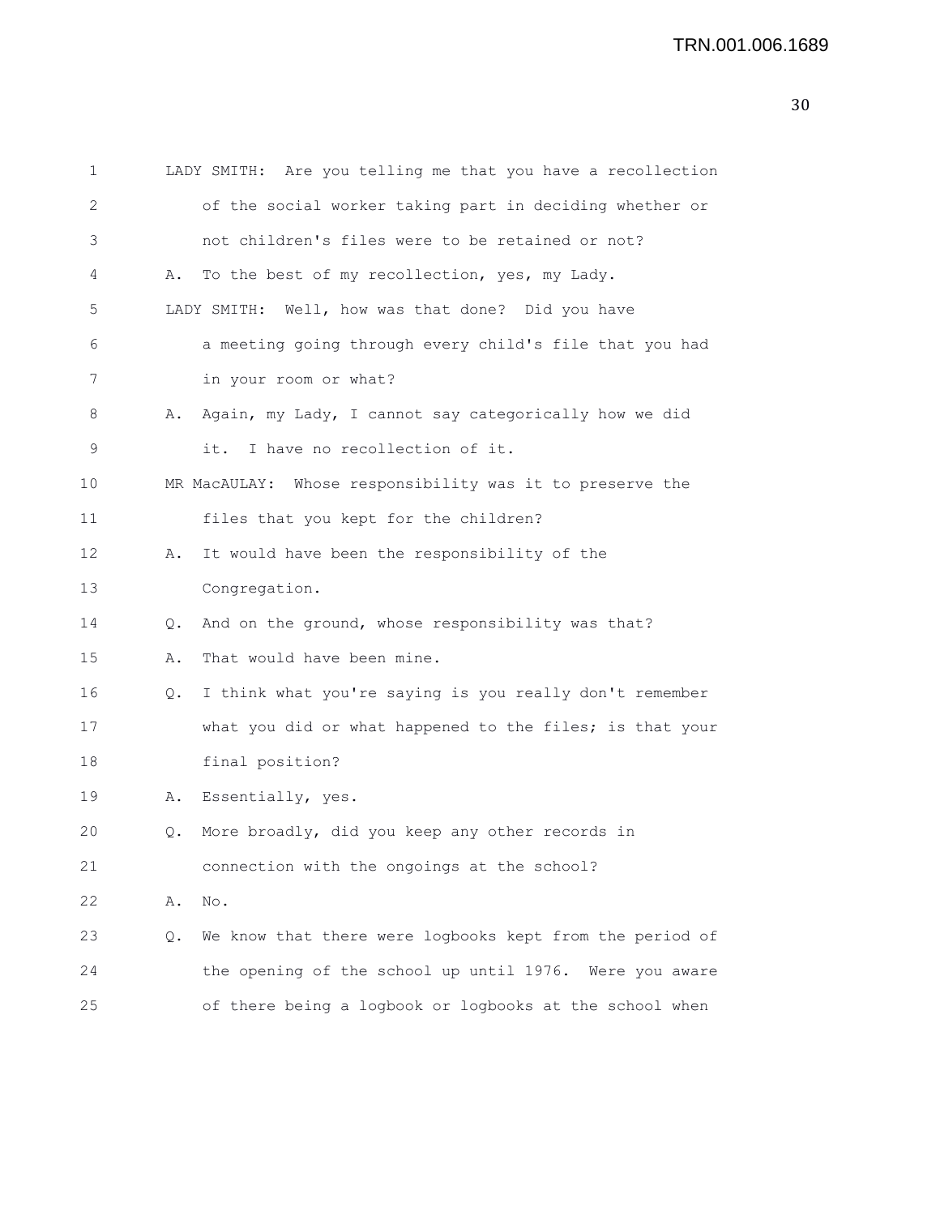LADY SMITH: Are you telling me that you have a recollection of the social worker taking part in deciding whether or not children's files were to be retained or not?

A. To the best of my recollection, yes, my Lady.

LADY SMITH: Well, how was that done? Did you have a meeting going through every child's file that you had in your room or what?

A. Again, my Lady, I cannot say categorically how we did it. I have no recollection of it.

MR MacAULAY: Whose responsibility was it to preserve the files that you kept for the children?

A. It would have been the responsibility of the Congregation.

Q. And on the ground, whose responsibility was that?

A. That would have been mine.

Q. I think what you're saying is you really don't remember what you did or what happened to the files; is that your final position?

A. Essentially, yes.

Q. More broadly, did you keep any other records in connection with the ongoings at the school?

A. No.

Q. We know that there were logbooks kept from the period of the opening of the school up until 1976. Were you aware of there being a logbook or logbooks at the school when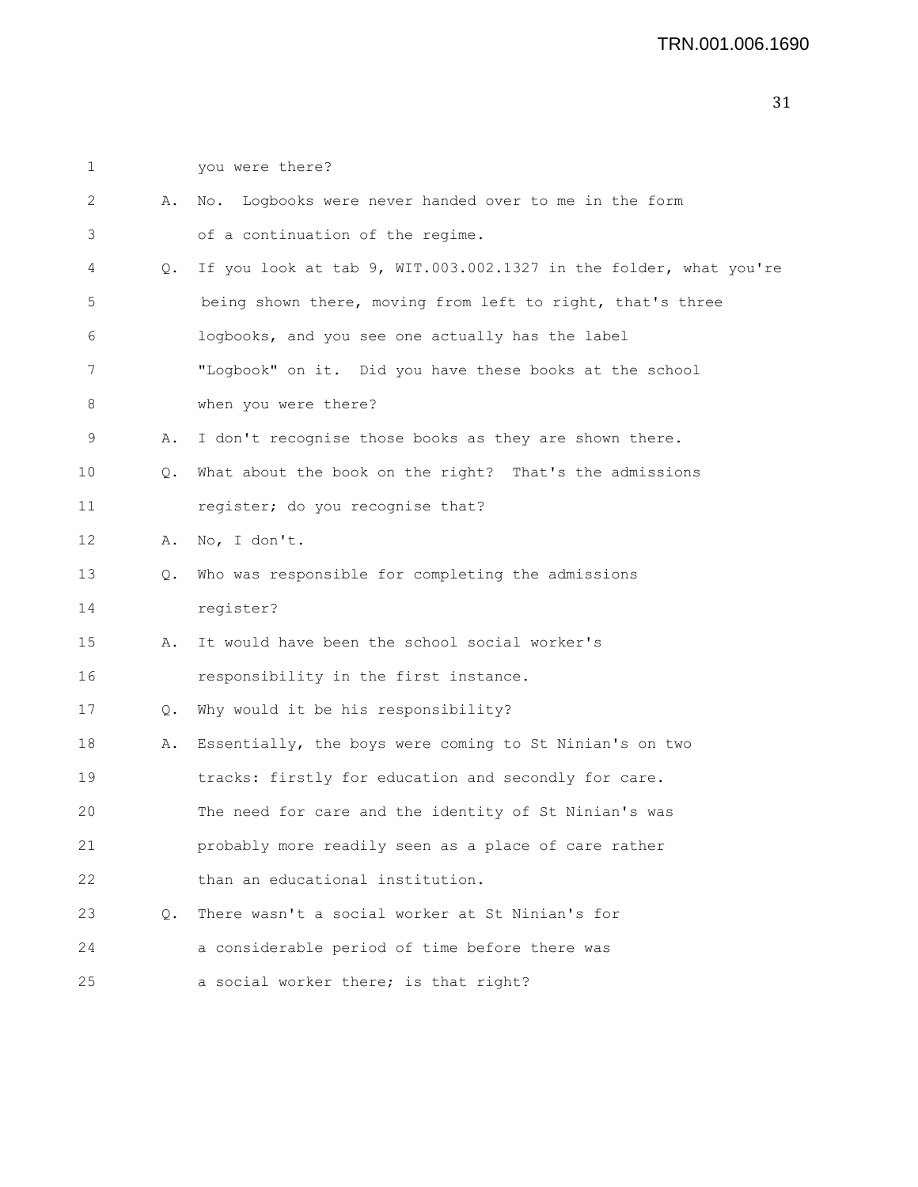1 you were there?

2 A. No. Logbooks were never handed over to me in the form

3 of a continuation of the regime.

4 Q. If you look at tab 9, WIT.003.002.1327 in the folder, what you're

5 being shown there, moving from left to right, that's three

6 logbooks, and you see one actually has the label

7 "Logbook" on it. Did you have these books at the school

8 when you were there?

9 A. I don't recognise those books as they are shown there.

10 Q. What about the book on the right? That's the admissions

11 register; do you recognise that?

12 A. No, I don't.

13 Q. Who was responsible for completing the admissions

14 register?

15 A. It would have been the school social worker's

16 responsibility in the first instance.

17 Q. Why would it be his responsibility?

18 A. Essentially, the boys were coming to St Ninian's on two

19 tracks: firstly for education and secondly for care.

20 The need for care and the identity of St Ninian's was

21 probably more readily seen as a place of care rather

22 than an educational institution.

23 Q. There wasn't a social worker at St Ninian's for

24 a considerable period of time before there was

25 a social worker there; is that right?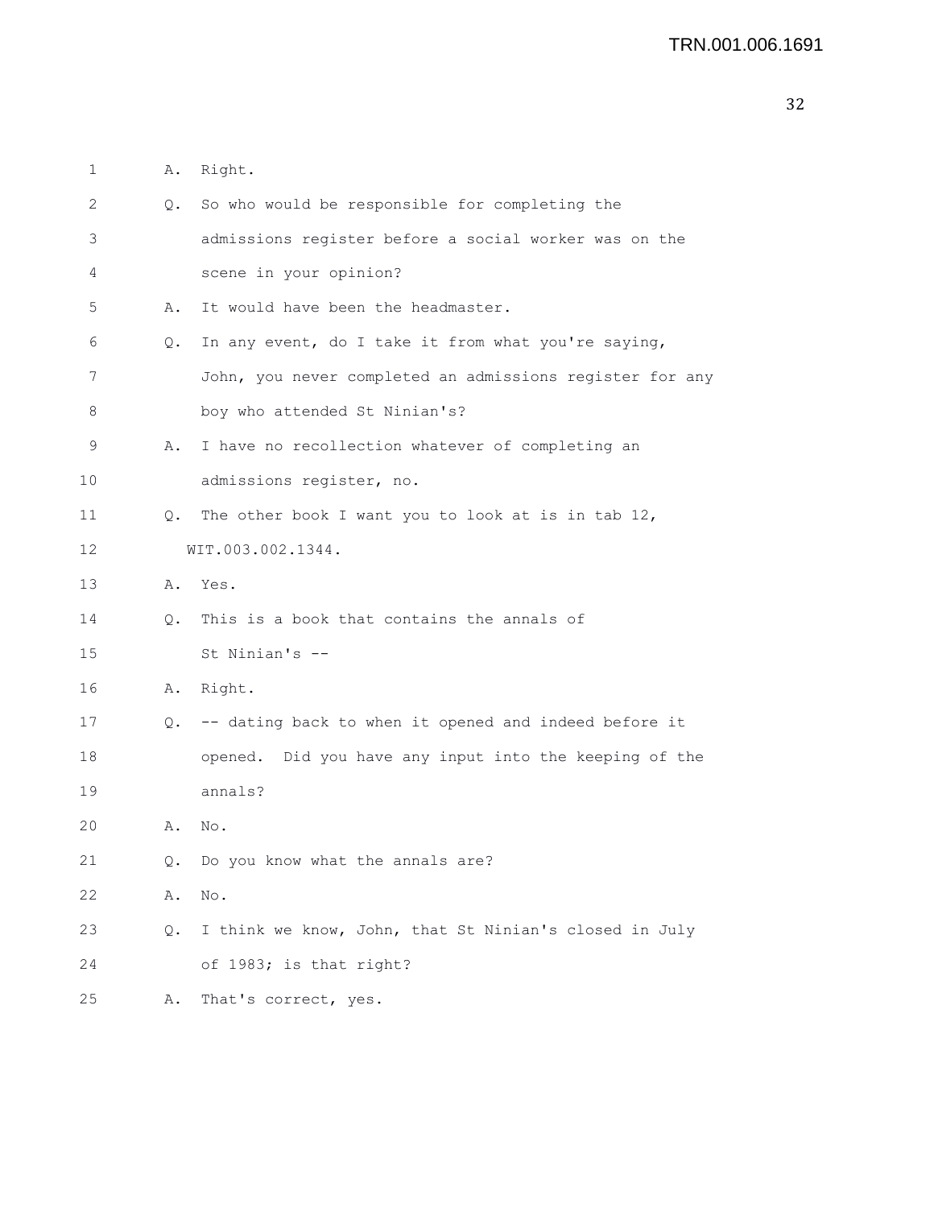A. Right.

Q. So who would be responsible for completing the admissions register before a social worker was on the scene in your opinion?

A. It would have been the headmaster.

Q. In any event, do I take it from what you're saying, John, you never completed an admissions register for any boy who attended St Ninian's?

A. I have no recollection whatever of completing an admissions register, no.

Q. The other book I want you to look at is in tab 12, WIT.003.002.1344.

A. Yes.

Q. This is a book that contains the annals of St Ninian's --

A. Right.

Q. -- dating back to when it opened and indeed before it opened. Did you have any input into the keeping of the annals?

A. No.

Q. Do you know what the annals are?

A. No.

Q. I think we know, John, that St Ninian's closed in July of 1983; is that right?

A. That's correct, yes.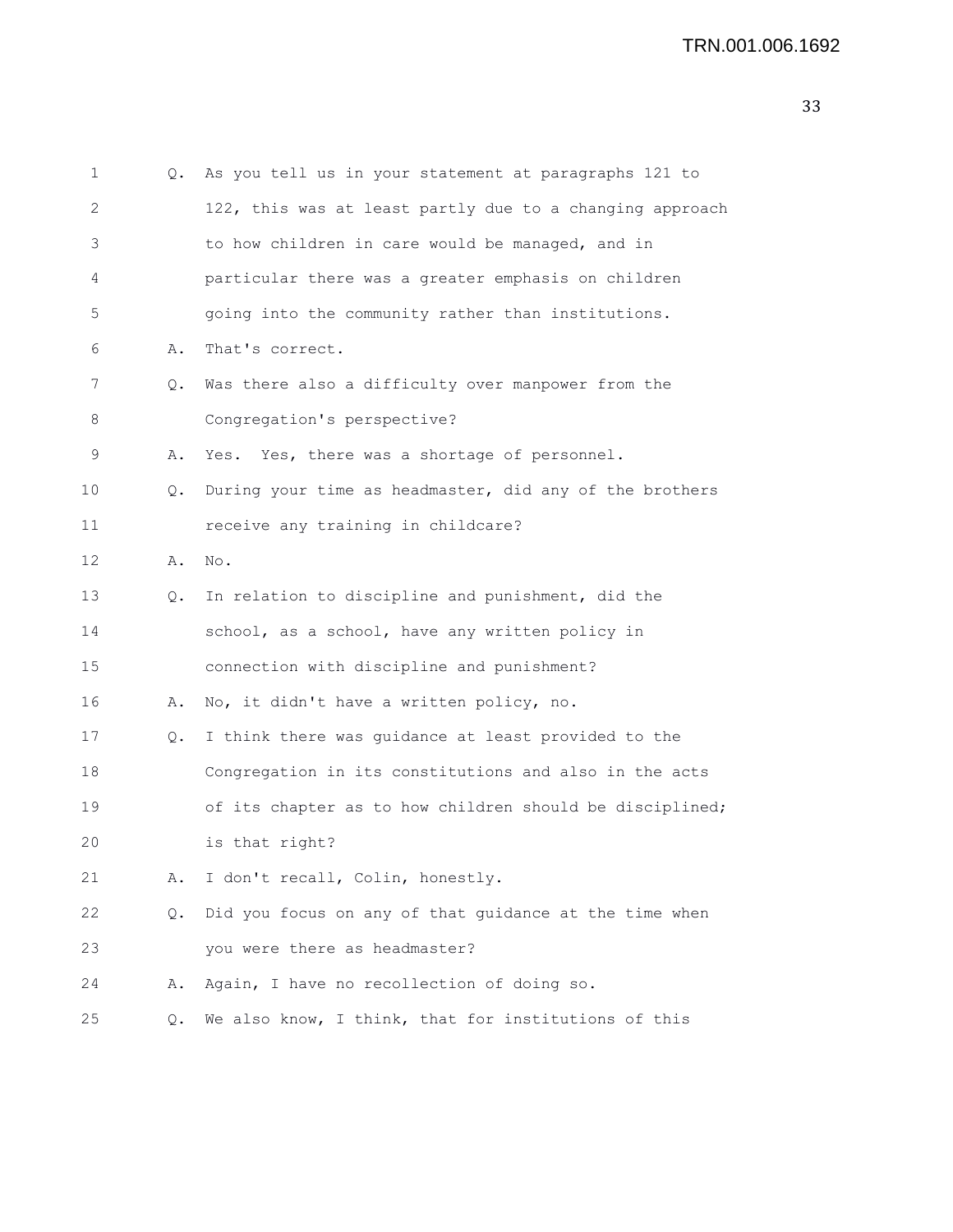1 Q. As you tell us in your statement at paragraphs 121 to
2 122, this was at least partly due to a changing approach
3 to how children in care would be managed, and in
4 particular there was a greater emphasis on children
5 going into the community rather than institutions.
6 A. That's correct.
7 Q. Was there also a difficulty over manpower from the
8 Congregation's perspective?
9 A. Yes. Yes, there was a shortage of personnel.
10 Q. During your time as headmaster, did any of the brothers
11 receive any training in childcare?
12 A. No.
13 Q. In relation to discipline and punishment, did the
14 school, as a school, have any written policy in
15 connection with discipline and punishment?
16 A. No, it didn't have a written policy, no.
17 Q. I think there was guidance at least provided to the
18 Congregation in its constitutions and also in the acts
19 of its chapter as to how children should be disciplined;
20 is that right?
21 A. I don't recall, Colin, honestly.
22 Q. Did you focus on any of that guidance at the time when
23 you were there as headmaster?
24 A. Again, I have no recollection of doing so.
25 Q. We also know, I think, that for institutions of this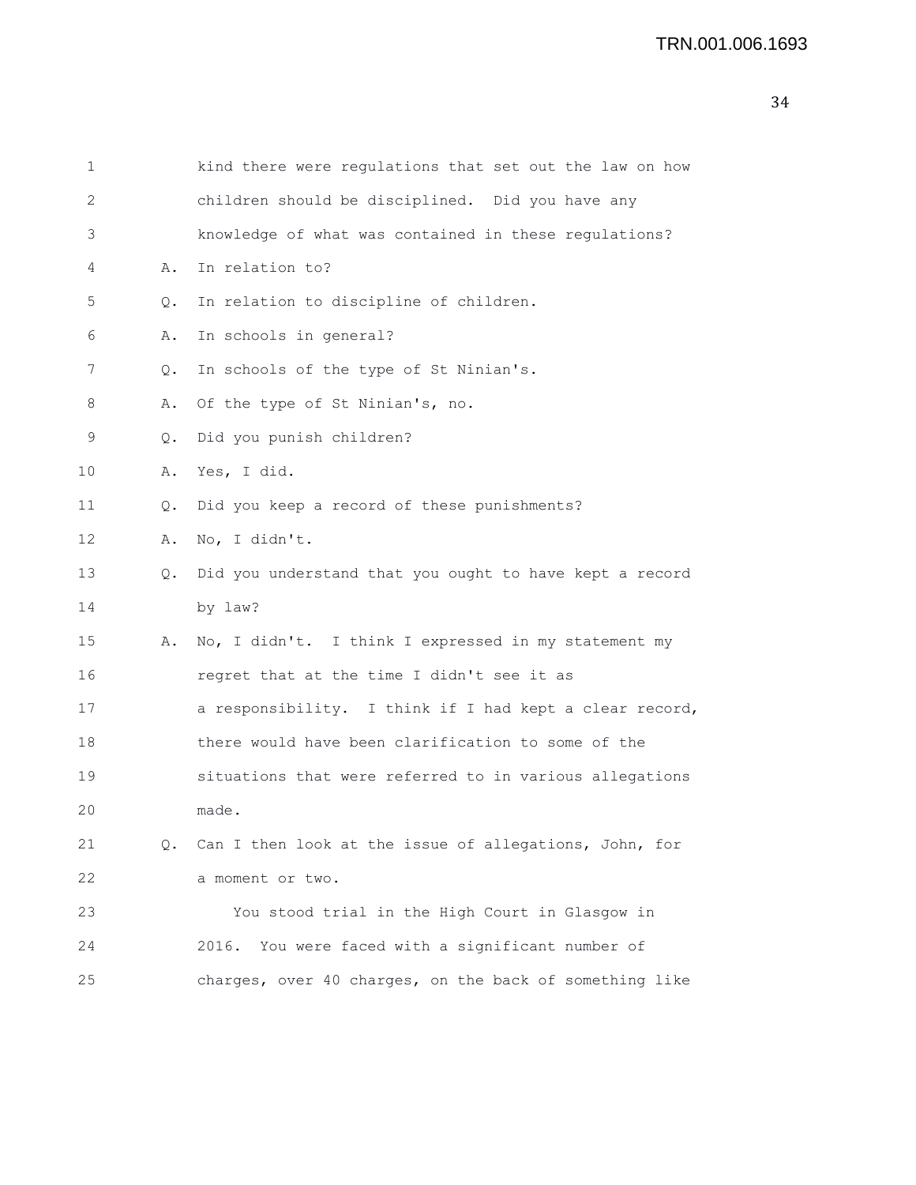kind there were regulations that set out the law on how children should be disciplined. Did you have any knowledge of what was contained in these regulations?

A. In relation to?

Q. In relation to discipline of children.

A. In schools in general?

Q. In schools of the type of St Ninian's.

A. Of the type of St Ninian's, no.

Q. Did you punish children?

A. Yes, I did.

Q. Did you keep a record of these punishments?

A. No, I didn't.

Q. Did you understand that you ought to have kept a record by law?

A. No, I didn't. I think I expressed in my statement my regret that at the time I didn't see it as a responsibility. I think if I had kept a clear record, there would have been clarification to some of the situations that were referred to in various allegations made.

Q. Can I then look at the issue of allegations, John, for a moment or two.

You stood trial in the High Court in Glasgow in 2016. You were faced with a significant number of charges, over 40 charges, on the back of something like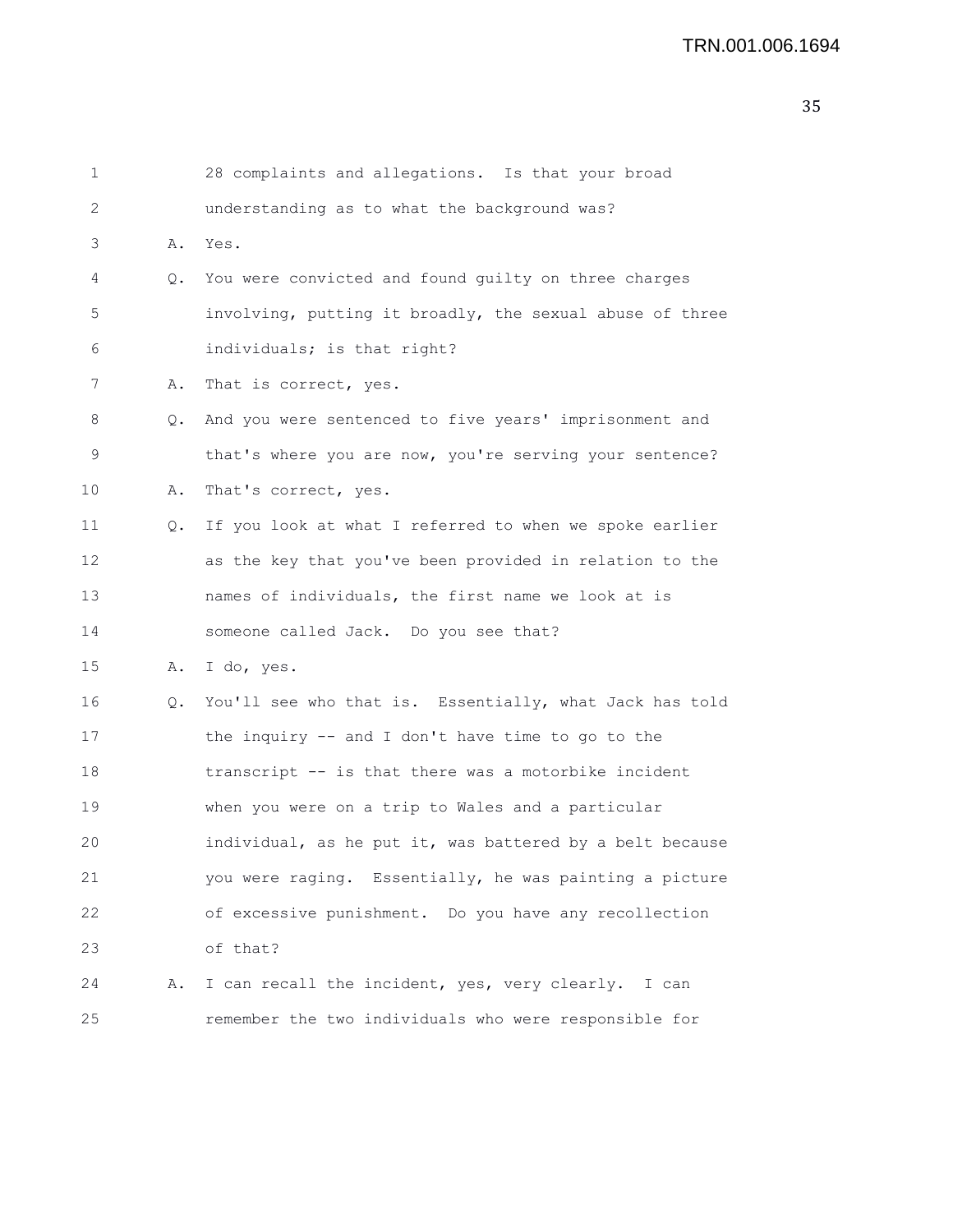1 28 complaints and allegations. Is that your broad
2 understanding as to what the background was?
3 A. Yes.
4 Q. You were convicted and found guilty on three charges
5 involving, putting it broadly, the sexual abuse of three
6 individuals; is that right?
7 A. That is correct, yes.
8 Q. And you were sentenced to five years' imprisonment and
9 that's where you are now, you're serving your sentence?
10 A. That's correct, yes.
11 Q. If you look at what I referred to when we spoke earlier
12 as the key that you've been provided in relation to the
13 names of individuals, the first name we look at is
14 someone called Jack. Do you see that?
15 A. I do, yes.
16 Q. You'll see who that is. Essentially, what Jack has told
17 the inquiry -- and I don't have time to go to the
18 transcript -- is that there was a motorbike incident
19 when you were on a trip to Wales and a particular
20 individual, as he put it, was battered by a belt because
21 you were raging. Essentially, he was painting a picture
22 of excessive punishment. Do you have any recollection
23 of that?
24 A. I can recall the incident, yes, very clearly. I can
25 remember the two individuals who were responsible for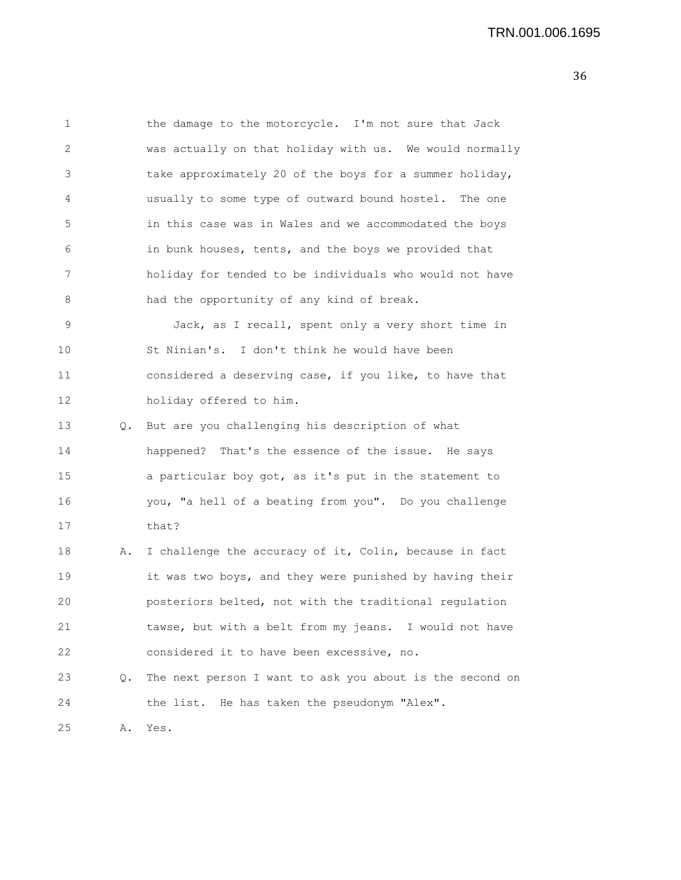1 the damage to the motorcycle. I'm not sure that Jack
2 was actually on that holiday with us. We would normally
3 take approximately 20 of the boys for a summer holiday,
4 usually to some type of outward bound hostel. The one
5 in this case was in Wales and we accommodated the boys
6 in bunk houses, tents, and the boys we provided that
7 holiday for tended to be individuals who would not have
8 had the opportunity of any kind of break.

9 Jack, as I recall, spent only a very short time in
10 St Ninian's. I don't think he would have been
11 considered a deserving case, if you like, to have that
12 holiday offered to him.

13 Q. But are you challenging his description of what
14 happened? That's the essence of the issue. He says
15 a particular boy got, as it's put in the statement to
16 you, "a hell of a beating from you". Do you challenge
17 that?

18 A. I challenge the accuracy of it, Colin, because in fact
19 it was two boys, and they were punished by having their
20 posteriors belted, not with the traditional regulation
21 tawse, but with a belt from my jeans. I would not have
22 considered it to have been excessive, no.

23 Q. The next person I want to ask you about is the second on
24 the list. He has taken the pseudonym "Alex".

25 A. Yes.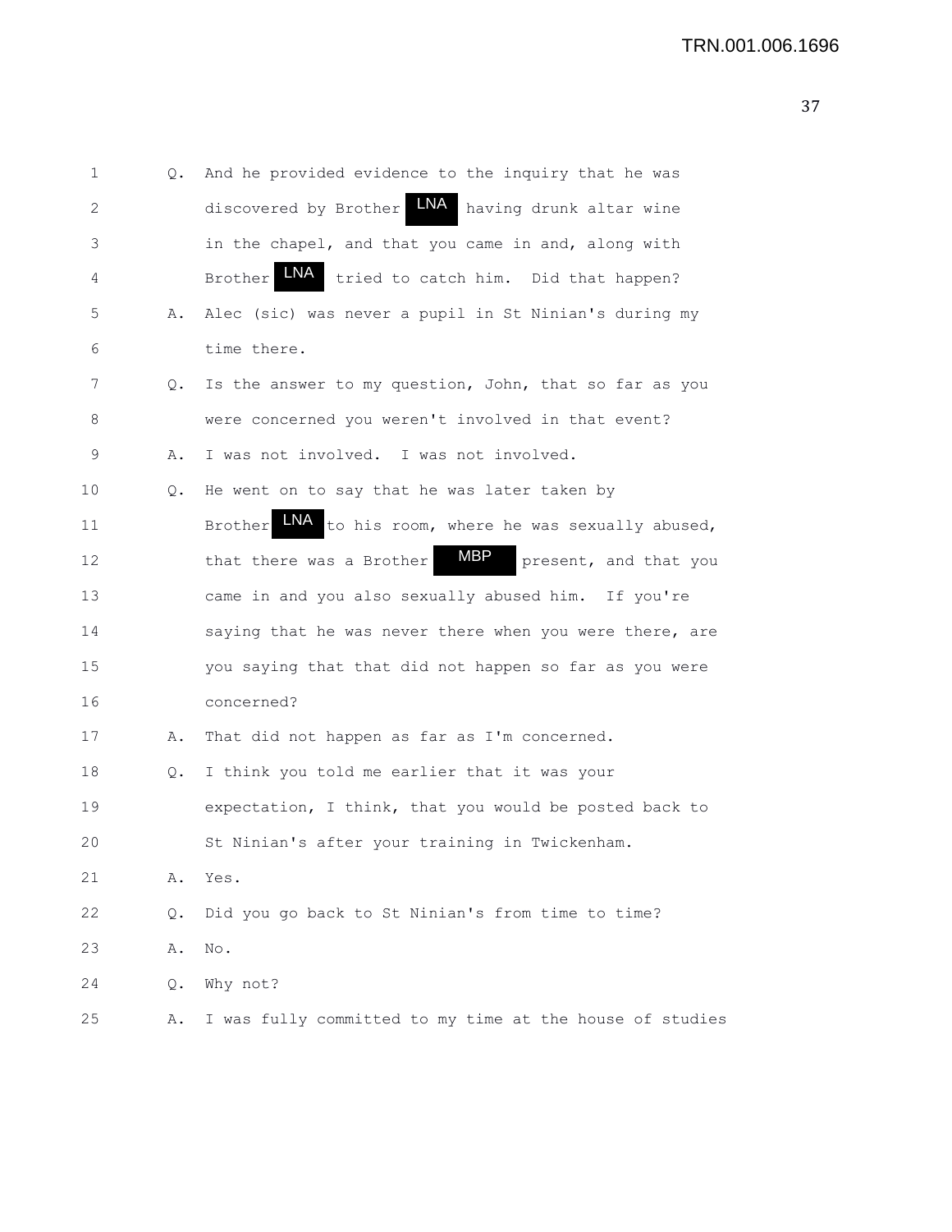1 Q. And he provided evidence to the inquiry that he was
2 discovered by Brother LNA having drunk altar wine
3 in the chapel, and that you came in and, along with
4 Brother LNA tried to catch him. Did that happen?
5 A. Alec (sic) was never a pupil in St Ninian's during my
6 time there.
7 Q. Is the answer to my question, John, that so far as you
8 were concerned you weren't involved in that event?
9 A. I was not involved. I was not involved.
10 Q. He went on to say that he was later taken by
11 Brother LNA to his room, where he was sexually abused,
12 that there was a Brother MBP present, and that you
13 came in and you also sexually abused him. If you're
14 saying that he was never there when you were there, are
15 you saying that that did not happen so far as you were
16 concerned?
17 A. That did not happen as far as I'm concerned.
18 Q. I think you told me earlier that it was your
19 expectation, I think, that you would be posted back to
20 St Ninian's after your training in Twickenham.
21 A. Yes.
22 Q. Did you go back to St Ninian's from time to time?
23 A. No.
24 Q. Why not?
25 A. I was fully committed to my time at the house of studies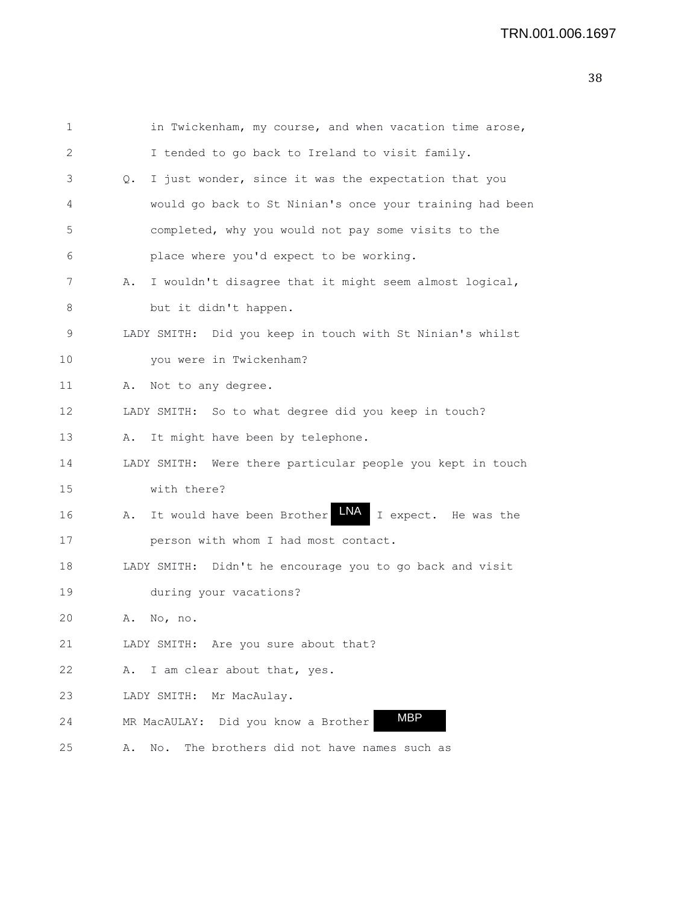1 in Twickenham, my course, and when vacation time arose,
2 I tended to go back to Ireland to visit family.
3 Q. I just wonder, since it was the expectation that you
4 would go back to St Ninian's once your training had been
5 completed, why you would not pay some visits to the
6 place where you'd expect to be working.
7 A. I wouldn't disagree that it might seem almost logical,
8 but it didn't happen.
9 LADY SMITH: Did you keep in touch with St Ninian's whilst
10 you were in Twickenham?
11 A. Not to any degree.
12 LADY SMITH: So to what degree did you keep in touch?
13 A. It might have been by telephone.
14 LADY SMITH: Were there particular people you kept in touch
15 with there?
16 A. It would have been Brother LNA I expect. He was the
17 person with whom I had most contact.
18 LADY SMITH: Didn't he encourage you to go back and visit
19 during your vacations?
20 A. No, no.
21 LADY SMITH: Are you sure about that?
22 A. I am clear about that, yes.
23 LADY SMITH: Mr MacAulay.
24 MR MacAULAY: Did you know a Brother MBP
25 A. No. The brothers did not have names such as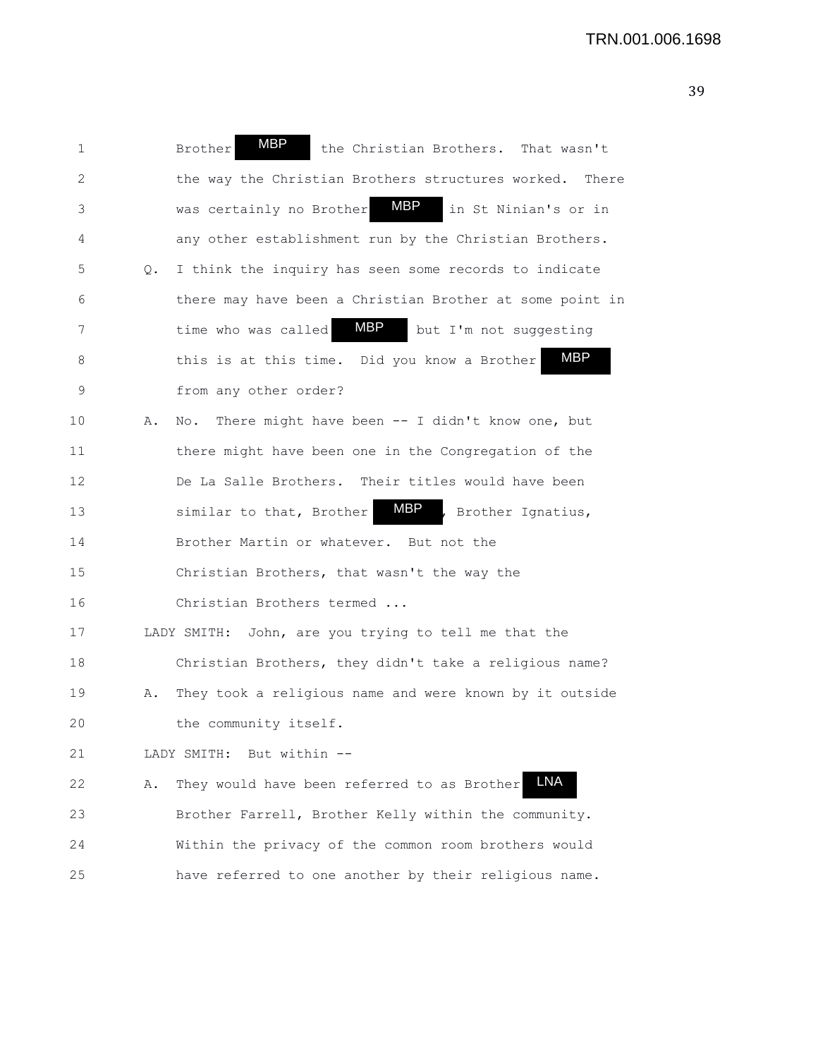1 Brother MBP the Christian Brothers. That wasn't
2 the way the Christian Brothers structures worked. There
3 was certainly no Brother MBP in St Ninian's or in
4 any other establishment run by the Christian Brothers.
5 Q. I think the inquiry has seen some records to indicate
6 there may have been a Christian Brother at some point in
7 time who was called MBP but I'm not suggesting
8 this is at this time. Did you know a Brother MBP
9 from any other order?
10 A. No. There might have been -- I didn't know one, but
11 there might have been one in the Congregation of the
12 De La Salle Brothers. Their titles would have been
13 similar to that, Brother MBP, Brother Ignatius,
14 Brother Martin or whatever. But not the
15 Christian Brothers, that wasn't the way the
16 Christian Brothers termed ...
17 LADY SMITH: John, are you trying to tell me that the
18 Christian Brothers, they didn't take a religious name?
19 A. They took a religious name and were known by it outside
20 the community itself.
21 LADY SMITH: But within --
22 A. They would have been referred to as Brother LNA
23 Brother Farrell, Brother Kelly within the community.
24 Within the privacy of the common room brothers would
25 have referred to one another by their religious name.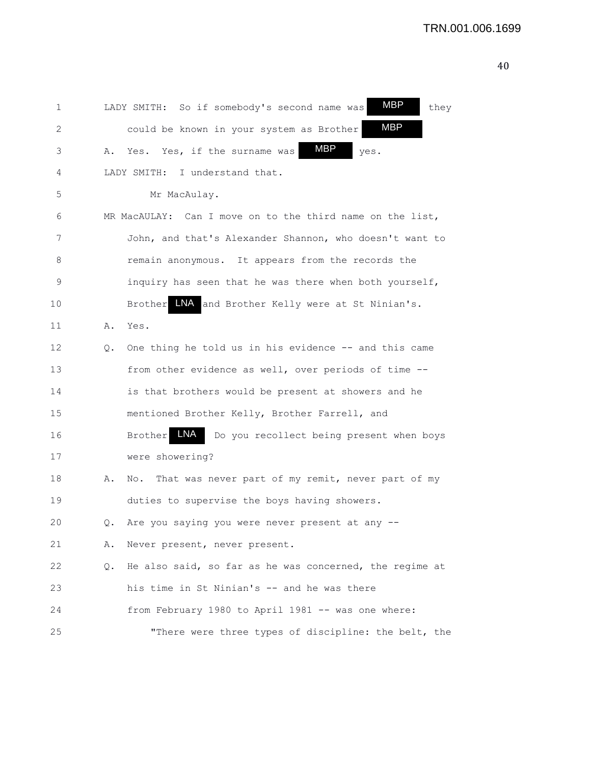1 LADY SMITH: So if somebody's second name was MBP they
2 could be known in your system as Brother MBP
3 A. Yes. Yes, if the surname was MBP yes.
4 LADY SMITH: I understand that.
5 Mr MacAulay.
6 MR MacAULAY: Can I move on to the third name on the list,
7 John, and that's Alexander Shannon, who doesn't want to
8 remain anonymous. It appears from the records the
9 inquiry has seen that he was there when both yourself,
10 Brother LNA and Brother Kelly were at St Ninian's.
11 A. Yes.
12 Q. One thing he told us in his evidence -- and this came
13 from other evidence as well, over periods of time --
14 is that brothers would be present at showers and he
15 mentioned Brother Kelly, Brother Farrell, and
16 Brother LNA Do you recollect being present when boys
17 were showering?
18 A. No. That was never part of my remit, never part of my
19 duties to supervise the boys having showers.
20 Q. Are you saying you were never present at any --
21 A. Never present, never present.
22 Q. He also said, so far as he was concerned, the regime at
23 his time in St Ninian's -- and he was there
24 from February 1980 to April 1981 -- was one where:
25 "There were three types of discipline: the belt, the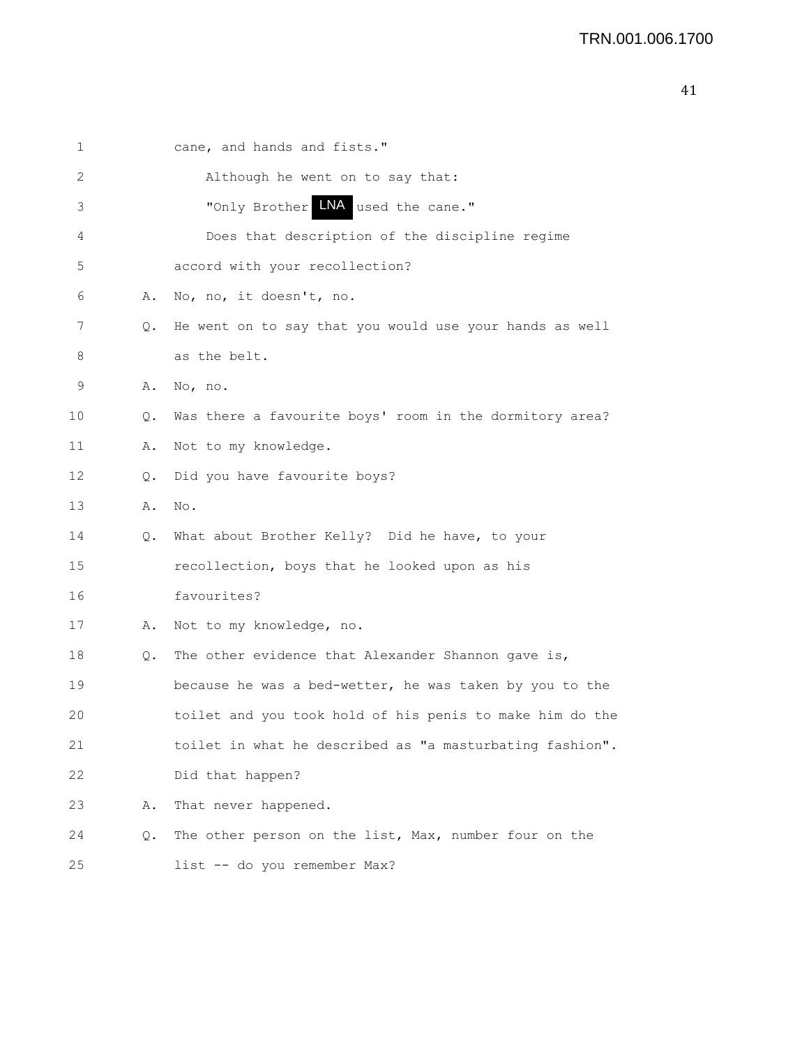1 cane, and hands and fists."

2 Although he went on to say that:

3 "Only Brother LNA used the cane."

4 Does that description of the discipline regime

5 accord with your recollection?

6 A. No, no, it doesn't, no.

7 Q. He went on to say that you would use your hands as well

8 as the belt.

9 A. No, no.

10 Q. Was there a favourite boys' room in the dormitory area?

11 A. Not to my knowledge.

12 Q. Did you have favourite boys?

13 A. No.

14 Q. What about Brother Kelly? Did he have, to your

15 recollection, boys that he looked upon as his

16 favourites?

17 A. Not to my knowledge, no.

18 Q. The other evidence that Alexander Shannon gave is,

19 because he was a bed-wetter, he was taken by you to the

20 toilet and you took hold of his penis to make him do the

21 toilet in what he described as "a masturbating fashion".

22 Did that happen?

23 A. That never happened.

24 Q. The other person on the list, Max, number four on the

25 list -- do you remember Max?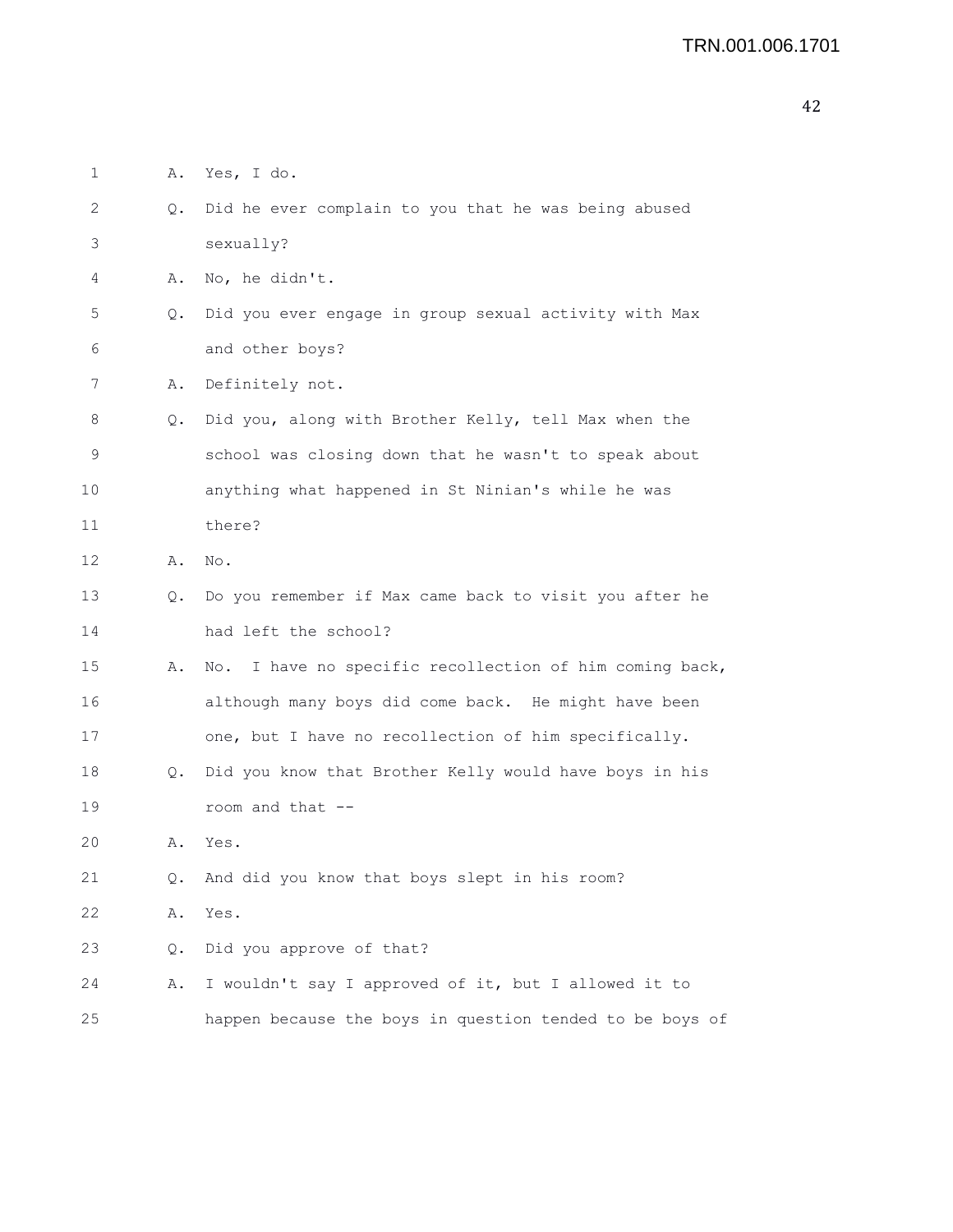1 A. Yes, I do.

2 Q. Did he ever complain to you that he was being abused

3 sexually?

4 A. No, he didn't.

5 Q. Did you ever engage in group sexual activity with Max

6 and other boys?

7 A. Definitely not.

8 Q. Did you, along with Brother Kelly, tell Max when the

9 school was closing down that he wasn't to speak about

10 anything what happened in St Ninian's while he was

11 there?

12 A. No.

13 Q. Do you remember if Max came back to visit you after he

14 had left the school?

15 A. No. I have no specific recollection of him coming back,

16 although many boys did come back. He might have been

17 one, but I have no recollection of him specifically.

18 Q. Did you know that Brother Kelly would have boys in his

19 room and that --

20 A. Yes.

21 Q. And did you know that boys slept in his room?

22 A. Yes.

23 Q. Did you approve of that?

24 A. I wouldn't say I approved of it, but I allowed it to

25 happen because the boys in question tended to be boys of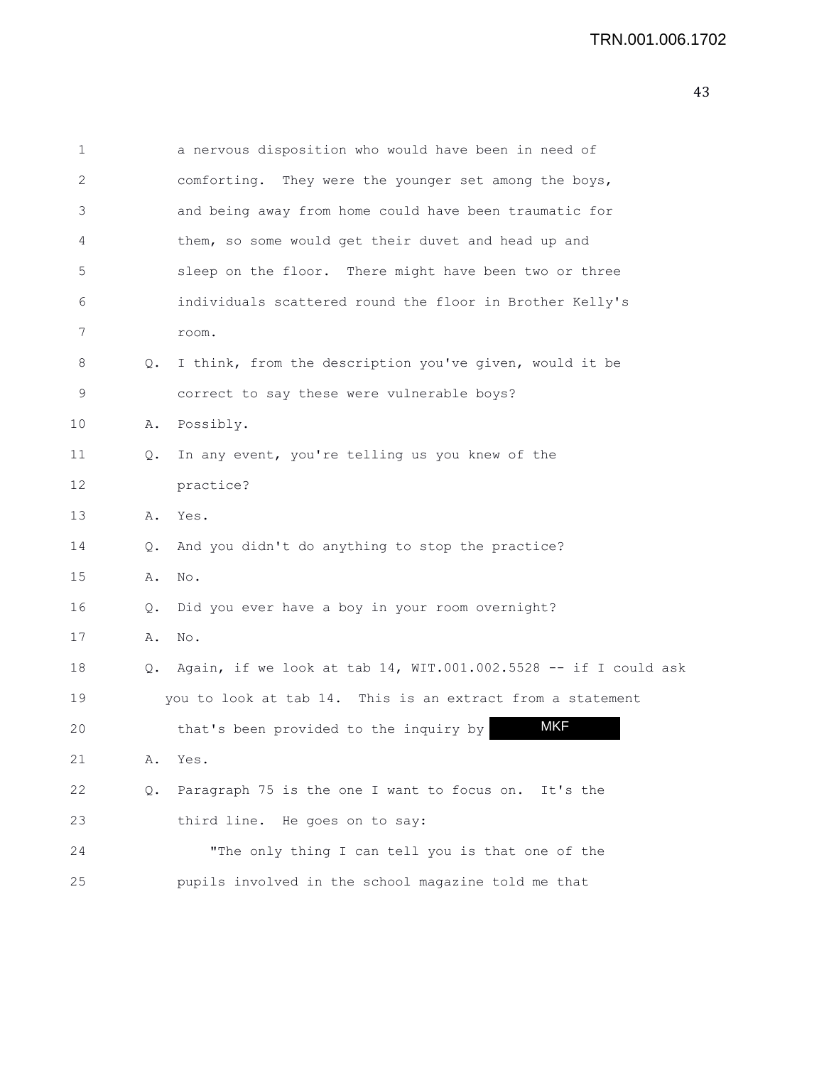1 a nervous disposition who would have been in need of
2 comforting. They were the younger set among the boys,
3 and being away from home could have been traumatic for
4 them, so some would get their duvet and head up and
5 sleep on the floor. There might have been two or three
6 individuals scattered round the floor in Brother Kelly's
7 room.

8 Q. I think, from the description you've given, would it be
9 correct to say these were vulnerable boys?

10 A. Possibly.

11 Q. In any event, you're telling us you knew of the
12 practice?

13 A. Yes.

14 Q. And you didn't do anything to stop the practice?

15 A. No.

16 Q. Did you ever have a boy in your room overnight?

17 A. No.

18 Q. Again, if we look at tab 14, WIT.001.002.5528 -- if I could ask
19 you to look at tab 14. This is an extract from a statement
20 that's been provided to the inquiry by MKF

21 A. Yes.

22 Q. Paragraph 75 is the one I want to focus on. It's the
23 third line. He goes on to say:

24 "The only thing I can tell you is that one of the
25 pupils involved in the school magazine told me that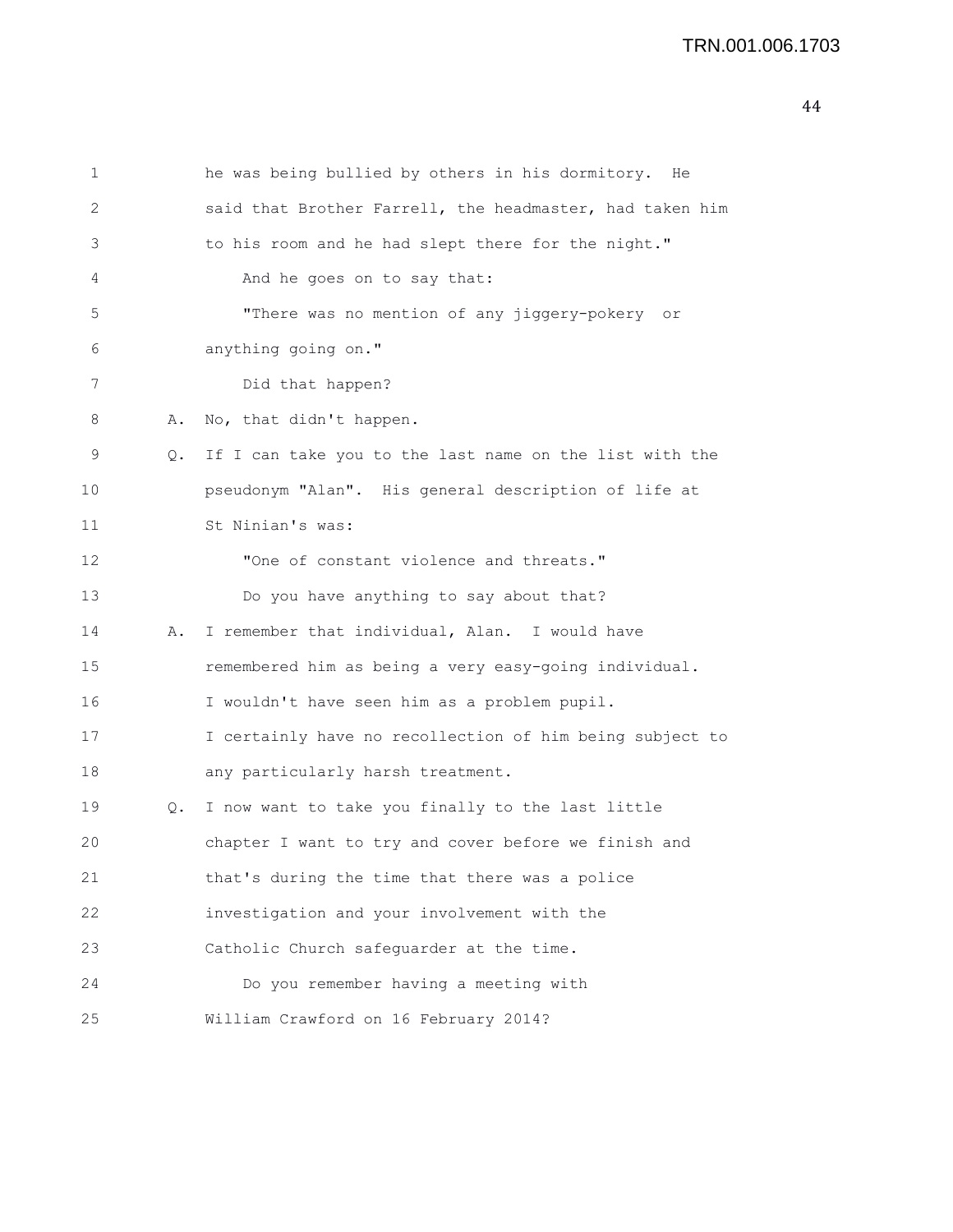he was being bullied by others in his dormitory. He said that Brother Farrell, the headmaster, had taken him to his room and he had slept there for the night."

And he goes on to say that:

"There was no mention of any jiggery-pokery or anything going on."

Did that happen?

A. No, that didn't happen.

Q. If I can take you to the last name on the list with the pseudonym "Alan". His general description of life at St Ninian's was:

"One of constant violence and threats."

Do you have anything to say about that?

A. I remember that individual, Alan. I would have remembered him as being a very easy-going individual. I wouldn't have seen him as a problem pupil. I certainly have no recollection of him being subject to any particularly harsh treatment.

Q. I now want to take you finally to the last little chapter I want to try and cover before we finish and that's during the time that there was a police investigation and your involvement with the Catholic Church safeguarder at the time.

Do you remember having a meeting with William Crawford on 16 February 2014?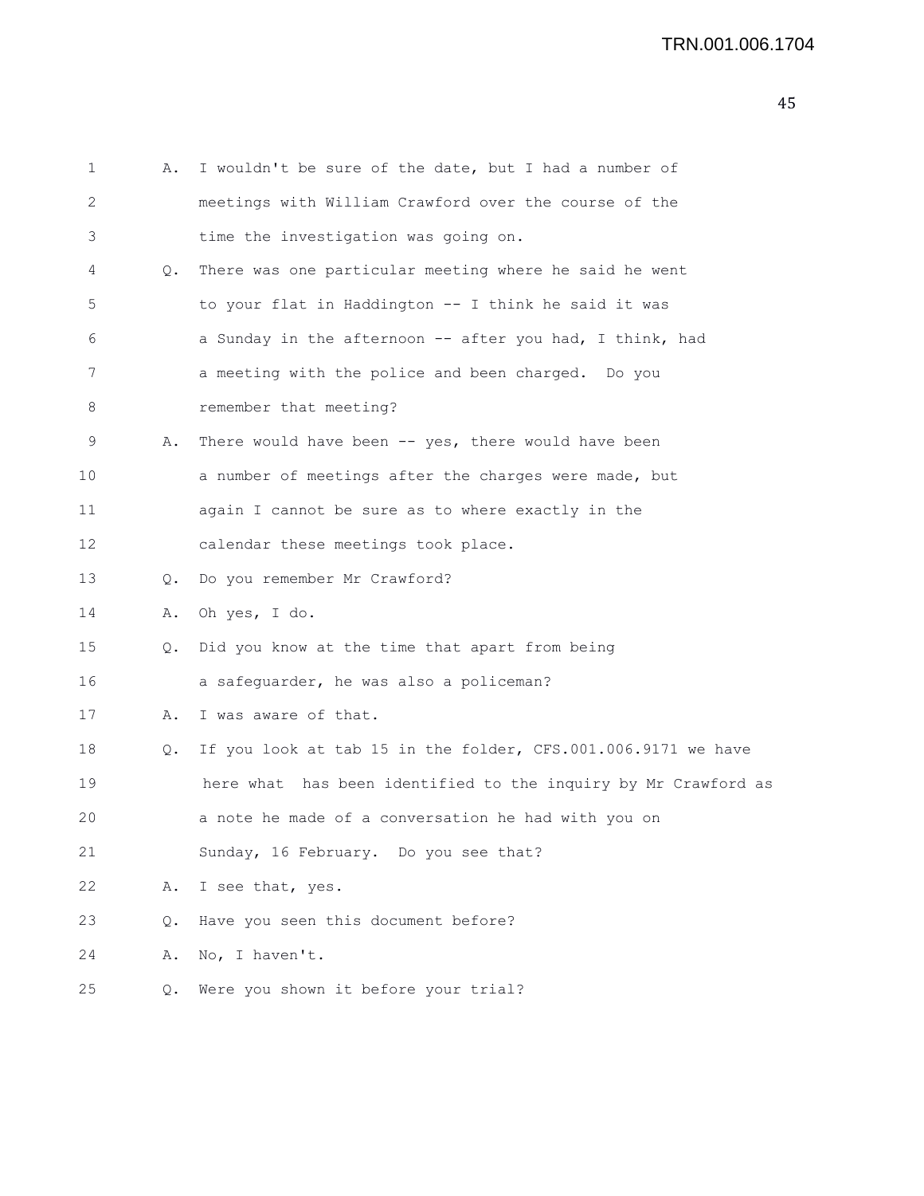1 A. I wouldn't be sure of the date, but I had a number of
2 meetings with William Crawford over the course of the
3 time the investigation was going on.
4 Q. There was one particular meeting where he said he went
5 to your flat in Haddington -- I think he said it was
6 a Sunday in the afternoon -- after you had, I think, had
7 a meeting with the police and been charged. Do you
8 remember that meeting?
9 A. There would have been -- yes, there would have been
10 a number of meetings after the charges were made, but
11 again I cannot be sure as to where exactly in the
12 calendar these meetings took place.
13 Q. Do you remember Mr Crawford?
14 A. Oh yes, I do.
15 Q. Did you know at the time that apart from being
16 a safeguarder, he was also a policeman?
17 A. I was aware of that.
18 Q. If you look at tab 15 in the folder, CFS.001.006.9171 we have
19 here what has been identified to the inquiry by Mr Crawford as
20 a note he made of a conversation he had with you on
21 Sunday, 16 February. Do you see that?
22 A. I see that, yes.
23 Q. Have you seen this document before?
24 A. No, I haven't.
25 Q. Were you shown it before your trial?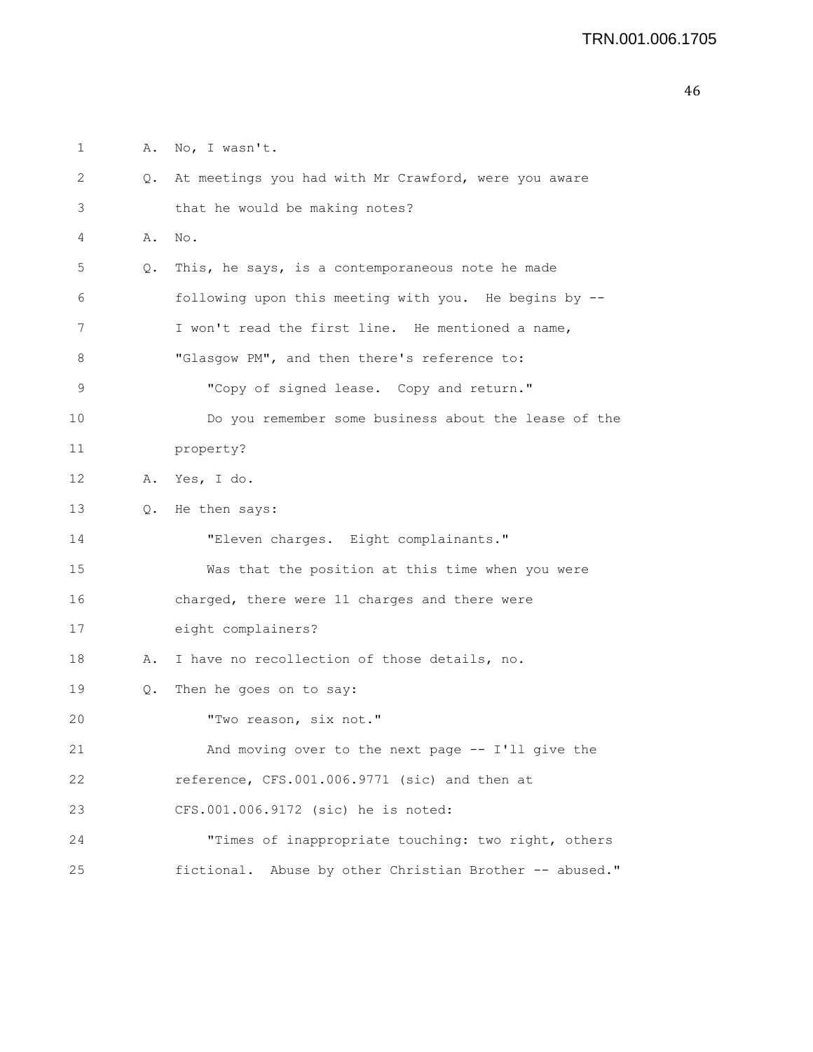1 A. No, I wasn't.

2 Q. At meetings you had with Mr Crawford, were you aware

3 that he would be making notes?

4 A. No.

5 Q. This, he says, is a contemporaneous note he made

6 following upon this meeting with you. He begins by --

7 I won't read the first line. He mentioned a name,

8 "Glasgow PM", and then there's reference to:

9 "Copy of signed lease. Copy and return."

10 Do you remember some business about the lease of the

11 property?

12 A. Yes, I do.

13 Q. He then says:

14 "Eleven charges. Eight complainants."

15 Was that the position at this time when you were

16 charged, there were 11 charges and there were

17 eight complainers?

18 A. I have no recollection of those details, no.

19 Q. Then he goes on to say:

20 "Two reason, six not."

21 And moving over to the next page -- I'll give the

22 reference, CFS.001.006.9771 (sic) and then at

23 CFS.001.006.9172 (sic) he is noted:

24 "Times of inappropriate touching: two right, others

25 fictional. Abuse by other Christian Brother -- abused."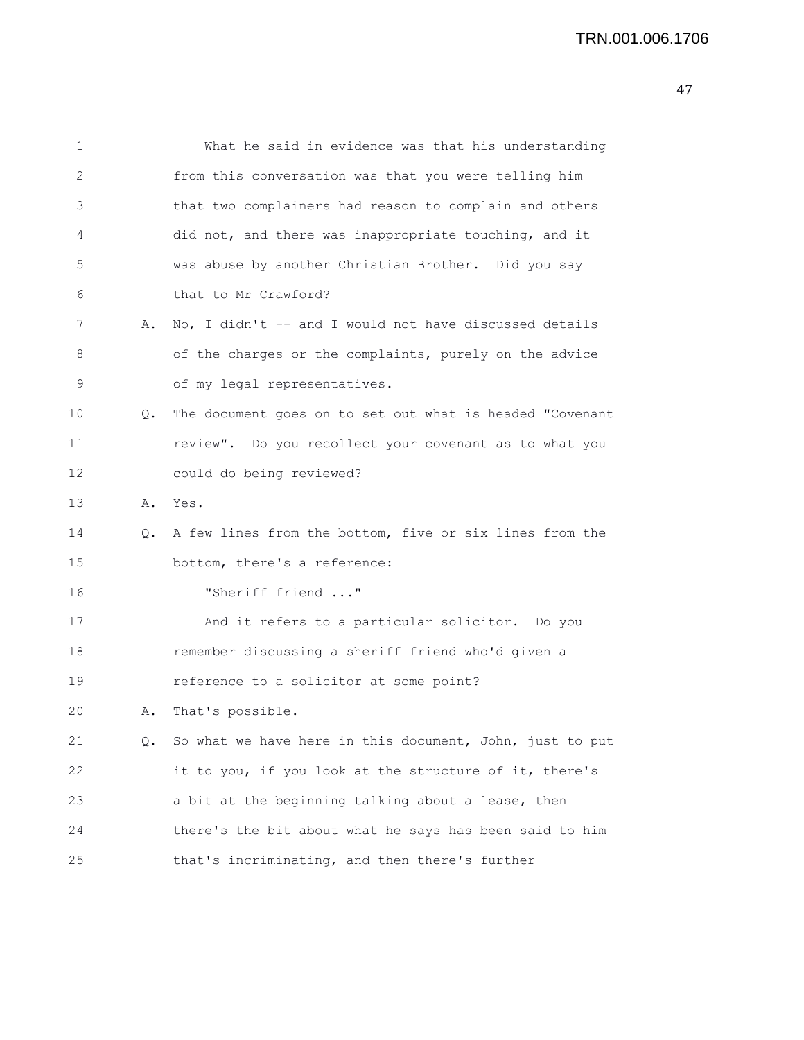What he said in evidence was that his understanding from this conversation was that you were telling him that two complainers had reason to complain and others did not, and there was inappropriate touching, and it was abuse by another Christian Brother. Did you say that to Mr Crawford?

A. No, I didn't -- and I would not have discussed details of the charges or the complaints, purely on the advice of my legal representatives.

Q. The document goes on to set out what is headed "Covenant review". Do you recollect your covenant as to what you could do being reviewed?

A. Yes.

Q. A few lines from the bottom, five or six lines from the bottom, there's a reference:

"Sheriff friend ..."

And it refers to a particular solicitor. Do you remember discussing a sheriff friend who'd given a reference to a solicitor at some point?

A. That's possible.

Q. So what we have here in this document, John, just to put it to you, if you look at the structure of it, there's a bit at the beginning talking about a lease, then there's the bit about what he says has been said to him that's incriminating, and then there's further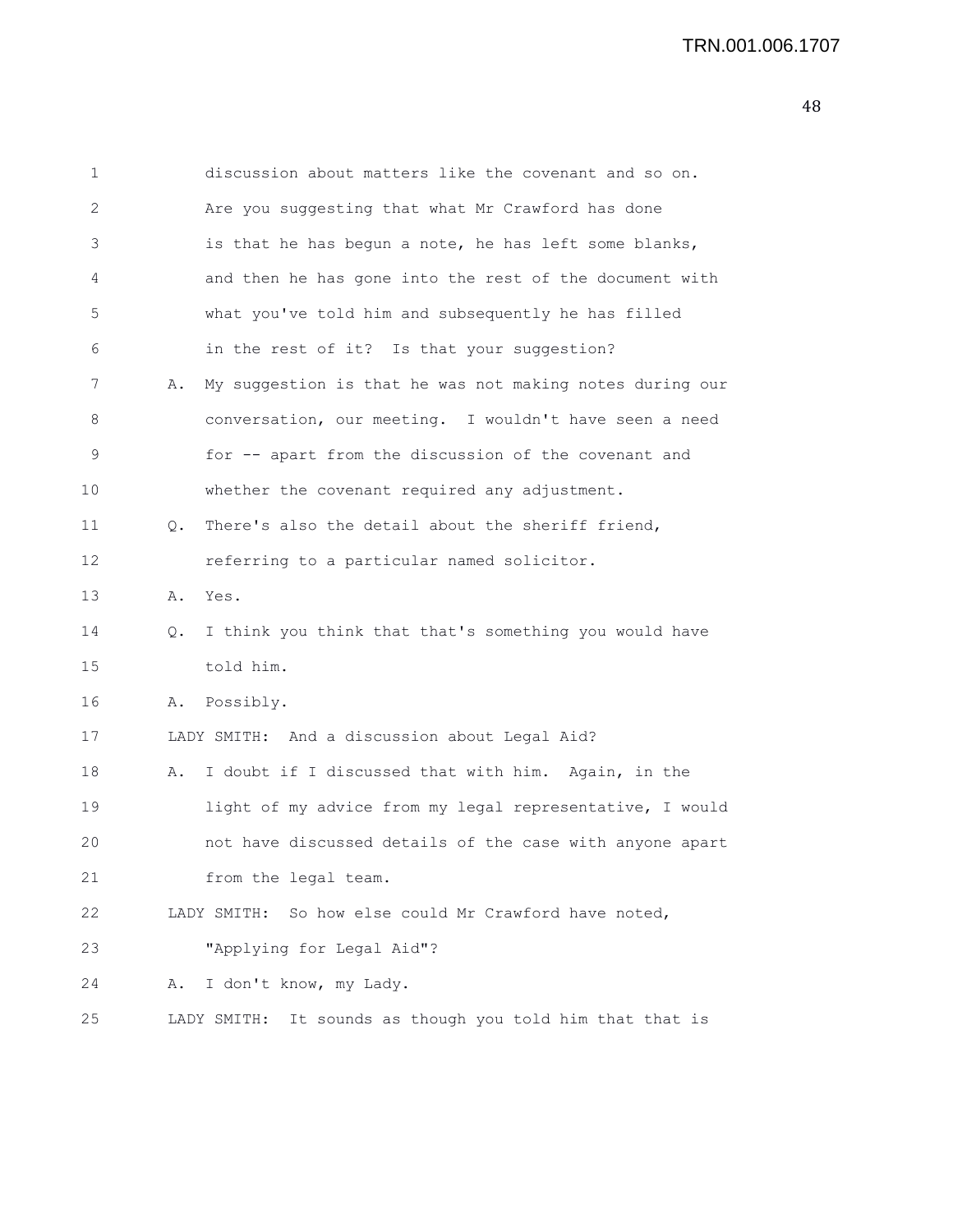1 discussion about matters like the covenant and so on.
2 Are you suggesting that what Mr Crawford has done
3 is that he has begun a note, he has left some blanks,
4 and then he has gone into the rest of the document with
5 what you've told him and subsequently he has filled
6 in the rest of it? Is that your suggestion?

7 A. My suggestion is that he was not making notes during our
8 conversation, our meeting. I wouldn't have seen a need
9 for -- apart from the discussion of the covenant and
10 whether the covenant required any adjustment.

11 Q. There's also the detail about the sheriff friend,
12 referring to a particular named solicitor.

13 A. Yes.

14 Q. I think you think that that's something you would have
15 told him.

16 A. Possibly.

17 LADY SMITH: And a discussion about Legal Aid?

18 A. I doubt if I discussed that with him. Again, in the
19 light of my advice from my legal representative, I would
20 not have discussed details of the case with anyone apart
21 from the legal team.

22 LADY SMITH: So how else could Mr Crawford have noted,
23 "Applying for Legal Aid"?

24 A. I don't know, my Lady.

25 LADY SMITH: It sounds as though you told him that that is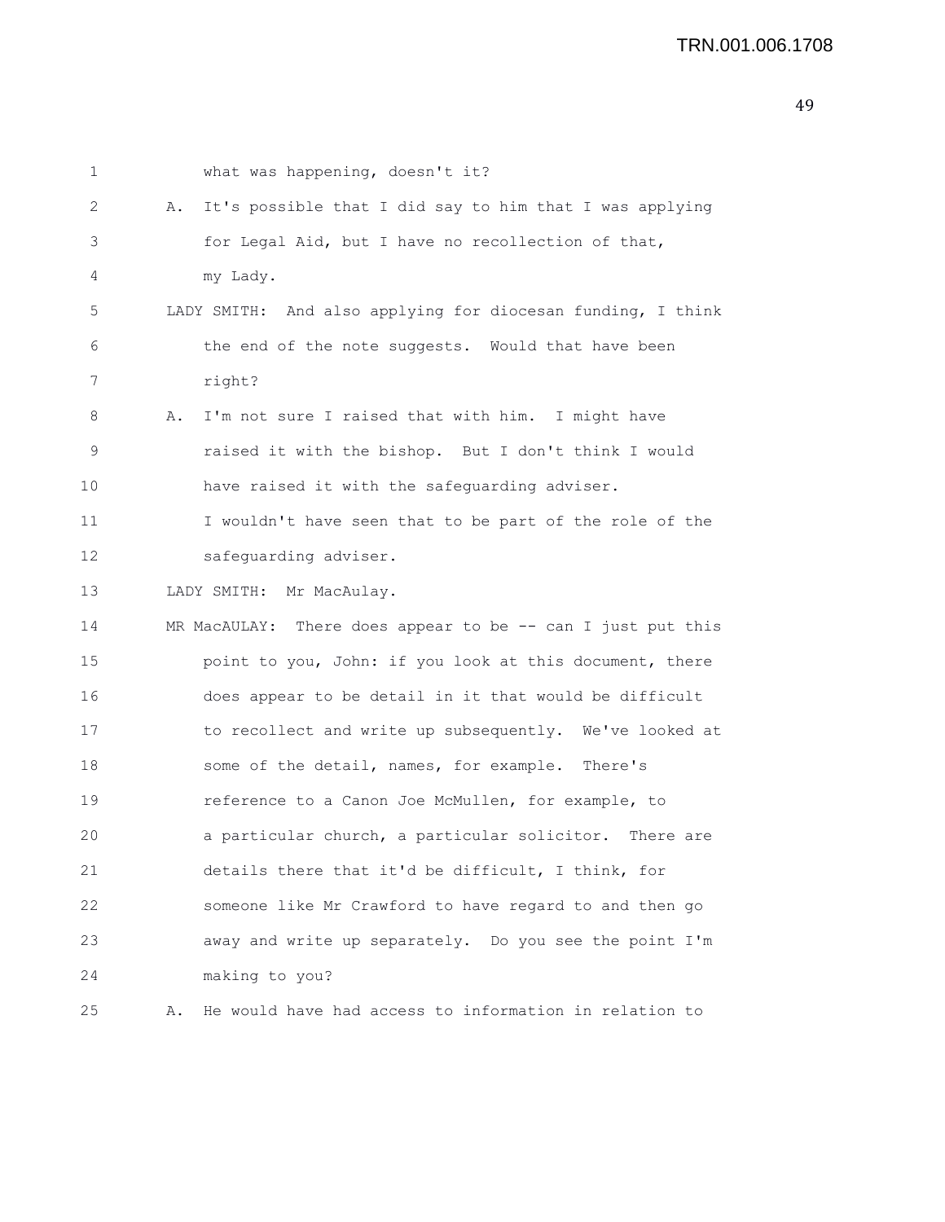1 what was happening, doesn't it?

2 A. It's possible that I did say to him that I was applying

3 for Legal Aid, but I have no recollection of that,

4 my Lady.

5 LADY SMITH: And also applying for diocesan funding, I think

6 the end of the note suggests. Would that have been

7 right?

8 A. I'm not sure I raised that with him. I might have

9 raised it with the bishop. But I don't think I would

10 have raised it with the safeguarding adviser.

11 I wouldn't have seen that to be part of the role of the

12 safeguarding adviser.

13 LADY SMITH: Mr MacAulay.

14 MR MacAULAY: There does appear to be -- can I just put this

15 point to you, John: if you look at this document, there

16 does appear to be detail in it that would be difficult

17 to recollect and write up subsequently. We've looked at

18 some of the detail, names, for example. There's

19 reference to a Canon Joe McMullen, for example, to

20 a particular church, a particular solicitor. There are

21 details there that it'd be difficult, I think, for

22 someone like Mr Crawford to have regard to and then go

23 away and write up separately. Do you see the point I'm

24 making to you?

25 A. He would have had access to information in relation to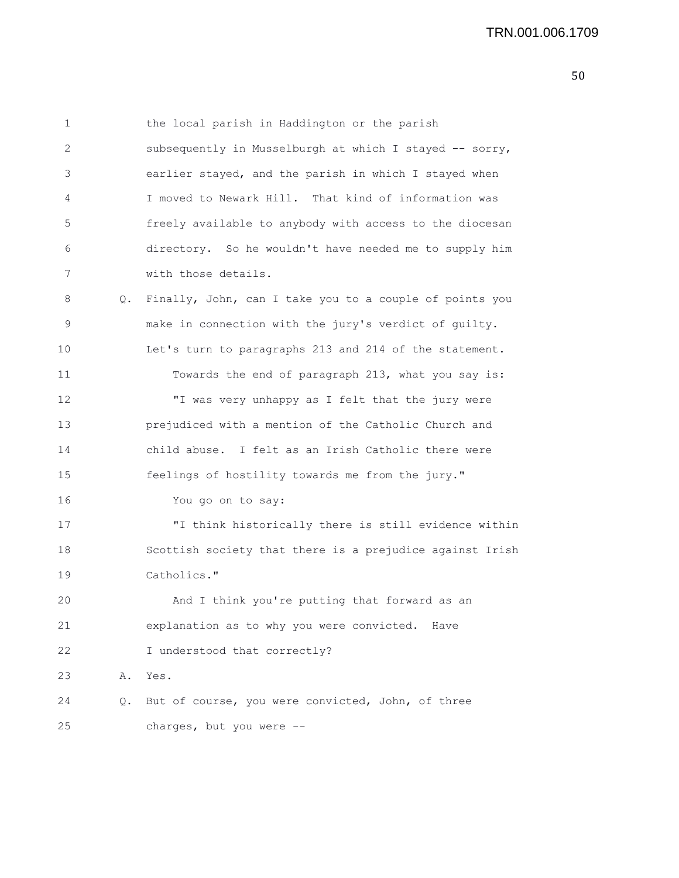the local parish in Haddington or the parish subsequently in Musselburgh at which I stayed -- sorry, earlier stayed, and the parish in which I stayed when I moved to Newark Hill. That kind of information was freely available to anybody with access to the diocesan directory. So he wouldn't have needed me to supply him with those details.

Q. Finally, John, can I take you to a couple of points you make in connection with the jury's verdict of guilty. Let's turn to paragraphs 213 and 214 of the statement.

Towards the end of paragraph 213, what you say is:

"I was very unhappy as I felt that the jury were prejudiced with a mention of the Catholic Church and child abuse. I felt as an Irish Catholic there were feelings of hostility towards me from the jury."

You go on to say:

"I think historically there is still evidence within Scottish society that there is a prejudice against Irish Catholics."

And I think you're putting that forward as an explanation as to why you were convicted. Have I understood that correctly?

A. Yes.

Q. But of course, you were convicted, John, of three charges, but you were --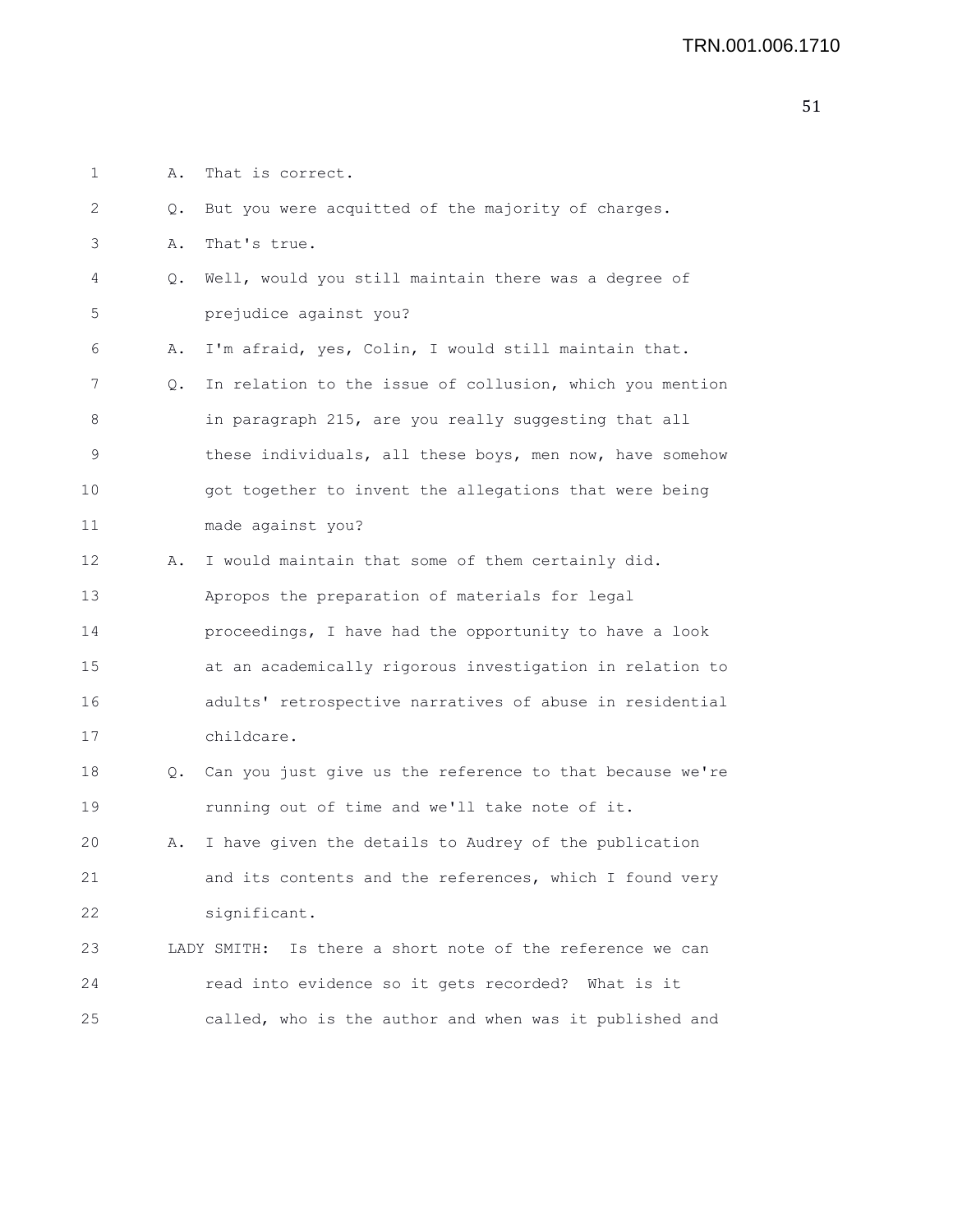1 A. That is correct.

2 Q. But you were acquitted of the majority of charges.

3 A. That's true.

4 Q. Well, would you still maintain there was a degree of

5 prejudice against you?

6 A. I'm afraid, yes, Colin, I would still maintain that.

7 Q. In relation to the issue of collusion, which you mention

8 in paragraph 215, are you really suggesting that all

9 these individuals, all these boys, men now, have somehow

10 got together to invent the allegations that were being

11 made against you?

12 A. I would maintain that some of them certainly did.

13 Apropos the preparation of materials for legal

14 proceedings, I have had the opportunity to have a look

15 at an academically rigorous investigation in relation to

16 adults' retrospective narratives of abuse in residential

17 childcare.

18 Q. Can you just give us the reference to that because we're

19 running out of time and we'll take note of it.

20 A. I have given the details to Audrey of the publication

21 and its contents and the references, which I found very

22 significant.

23 LADY SMITH: Is there a short note of the reference we can

24 read into evidence so it gets recorded? What is it

25 called, who is the author and when was it published and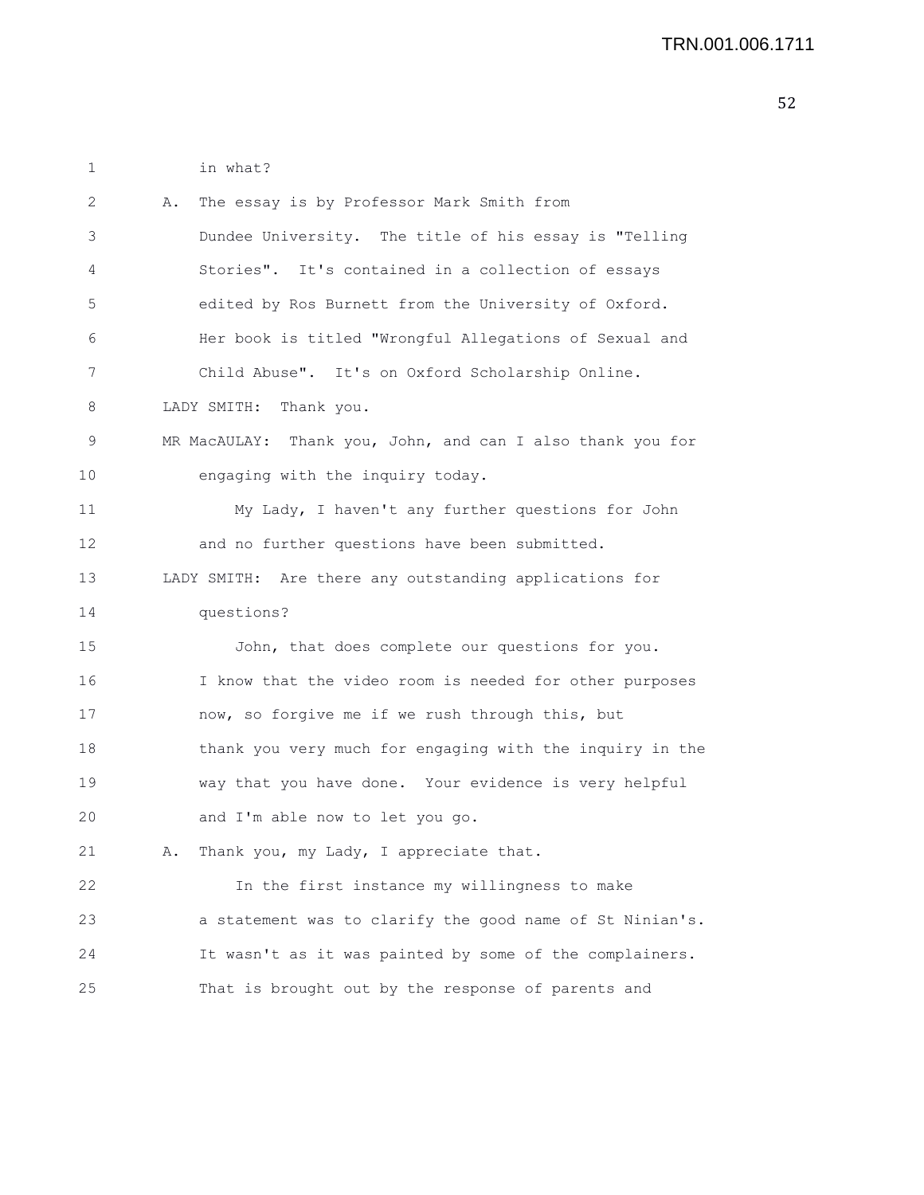1 in what?

2 A. The essay is by Professor Mark Smith from

3 Dundee University. The title of his essay is "Telling

4 Stories". It's contained in a collection of essays

5 edited by Ros Burnett from the University of Oxford.

6 Her book is titled "Wrongful Allegations of Sexual and

7 Child Abuse". It's on Oxford Scholarship Online.

8 LADY SMITH: Thank you.

9 MR MacAULAY: Thank you, John, and can I also thank you for

10 engaging with the inquiry today.

11 My Lady, I haven't any further questions for John

12 and no further questions have been submitted.

13 LADY SMITH: Are there any outstanding applications for

14 questions?

15 John, that does complete our questions for you.

16 I know that the video room is needed for other purposes

17 now, so forgive me if we rush through this, but

18 thank you very much for engaging with the inquiry in the

19 way that you have done. Your evidence is very helpful

20 and I'm able now to let you go.

21 A. Thank you, my Lady, I appreciate that.

22 In the first instance my willingness to make

23 a statement was to clarify the good name of St Ninian's.

24 It wasn't as it was painted by some of the complainers.

25 That is brought out by the response of parents and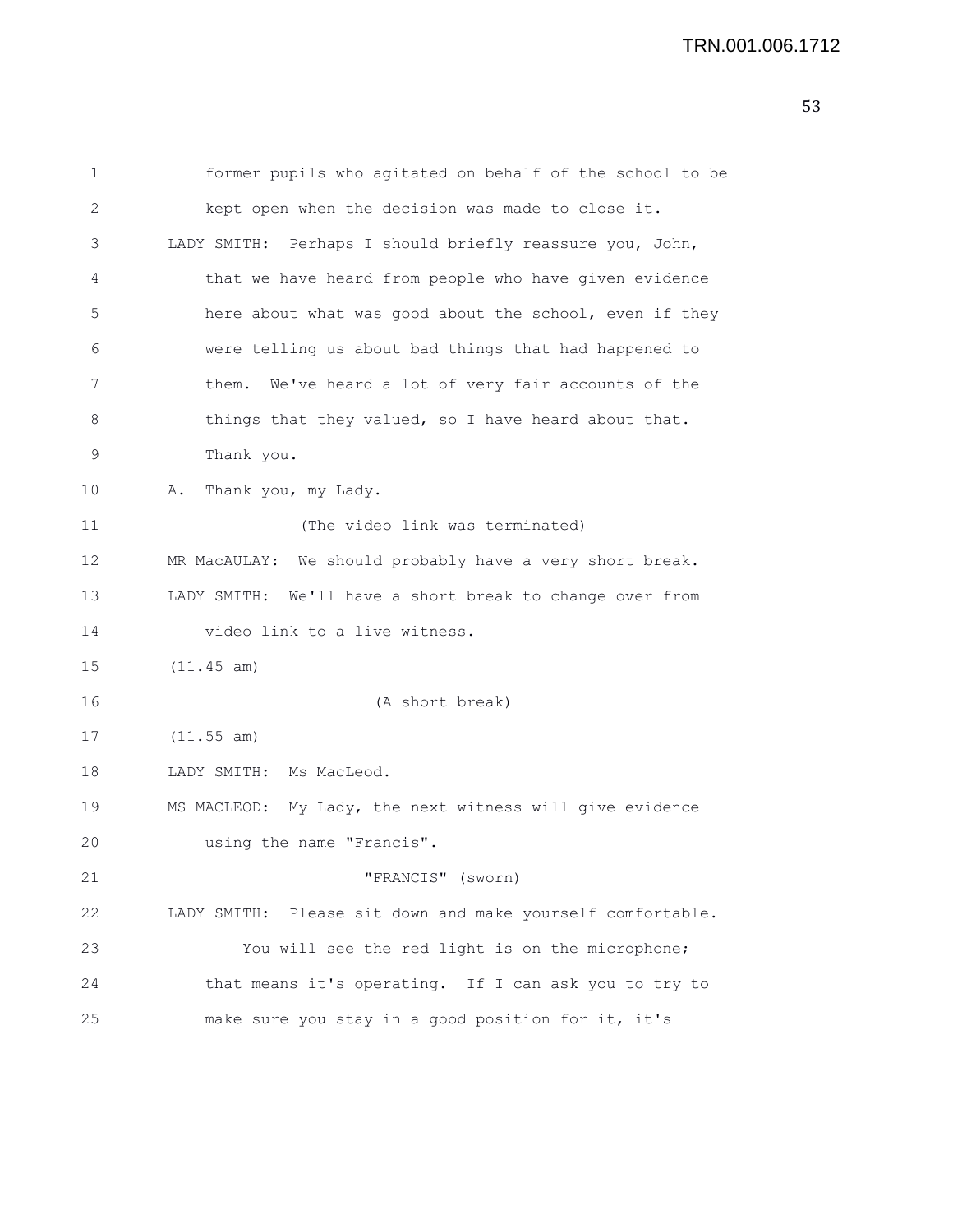1 former pupils who agitated on behalf of the school to be
2 kept open when the decision was made to close it.
3 LADY SMITH: Perhaps I should briefly reassure you, John,
4 that we have heard from people who have given evidence
5 here about what was good about the school, even if they
6 were telling us about bad things that had happened to
7 them. We've heard a lot of very fair accounts of the
8 things that they valued, so I have heard about that.
9 Thank you.
10 A. Thank you, my Lady.
11 (The video link was terminated)
12 MR MacAULAY: We should probably have a very short break.
13 LADY SMITH: We'll have a short break to change over from
14 video link to a live witness.
15 (11.45 am)
16 (A short break)
17 (11.55 am)
18 LADY SMITH: Ms MacLeod.
19 MS MACLEOD: My Lady, the next witness will give evidence
20 using the name "Francis".
21 "FRANCIS" (sworn)
22 LADY SMITH: Please sit down and make yourself comfortable.
23 You will see the red light is on the microphone;
24 that means it's operating. If I can ask you to try to
25 make sure you stay in a good position for it, it's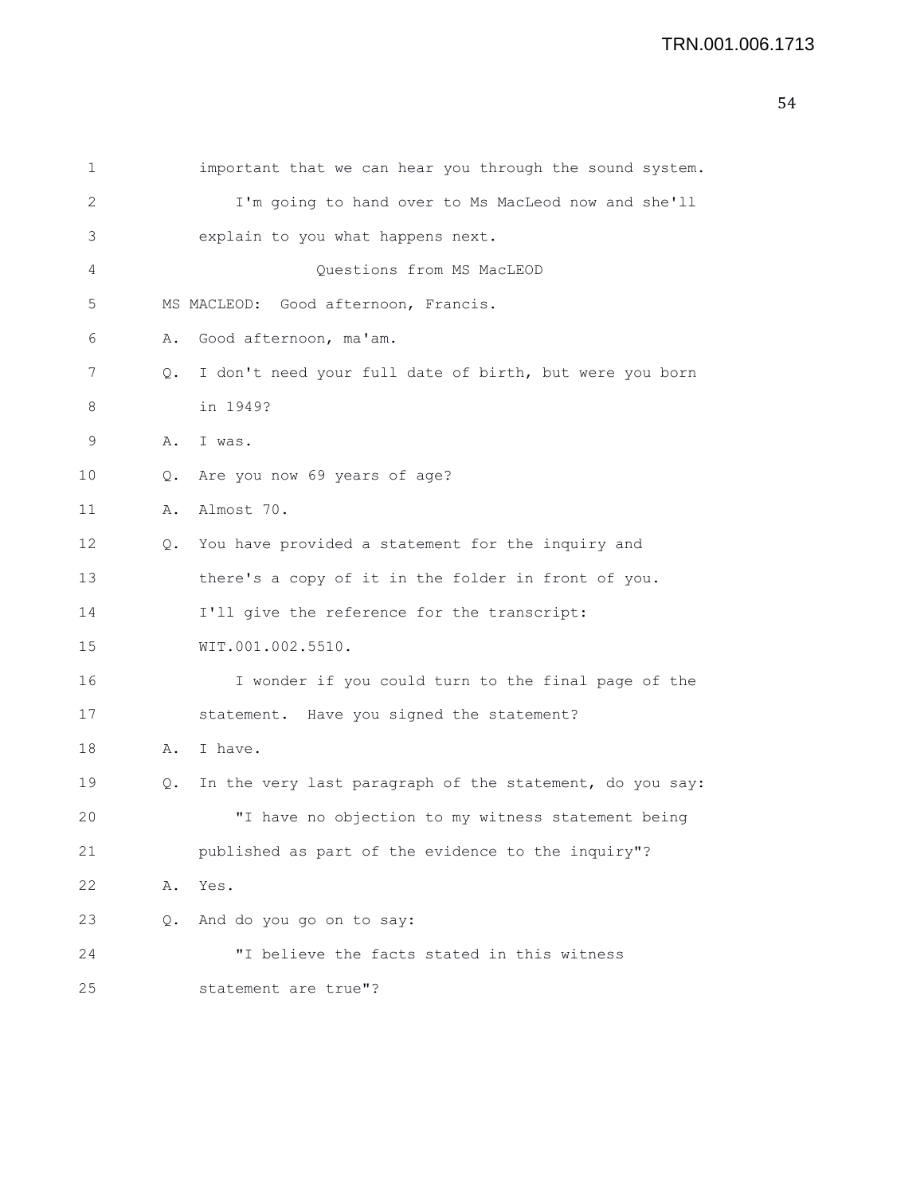important that we can hear you through the sound system.

I'm going to hand over to Ms MacLeod now and she'll explain to you what happens next.

Questions from MS MacLEOD

MS MACLEOD: Good afternoon, Francis.

A. Good afternoon, ma'am.

Q. I don't need your full date of birth, but were you born in 1949?

A. I was.

Q. Are you now 69 years of age?

A. Almost 70.

Q. You have provided a statement for the inquiry and there's a copy of it in the folder in front of you. I'll give the reference for the transcript: WIT.001.002.5510.

I wonder if you could turn to the final page of the statement. Have you signed the statement?

A. I have.

Q. In the very last paragraph of the statement, do you say:

"I have no objection to my witness statement being published as part of the evidence to the inquiry"?

A. Yes.

Q. And do you go on to say:

"I believe the facts stated in this witness statement are true"?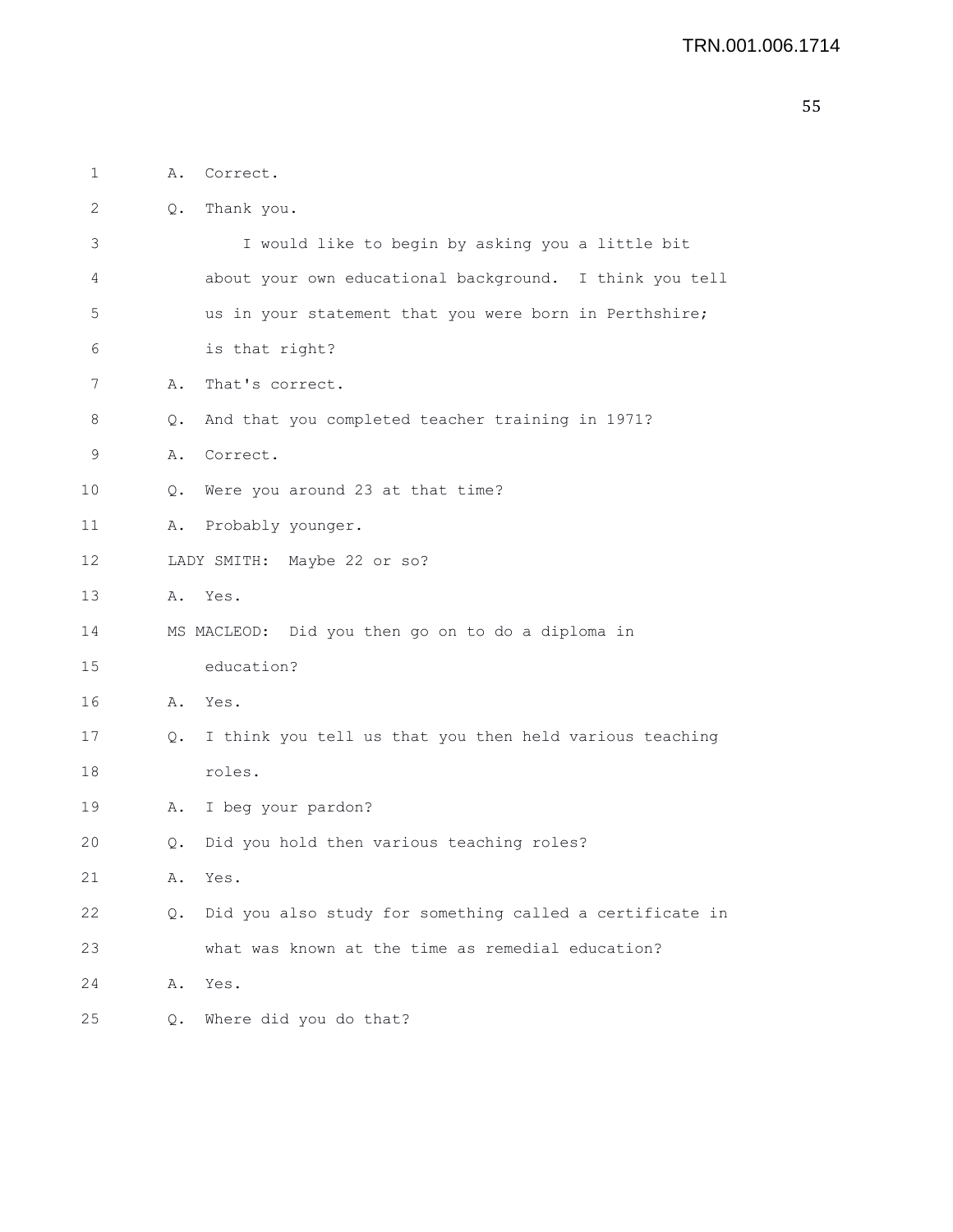1 A. Correct.

2 Q. Thank you.

3 I would like to begin by asking you a little bit

4 about your own educational background. I think you tell

5 us in your statement that you were born in Perthshire;

6 is that right?

7 A. That's correct.

8 Q. And that you completed teacher training in 1971?

9 A. Correct.

10 Q. Were you around 23 at that time?

11 A. Probably younger.

12 LADY SMITH: Maybe 22 or so?

13 A. Yes.

14 MS MACLEOD: Did you then go on to do a diploma in

15 education?

16 A. Yes.

17 Q. I think you tell us that you then held various teaching

18 roles.

19 A. I beg your pardon?

20 Q. Did you hold then various teaching roles?

21 A. Yes.

22 Q. Did you also study for something called a certificate in

23 what was known at the time as remedial education?

24 A. Yes.

25 Q. Where did you do that?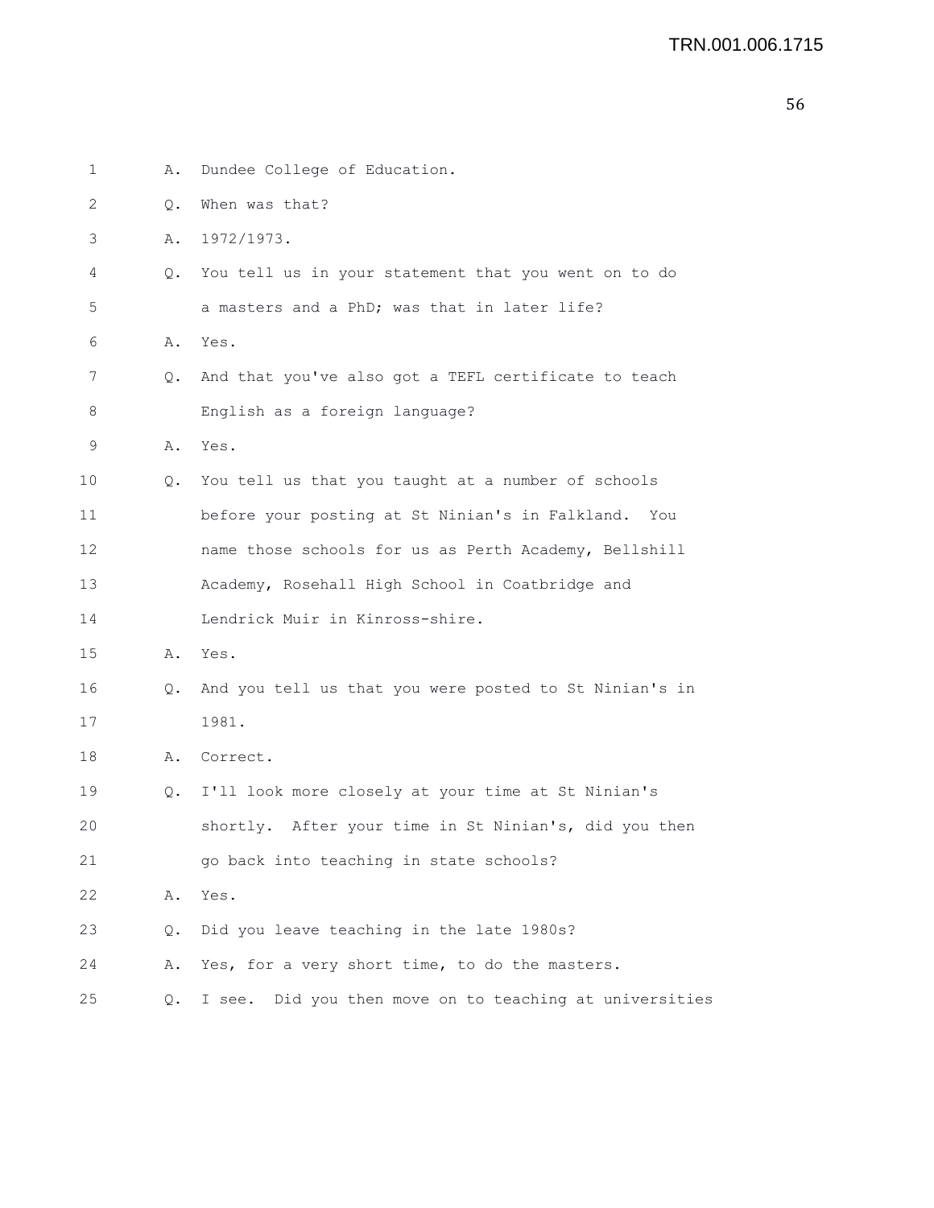1 A. Dundee College of Education.

2 Q. When was that?

3 A. 1972/1973.

4 Q. You tell us in your statement that you went on to do

5 a masters and a PhD; was that in later life?

6 A. Yes.

7 Q. And that you've also got a TEFL certificate to teach

8 English as a foreign language?

9 A. Yes.

10 Q. You tell us that you taught at a number of schools

11 before your posting at St Ninian's in Falkland. You

12 name those schools for us as Perth Academy, Bellshill

13 Academy, Rosehall High School in Coatbridge and

14 Lendrick Muir in Kinross-shire.

15 A. Yes.

16 Q. And you tell us that you were posted to St Ninian's in

17 1981.

18 A. Correct.

19 Q. I'll look more closely at your time at St Ninian's

20 shortly. After your time in St Ninian's, did you then

21 go back into teaching in state schools?

22 A. Yes.

23 Q. Did you leave teaching in the late 1980s?

24 A. Yes, for a very short time, to do the masters.

25 Q. I see. Did you then move on to teaching at universities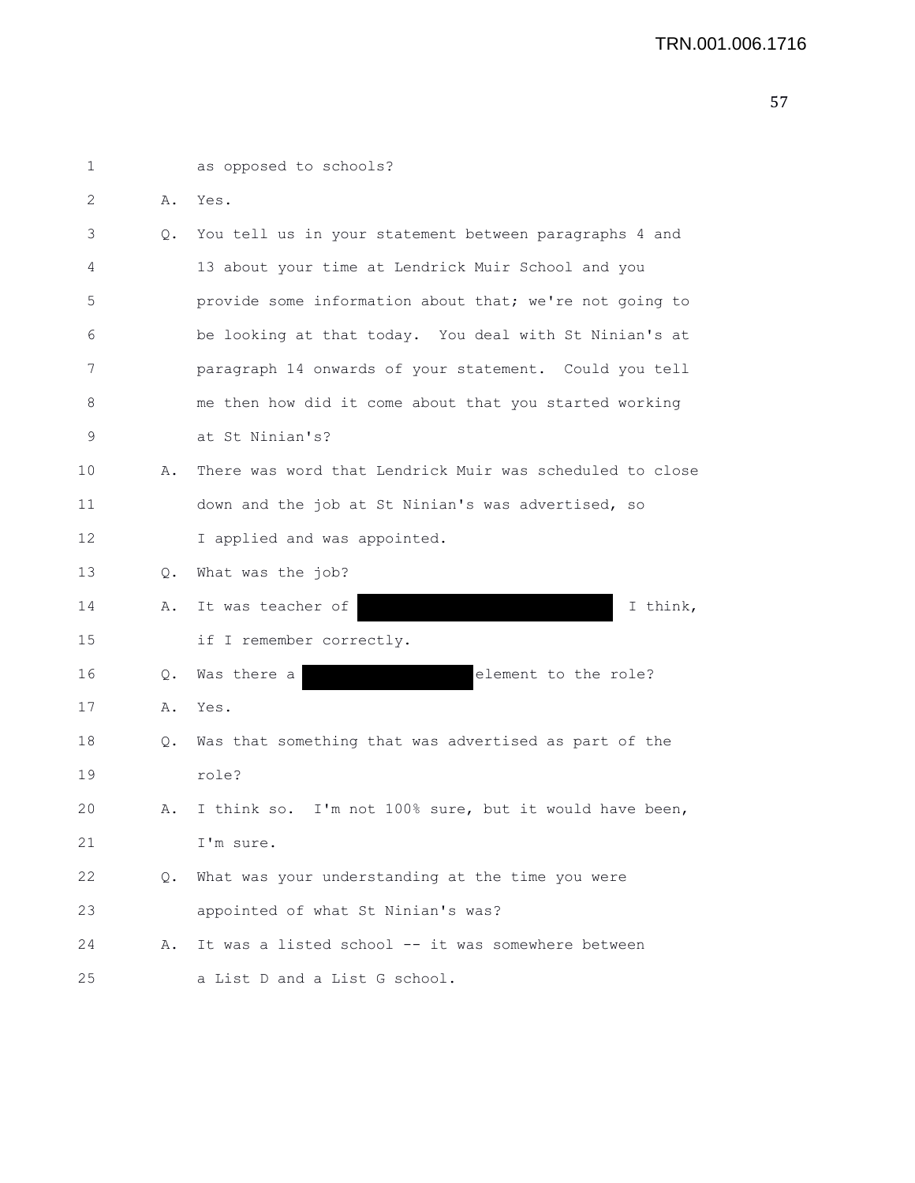1 as opposed to schools?

2 A. Yes.

3 Q. You tell us in your statement between paragraphs 4 and

4 13 about your time at Lendrick Muir School and you

5 provide some information about that; we're not going to

6 be looking at that today. You deal with St Ninian's at

7 paragraph 14 onwards of your statement. Could you tell

8 me then how did it come about that you started working

9 at St Ninian's?

10 A. There was word that Lendrick Muir was scheduled to close

11 down and the job at St Ninian's was advertised, so

12 I applied and was appointed.

13 Q. What was the job?

14 A. It was teacher of [redacted] I think,

15 if I remember correctly.

16 Q. Was there a [redacted] element to the role?

17 A. Yes.

18 Q. Was that something that was advertised as part of the

19 role?

20 A. I think so. I'm not 100% sure, but it would have been,

21 I'm sure.

22 Q. What was your understanding at the time you were

23 appointed of what St Ninian's was?

24 A. It was a listed school -- it was somewhere between

25 a List D and a List G school.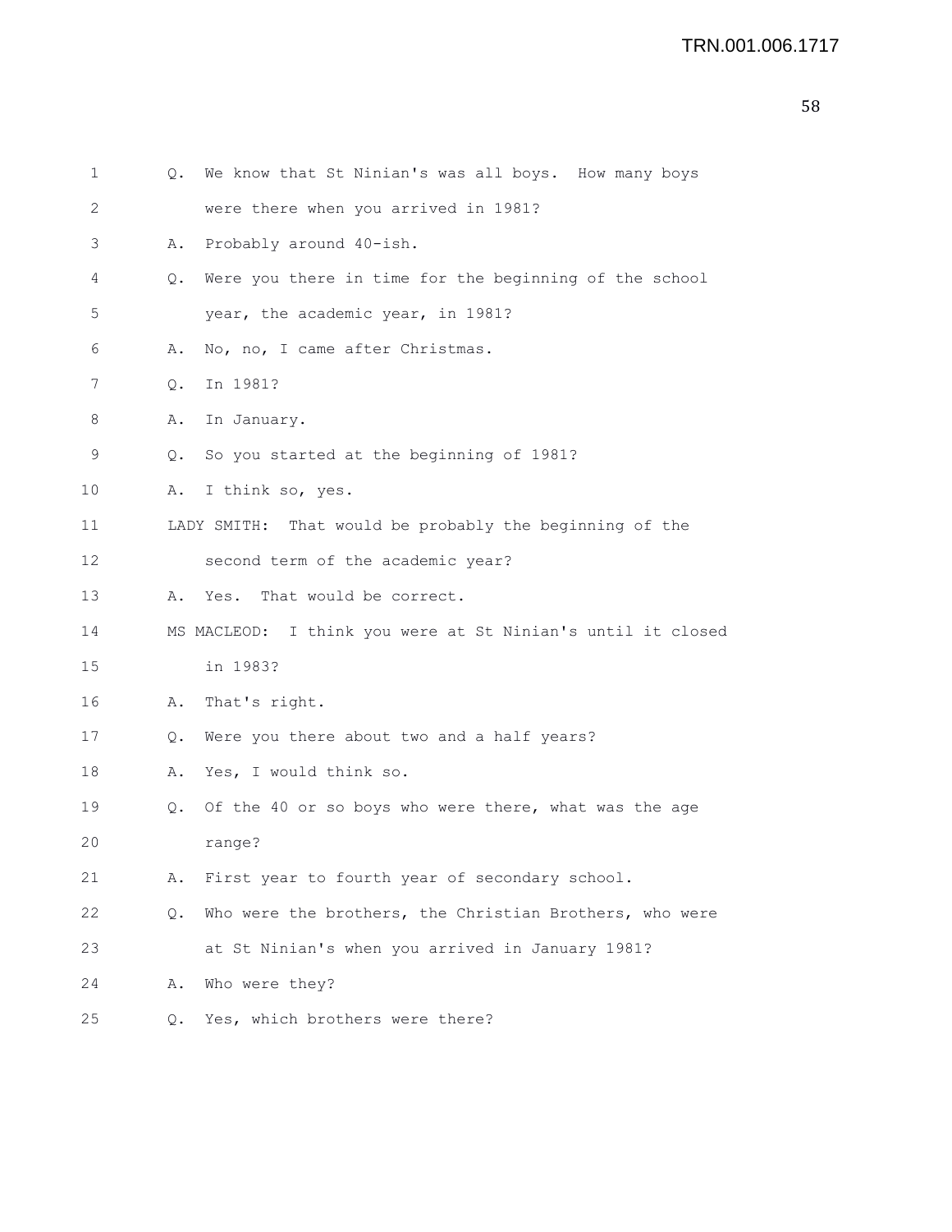Q. We know that St Ninian's was all boys. How many boys were there when you arrived in 1981?

A. Probably around 40-ish.

Q. Were you there in time for the beginning of the school year, the academic year, in 1981?

A. No, no, I came after Christmas.

Q. In 1981?

A. In January.

Q. So you started at the beginning of 1981?

A. I think so, yes.

LADY SMITH: That would be probably the beginning of the second term of the academic year?

A. Yes. That would be correct.

MS MACLEOD: I think you were at St Ninian's until it closed in 1983?

A. That's right.

Q. Were you there about two and a half years?

A. Yes, I would think so.

Q. Of the 40 or so boys who were there, what was the age range?

A. First year to fourth year of secondary school.

Q. Who were the brothers, the Christian Brothers, who were at St Ninian's when you arrived in January 1981?

A. Who were they?

Q. Yes, which brothers were there?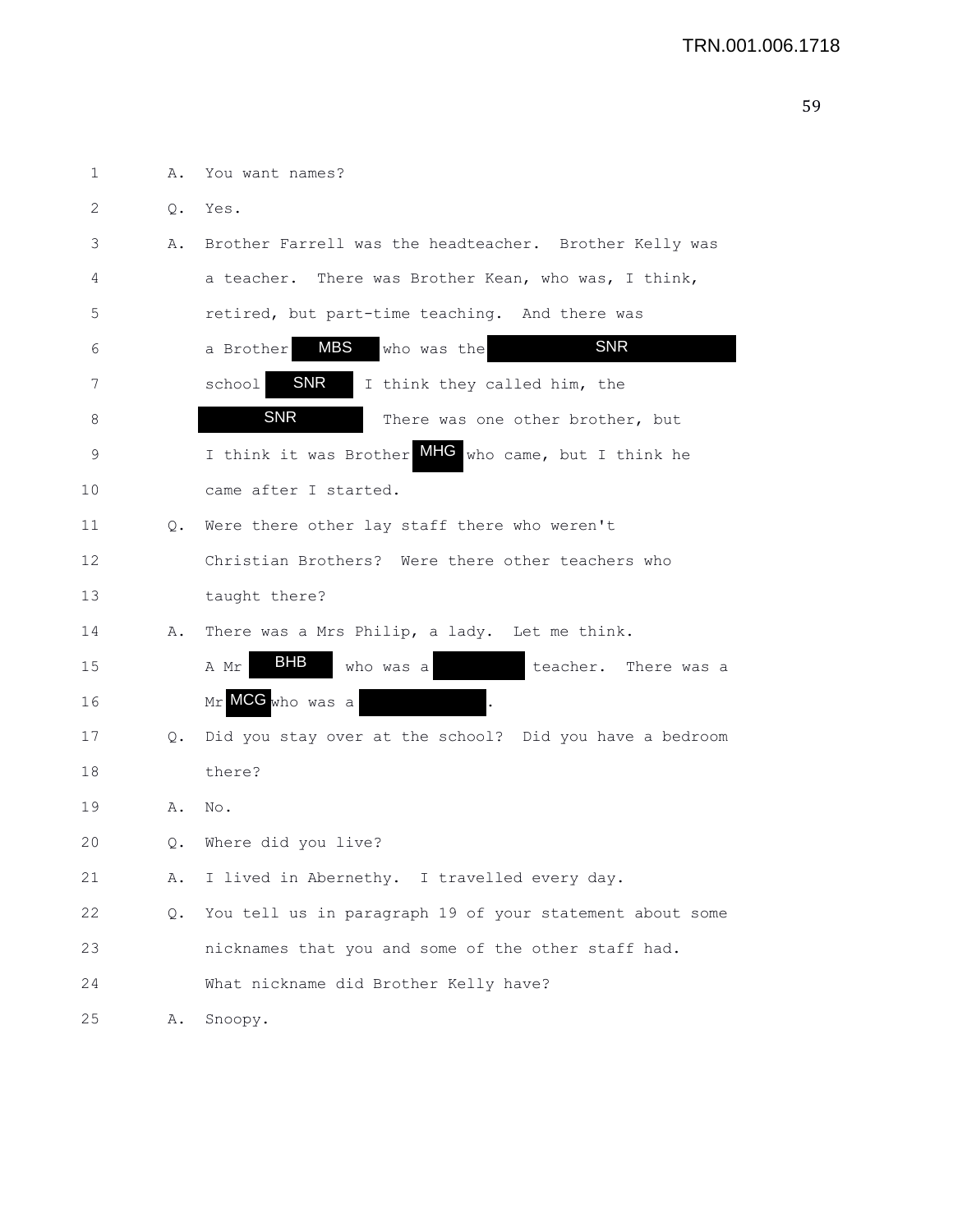1 A. You want names?

2 Q. Yes.

3 A. Brother Farrell was the headteacher. Brother Kelly was

4 a teacher. There was Brother Kean, who was, I think,

5 retired, but part-time teaching. And there was

6 a Brother MBS who was the SNR

7 school SNR I think they called him, the

8 SNR There was one other brother, but

9 I think it was Brother MHG who came, but I think he

10 came after I started.

11 Q. Were there other lay staff there who weren't

12 Christian Brothers? Were there other teachers who

13 taught there?

14 A. There was a Mrs Philip, a lady. Let me think.

15 A Mr BHB who was a teacher. There was a

16 Mr MCG who was a .

17 Q. Did you stay over at the school? Did you have a bedroom

18 there?

19 A. No.

20 Q. Where did you live?

21 A. I lived in Abernethy. I travelled every day.

22 Q. You tell us in paragraph 19 of your statement about some

23 nicknames that you and some of the other staff had.

24 What nickname did Brother Kelly have?

25 A. Snoopy.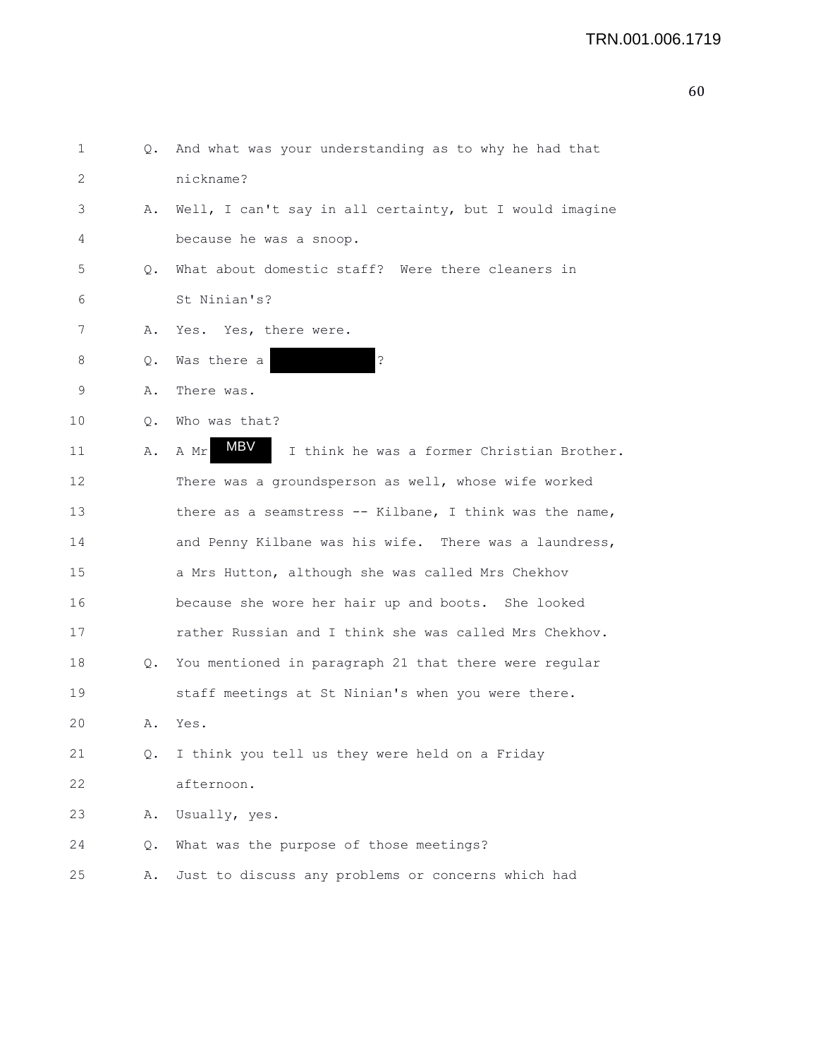1 Q. And what was your understanding as to why he had that
2 nickname?

3 A. Well, I can't say in all certainty, but I would imagine
4 because he was a snoop.

5 Q. What about domestic staff? Were there cleaners in
6 St Ninian's?

7 A. Yes. Yes, there were.

8 Q. Was there a ██████████?

9 A. There was.

10 Q. Who was that?

11 A. A Mr MBV I think he was a former Christian Brother.
12 There was a groundsperson as well, whose wife worked
13 there as a seamstress -- Kilbane, I think was the name,
14 and Penny Kilbane was his wife. There was a laundress,
15 a Mrs Hutton, although she was called Mrs Chekhov
16 because she wore her hair up and boots. She looked
17 rather Russian and I think she was called Mrs Chekhov.

18 Q. You mentioned in paragraph 21 that there were regular
19 staff meetings at St Ninian's when you were there.

20 A. Yes.

21 Q. I think you tell us they were held on a Friday
22 afternoon.

23 A. Usually, yes.

24 Q. What was the purpose of those meetings?

25 A. Just to discuss any problems or concerns which had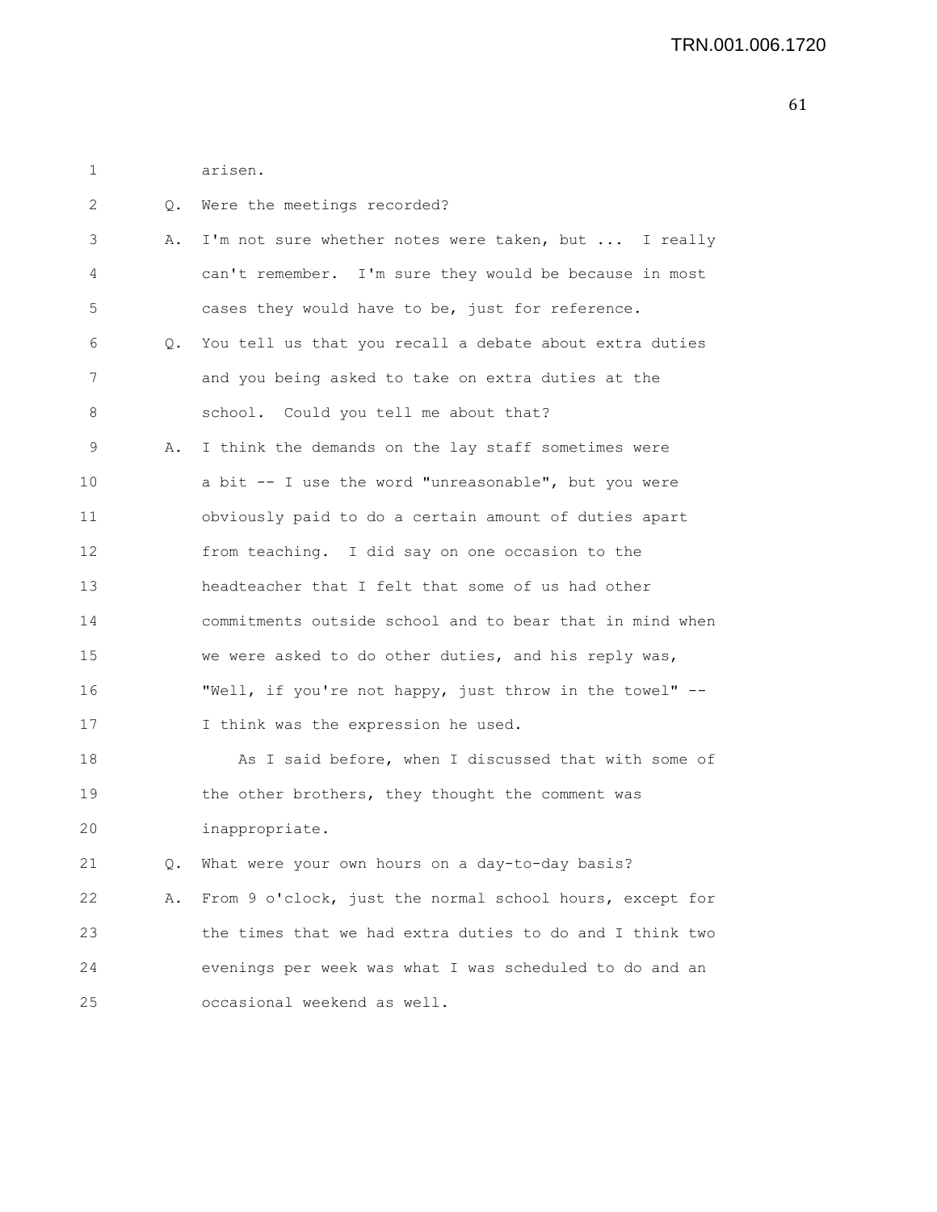arisen.

Q. Were the meetings recorded?

A. I'm not sure whether notes were taken, but ... I really can't remember. I'm sure they would be because in most cases they would have to be, just for reference.

Q. You tell us that you recall a debate about extra duties and you being asked to take on extra duties at the school. Could you tell me about that?

A. I think the demands on the lay staff sometimes were a bit -- I use the word "unreasonable", but you were obviously paid to do a certain amount of duties apart from teaching. I did say on one occasion to the headteacher that I felt that some of us had other commitments outside school and to bear that in mind when we were asked to do other duties, and his reply was, "Well, if you're not happy, just throw in the towel" -- I think was the expression he used.

As I said before, when I discussed that with some of the other brothers, they thought the comment was inappropriate.

Q. What were your own hours on a day-to-day basis?

A. From 9 o'clock, just the normal school hours, except for the times that we had extra duties to do and I think two evenings per week was what I was scheduled to do and an occasional weekend as well.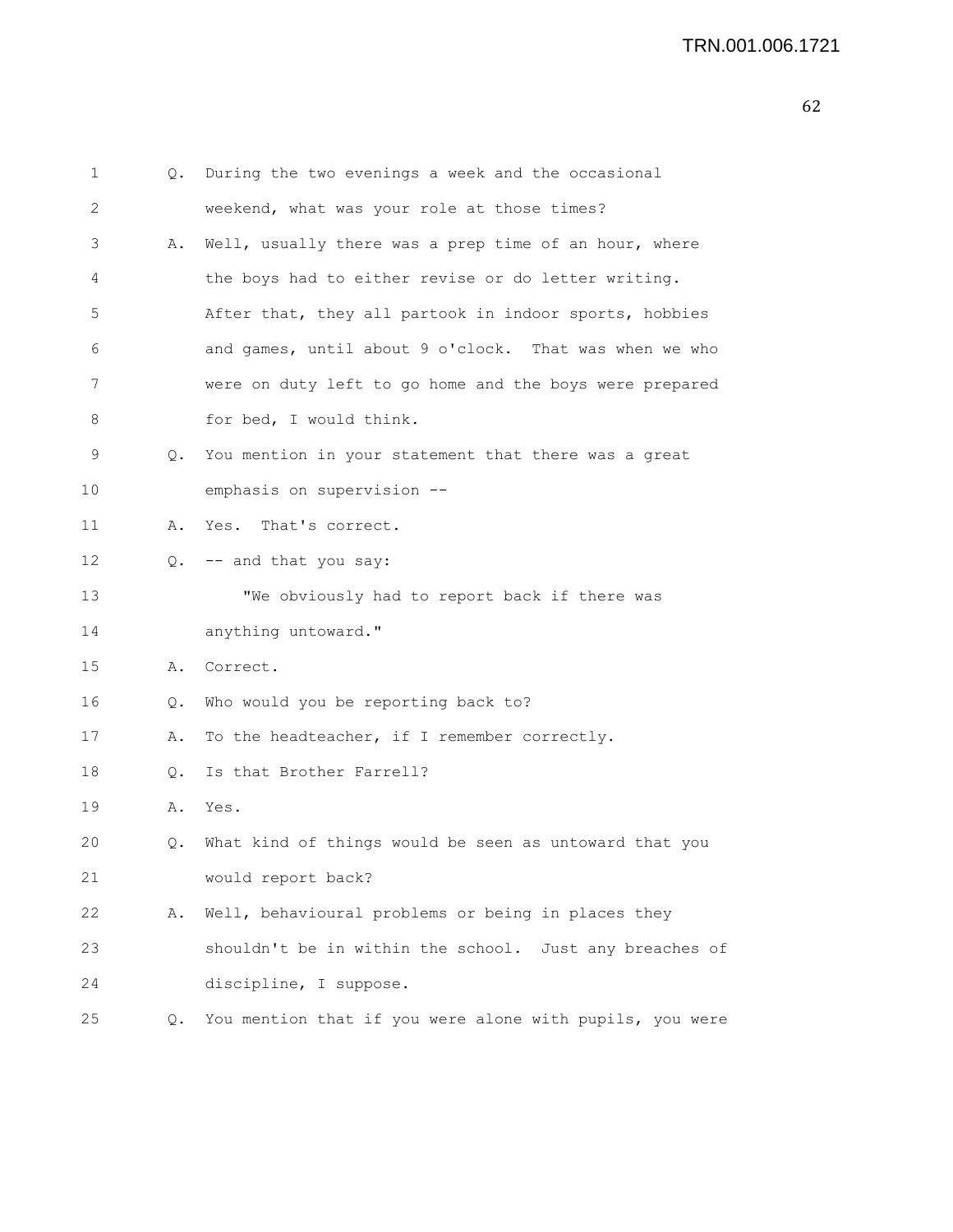1 Q. During the two evenings a week and the occasional
2 weekend, what was your role at those times?
3 A. Well, usually there was a prep time of an hour, where
4 the boys had to either revise or do letter writing.
5 After that, they all partook in indoor sports, hobbies
6 and games, until about 9 o'clock. That was when we who
7 were on duty left to go home and the boys were prepared
8 for bed, I would think.
9 Q. You mention in your statement that there was a great
10 emphasis on supervision --
11 A. Yes. That's correct.
12 Q. -- and that you say:
13 "We obviously had to report back if there was
14 anything untoward."
15 A. Correct.
16 Q. Who would you be reporting back to?
17 A. To the headteacher, if I remember correctly.
18 Q. Is that Brother Farrell?
19 A. Yes.
20 Q. What kind of things would be seen as untoward that you
21 would report back?
22 A. Well, behavioural problems or being in places they
23 shouldn't be in within the school. Just any breaches of
24 discipline, I suppose.
25 Q. You mention that if you were alone with pupils, you were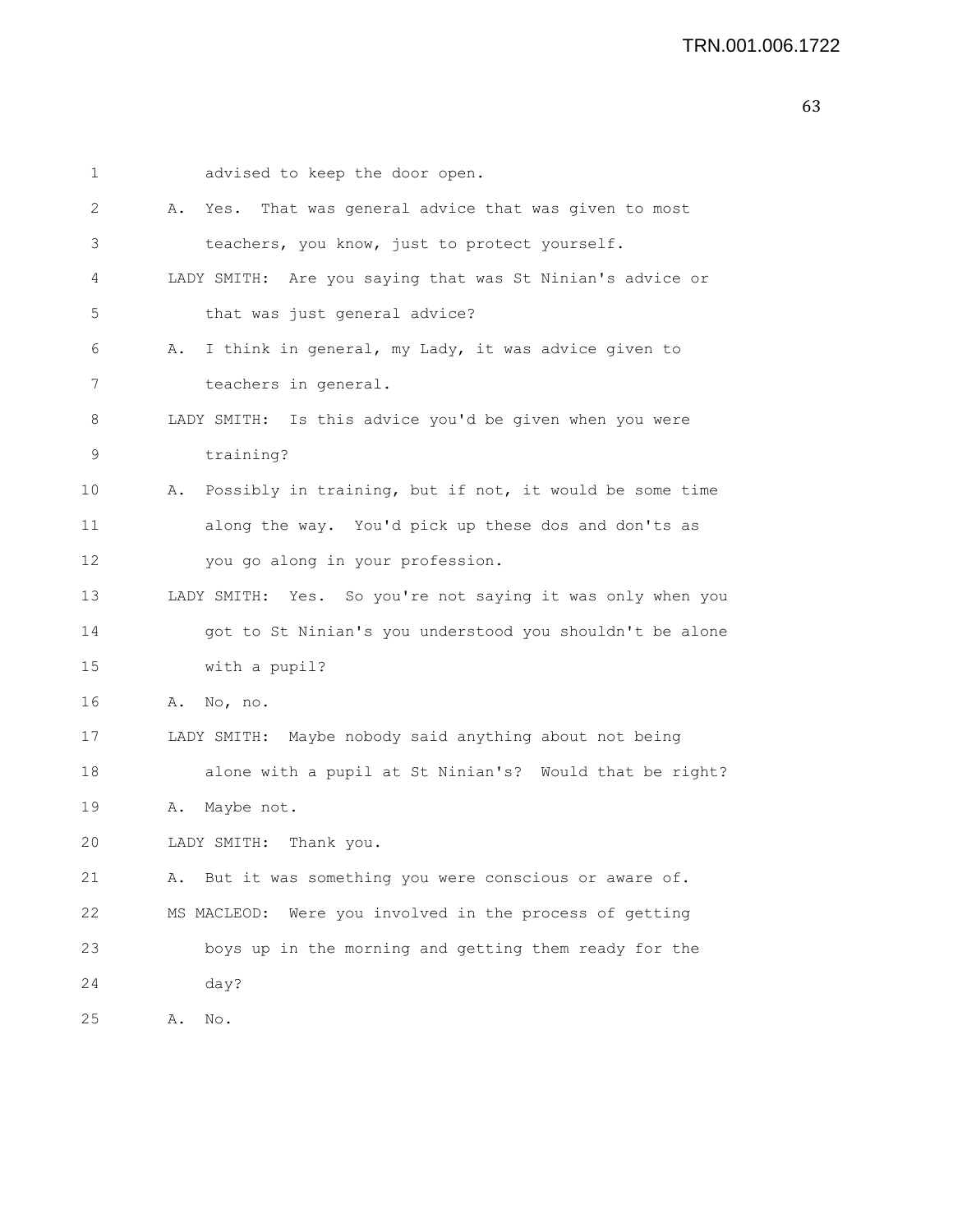1 advised to keep the door open.

2 A. Yes. That was general advice that was given to most

3 teachers, you know, just to protect yourself.

4 LADY SMITH: Are you saying that was St Ninian's advice or

5 that was just general advice?

6 A. I think in general, my Lady, it was advice given to

7 teachers in general.

8 LADY SMITH: Is this advice you'd be given when you were

9 training?

10 A. Possibly in training, but if not, it would be some time

11 along the way. You'd pick up these dos and don'ts as

12 you go along in your profession.

13 LADY SMITH: Yes. So you're not saying it was only when you

14 got to St Ninian's you understood you shouldn't be alone

15 with a pupil?

16 A. No, no.

17 LADY SMITH: Maybe nobody said anything about not being

18 alone with a pupil at St Ninian's? Would that be right?

19 A. Maybe not.

20 LADY SMITH: Thank you.

21 A. But it was something you were conscious or aware of.

22 MS MACLEOD: Were you involved in the process of getting

23 boys up in the morning and getting them ready for the

24 day?

25 A. No.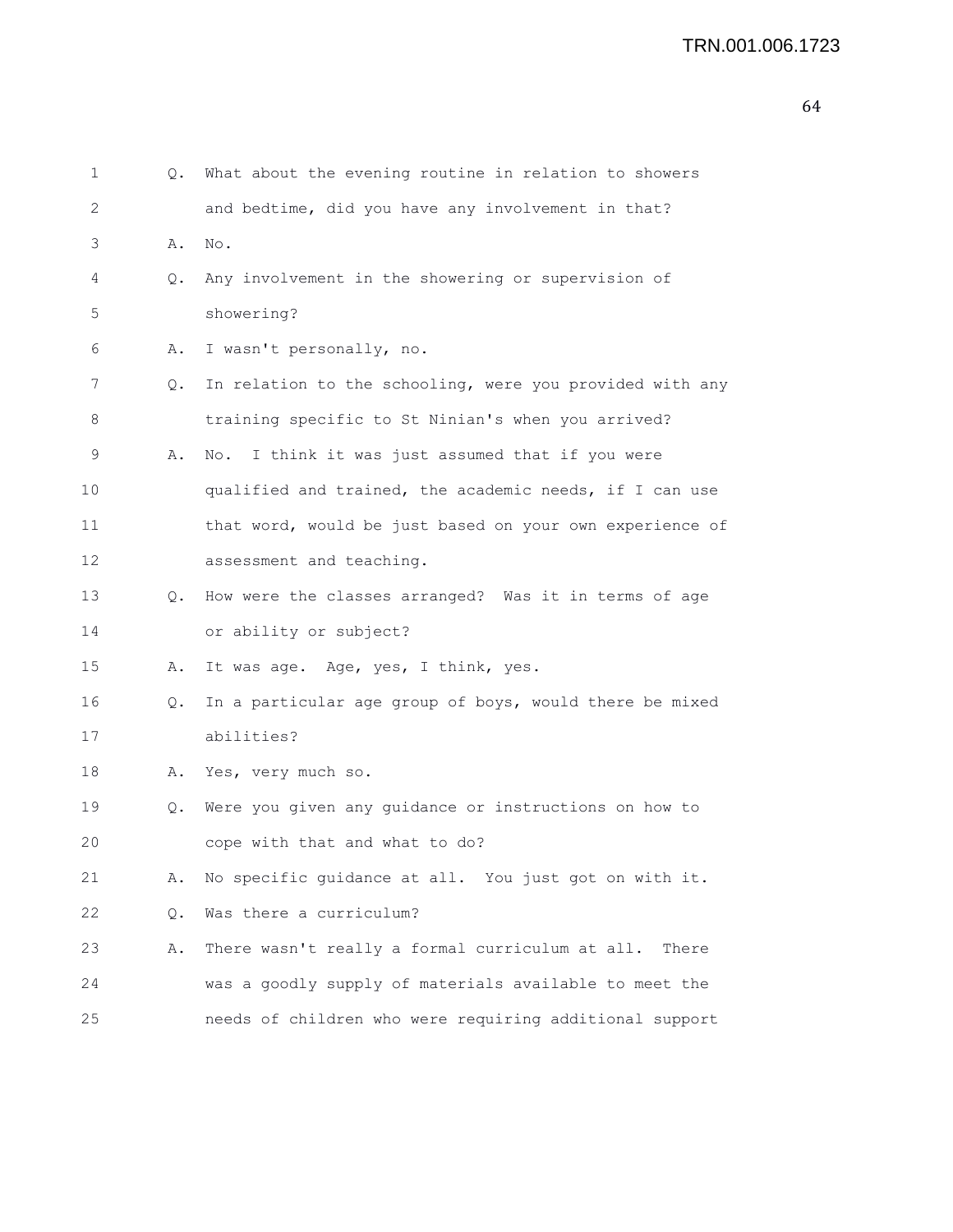1 Q. What about the evening routine in relation to showers
2 and bedtime, did you have any involvement in that?
3 A. No.
4 Q. Any involvement in the showering or supervision of
5 showering?
6 A. I wasn't personally, no.
7 Q. In relation to the schooling, were you provided with any
8 training specific to St Ninian's when you arrived?
9 A. No. I think it was just assumed that if you were
10 qualified and trained, the academic needs, if I can use
11 that word, would be just based on your own experience of
12 assessment and teaching.
13 Q. How were the classes arranged? Was it in terms of age
14 or ability or subject?
15 A. It was age. Age, yes, I think, yes.
16 Q. In a particular age group of boys, would there be mixed
17 abilities?
18 A. Yes, very much so.
19 Q. Were you given any guidance or instructions on how to
20 cope with that and what to do?
21 A. No specific guidance at all. You just got on with it.
22 Q. Was there a curriculum?
23 A. There wasn't really a formal curriculum at all. There
24 was a goodly supply of materials available to meet the
25 needs of children who were requiring additional support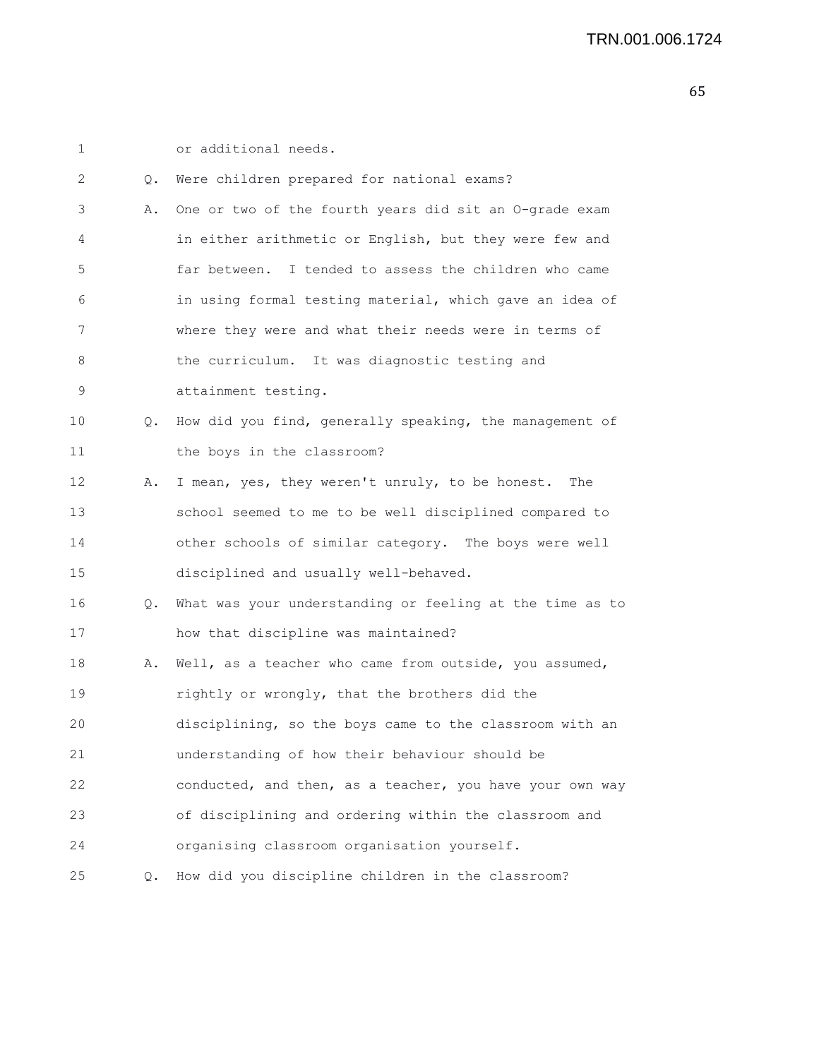or additional needs.

Q. Were children prepared for national exams?

A. One or two of the fourth years did sit an O-grade exam in either arithmetic or English, but they were few and far between. I tended to assess the children who came in using formal testing material, which gave an idea of where they were and what their needs were in terms of the curriculum. It was diagnostic testing and attainment testing.

Q. How did you find, generally speaking, the management of the boys in the classroom?

A. I mean, yes, they weren't unruly, to be honest. The school seemed to me to be well disciplined compared to other schools of similar category. The boys were well disciplined and usually well-behaved.

Q. What was your understanding or feeling at the time as to how that discipline was maintained?

A. Well, as a teacher who came from outside, you assumed, rightly or wrongly, that the brothers did the disciplining, so the boys came to the classroom with an understanding of how their behaviour should be conducted, and then, as a teacher, you have your own way of disciplining and ordering within the classroom and organising classroom organisation yourself.

Q. How did you discipline children in the classroom?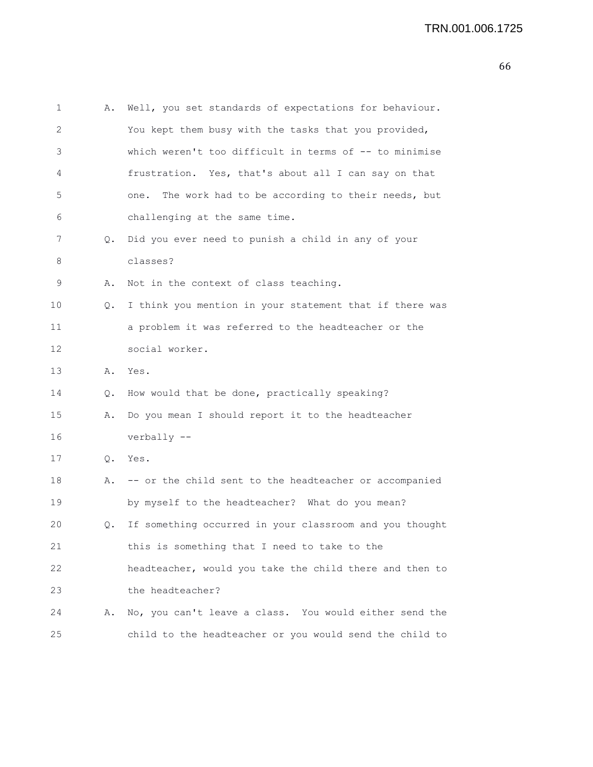1 A. Well, you set standards of expectations for behaviour.
2 You kept them busy with the tasks that you provided,
3 which weren't too difficult in terms of -- to minimise
4 frustration. Yes, that's about all I can say on that
5 one. The work had to be according to their needs, but
6 challenging at the same time.
7 Q. Did you ever need to punish a child in any of your
8 classes?
9 A. Not in the context of class teaching.
10 Q. I think you mention in your statement that if there was
11 a problem it was referred to the headteacher or the
12 social worker.
13 A. Yes.
14 Q. How would that be done, practically speaking?
15 A. Do you mean I should report it to the headteacher
16 verbally --
17 Q. Yes.
18 A. -- or the child sent to the headteacher or accompanied
19 by myself to the headteacher? What do you mean?
20 Q. If something occurred in your classroom and you thought
21 this is something that I need to take to the
22 headteacher, would you take the child there and then to
23 the headteacher?
24 A. No, you can't leave a class. You would either send the
25 child to the headteacher or you would send the child to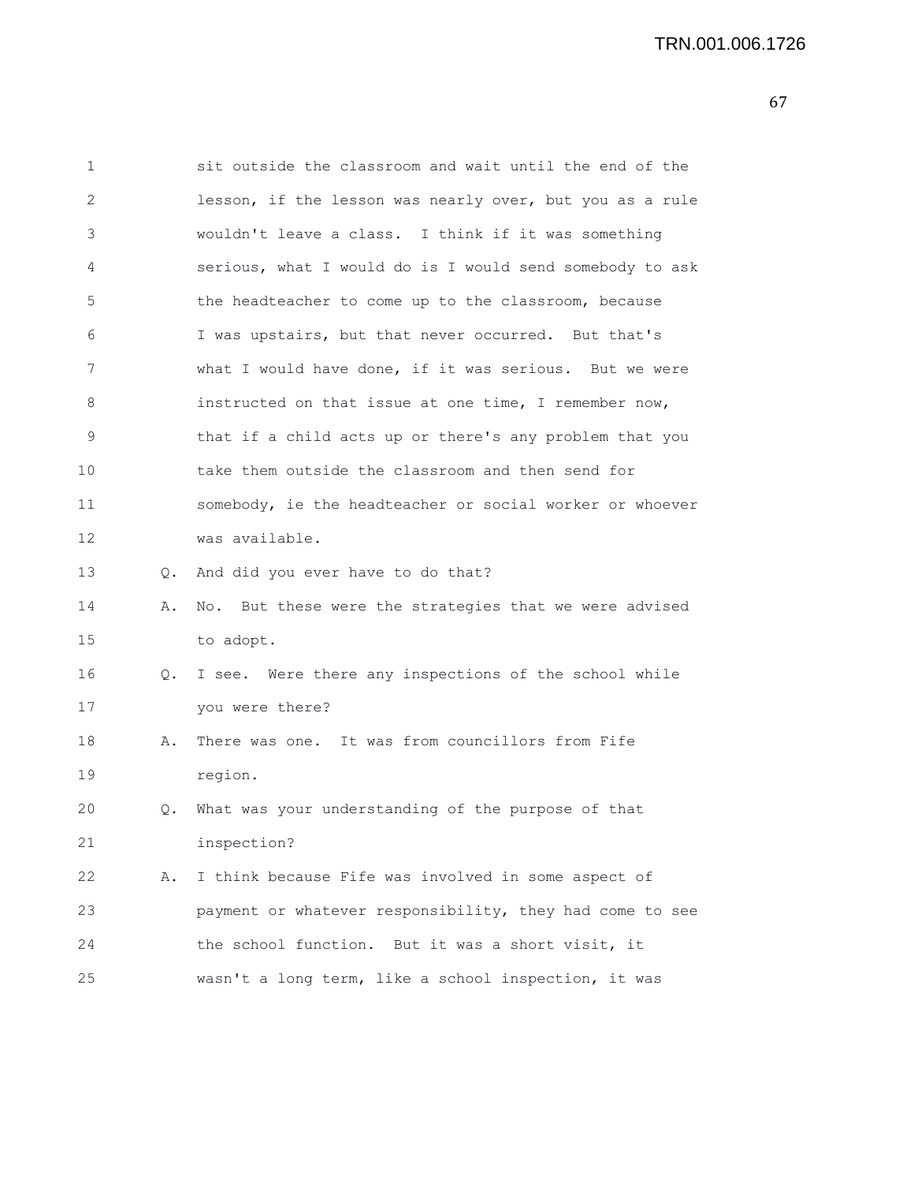sit outside the classroom and wait until the end of the lesson, if the lesson was nearly over, but you as a rule wouldn't leave a class. I think if it was something serious, what I would do is I would send somebody to ask the headteacher to come up to the classroom, because I was upstairs, but that never occurred. But that's what I would have done, if it was serious. But we were instructed on that issue at one time, I remember now, that if a child acts up or there's any problem that you take them outside the classroom and then send for somebody, ie the headteacher or social worker or whoever was available.

Q. And did you ever have to do that?

A. No. But these were the strategies that we were advised to adopt.

Q. I see. Were there any inspections of the school while you were there?

A. There was one. It was from councillors from Fife region.

Q. What was your understanding of the purpose of that inspection?

A. I think because Fife was involved in some aspect of payment or whatever responsibility, they had come to see the school function. But it was a short visit, it wasn't a long term, like a school inspection, it was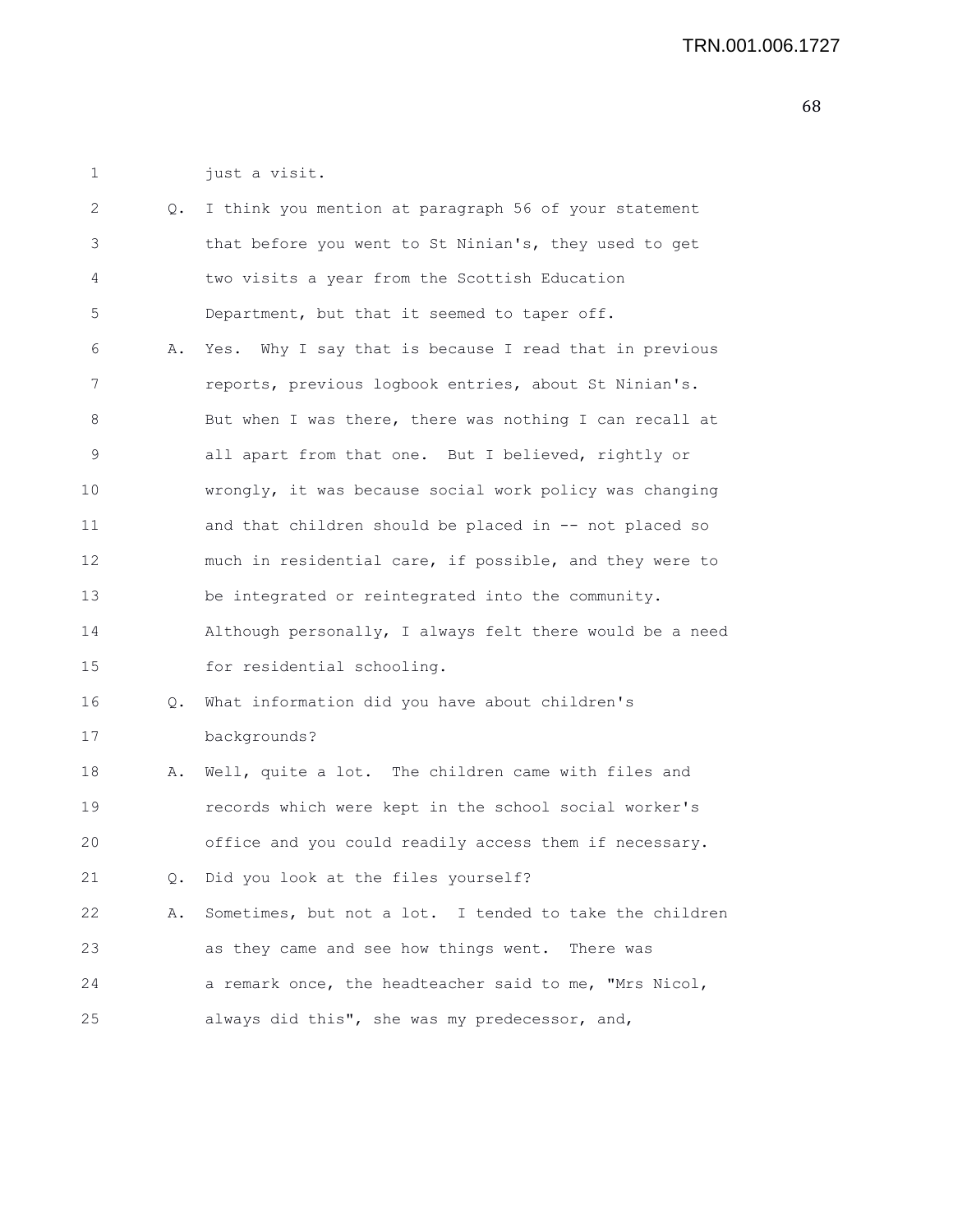just a visit.

Q. I think you mention at paragraph 56 of your statement that before you went to St Ninian's, they used to get two visits a year from the Scottish Education Department, but that it seemed to taper off.

A. Yes. Why I say that is because I read that in previous reports, previous logbook entries, about St Ninian's. But when I was there, there was nothing I can recall at all apart from that one. But I believed, rightly or wrongly, it was because social work policy was changing and that children should be placed in -- not placed so much in residential care, if possible, and they were to be integrated or reintegrated into the community. Although personally, I always felt there would be a need for residential schooling.

Q. What information did you have about children's backgrounds?

A. Well, quite a lot. The children came with files and records which were kept in the school social worker's office and you could readily access them if necessary.

Q. Did you look at the files yourself?

A. Sometimes, but not a lot. I tended to take the children as they came and see how things went. There was a remark once, the headteacher said to me, "Mrs Nicol, always did this", she was my predecessor, and,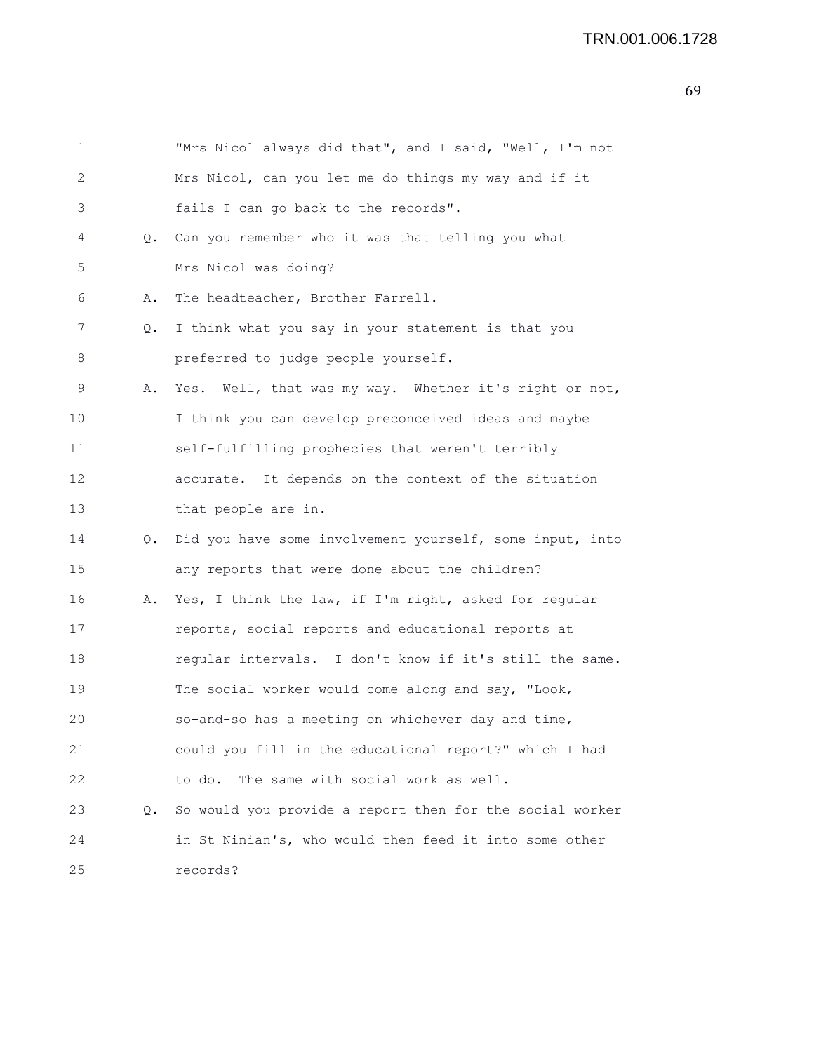1 "Mrs Nicol always did that", and I said, "Well, I'm not
2 Mrs Nicol, can you let me do things my way and if it
3 fails I can go back to the records".
4 Q. Can you remember who it was that telling you what
5 Mrs Nicol was doing?
6 A. The headteacher, Brother Farrell.
7 Q. I think what you say in your statement is that you
8 preferred to judge people yourself.
9 A. Yes. Well, that was my way. Whether it's right or not,
10 I think you can develop preconceived ideas and maybe
11 self-fulfilling prophecies that weren't terribly
12 accurate. It depends on the context of the situation
13 that people are in.
14 Q. Did you have some involvement yourself, some input, into
15 any reports that were done about the children?
16 A. Yes, I think the law, if I'm right, asked for regular
17 reports, social reports and educational reports at
18 regular intervals. I don't know if it's still the same.
19 The social worker would come along and say, "Look,
20 so-and-so has a meeting on whichever day and time,
21 could you fill in the educational report?" which I had
22 to do. The same with social work as well.
23 Q. So would you provide a report then for the social worker
24 in St Ninian's, who would then feed it into some other
25 records?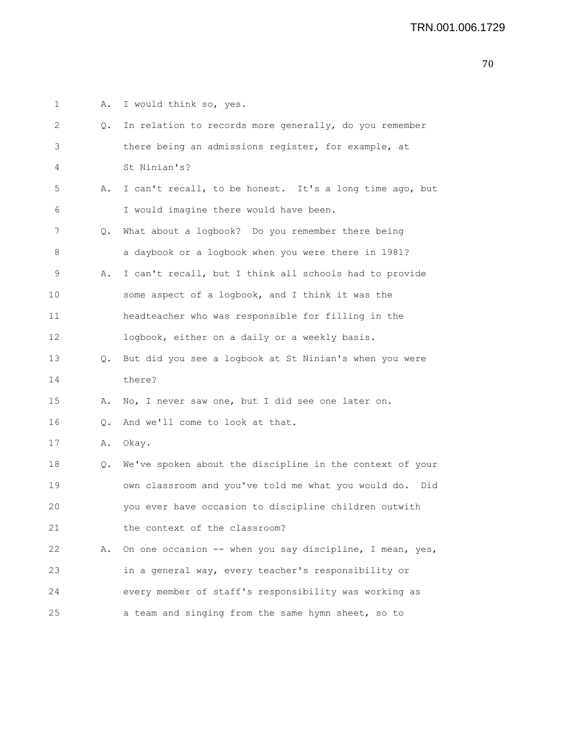1 A. I would think so, yes.

2 Q. In relation to records more generally, do you remember

3 there being an admissions register, for example, at

4 St Ninian's?

5 A. I can't recall, to be honest. It's a long time ago, but

6 I would imagine there would have been.

7 Q. What about a logbook? Do you remember there being

8 a daybook or a logbook when you were there in 1981?

9 A. I can't recall, but I think all schools had to provide

10 some aspect of a logbook, and I think it was the

11 headteacher who was responsible for filling in the

12 logbook, either on a daily or a weekly basis.

13 Q. But did you see a logbook at St Ninian's when you were

14 there?

15 A. No, I never saw one, but I did see one later on.

16 Q. And we'll come to look at that.

17 A. Okay.

18 Q. We've spoken about the discipline in the context of your

19 own classroom and you've told me what you would do. Did

20 you ever have occasion to discipline children outwith

21 the context of the classroom?

22 A. On one occasion -- when you say discipline, I mean, yes,

23 in a general way, every teacher's responsibility or

24 every member of staff's responsibility was working as

25 a team and singing from the same hymn sheet, so to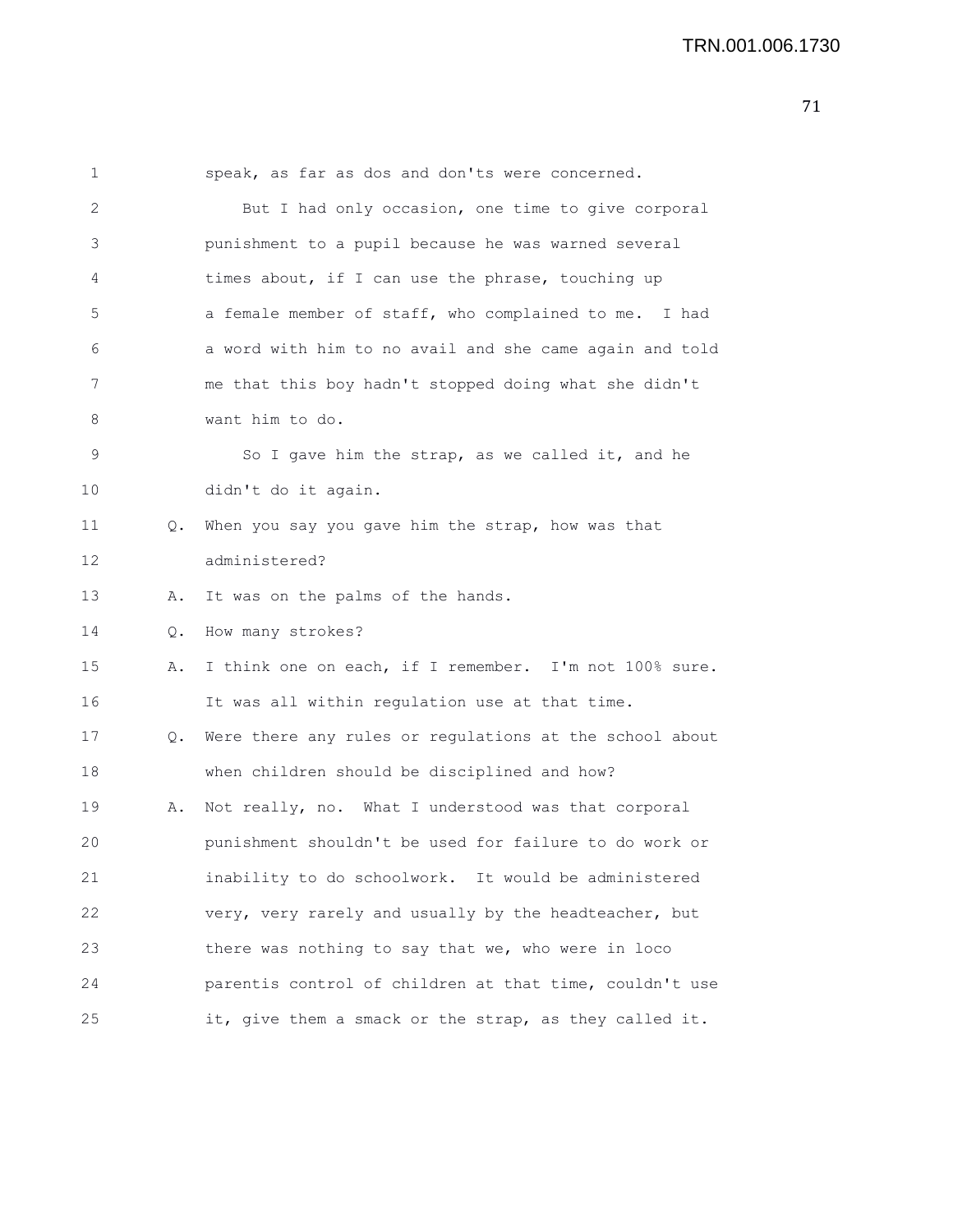speak, as far as dos and don'ts were concerned.

But I had only occasion, one time to give corporal punishment to a pupil because he was warned several times about, if I can use the phrase, touching up a female member of staff, who complained to me. I had a word with him to no avail and she came again and told me that this boy hadn't stopped doing what she didn't want him to do.

So I gave him the strap, as we called it, and he didn't do it again.

Q. When you say you gave him the strap, how was that administered?

A. It was on the palms of the hands.

Q. How many strokes?

A. I think one on each, if I remember. I'm not 100% sure. It was all within regulation use at that time.

Q. Were there any rules or regulations at the school about when children should be disciplined and how?

A. Not really, no. What I understood was that corporal punishment shouldn't be used for failure to do work or inability to do schoolwork. It would be administered very, very rarely and usually by the headteacher, but there was nothing to say that we, who were in loco parentis control of children at that time, couldn't use it, give them a smack or the strap, as they called it.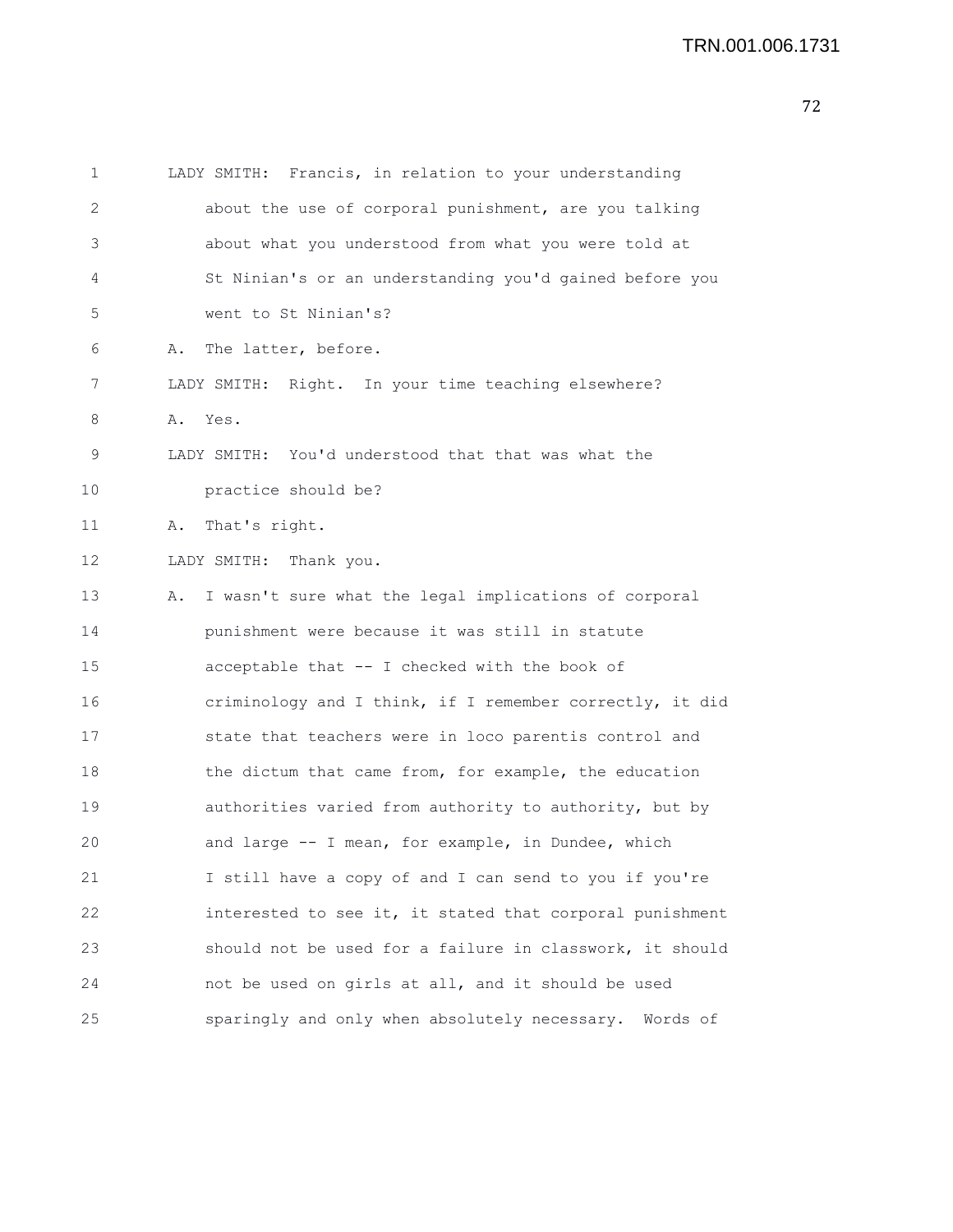LADY SMITH: Francis, in relation to your understanding about the use of corporal punishment, are you talking about what you understood from what you were told at St Ninian's or an understanding you'd gained before you went to St Ninian's?

A. The latter, before.

LADY SMITH: Right. In your time teaching elsewhere?

A. Yes.

LADY SMITH: You'd understood that that was what the practice should be?

A. That's right.

LADY SMITH: Thank you.

A. I wasn't sure what the legal implications of corporal punishment were because it was still in statute acceptable that -- I checked with the book of criminology and I think, if I remember correctly, it did state that teachers were in loco parentis control and the dictum that came from, for example, the education authorities varied from authority to authority, but by and large -- I mean, for example, in Dundee, which I still have a copy of and I can send to you if you're interested to see it, it stated that corporal punishment should not be used for a failure in classwork, it should not be used on girls at all, and it should be used sparingly and only when absolutely necessary. Words of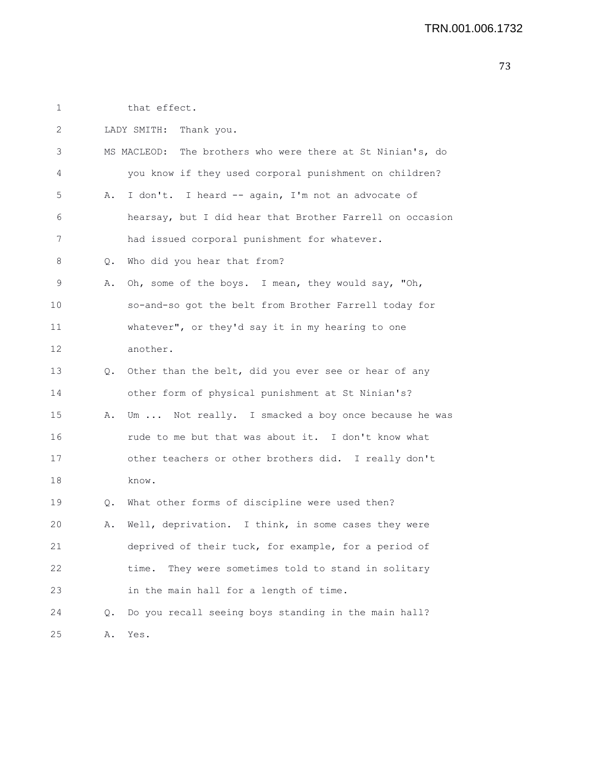that effect.

LADY SMITH: Thank you.

MS MACLEOD: The brothers who were there at St Ninian's, do you know if they used corporal punishment on children?

A. I don't. I heard -- again, I'm not an advocate of hearsay, but I did hear that Brother Farrell on occasion had issued corporal punishment for whatever.

Q. Who did you hear that from?

A. Oh, some of the boys. I mean, they would say, "Oh, so-and-so got the belt from Brother Farrell today for whatever", or they'd say it in my hearing to one another.

Q. Other than the belt, did you ever see or hear of any other form of physical punishment at St Ninian's?

A. Um ... Not really. I smacked a boy once because he was rude to me but that was about it. I don't know what other teachers or other brothers did. I really don't know.

Q. What other forms of discipline were used then?

A. Well, deprivation. I think, in some cases they were deprived of their tuck, for example, for a period of time. They were sometimes told to stand in solitary in the main hall for a length of time.

Q. Do you recall seeing boys standing in the main hall?

A. Yes.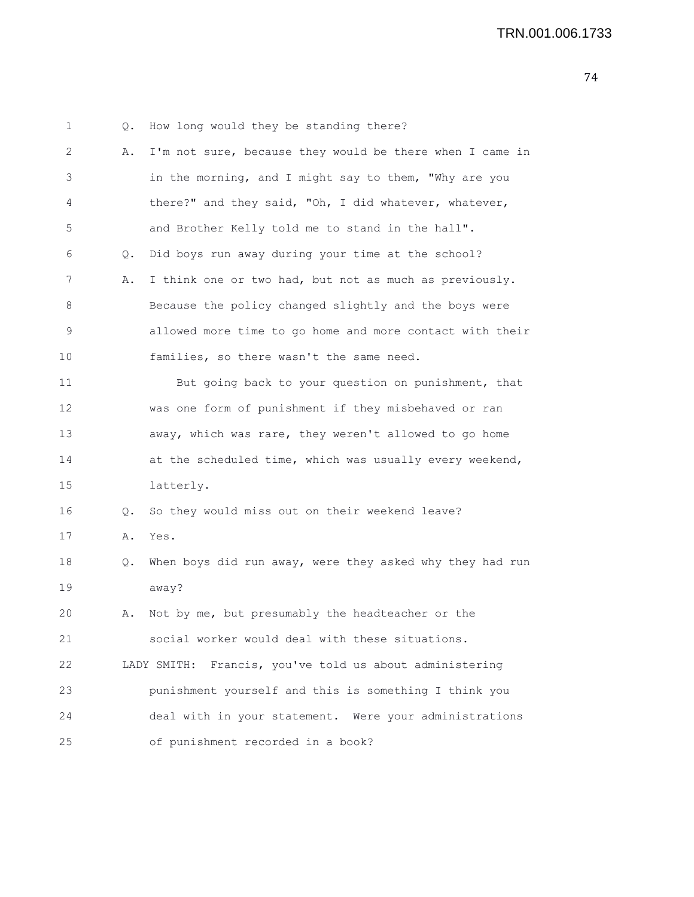Q. How long would they be standing there?

A. I'm not sure, because they would be there when I came in in the morning, and I might say to them, "Why are you there?" and they said, "Oh, I did whatever, whatever, and Brother Kelly told me to stand in the hall".

Q. Did boys run away during your time at the school?

A. I think one or two had, but not as much as previously. Because the policy changed slightly and the boys were allowed more time to go home and more contact with their families, so there wasn't the same need.

But going back to your question on punishment, that was one form of punishment if they misbehaved or ran away, which was rare, they weren't allowed to go home at the scheduled time, which was usually every weekend, latterly.

Q. So they would miss out on their weekend leave?

A. Yes.

Q. When boys did run away, were they asked why they had run away?

A. Not by me, but presumably the headteacher or the social worker would deal with these situations.

LADY SMITH: Francis, you've told us about administering punishment yourself and this is something I think you deal with in your statement. Were your administrations of punishment recorded in a book?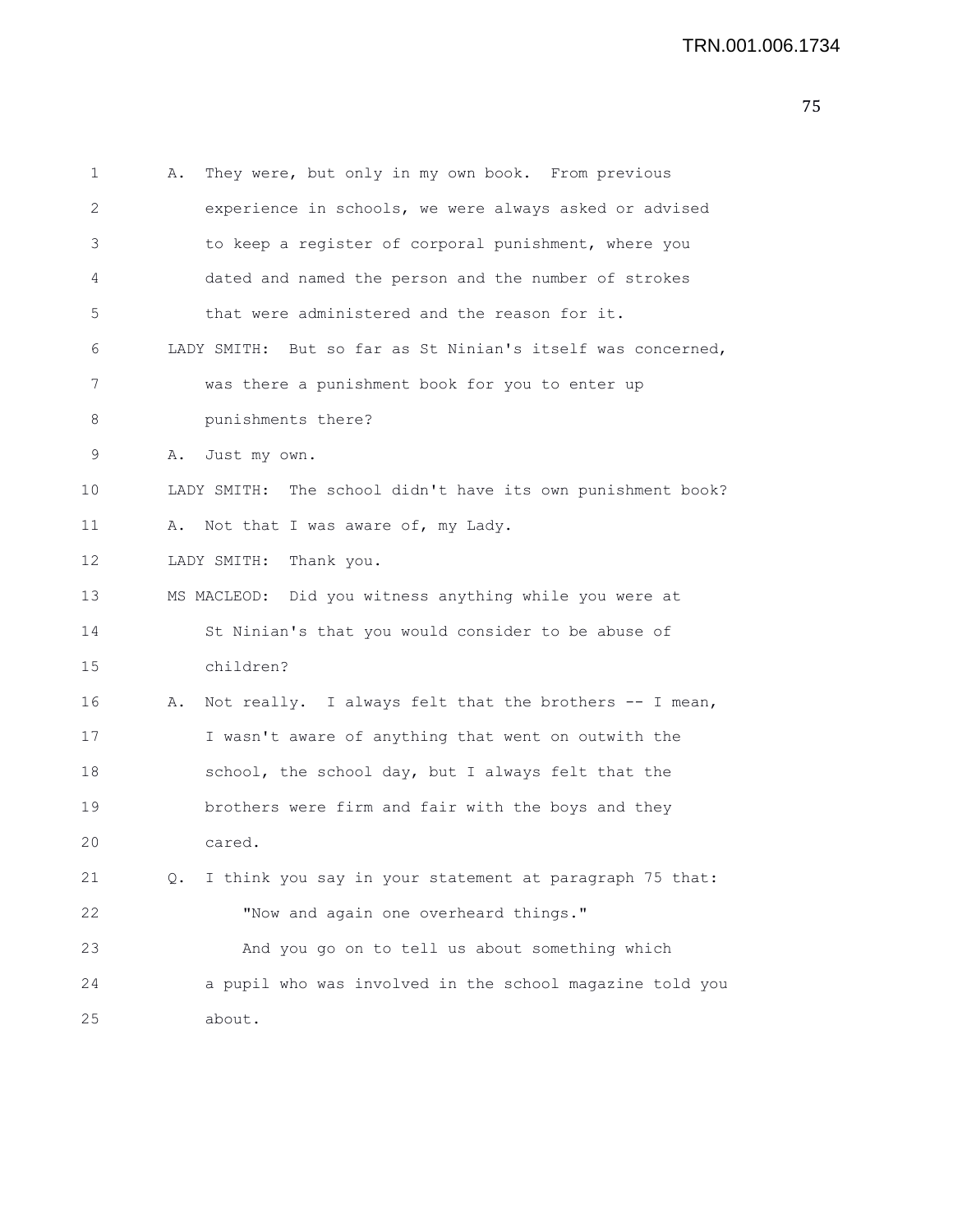A. They were, but only in my own book. From previous experience in schools, we were always asked or advised to keep a register of corporal punishment, where you dated and named the person and the number of strokes that were administered and the reason for it.

LADY SMITH: But so far as St Ninian's itself was concerned, was there a punishment book for you to enter up punishments there?

A. Just my own.

LADY SMITH: The school didn't have its own punishment book?

A. Not that I was aware of, my Lady.

LADY SMITH: Thank you.

MS MACLEOD: Did you witness anything while you were at St Ninian's that you would consider to be abuse of children?

A. Not really. I always felt that the brothers -- I mean, I wasn't aware of anything that went on outwith the school, the school day, but I always felt that the brothers were firm and fair with the boys and they cared.

Q. I think you say in your statement at paragraph 75 that:

"Now and again one overheard things."

And you go on to tell us about something which a pupil who was involved in the school magazine told you about.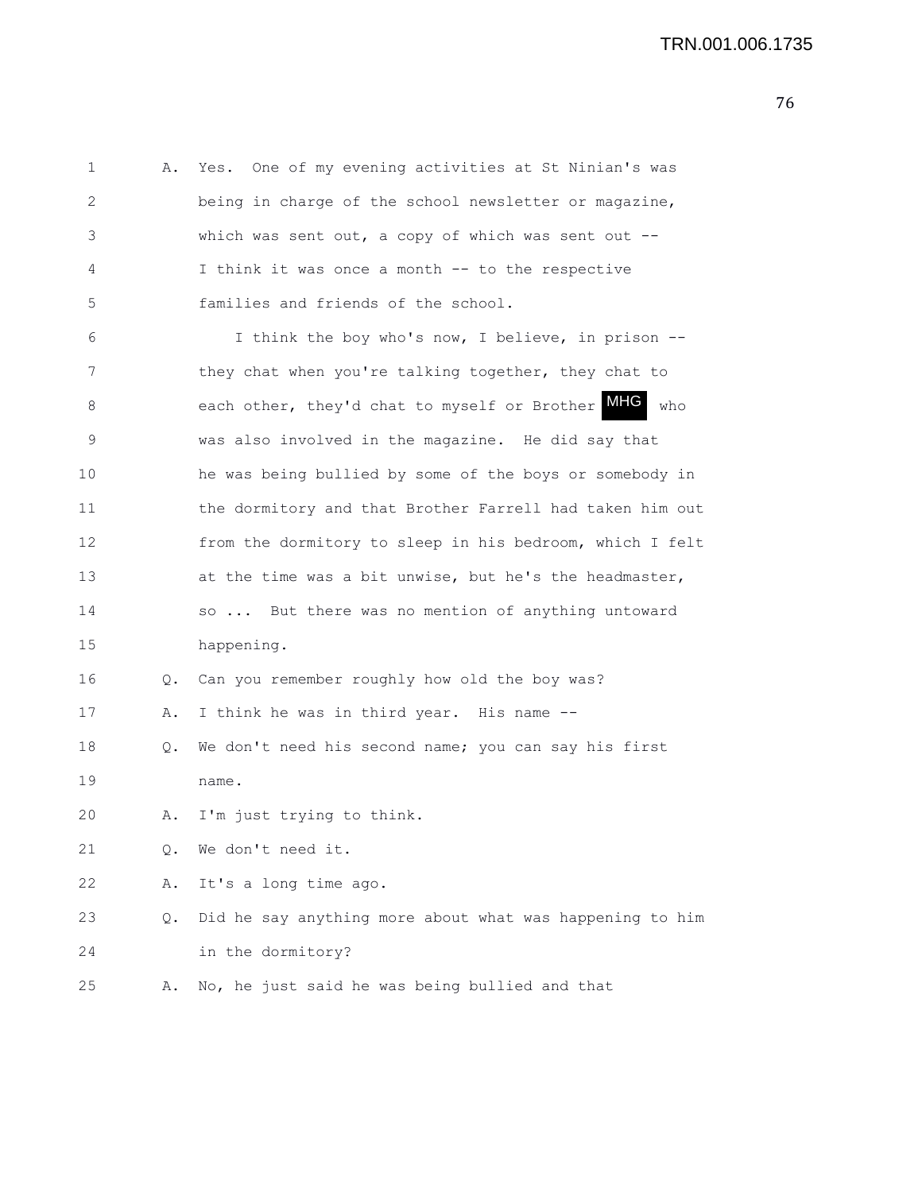1 A. Yes. One of my evening activities at St Ninian's was
2 being in charge of the school newsletter or magazine,
3 which was sent out, a copy of which was sent out --
4 I think it was once a month -- to the respective
5 families and friends of the school.

6 I think the boy who's now, I believe, in prison --
7 they chat when you're talking together, they chat to
8 each other, they'd chat to myself or Brother MHG who
9 was also involved in the magazine. He did say that
10 he was being bullied by some of the boys or somebody in
11 the dormitory and that Brother Farrell had taken him out
12 from the dormitory to sleep in his bedroom, which I felt
13 at the time was a bit unwise, but he's the headmaster,
14 so ... But there was no mention of anything untoward
15 happening.

16 Q. Can you remember roughly how old the boy was?

17 A. I think he was in third year. His name --

18 Q. We don't need his second name; you can say his first
19 name.

20 A. I'm just trying to think.

21 Q. We don't need it.

22 A. It's a long time ago.

23 Q. Did he say anything more about what was happening to him
24 in the dormitory?

25 A. No, he just said he was being bullied and that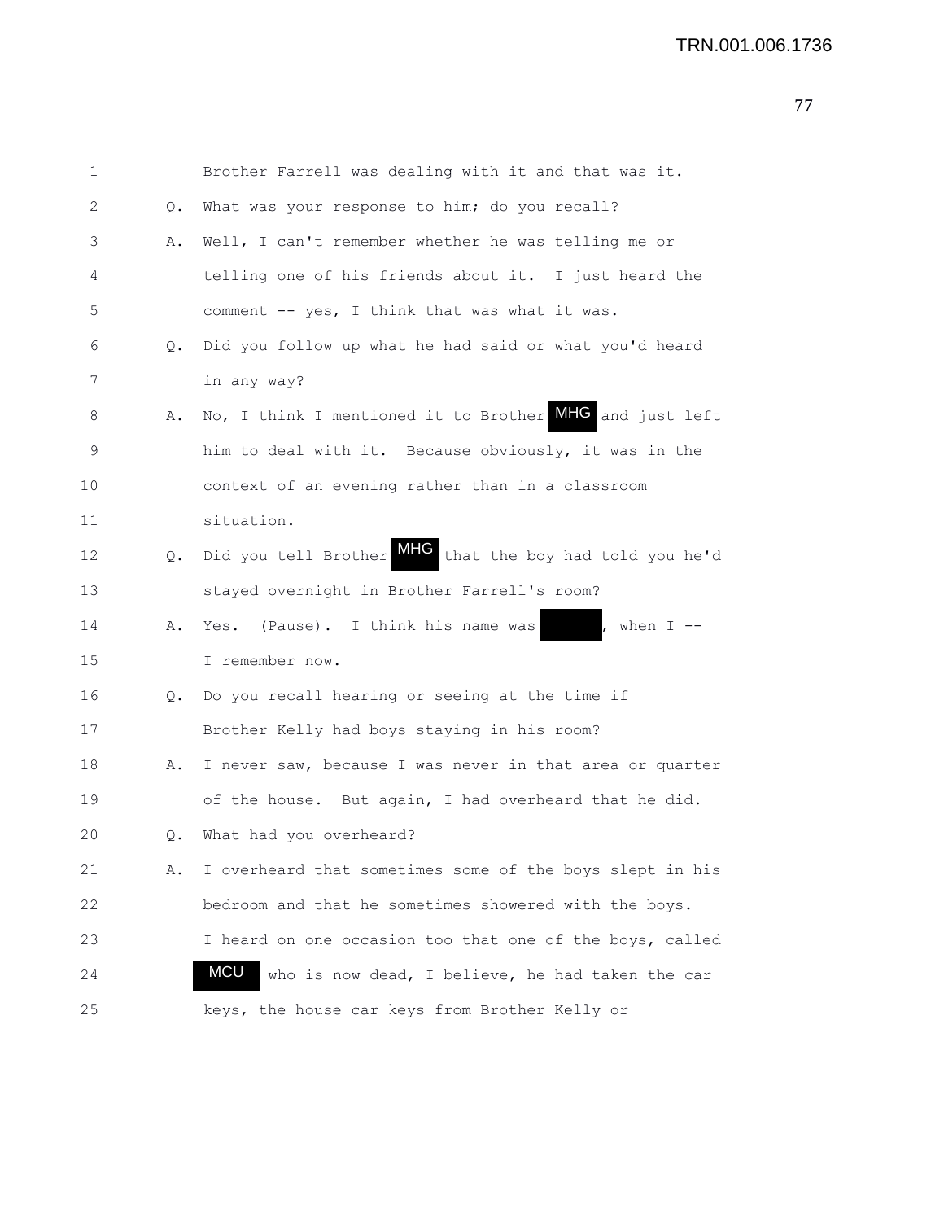1 Brother Farrell was dealing with it and that was it.

2 Q. What was your response to him; do you recall?

3 A. Well, I can't remember whether he was telling me or

4 telling one of his friends about it. I just heard the

5 comment -- yes, I think that was what it was.

6 Q. Did you follow up what he had said or what you'd heard

7 in any way?

8 A. No, I think I mentioned it to Brother MHG and just left

9 him to deal with it. Because obviously, it was in the

10 context of an evening rather than in a classroom

11 situation.

12 Q. Did you tell Brother MHG that the boy had told you he'd

13 stayed overnight in Brother Farrell's room?

14 A. Yes. (Pause). I think his name was [redacted], when I --

15 I remember now.

16 Q. Do you recall hearing or seeing at the time if

17 Brother Kelly had boys staying in his room?

18 A. I never saw, because I was never in that area or quarter

19 of the house. But again, I had overheard that he did.

20 Q. What had you overheard?

21 A. I overheard that sometimes some of the boys slept in his

22 bedroom and that he sometimes showered with the boys.

23 I heard on one occasion too that one of the boys, called

24 MCU who is now dead, I believe, he had taken the car

25 keys, the house car keys from Brother Kelly or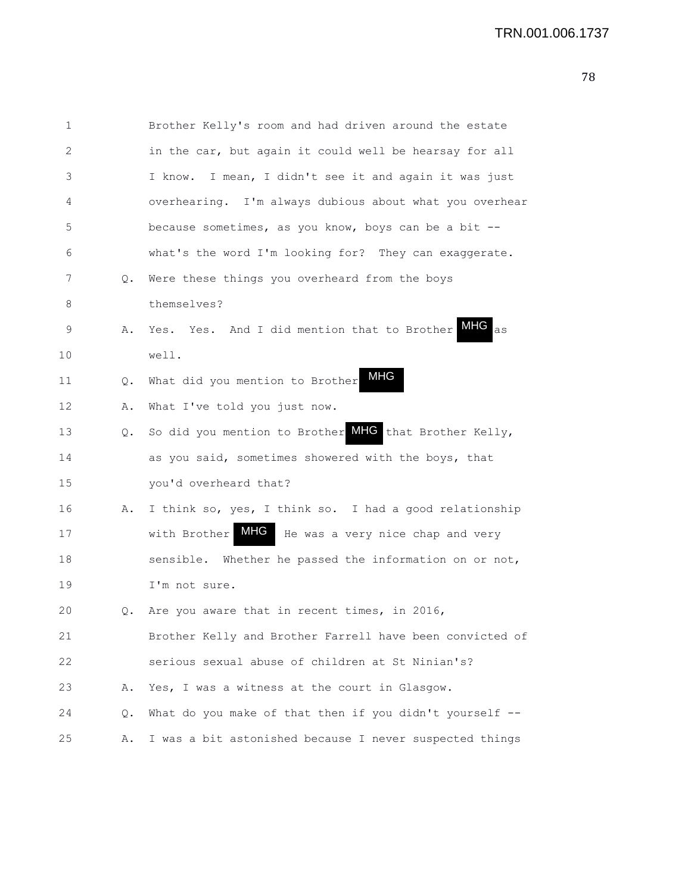1 Brother Kelly's room and had driven around the estate
2 in the car, but again it could well be hearsay for all
3 I know. I mean, I didn't see it and again it was just
4 overhearing. I'm always dubious about what you overhear
5 because sometimes, as you know, boys can be a bit --
6 what's the word I'm looking for? They can exaggerate.
7 Q. Were these things you overheard from the boys
8 themselves?
9 A. Yes. Yes. And I did mention that to Brother MHG as
10 well.
11 Q. What did you mention to Brother MHG
12 A. What I've told you just now.
13 Q. So did you mention to Brother MHG that Brother Kelly,
14 as you said, sometimes showered with the boys, that
15 you'd overheard that?
16 A. I think so, yes, I think so. I had a good relationship
17 with Brother MHG He was a very nice chap and very
18 sensible. Whether he passed the information on or not,
19 I'm not sure.
20 Q. Are you aware that in recent times, in 2016,
21 Brother Kelly and Brother Farrell have been convicted of
22 serious sexual abuse of children at St Ninian's?
23 A. Yes, I was a witness at the court in Glasgow.
24 Q. What do you make of that then if you didn't yourself --
25 A. I was a bit astonished because I never suspected things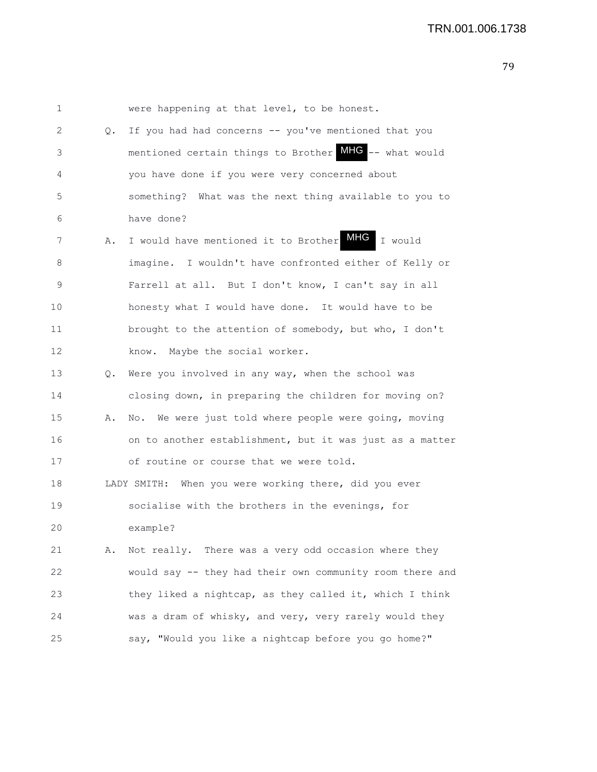1 were happening at that level, to be honest.

2 Q. If you had had concerns -- you've mentioned that you

3 mentioned certain things to Brother MHG -- what would

4 you have done if you were very concerned about

5 something? What was the next thing available to you to

6 have done?

7 A. I would have mentioned it to Brother MHG I would

8 imagine. I wouldn't have confronted either of Kelly or

9 Farrell at all. But I don't know, I can't say in all

10 honesty what I would have done. It would have to be

11 brought to the attention of somebody, but who, I don't

12 know. Maybe the social worker.

13 Q. Were you involved in any way, when the school was

14 closing down, in preparing the children for moving on?

15 A. No. We were just told where people were going, moving

16 on to another establishment, but it was just as a matter

17 of routine or course that we were told.

18 LADY SMITH: When you were working there, did you ever

19 socialise with the brothers in the evenings, for

20 example?

21 A. Not really. There was a very odd occasion where they

22 would say -- they had their own community room there and

23 they liked a nightcap, as they called it, which I think

24 was a dram of whisky, and very, very rarely would they

25 say, "Would you like a nightcap before you go home?"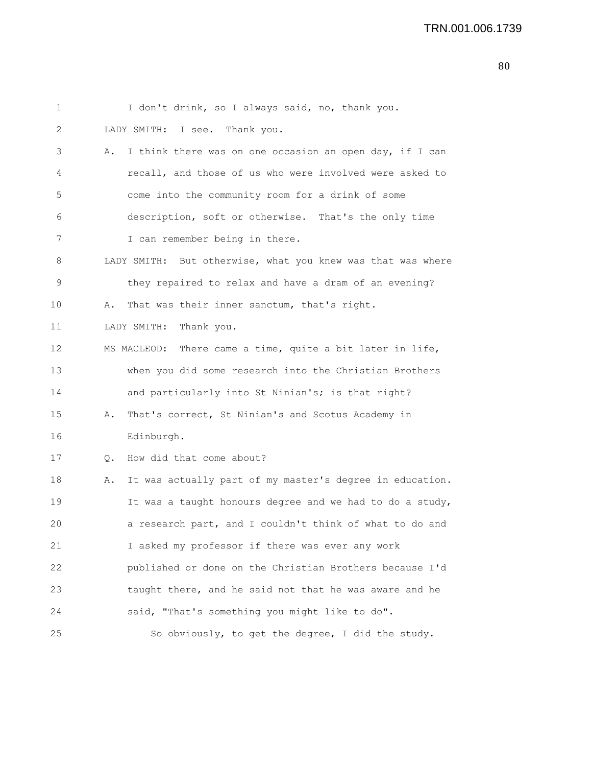I don't drink, so I always said, no, thank you.

LADY SMITH: I see. Thank you.

A. I think there was on one occasion an open day, if I can recall, and those of us who were involved were asked to come into the community room for a drink of some description, soft or otherwise. That's the only time I can remember being in there.

LADY SMITH: But otherwise, what you knew was that was where they repaired to relax and have a dram of an evening?

A. That was their inner sanctum, that's right.

LADY SMITH: Thank you.

MS MACLEOD: There came a time, quite a bit later in life, when you did some research into the Christian Brothers and particularly into St Ninian's; is that right?

A. That's correct, St Ninian's and Scotus Academy in Edinburgh.

Q. How did that come about?

A. It was actually part of my master's degree in education. It was a taught honours degree and we had to do a study, a research part, and I couldn't think of what to do and I asked my professor if there was ever any work published or done on the Christian Brothers because I'd taught there, and he said not that he was aware and he said, "That's something you might like to do".

So obviously, to get the degree, I did the study.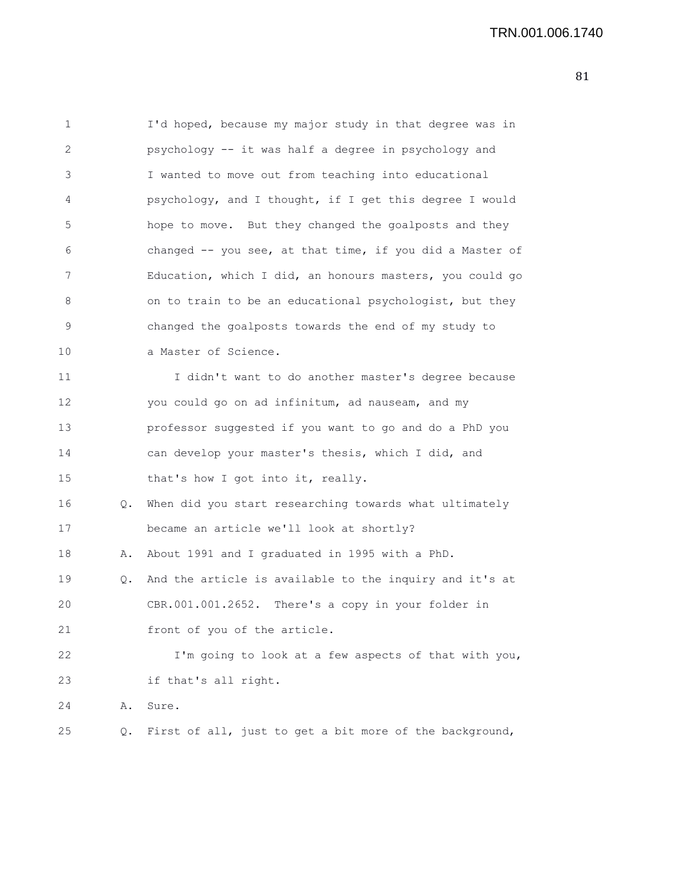1 I'd hoped, because my major study in that degree was in
2 psychology -- it was half a degree in psychology and
3 I wanted to move out from teaching into educational
4 psychology, and I thought, if I get this degree I would
5 hope to move. But they changed the goalposts and they
6 changed -- you see, at that time, if you did a Master of
7 Education, which I did, an honours masters, you could go
8 on to train to be an educational psychologist, but they
9 changed the goalposts towards the end of my study to
10 a Master of Science.

11 I didn't want to do another master's degree because
12 you could go on ad infinitum, ad nauseam, and my
13 professor suggested if you want to go and do a PhD you
14 can develop your master's thesis, which I did, and
15 that's how I got into it, really.

16 Q. When did you start researching towards what ultimately
17 became an article we'll look at shortly?

18 A. About 1991 and I graduated in 1995 with a PhD.

19 Q. And the article is available to the inquiry and it's at
20 CBR.001.001.2652. There's a copy in your folder in
21 front of you of the article.

22 I'm going to look at a few aspects of that with you,
23 if that's all right.

24 A. Sure.

25 Q. First of all, just to get a bit more of the background,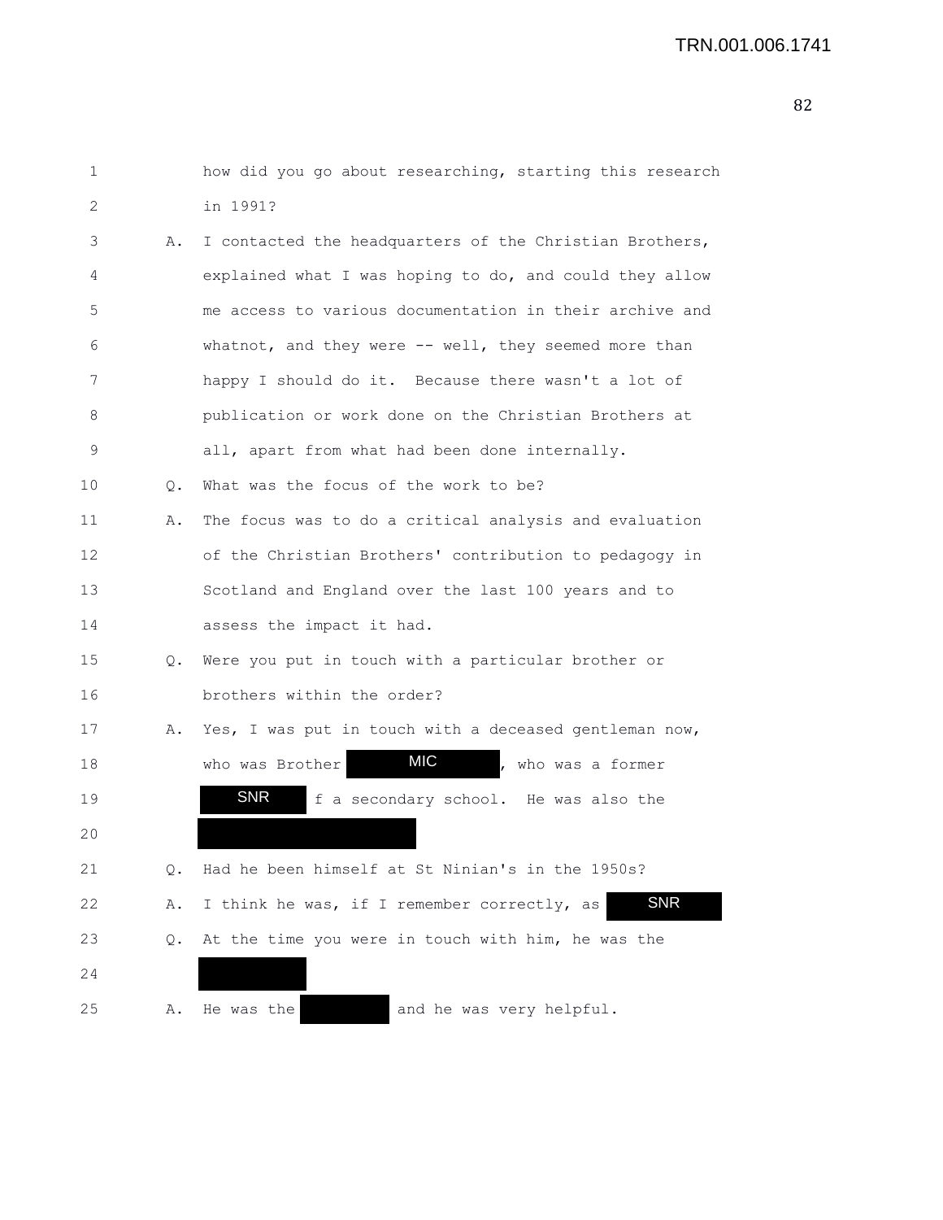1 how did you go about researching, starting this research
2 in 1991?
3 A. I contacted the headquarters of the Christian Brothers,
4 explained what I was hoping to do, and could they allow
5 me access to various documentation in their archive and
6 whatnot, and they were -- well, they seemed more than
7 happy I should do it. Because there wasn't a lot of
8 publication or work done on the Christian Brothers at
9 all, apart from what had been done internally.
10 Q. What was the focus of the work to be?
11 A. The focus was to do a critical analysis and evaluation
12 of the Christian Brothers' contribution to pedagogy in
13 Scotland and England over the last 100 years and to
14 assess the impact it had.
15 Q. Were you put in touch with a particular brother or
16 brothers within the order?
17 A. Yes, I was put in touch with a deceased gentleman now,
18 who was Brother MIC, who was a former
19 SNR f a secondary school. He was also the
20
21 Q. Had he been himself at St Ninian's in the 1950s?
22 A. I think he was, if I remember correctly, as SNR
23 Q. At the time you were in touch with him, he was the
24
25 A. He was the and he was very helpful.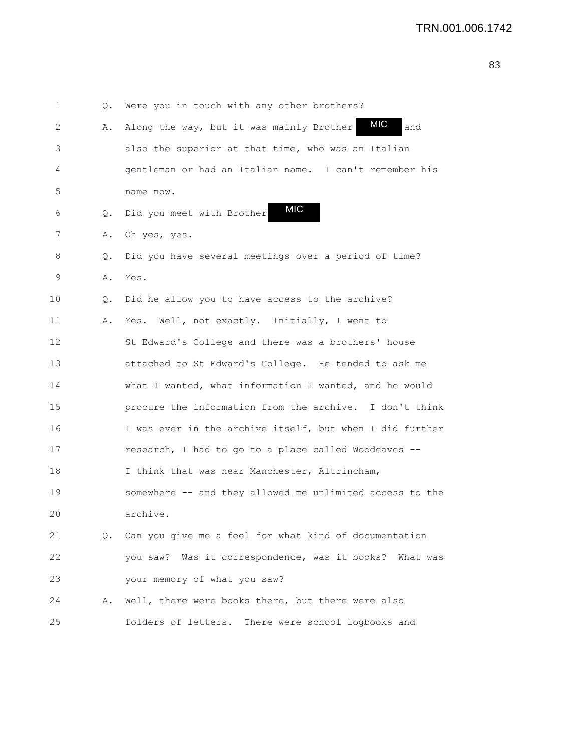1 Q. Were you in touch with any other brothers?

2 A. Along the way, but it was mainly Brother MIC and

3 also the superior at that time, who was an Italian

4 gentleman or had an Italian name. I can't remember his

5 name now.

6 Q. Did you meet with Brother MIC

7 A. Oh yes, yes.

8 Q. Did you have several meetings over a period of time?

9 A. Yes.

10 Q. Did he allow you to have access to the archive?

11 A. Yes. Well, not exactly. Initially, I went to

12 St Edward's College and there was a brothers' house

13 attached to St Edward's College. He tended to ask me

14 what I wanted, what information I wanted, and he would

15 procure the information from the archive. I don't think

16 I was ever in the archive itself, but when I did further

17 research, I had to go to a place called Woodeaves --

18 I think that was near Manchester, Altrincham,

19 somewhere -- and they allowed me unlimited access to the

20 archive.

21 Q. Can you give me a feel for what kind of documentation

22 you saw? Was it correspondence, was it books? What was

23 your memory of what you saw?

24 A. Well, there were books there, but there were also

25 folders of letters. There were school logbooks and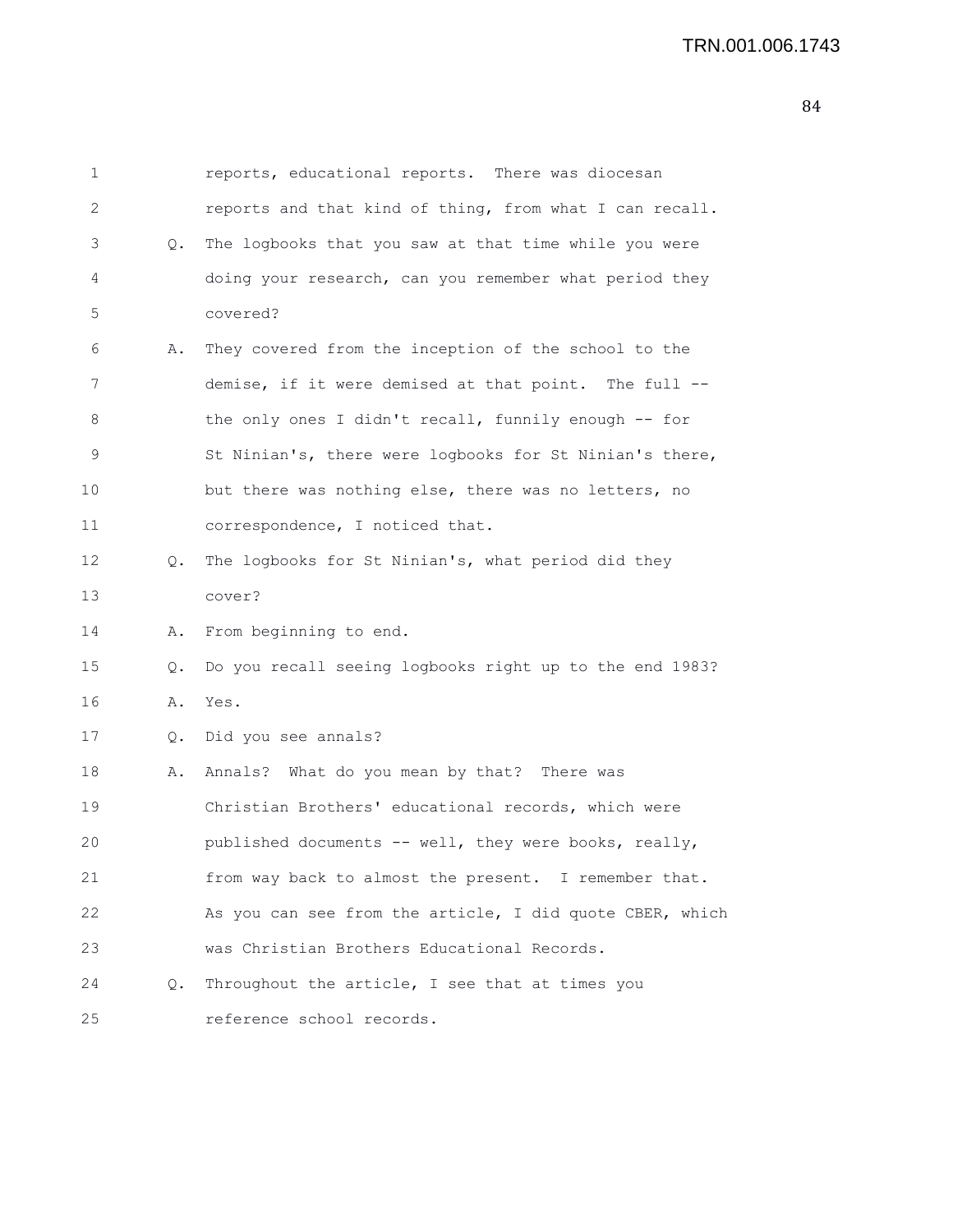reports, educational reports. There was diocesan reports and that kind of thing, from what I can recall.

Q. The logbooks that you saw at that time while you were doing your research, can you remember what period they covered?

A. They covered from the inception of the school to the demise, if it were demised at that point. The full -- the only ones I didn't recall, funnily enough -- for St Ninian's, there were logbooks for St Ninian's there, but there was nothing else, there was no letters, no correspondence, I noticed that.

Q. The logbooks for St Ninian's, what period did they cover?

A. From beginning to end.

Q. Do you recall seeing logbooks right up to the end 1983?

A. Yes.

Q. Did you see annals?

A. Annals? What do you mean by that? There was Christian Brothers' educational records, which were published documents -- well, they were books, really, from way back to almost the present. I remember that. As you can see from the article, I did quote CBER, which was Christian Brothers Educational Records.

Q. Throughout the article, I see that at times you reference school records.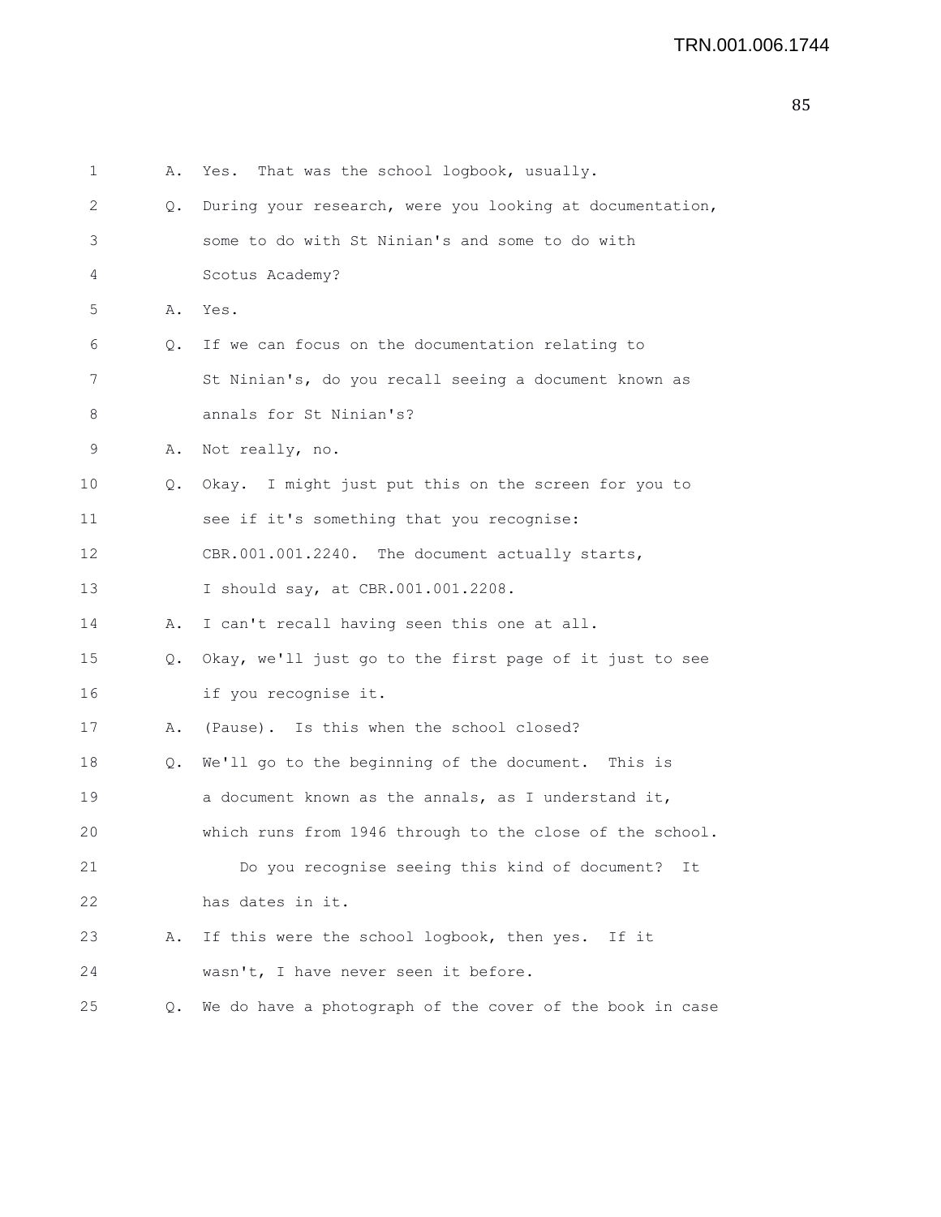1 A. Yes. That was the school logbook, usually.

2 Q. During your research, were you looking at documentation,

3 some to do with St Ninian's and some to do with

4 Scotus Academy?

5 A. Yes.

6 Q. If we can focus on the documentation relating to

7 St Ninian's, do you recall seeing a document known as

8 annals for St Ninian's?

9 A. Not really, no.

10 Q. Okay. I might just put this on the screen for you to

11 see if it's something that you recognise:

12 CBR.001.001.2240. The document actually starts,

13 I should say, at CBR.001.001.2208.

14 A. I can't recall having seen this one at all.

15 Q. Okay, we'll just go to the first page of it just to see

16 if you recognise it.

17 A. (Pause). Is this when the school closed?

18 Q. We'll go to the beginning of the document. This is

19 a document known as the annals, as I understand it,

20 which runs from 1946 through to the close of the school.

21 Do you recognise seeing this kind of document? It

22 has dates in it.

23 A. If this were the school logbook, then yes. If it

24 wasn't, I have never seen it before.

25 Q. We do have a photograph of the cover of the book in case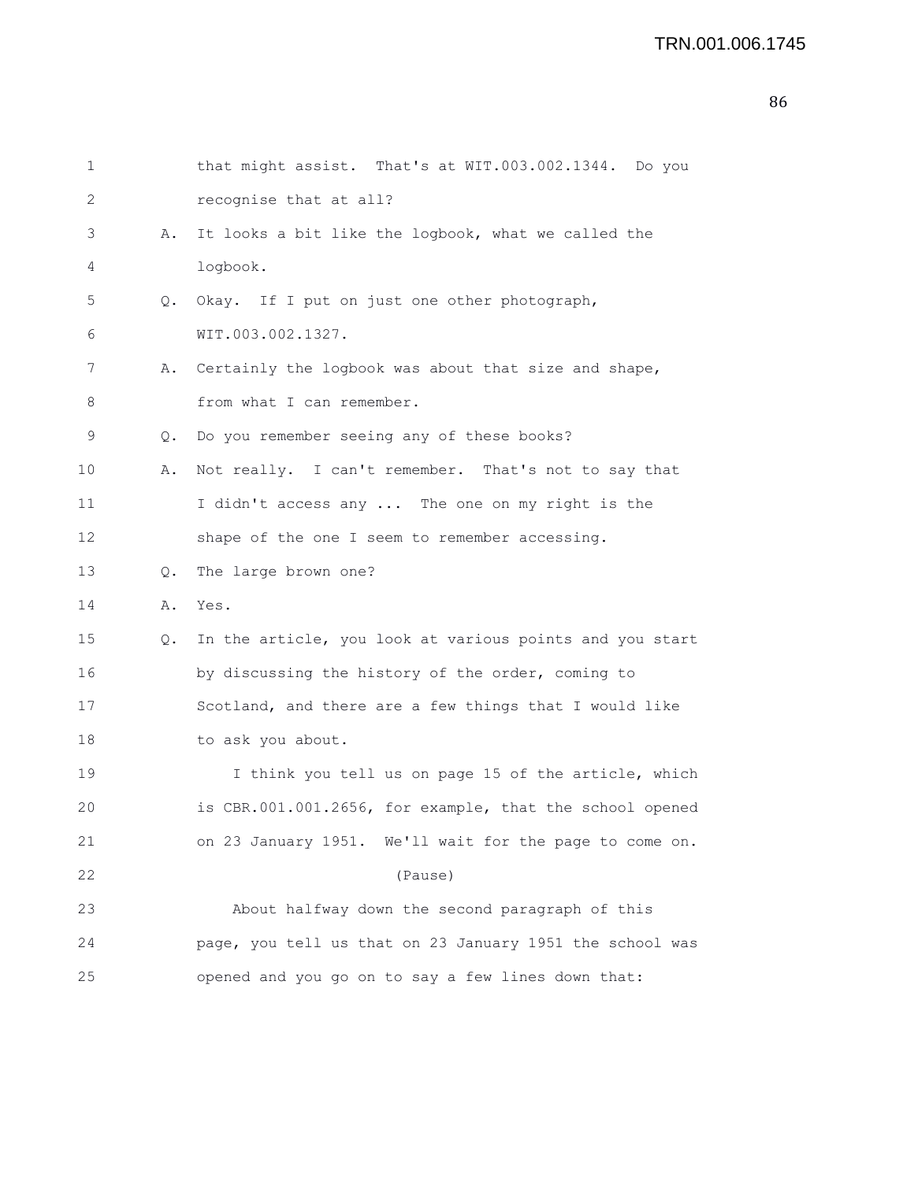1 that might assist. That's at WIT.003.002.1344. Do you
2 recognise that at all?

3 A. It looks a bit like the logbook, what we called the
4 logbook.

5 Q. Okay. If I put on just one other photograph,
6 WIT.003.002.1327.

7 A. Certainly the logbook was about that size and shape,
8 from what I can remember.

9 Q. Do you remember seeing any of these books?

10 A. Not really. I can't remember. That's not to say that
11 I didn't access any ... The one on my right is the
12 shape of the one I seem to remember accessing.

13 Q. The large brown one?

14 A. Yes.

15 Q. In the article, you look at various points and you start
16 by discussing the history of the order, coming to
17 Scotland, and there are a few things that I would like
18 to ask you about.

19 I think you tell us on page 15 of the article, which
20 is CBR.001.001.2656, for example, that the school opened
21 on 23 January 1951. We'll wait for the page to come on.

22 (Pause)

23 About halfway down the second paragraph of this
24 page, you tell us that on 23 January 1951 the school was
25 opened and you go on to say a few lines down that: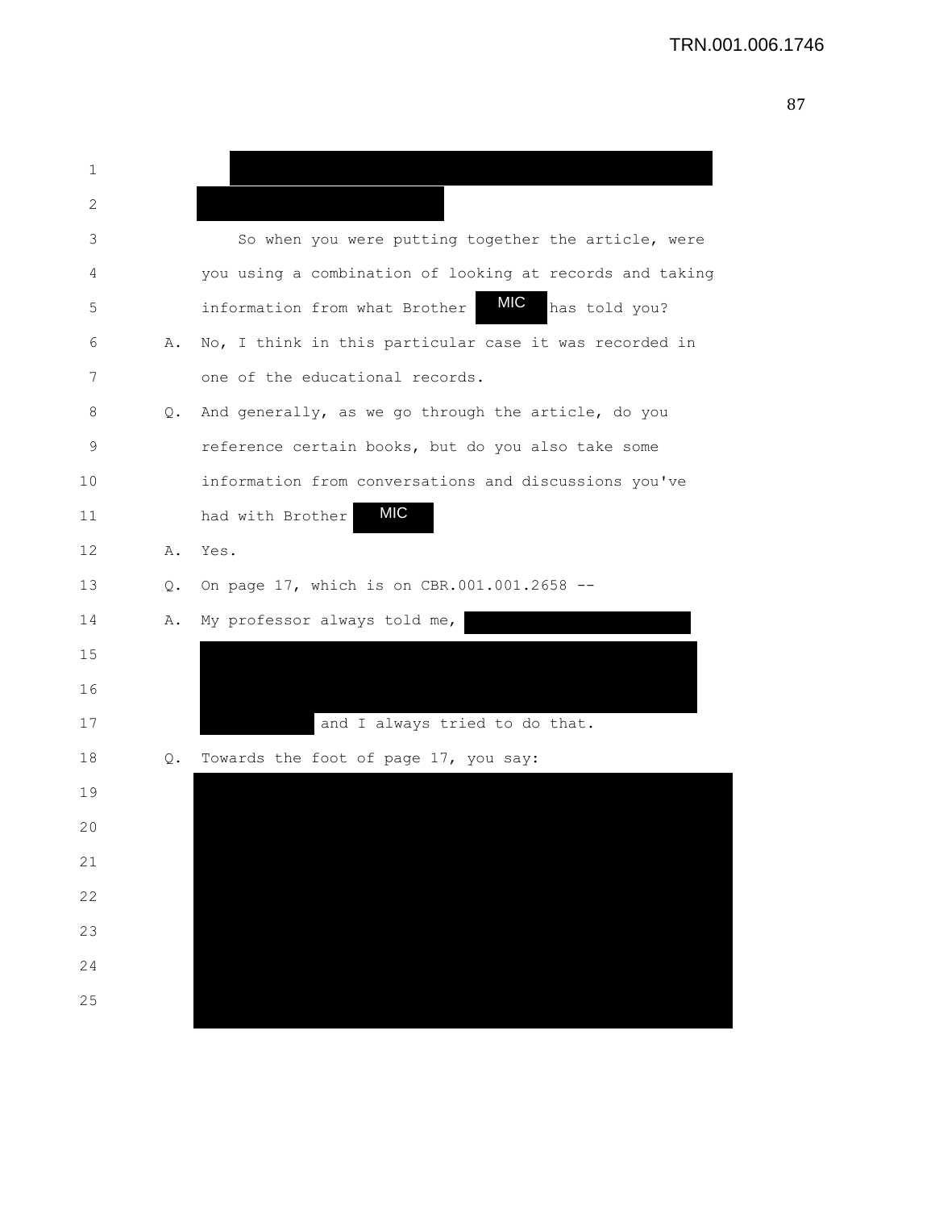So when you were putting together the article, were you using a combination of looking at records and taking information from what Brother MIC has told you?

A. No, I think in this particular case it was recorded in one of the educational records.

Q. And generally, as we go through the article, do you reference certain books, but do you also take some information from conversations and discussions you've had with Brother MIC

A. Yes.

Q. On page 17, which is on CBR.001.001.2658 --

A. My professor always told me, and I always tried to do that.

Q. Towards the foot of page 17, you say: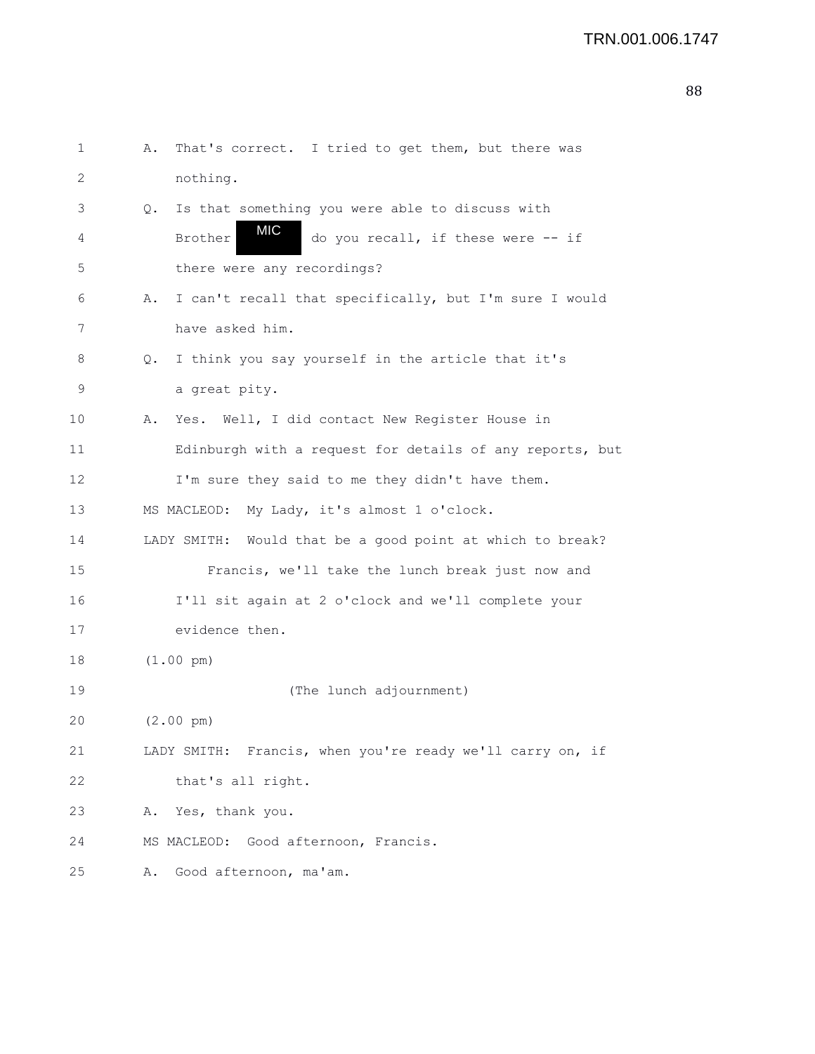1 A. That's correct. I tried to get them, but there was
2 nothing.
3 Q. Is that something you were able to discuss with
4 Brother MIC do you recall, if these were -- if
5 there were any recordings?
6 A. I can't recall that specifically, but I'm sure I would
7 have asked him.
8 Q. I think you say yourself in the article that it's
9 a great pity.
10 A. Yes. Well, I did contact New Register House in
11 Edinburgh with a request for details of any reports, but
12 I'm sure they said to me they didn't have them.
13 MS MACLEOD: My Lady, it's almost 1 o'clock.
14 LADY SMITH: Would that be a good point at which to break?
15 Francis, we'll take the lunch break just now and
16 I'll sit again at 2 o'clock and we'll complete your
17 evidence then.
18 (1.00 pm)
19 (The lunch adjournment)
20 (2.00 pm)
21 LADY SMITH: Francis, when you're ready we'll carry on, if
22 that's all right.
23 A. Yes, thank you.
24 MS MACLEOD: Good afternoon, Francis.
25 A. Good afternoon, ma'am.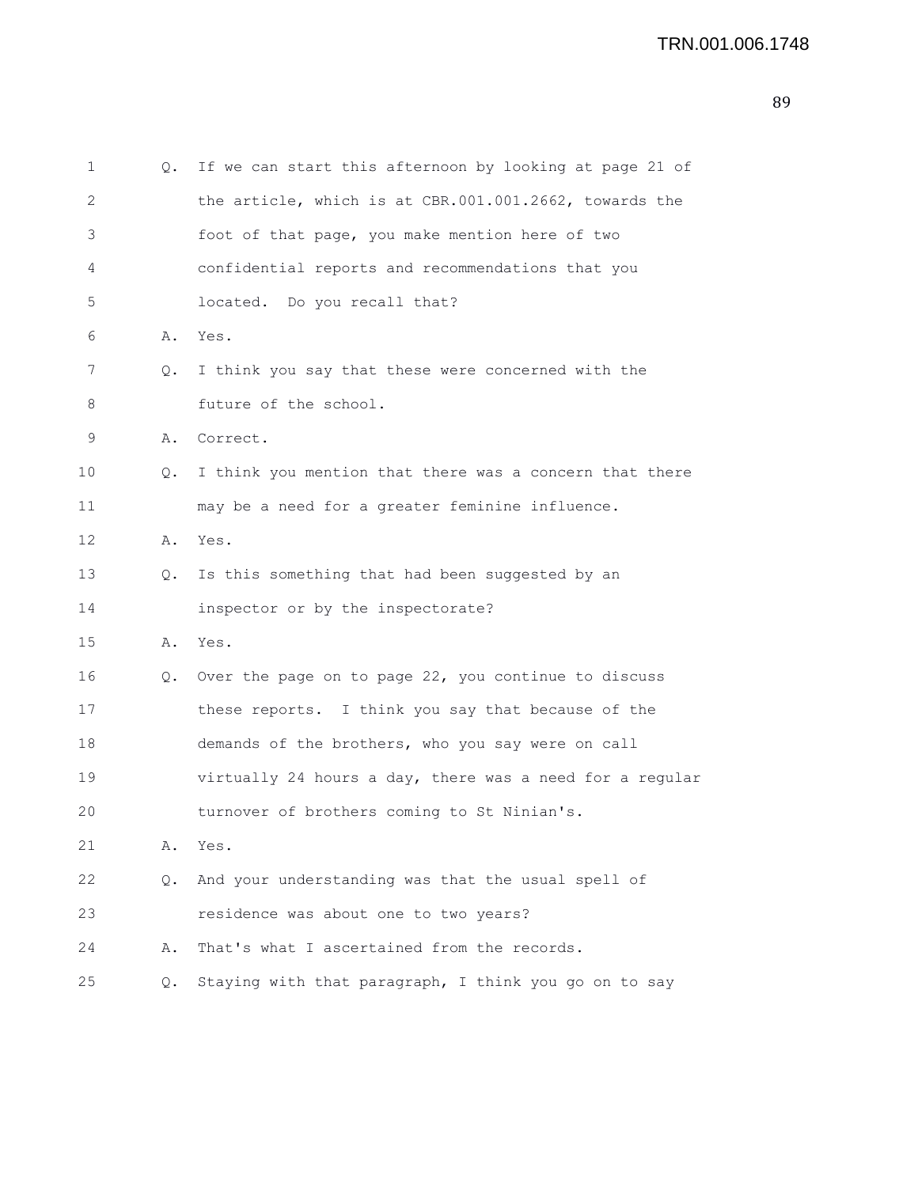1 Q. If we can start this afternoon by looking at page 21 of
2 the article, which is at CBR.001.001.2662, towards the
3 foot of that page, you make mention here of two
4 confidential reports and recommendations that you
5 located. Do you recall that?
6 A. Yes.
7 Q. I think you say that these were concerned with the
8 future of the school.
9 A. Correct.
10 Q. I think you mention that there was a concern that there
11 may be a need for a greater feminine influence.
12 A. Yes.
13 Q. Is this something that had been suggested by an
14 inspector or by the inspectorate?
15 A. Yes.
16 Q. Over the page on to page 22, you continue to discuss
17 these reports. I think you say that because of the
18 demands of the brothers, who you say were on call
19 virtually 24 hours a day, there was a need for a regular
20 turnover of brothers coming to St Ninian's.
21 A. Yes.
22 Q. And your understanding was that the usual spell of
23 residence was about one to two years?
24 A. That's what I ascertained from the records.
25 Q. Staying with that paragraph, I think you go on to say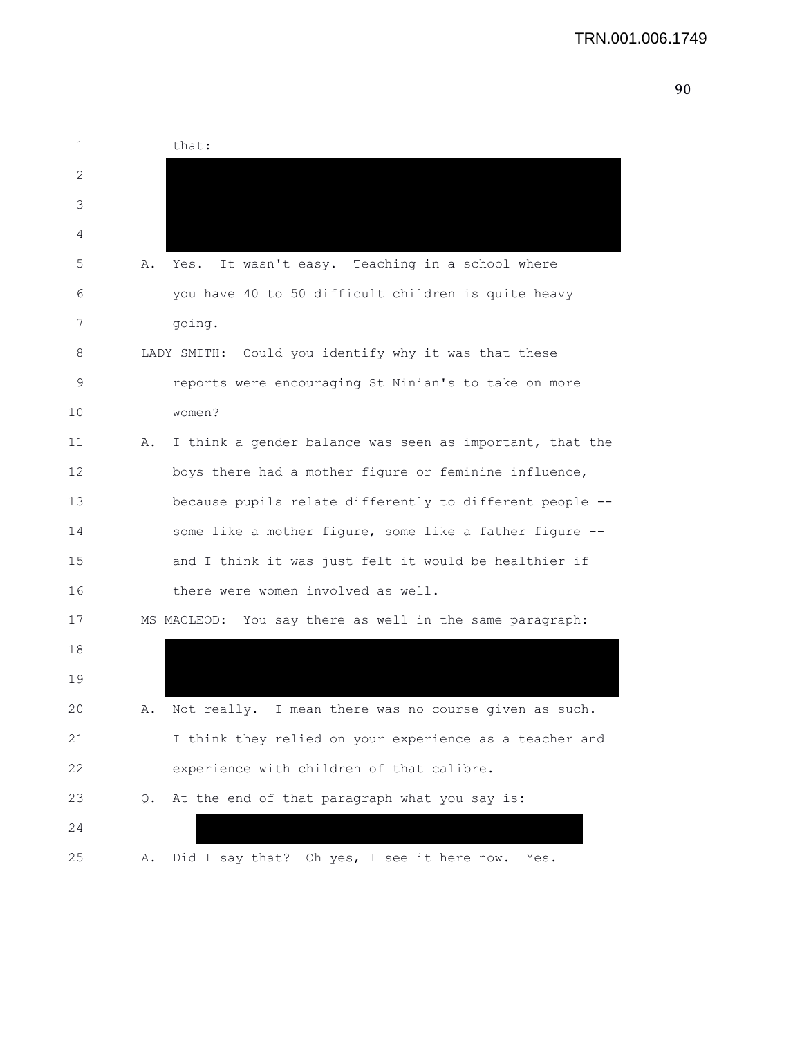that:

A. Yes. It wasn't easy. Teaching in a school where you have 40 to 50 difficult children is quite heavy going.

LADY SMITH: Could you identify why it was that these reports were encouraging St Ninian's to take on more women?

A. I think a gender balance was seen as important, that the boys there had a mother figure or feminine influence, because pupils relate differently to different people -- some like a mother figure, some like a father figure -- and I think it was just felt it would be healthier if there were women involved as well.

MS MACLEOD: You say there as well in the same paragraph:

A. Not really. I mean there was no course given as such. I think they relied on your experience as a teacher and experience with children of that calibre.

Q. At the end of that paragraph what you say is:

A. Did I say that? Oh yes, I see it here now. Yes.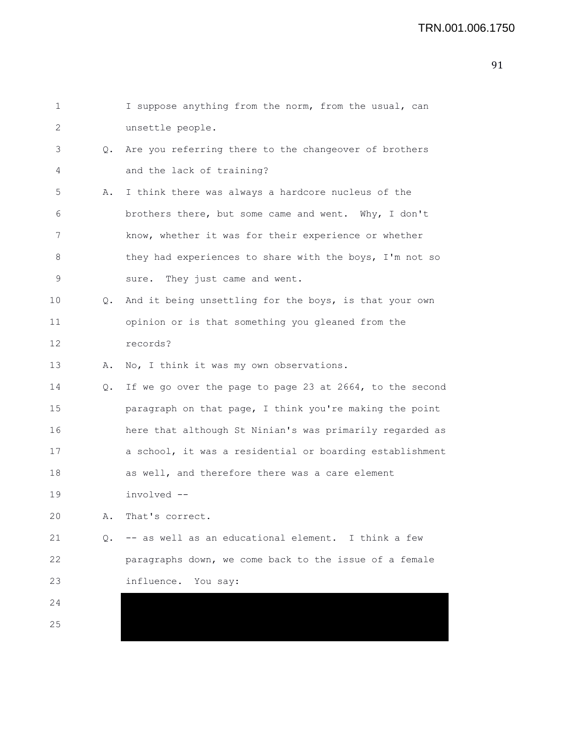I suppose anything from the norm, from the usual, can unsettle people.

Q. Are you referring there to the changeover of brothers and the lack of training?

A. I think there was always a hardcore nucleus of the brothers there, but some came and went. Why, I don't know, whether it was for their experience or whether they had experiences to share with the boys, I'm not so sure. They just came and went.

Q. And it being unsettling for the boys, is that your own opinion or is that something you gleaned from the records?

A. No, I think it was my own observations.

Q. If we go over the page to page 23 at 2664, to the second paragraph on that page, I think you're making the point here that although St Ninian's was primarily regarded as a school, it was a residential or boarding establishment as well, and therefore there was a care element involved --

A. That's correct.

Q. -- as well as an educational element. I think a few paragraphs down, we come back to the issue of a female influence. You say: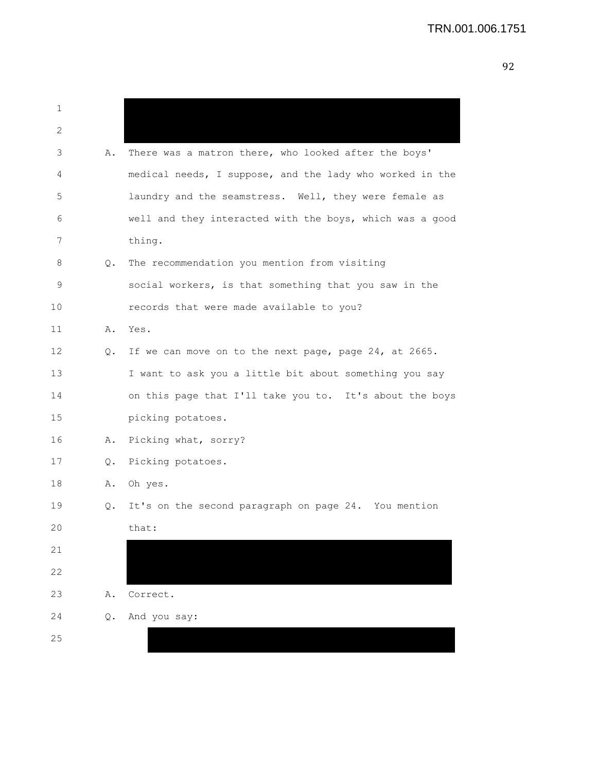A. There was a matron there, who looked after the boys' medical needs, I suppose, and the lady who worked in the laundry and the seamstress. Well, they were female as well and they interacted with the boys, which was a good thing.

Q. The recommendation you mention from visiting social workers, is that something that you saw in the records that were made available to you?

A. Yes.

Q. If we can move on to the next page, page 24, at 2665. I want to ask you a little bit about something you say on this page that I'll take you to. It's about the boys picking potatoes.

A. Picking what, sorry?

Q. Picking potatoes.

A. Oh yes.

Q. It's on the second paragraph on page 24. You mention that:

A. Correct.

Q. And you say: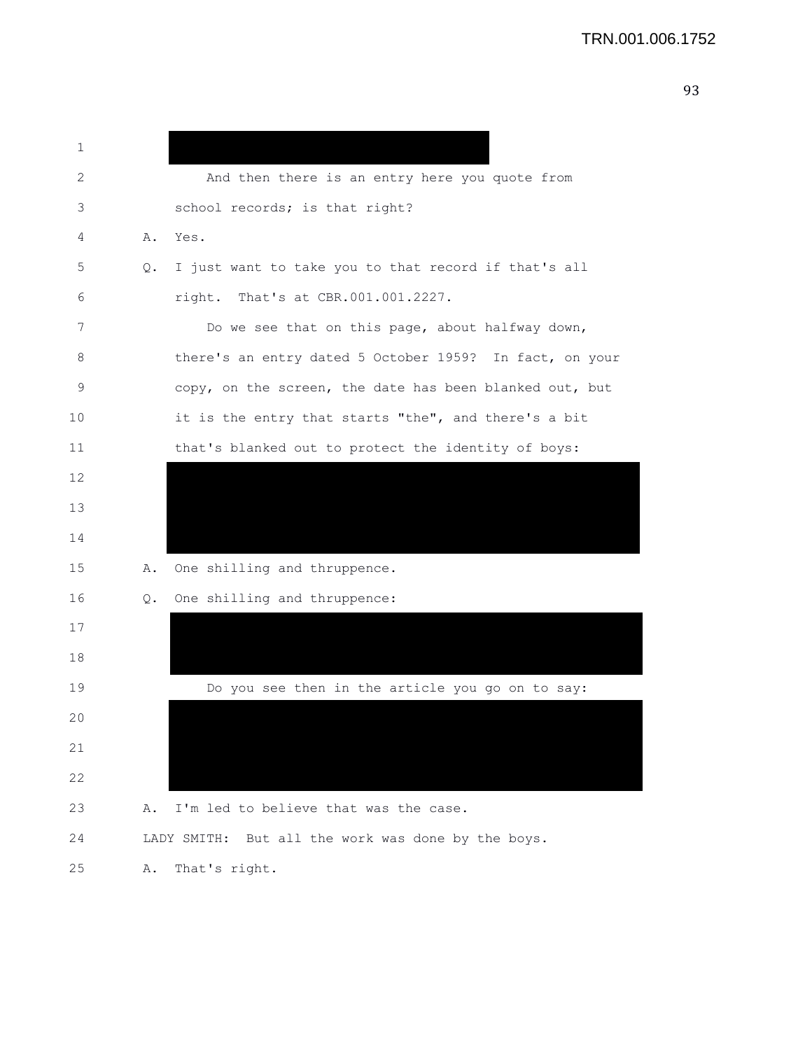1

2 And then there is an entry here you quote from

3 school records; is that right?

4 A. Yes.

5 Q. I just want to take you to that record if that's all

6 right. That's at CBR.001.001.2227.

7 Do we see that on this page, about halfway down,

8 there's an entry dated 5 October 1959? In fact, on your

9 copy, on the screen, the date has been blanked out, but

10 it is the entry that starts "the", and there's a bit

11 that's blanked out to protect the identity of boys:

12

13

14

15 A. One shilling and thruppence.

16 Q. One shilling and thruppence:

17

18

19 Do you see then in the article you go on to say:

20

21

22

23 A. I'm led to believe that was the case.

24 LADY SMITH: But all the work was done by the boys.

25 A. That's right.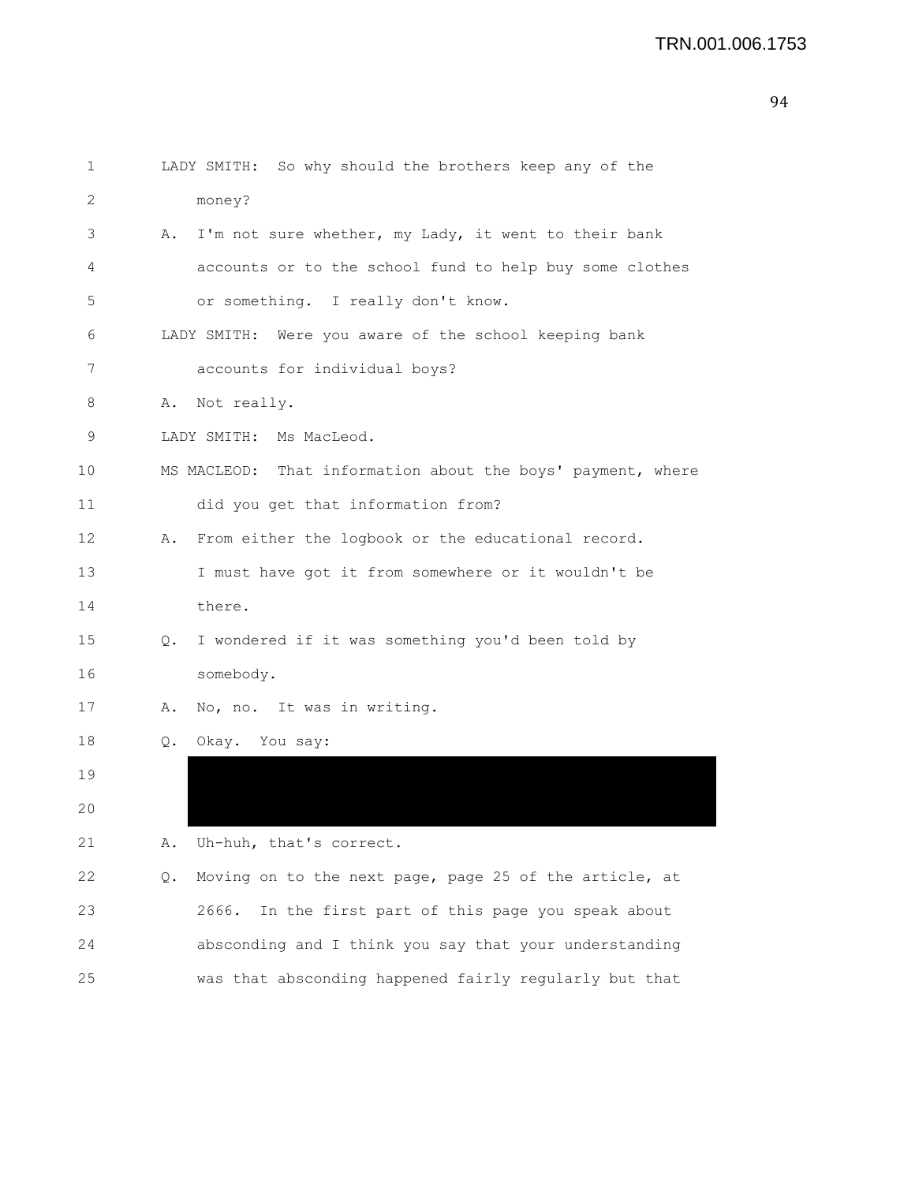1 LADY SMITH: So why should the brothers keep any of the
2 money?
3 A. I'm not sure whether, my Lady, it went to their bank
4 accounts or to the school fund to help buy some clothes
5 or something. I really don't know.
6 LADY SMITH: Were you aware of the school keeping bank
7 accounts for individual boys?
8 A. Not really.
9 LADY SMITH: Ms MacLeod.
10 MS MACLEOD: That information about the boys' payment, where
11 did you get that information from?
12 A. From either the logbook or the educational record.
13 I must have got it from somewhere or it wouldn't be
14 there.
15 Q. I wondered if it was something you'd been told by
16 somebody.
17 A. No, no. It was in writing.
18 Q. Okay. You say:
19
20
21 A. Uh-huh, that's correct.
22 Q. Moving on to the next page, page 25 of the article, at
23 2666. In the first part of this page you speak about
24 absconding and I think you say that your understanding
25 was that absconding happened fairly regularly but that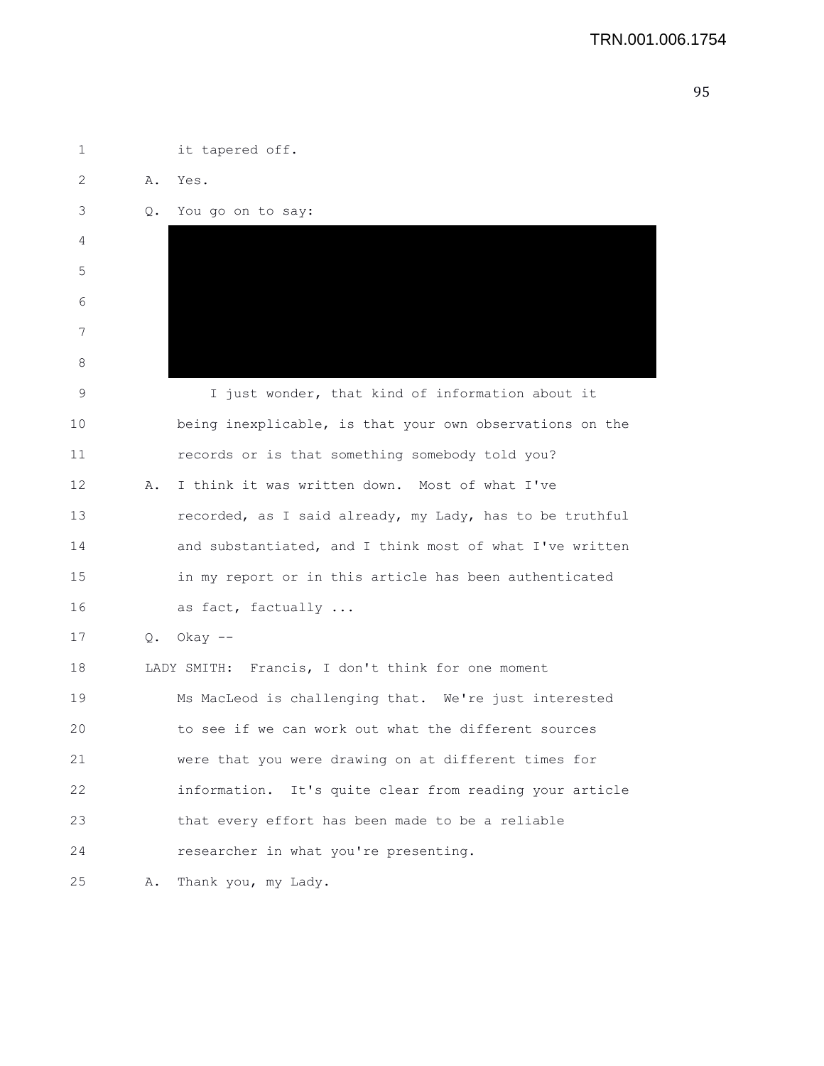it tapered off.

A. Yes.

Q. You go on to say:

[REDACTED]

I just wonder, that kind of information about it being inexplicable, is that your own observations on the records or is that something somebody told you?

A. I think it was written down. Most of what I've recorded, as I said already, my Lady, has to be truthful and substantiated, and I think most of what I've written in my report or in this article has been authenticated as fact, factually ...

Q. Okay --

LADY SMITH: Francis, I don't think for one moment Ms MacLeod is challenging that. We're just interested to see if we can work out what the different sources were that you were drawing on at different times for information. It's quite clear from reading your article that every effort has been made to be a reliable researcher in what you're presenting.

A. Thank you, my Lady.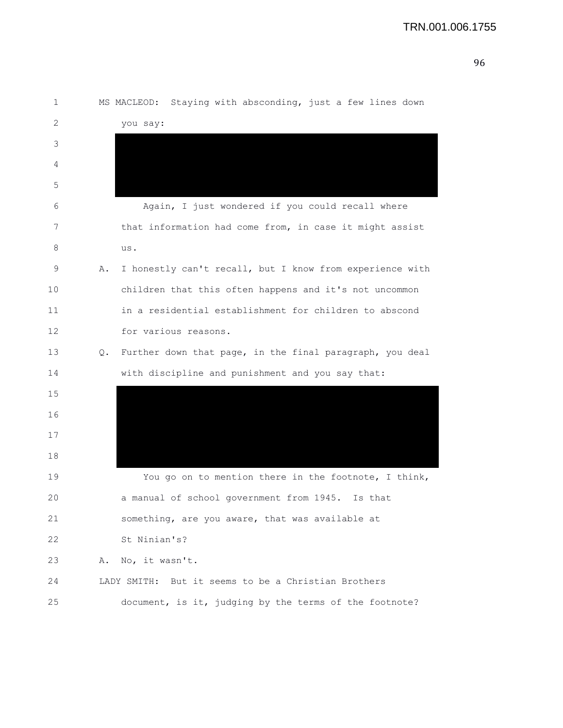MS MACLEOD: Staying with absconding, just a few lines down you say:

[REDACTED]

Again, I just wondered if you could recall where that information had come from, in case it might assist us.

A. I honestly can't recall, but I know from experience with children that this often happens and it's not uncommon in a residential establishment for children to abscond for various reasons.

Q. Further down that page, in the final paragraph, you deal with discipline and punishment and you say that:

[REDACTED]

You go on to mention there in the footnote, I think, a manual of school government from 1945. Is that something, are you aware, that was available at St Ninian's?

A. No, it wasn't.

LADY SMITH: But it seems to be a Christian Brothers document, is it, judging by the terms of the footnote?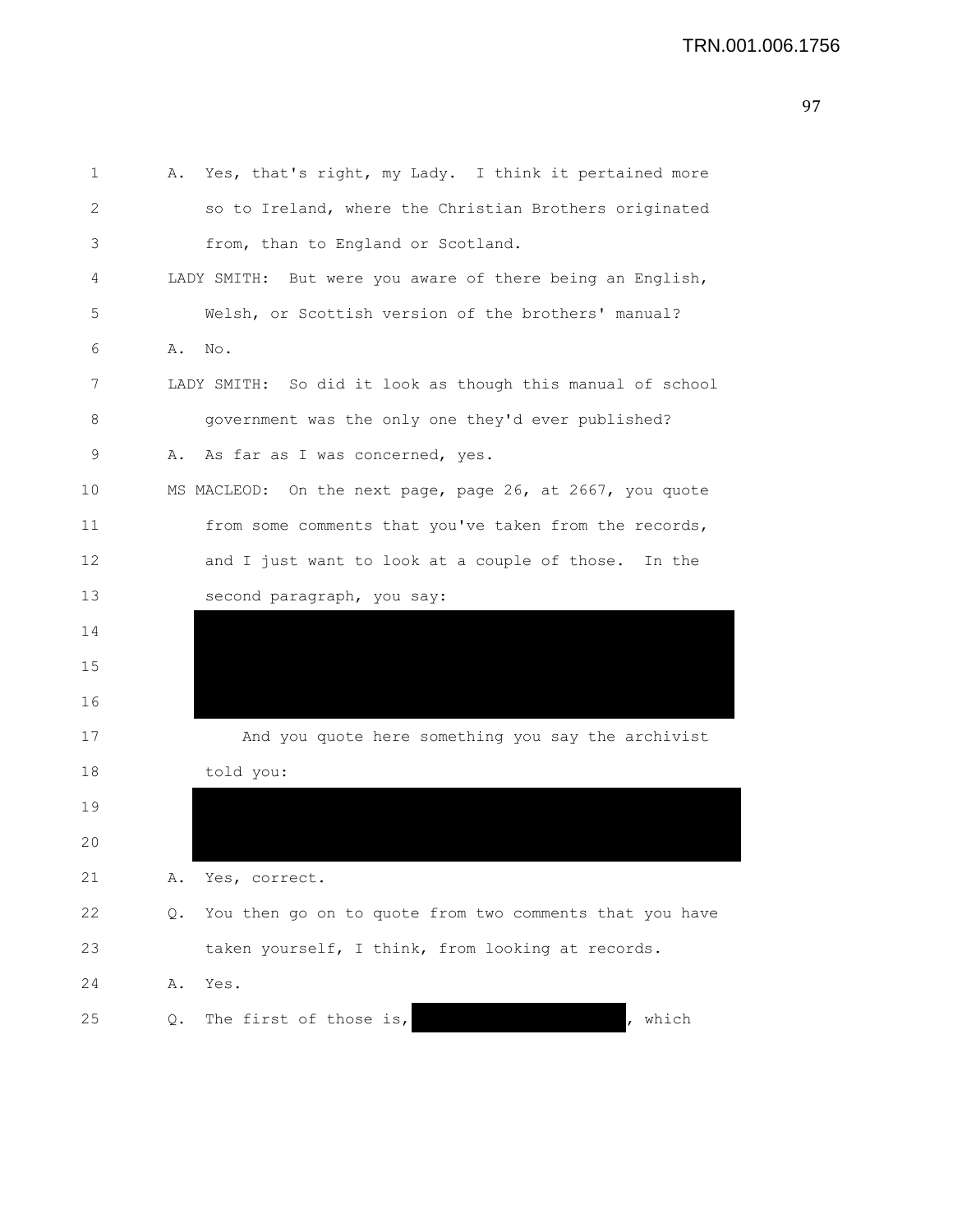A. Yes, that's right, my Lady. I think it pertained more so to Ireland, where the Christian Brothers originated from, than to England or Scotland.

LADY SMITH: But were you aware of there being an English, Welsh, or Scottish version of the brothers' manual?

A. No.

LADY SMITH: So did it look as though this manual of school government was the only one they'd ever published?

A. As far as I was concerned, yes.

MS MACLEOD: On the next page, page 26, at 2667, you quote from some comments that you've taken from the records, and I just want to look at a couple of those. In the second paragraph, you say:

[REDACTED]

And you quote here something you say the archivist told you:

[REDACTED]

A. Yes, correct.

Q. You then go on to quote from two comments that you have taken yourself, I think, from looking at records.

A. Yes.

Q. The first of those is, [REDACTED], which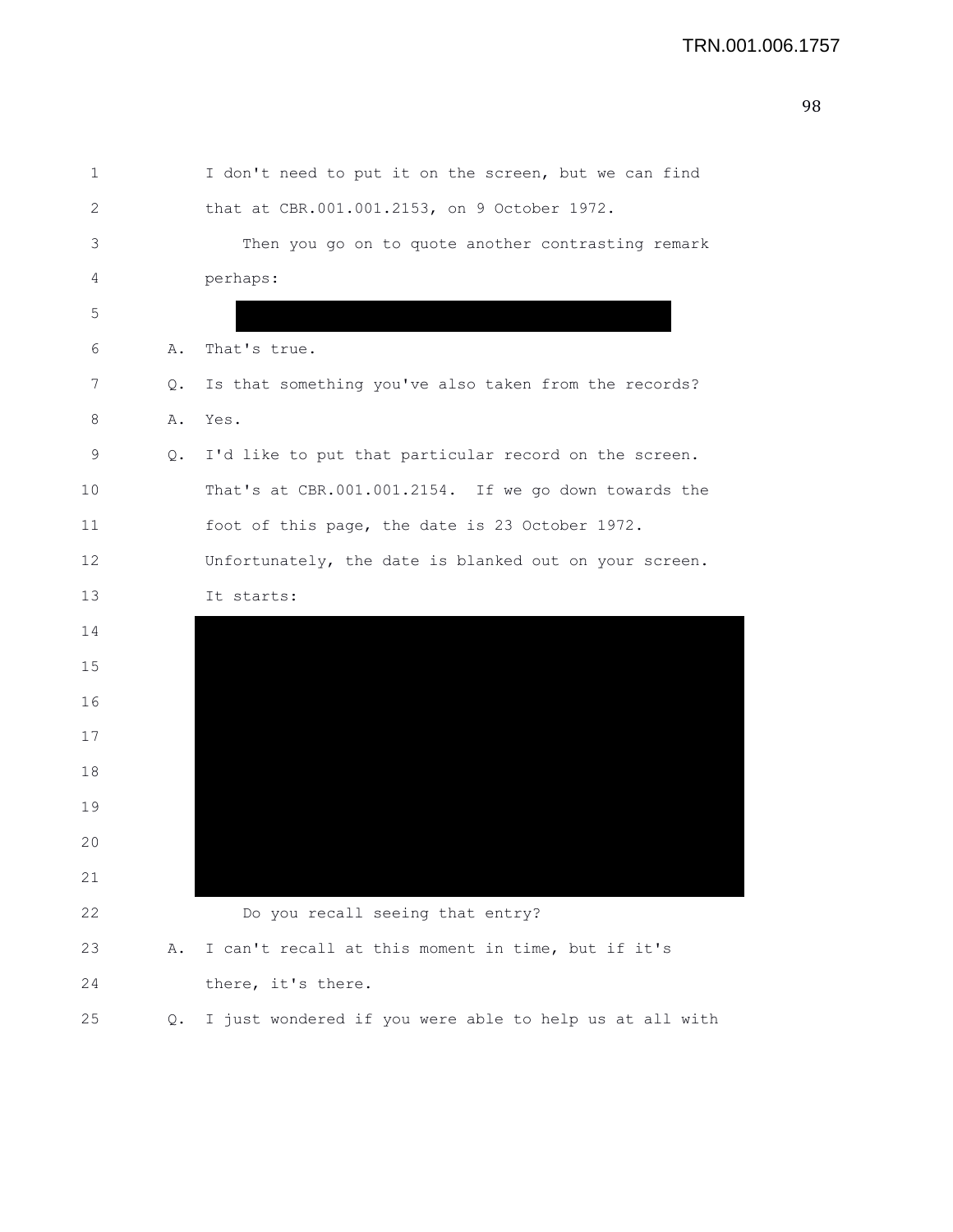I don't need to put it on the screen, but we can find that at CBR.001.001.2153, on 9 October 1972.

Then you go on to quote another contrasting remark perhaps:

A. That's true.

Q. Is that something you've also taken from the records?

A. Yes.

Q. I'd like to put that particular record on the screen. That's at CBR.001.001.2154. If we go down towards the foot of this page, the date is 23 October 1972. Unfortunately, the date is blanked out on your screen. It starts:

Do you recall seeing that entry?

A. I can't recall at this moment in time, but if it's there, it's there.

Q. I just wondered if you were able to help us at all with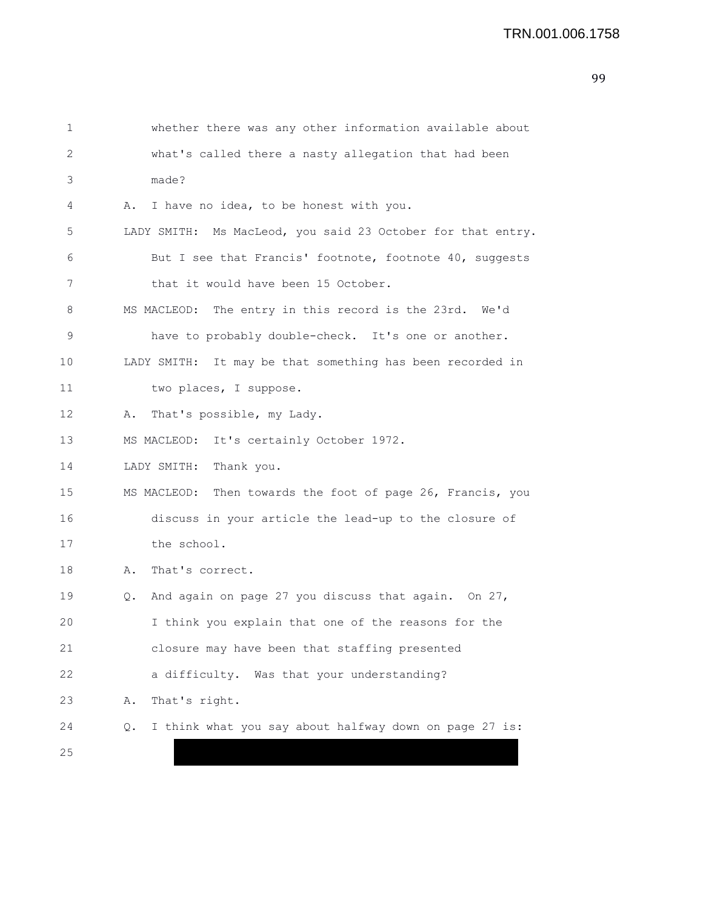whether there was any other information available about what's called there a nasty allegation that had been made?

A. I have no idea, to be honest with you.

LADY SMITH: Ms MacLeod, you said 23 October for that entry. But I see that Francis' footnote, footnote 40, suggests that it would have been 15 October.

MS MACLEOD: The entry in this record is the 23rd. We'd have to probably double-check. It's one or another.

LADY SMITH: It may be that something has been recorded in two places, I suppose.

A. That's possible, my Lady.

MS MACLEOD: It's certainly October 1972.

LADY SMITH: Thank you.

MS MACLEOD: Then towards the foot of page 26, Francis, you discuss in your article the lead-up to the closure of the school.

A. That's correct.

Q. And again on page 27 you discuss that again. On 27, I think you explain that one of the reasons for the closure may have been that staffing presented a difficulty. Was that your understanding?

A. That's right.

Q. I think what you say about halfway down on page 27 is: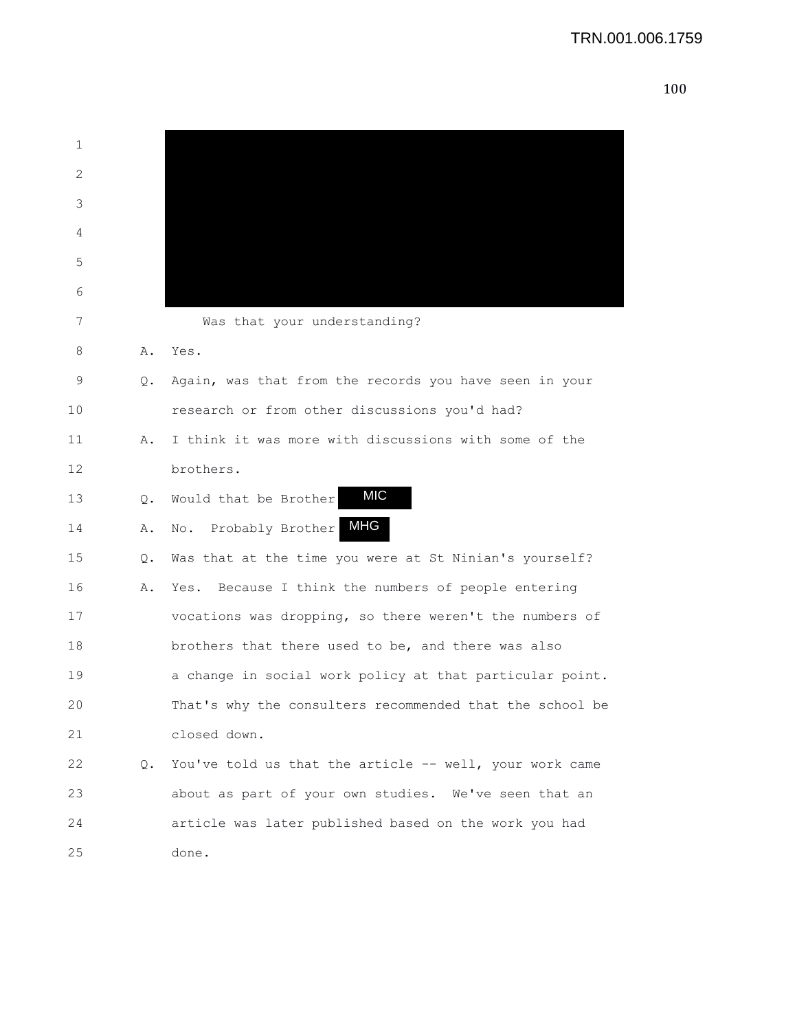Was that your understanding?

A. Yes.

Q. Again, was that from the records you have seen in your research or from other discussions you'd had?

A. I think it was more with discussions with some of the brothers.

Q. Would that be Brother MIC

A. No. Probably Brother MHG

Q. Was that at the time you were at St Ninian's yourself?

A. Yes. Because I think the numbers of people entering vocations was dropping, so there weren't the numbers of brothers that there used to be, and there was also a change in social work policy at that particular point. That's why the consulters recommended that the school be closed down.

Q. You've told us that the article -- well, your work came about as part of your own studies. We've seen that an article was later published based on the work you had done.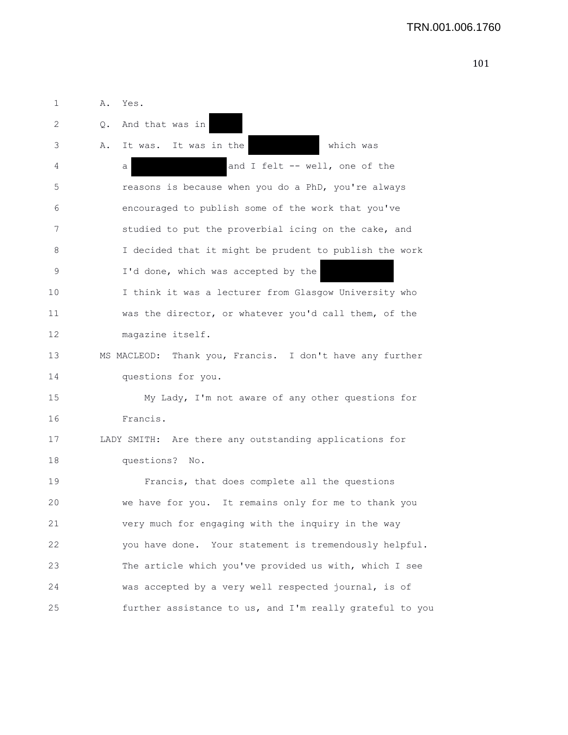1 A. Yes.

2 Q. And that was in [REDACTED]

3 A. It was. It was in the [REDACTED] which was

4 a [REDACTED] and I felt -- well, one of the

5 reasons is because when you do a PhD, you're always

6 encouraged to publish some of the work that you've

7 studied to put the proverbial icing on the cake, and

8 I decided that it might be prudent to publish the work

9 I'd done, which was accepted by the [REDACTED]

10 I think it was a lecturer from Glasgow University who

11 was the director, or whatever you'd call them, of the

12 magazine itself.

13 MS MACLEOD: Thank you, Francis. I don't have any further

14 questions for you.

15 My Lady, I'm not aware of any other questions for

16 Francis.

17 LADY SMITH: Are there any outstanding applications for

18 questions? No.

19 Francis, that does complete all the questions

20 we have for you. It remains only for me to thank you

21 very much for engaging with the inquiry in the way

22 you have done. Your statement is tremendously helpful.

23 The article which you've provided us with, which I see

24 was accepted by a very well respected journal, is of

25 further assistance to us, and I'm really grateful to you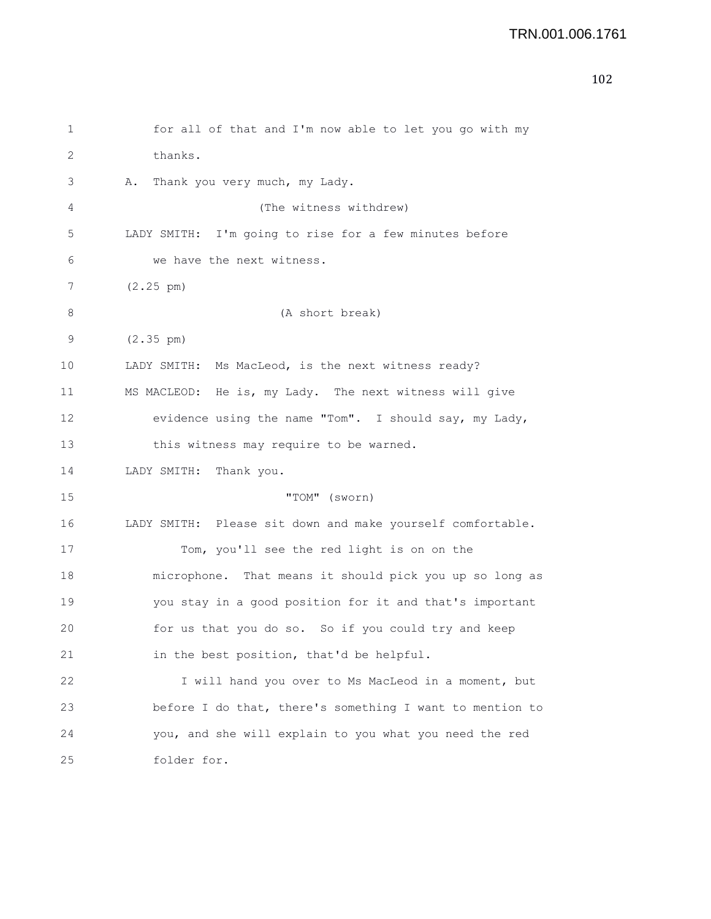1 for all of that and I'm now able to let you go with my
2 thanks.
3 A. Thank you very much, my Lady.
4 (The witness withdrew)
5 LADY SMITH: I'm going to rise for a few minutes before
6 we have the next witness.
7 (2.25 pm)
8 (A short break)
9 (2.35 pm)
10 LADY SMITH: Ms MacLeod, is the next witness ready?
11 MS MACLEOD: He is, my Lady. The next witness will give
12 evidence using the name "Tom". I should say, my Lady,
13 this witness may require to be warned.
14 LADY SMITH: Thank you.
15 "TOM" (sworn)
16 LADY SMITH: Please sit down and make yourself comfortable.
17 Tom, you'll see the red light is on on the
18 microphone. That means it should pick you up so long as
19 you stay in a good position for it and that's important
20 for us that you do so. So if you could try and keep
21 in the best position, that'd be helpful.
22 I will hand you over to Ms MacLeod in a moment, but
23 before I do that, there's something I want to mention to
24 you, and she will explain to you what you need the red
25 folder for.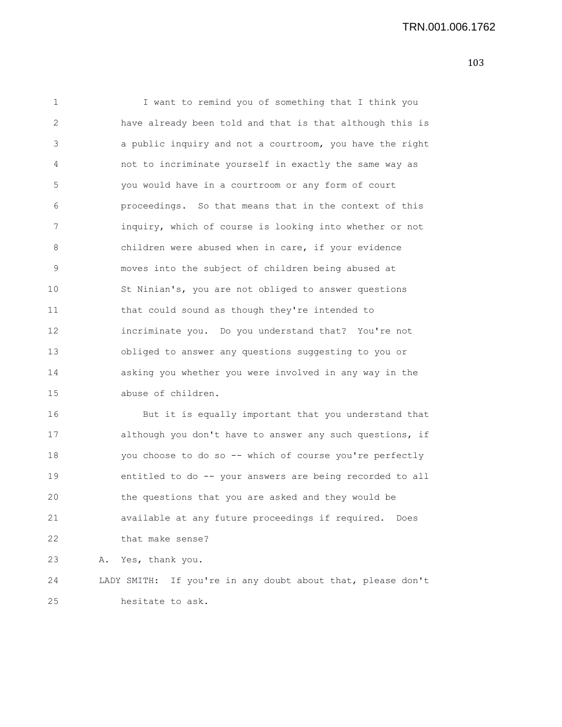I want to remind you of something that I think you have already been told and that is that although this is a public inquiry and not a courtroom, you have the right not to incriminate yourself in exactly the same way as you would have in a courtroom or any form of court proceedings. So that means that in the context of this inquiry, which of course is looking into whether or not children were abused when in care, if your evidence moves into the subject of children being abused at St Ninian's, you are not obliged to answer questions that could sound as though they're intended to incriminate you. Do you understand that? You're not obliged to answer any questions suggesting to you or asking you whether you were involved in any way in the abuse of children.

But it is equally important that you understand that although you don't have to answer any such questions, if you choose to do so -- which of course you're perfectly entitled to do -- your answers are being recorded to all the questions that you are asked and they would be available at any future proceedings if required. Does that make sense?

A. Yes, thank you.

LADY SMITH: If you're in any doubt about that, please don't hesitate to ask.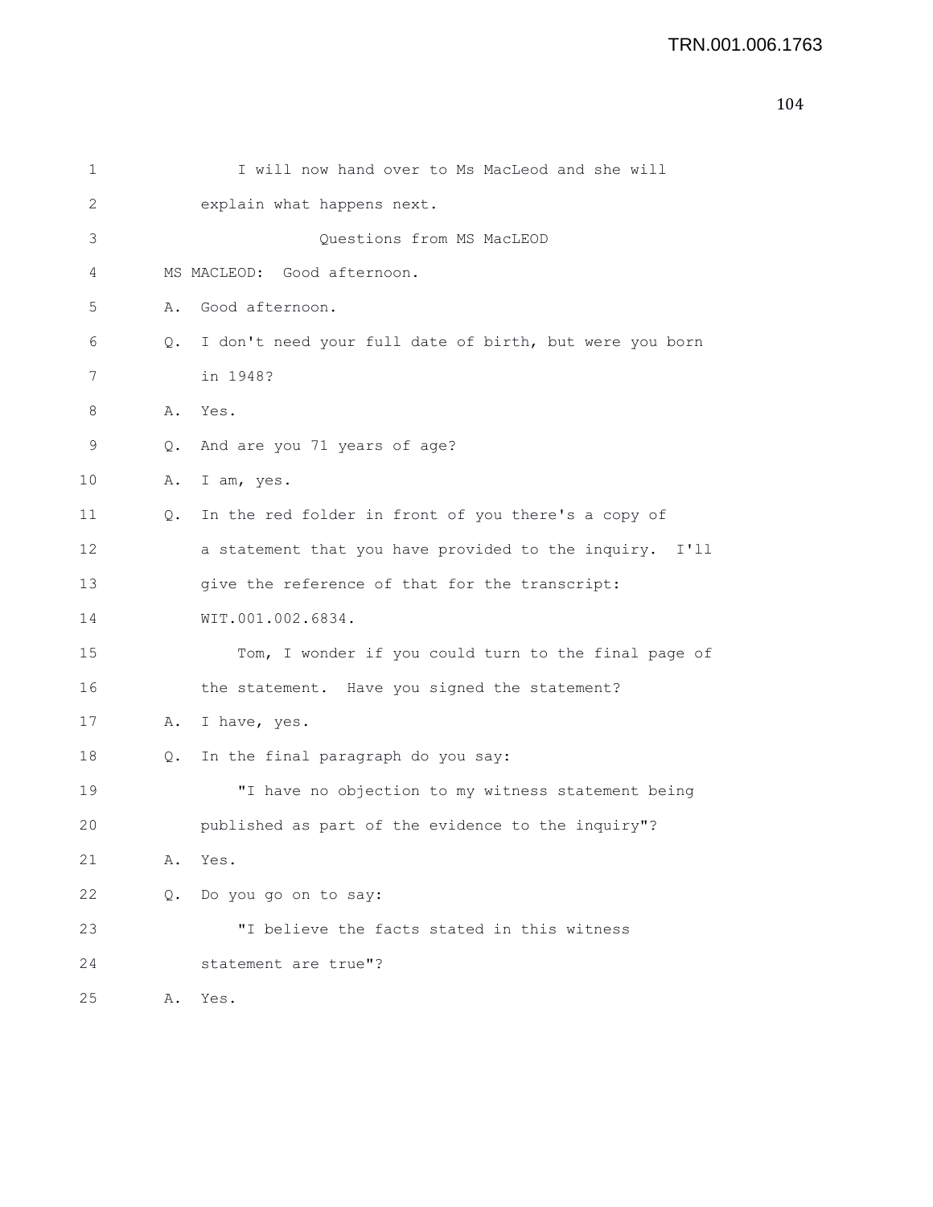1 I will now hand over to Ms MacLeod and she will
2 explain what happens next.
3 Questions from MS MacLEOD
4 MS MACLEOD: Good afternoon.
5 A. Good afternoon.
6 Q. I don't need your full date of birth, but were you born
7 in 1948?
8 A. Yes.
9 Q. And are you 71 years of age?
10 A. I am, yes.
11 Q. In the red folder in front of you there's a copy of
12 a statement that you have provided to the inquiry. I'll
13 give the reference of that for the transcript:
14 WIT.001.002.6834.
15 Tom, I wonder if you could turn to the final page of
16 the statement. Have you signed the statement?
17 A. I have, yes.
18 Q. In the final paragraph do you say:
19 "I have no objection to my witness statement being
20 published as part of the evidence to the inquiry"?
21 A. Yes.
22 Q. Do you go on to say:
23 "I believe the facts stated in this witness
24 statement are true"?
25 A. Yes.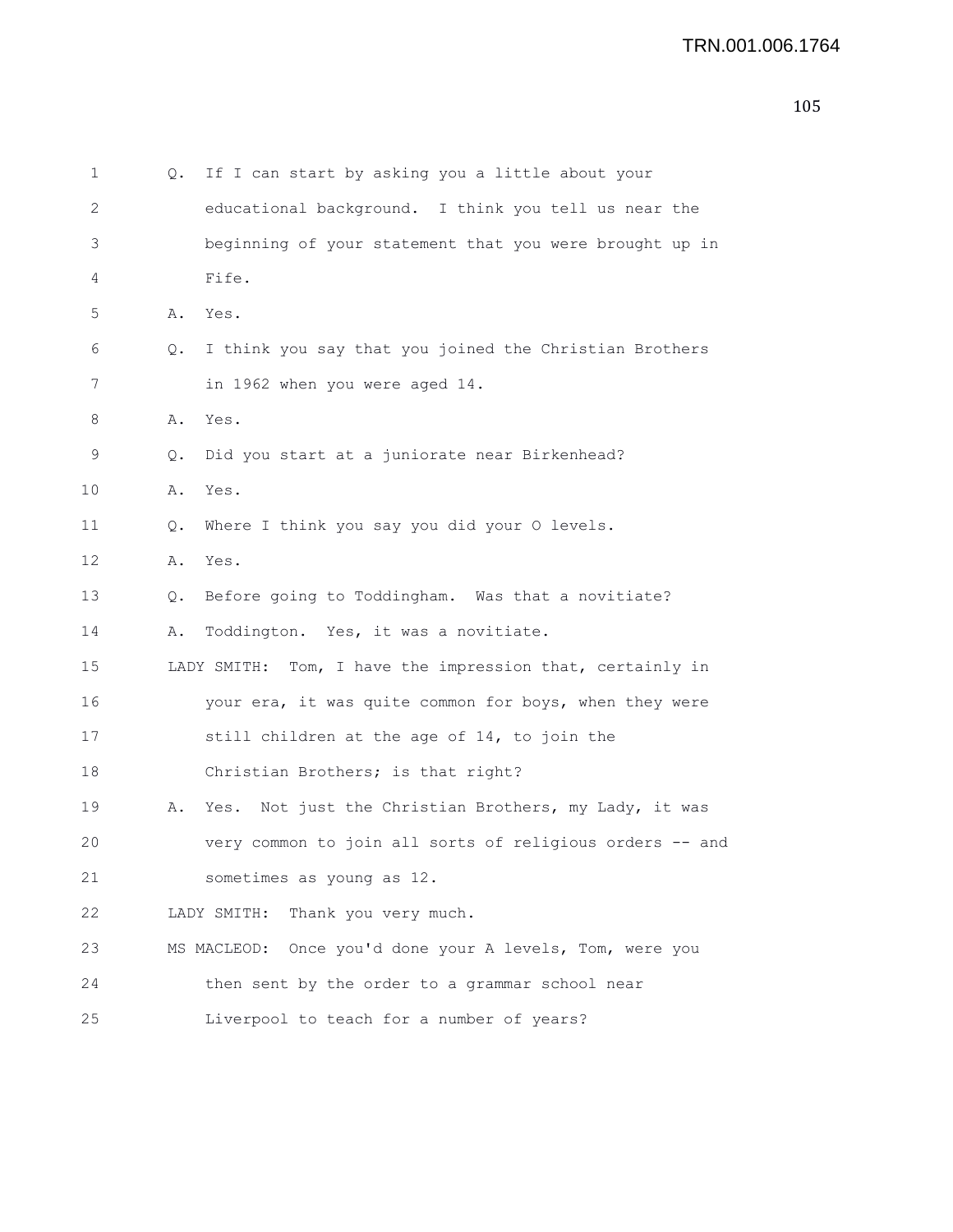1 Q. If I can start by asking you a little about your
2 educational background. I think you tell us near the
3 beginning of your statement that you were brought up in
4 Fife.
5 A. Yes.
6 Q. I think you say that you joined the Christian Brothers
7 in 1962 when you were aged 14.
8 A. Yes.
9 Q. Did you start at a juniorate near Birkenhead?
10 A. Yes.
11 Q. Where I think you say you did your O levels.
12 A. Yes.
13 Q. Before going to Toddingham. Was that a novitiate?
14 A. Toddington. Yes, it was a novitiate.
15 LADY SMITH: Tom, I have the impression that, certainly in
16 your era, it was quite common for boys, when they were
17 still children at the age of 14, to join the
18 Christian Brothers; is that right?
19 A. Yes. Not just the Christian Brothers, my Lady, it was
20 very common to join all sorts of religious orders -- and
21 sometimes as young as 12.
22 LADY SMITH: Thank you very much.
23 MS MACLEOD: Once you'd done your A levels, Tom, were you
24 then sent by the order to a grammar school near
25 Liverpool to teach for a number of years?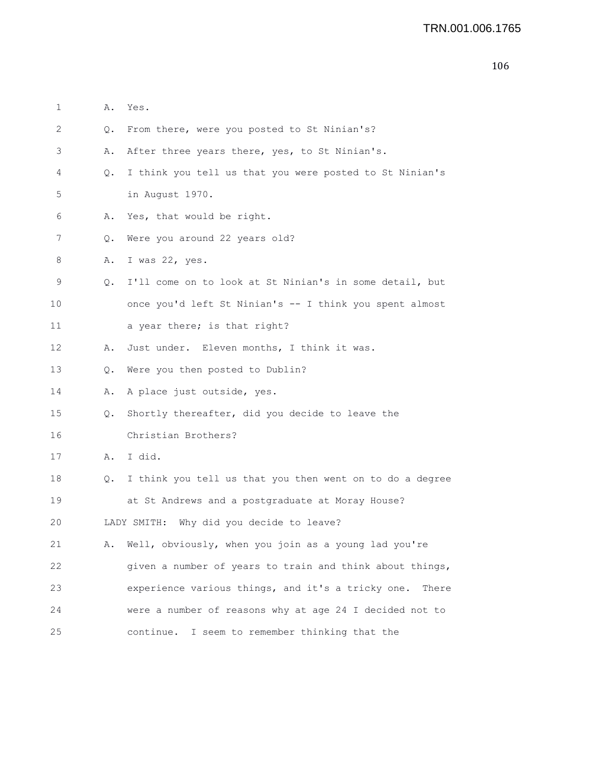1 A. Yes.

2 Q. From there, were you posted to St Ninian's?

3 A. After three years there, yes, to St Ninian's.

4 Q. I think you tell us that you were posted to St Ninian's

5 in August 1970.

6 A. Yes, that would be right.

7 Q. Were you around 22 years old?

8 A. I was 22, yes.

9 Q. I'll come on to look at St Ninian's in some detail, but

10 once you'd left St Ninian's -- I think you spent almost

11 a year there; is that right?

12 A. Just under. Eleven months, I think it was.

13 Q. Were you then posted to Dublin?

14 A. A place just outside, yes.

15 Q. Shortly thereafter, did you decide to leave the

16 Christian Brothers?

17 A. I did.

18 Q. I think you tell us that you then went on to do a degree

19 at St Andrews and a postgraduate at Moray House?

20 LADY SMITH: Why did you decide to leave?

21 A. Well, obviously, when you join as a young lad you're

22 given a number of years to train and think about things,

23 experience various things, and it's a tricky one. There

24 were a number of reasons why at age 24 I decided not to

25 continue. I seem to remember thinking that the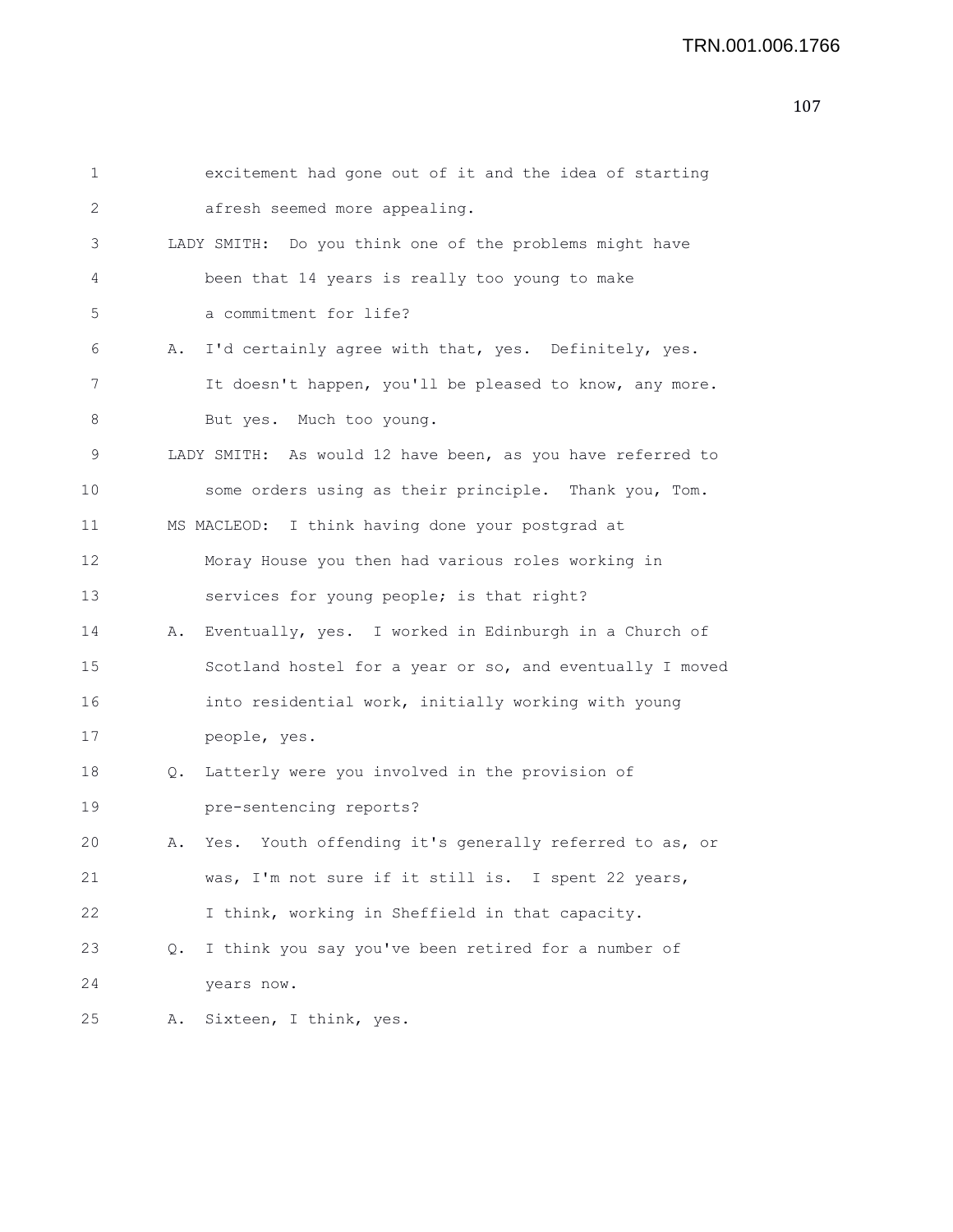excitement had gone out of it and the idea of starting afresh seemed more appealing.

LADY SMITH: Do you think one of the problems might have been that 14 years is really too young to make a commitment for life?

A. I'd certainly agree with that, yes. Definitely, yes. It doesn't happen, you'll be pleased to know, any more. But yes. Much too young.

LADY SMITH: As would 12 have been, as you have referred to some orders using as their principle. Thank you, Tom.

MS MACLEOD: I think having done your postgrad at Moray House you then had various roles working in services for young people; is that right?

A. Eventually, yes. I worked in Edinburgh in a Church of Scotland hostel for a year or so, and eventually I moved into residential work, initially working with young people, yes.

Q. Latterly were you involved in the provision of pre-sentencing reports?

A. Yes. Youth offending it's generally referred to as, or was, I'm not sure if it still is. I spent 22 years, I think, working in Sheffield in that capacity.

Q. I think you say you've been retired for a number of years now.

A. Sixteen, I think, yes.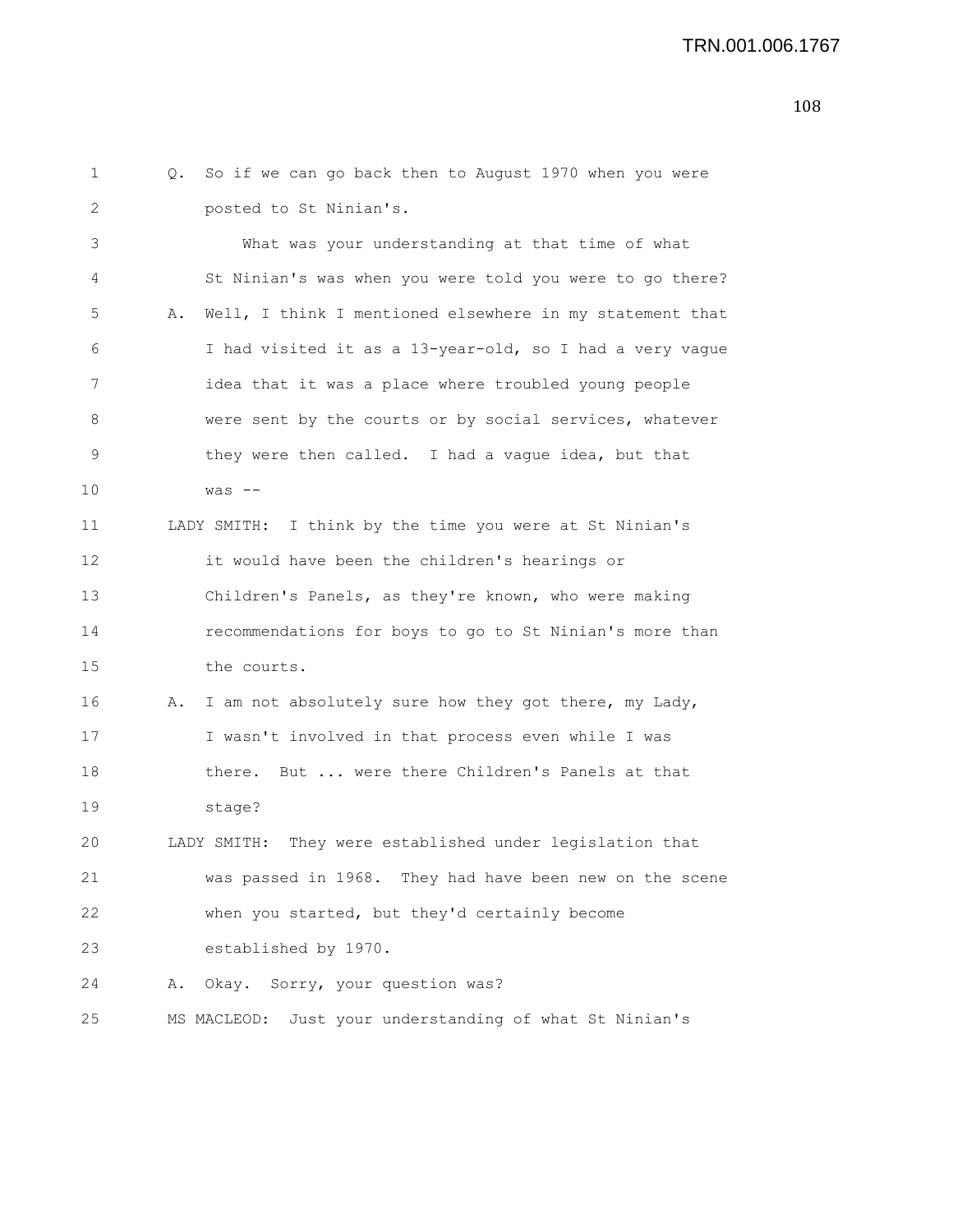Q. So if we can go back then to August 1970 when you were posted to St Ninian's.

What was your understanding at that time of what St Ninian's was when you were told you were to go there?

A. Well, I think I mentioned elsewhere in my statement that I had visited it as a 13-year-old, so I had a very vague idea that it was a place where troubled young people were sent by the courts or by social services, whatever they were then called. I had a vague idea, but that was --

LADY SMITH: I think by the time you were at St Ninian's it would have been the children's hearings or Children's Panels, as they're known, who were making recommendations for boys to go to St Ninian's more than the courts.

A. I am not absolutely sure how they got there, my Lady, I wasn't involved in that process even while I was there. But ... were there Children's Panels at that stage?

LADY SMITH: They were established under legislation that was passed in 1968. They had have been new on the scene when you started, but they'd certainly become established by 1970.

A. Okay. Sorry, your question was?

MS MACLEOD: Just your understanding of what St Ninian's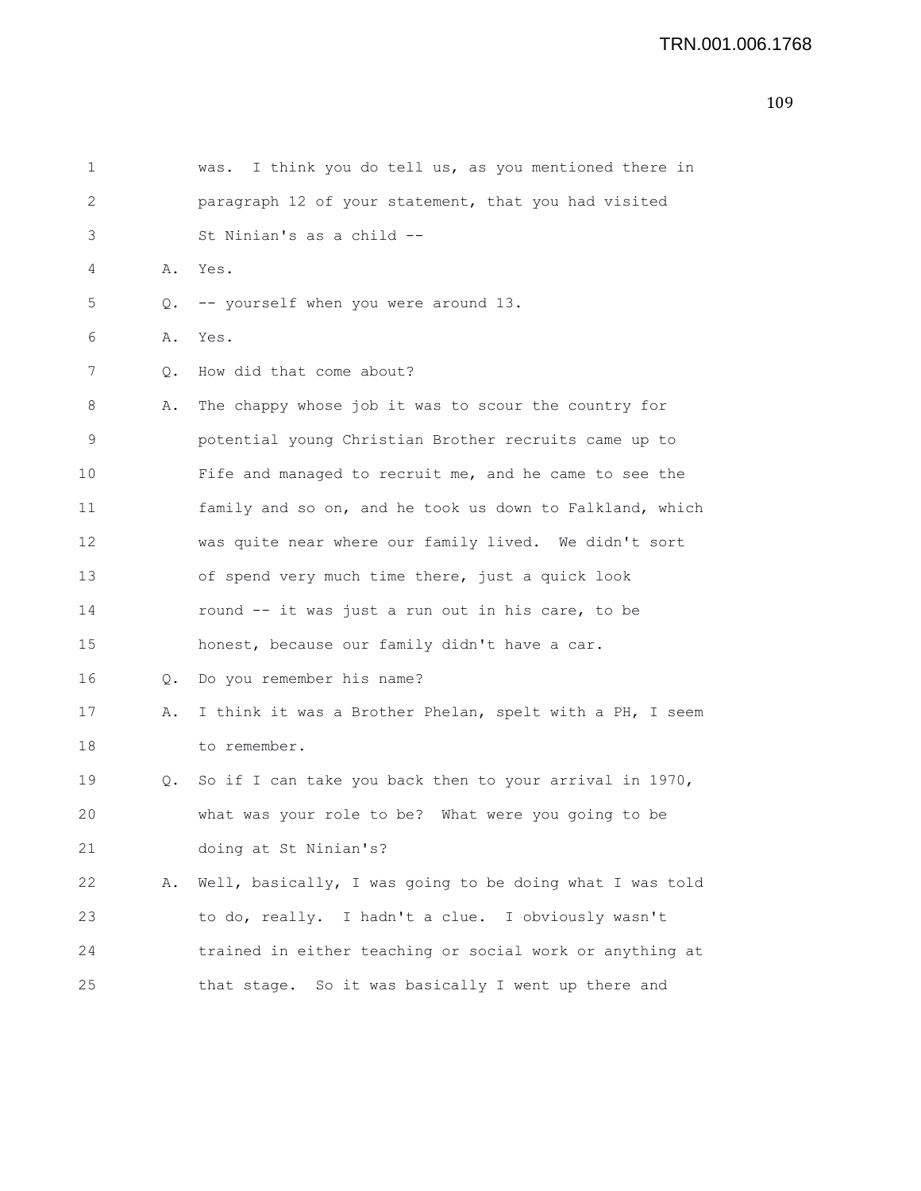1 was. I think you do tell us, as you mentioned there in
2 paragraph 12 of your statement, that you had visited
3 St Ninian's as a child --

4 A. Yes.

5 Q. -- yourself when you were around 13.

6 A. Yes.

7 Q. How did that come about?

8 A. The chappy whose job it was to scour the country for
9 potential young Christian Brother recruits came up to
10 Fife and managed to recruit me, and he came to see the
11 family and so on, and he took us down to Falkland, which
12 was quite near where our family lived. We didn't sort
13 of spend very much time there, just a quick look
14 round -- it was just a run out in his care, to be
15 honest, because our family didn't have a car.

16 Q. Do you remember his name?

17 A. I think it was a Brother Phelan, spelt with a PH, I seem
18 to remember.

19 Q. So if I can take you back then to your arrival in 1970,
20 what was your role to be? What were you going to be
21 doing at St Ninian's?

22 A. Well, basically, I was going to be doing what I was told
23 to do, really. I hadn't a clue. I obviously wasn't
24 trained in either teaching or social work or anything at
25 that stage. So it was basically I went up there and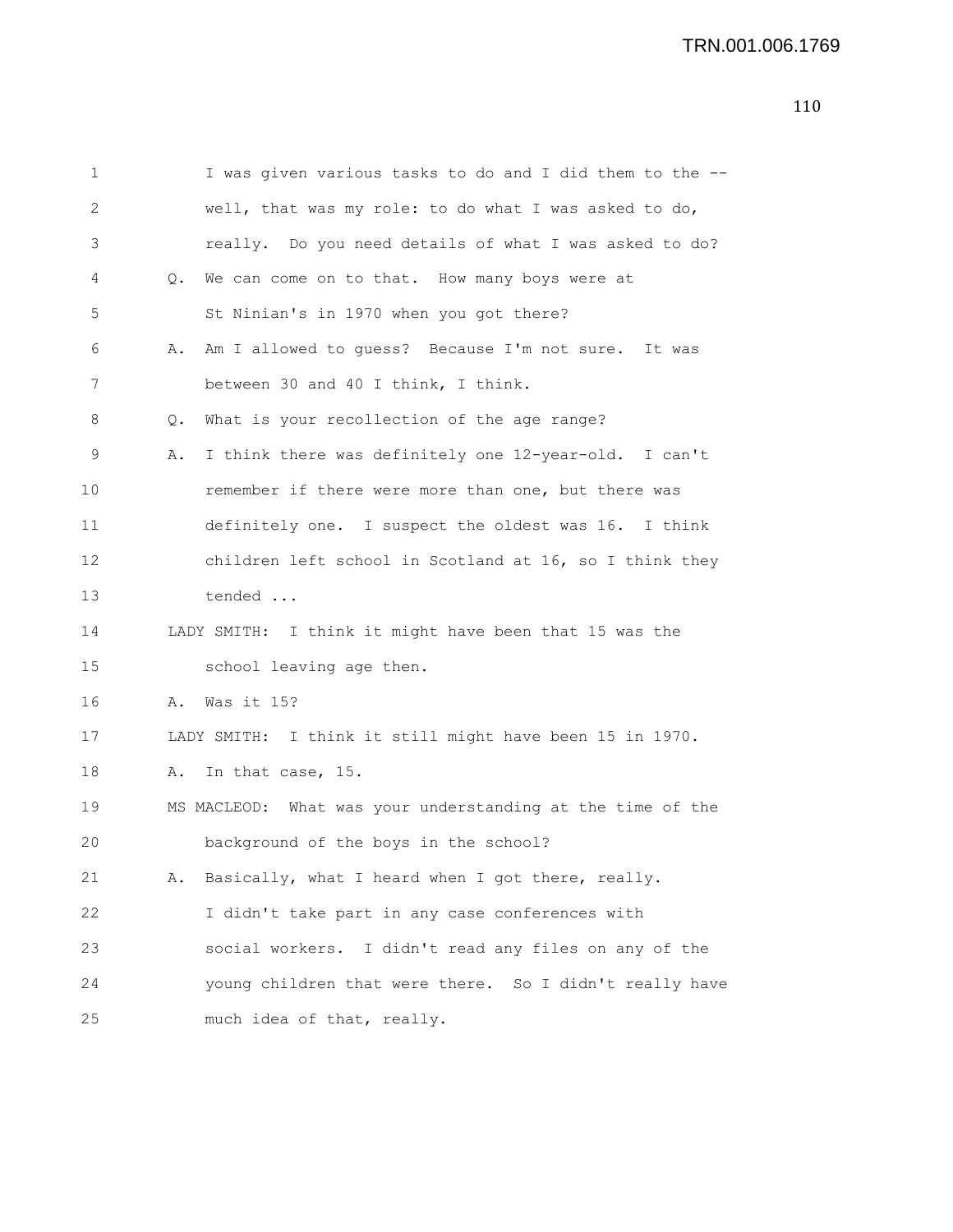1 I was given various tasks to do and I did them to the --
2 well, that was my role: to do what I was asked to do,
3 really. Do you need details of what I was asked to do?
4 Q. We can come on to that. How many boys were at
5 St Ninian's in 1970 when you got there?
6 A. Am I allowed to guess? Because I'm not sure. It was
7 between 30 and 40 I think, I think.
8 Q. What is your recollection of the age range?
9 A. I think there was definitely one 12-year-old. I can't
10 remember if there were more than one, but there was
11 definitely one. I suspect the oldest was 16. I think
12 children left school in Scotland at 16, so I think they
13 tended ...
14 LADY SMITH: I think it might have been that 15 was the
15 school leaving age then.
16 A. Was it 15?
17 LADY SMITH: I think it still might have been 15 in 1970.
18 A. In that case, 15.
19 MS MACLEOD: What was your understanding at the time of the
20 background of the boys in the school?
21 A. Basically, what I heard when I got there, really.
22 I didn't take part in any case conferences with
23 social workers. I didn't read any files on any of the
24 young children that were there. So I didn't really have
25 much idea of that, really.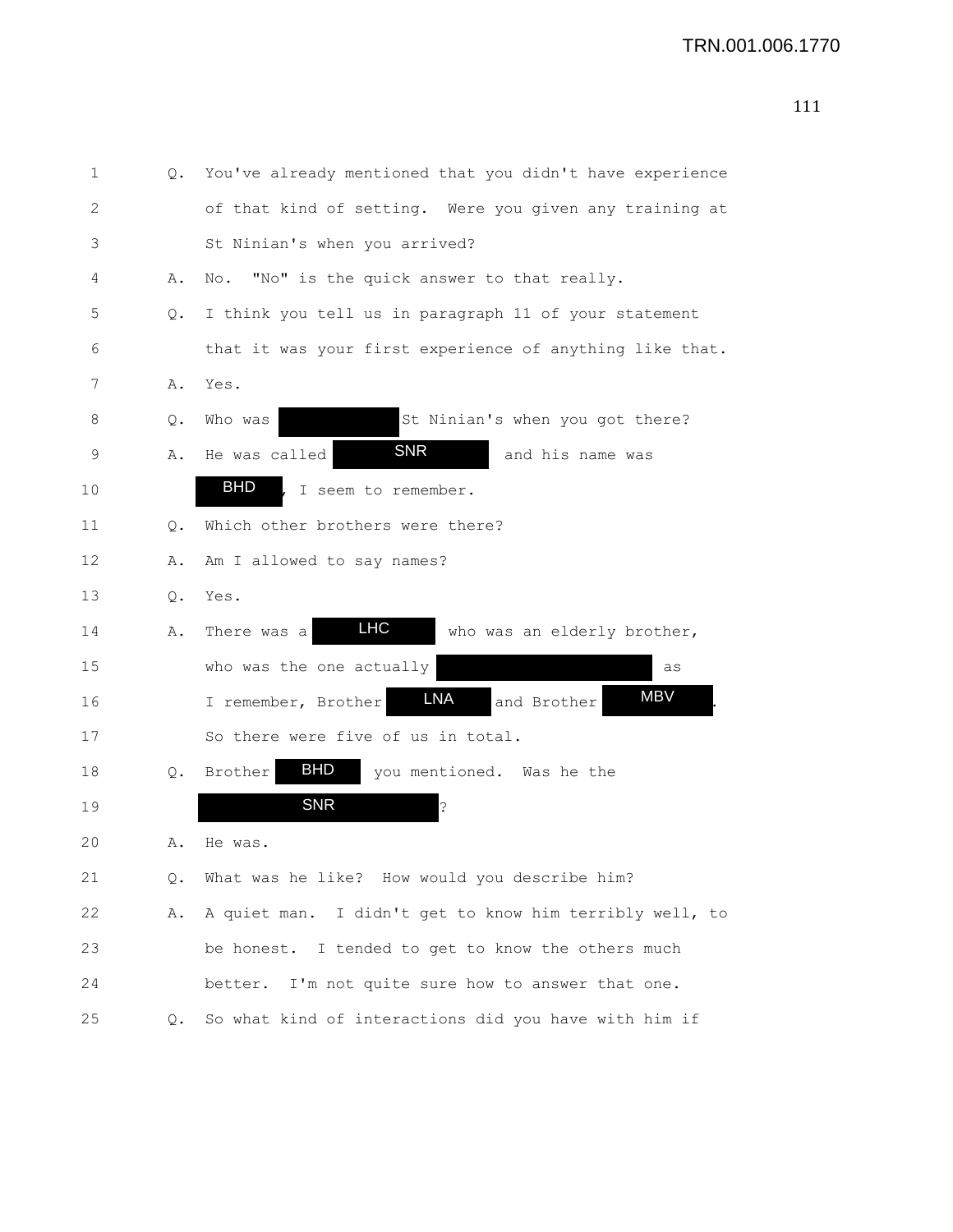1 Q. You've already mentioned that you didn't have experience

2 of that kind of setting. Were you given any training at

3 St Ninian's when you arrived?

4 A. No. "No" is the quick answer to that really.

5 Q. I think you tell us in paragraph 11 of your statement

6 that it was your first experience of anything like that.

7 A. Yes.

8 Q. Who was [redacted] St Ninian's when you got there?

9 A. He was called [SNR] and his name was

10 [BHD], I seem to remember.

11 Q. Which other brothers were there?

12 A. Am I allowed to say names?

13 Q. Yes.

14 A. There was a [LHC] who was an elderly brother,

15 who was the one actually [redacted] as

16 I remember, Brother [LNA] and Brother [MBV].

17 So there were five of us in total.

18 Q. Brother [BHD] you mentioned. Was he the

19 [SNR]?

20 A. He was.

21 Q. What was he like? How would you describe him?

22 A. A quiet man. I didn't get to know him terribly well, to

23 be honest. I tended to get to know the others much

24 better. I'm not quite sure how to answer that one.

25 Q. So what kind of interactions did you have with him if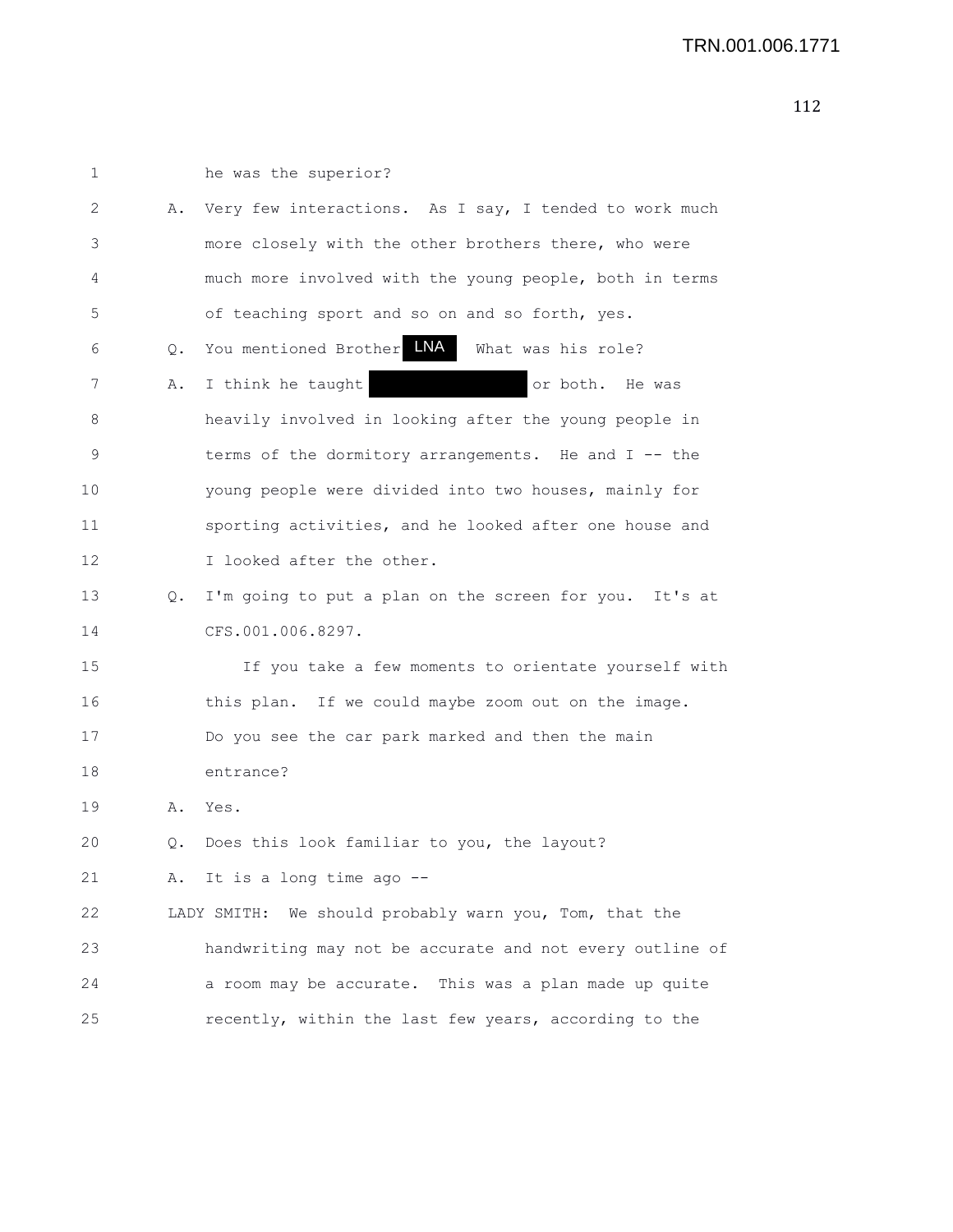1 he was the superior?

2 A. Very few interactions. As I say, I tended to work much

3 more closely with the other brothers there, who were

4 much more involved with the young people, both in terms

5 of teaching sport and so on and so forth, yes.

6 Q. You mentioned Brother LNA What was his role?

7 A. I think he taught ██████████ or both. He was

8 heavily involved in looking after the young people in

9 terms of the dormitory arrangements. He and I -- the

10 young people were divided into two houses, mainly for

11 sporting activities, and he looked after one house and

12 I looked after the other.

13 Q. I'm going to put a plan on the screen for you. It's at

14 CFS.001.006.8297.

15 If you take a few moments to orientate yourself with

16 this plan. If we could maybe zoom out on the image.

17 Do you see the car park marked and then the main

18 entrance?

19 A. Yes.

20 Q. Does this look familiar to you, the layout?

21 A. It is a long time ago --

22 LADY SMITH: We should probably warn you, Tom, that the

23 handwriting may not be accurate and not every outline of

24 a room may be accurate. This was a plan made up quite

25 recently, within the last few years, according to the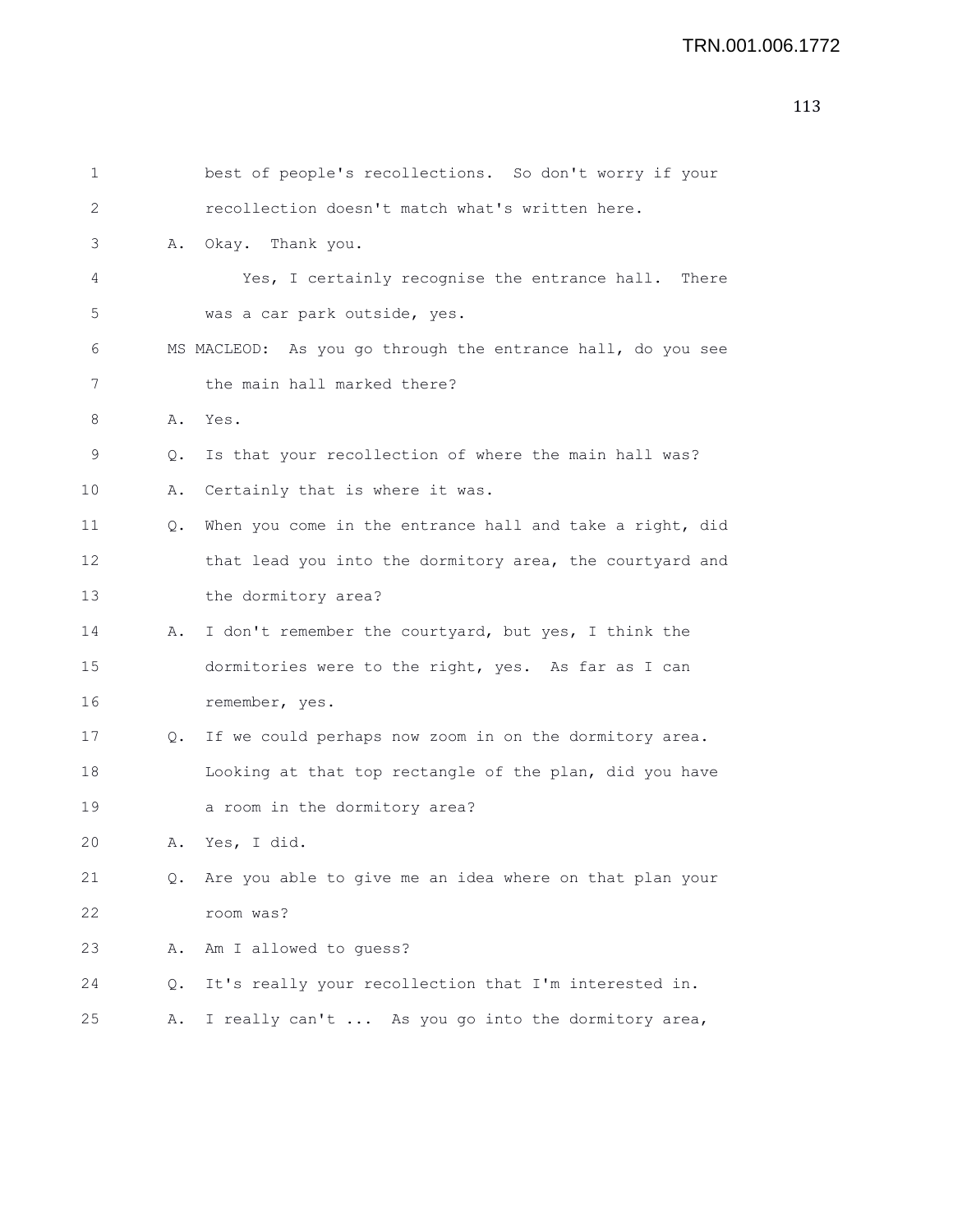best of people's recollections. So don't worry if your recollection doesn't match what's written here.

A. Okay. Thank you.

Yes, I certainly recognise the entrance hall. There was a car park outside, yes.

MS MACLEOD: As you go through the entrance hall, do you see the main hall marked there?

A. Yes.

Q. Is that your recollection of where the main hall was?

A. Certainly that is where it was.

Q. When you come in the entrance hall and take a right, did that lead you into the dormitory area, the courtyard and the dormitory area?

A. I don't remember the courtyard, but yes, I think the dormitories were to the right, yes. As far as I can remember, yes.

Q. If we could perhaps now zoom in on the dormitory area. Looking at that top rectangle of the plan, did you have a room in the dormitory area?

A. Yes, I did.

Q. Are you able to give me an idea where on that plan your room was?

A. Am I allowed to guess?

Q. It's really your recollection that I'm interested in.

A. I really can't ... As you go into the dormitory area,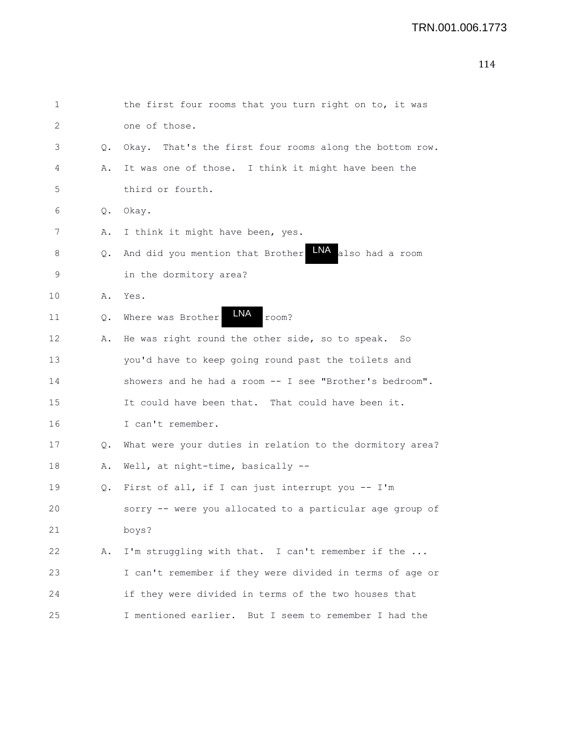1 the first four rooms that you turn right on to, it was
2 one of those.
3 Q. Okay. That's the first four rooms along the bottom row.
4 A. It was one of those. I think it might have been the
5 third or fourth.
6 Q. Okay.
7 A. I think it might have been, yes.
8 Q. And did you mention that Brother LNA also had a room
9 in the dormitory area?
10 A. Yes.
11 Q. Where was Brother LNA room?
12 A. He was right round the other side, so to speak. So
13 you'd have to keep going round past the toilets and
14 showers and he had a room -- I see "Brother's bedroom".
15 It could have been that. That could have been it.
16 I can't remember.
17 Q. What were your duties in relation to the dormitory area?
18 A. Well, at night-time, basically --
19 Q. First of all, if I can just interrupt you -- I'm
20 sorry -- were you allocated to a particular age group of
21 boys?
22 A. I'm struggling with that. I can't remember if the ...
23 I can't remember if they were divided in terms of age or
24 if they were divided in terms of the two houses that
25 I mentioned earlier. But I seem to remember I had the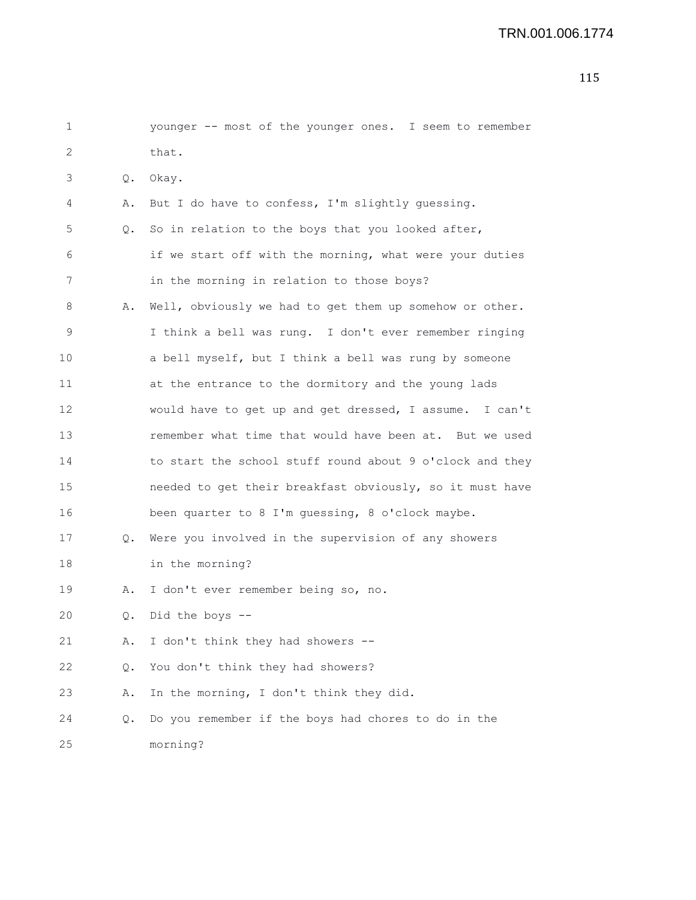1 younger -- most of the younger ones. I seem to remember
2 that.
3 Q. Okay.
4 A. But I do have to confess, I'm slightly guessing.
5 Q. So in relation to the boys that you looked after,
6 if we start off with the morning, what were your duties
7 in the morning in relation to those boys?
8 A. Well, obviously we had to get them up somehow or other.
9 I think a bell was rung. I don't ever remember ringing
10 a bell myself, but I think a bell was rung by someone
11 at the entrance to the dormitory and the young lads
12 would have to get up and get dressed, I assume. I can't
13 remember what time that would have been at. But we used
14 to start the school stuff round about 9 o'clock and they
15 needed to get their breakfast obviously, so it must have
16 been quarter to 8 I'm guessing, 8 o'clock maybe.
17 Q. Were you involved in the supervision of any showers
18 in the morning?
19 A. I don't ever remember being so, no.
20 Q. Did the boys --
21 A. I don't think they had showers --
22 Q. You don't think they had showers?
23 A. In the morning, I don't think they did.
24 Q. Do you remember if the boys had chores to do in the
25 morning?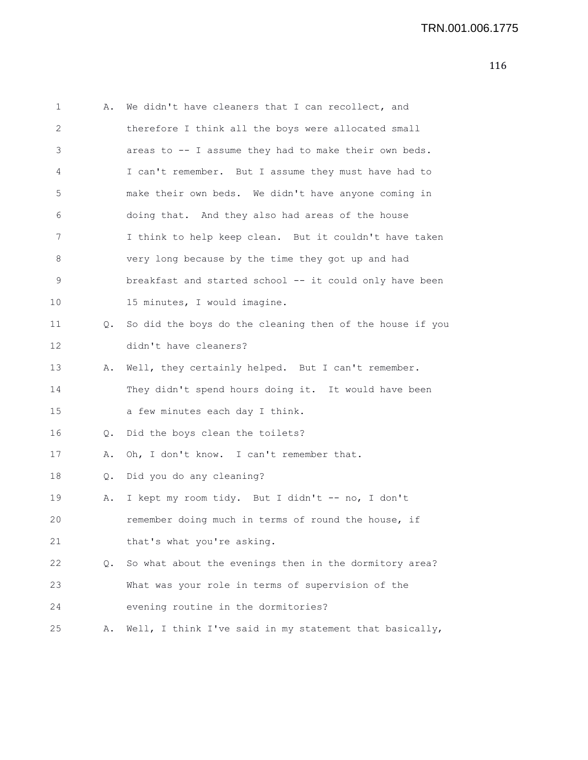1 A. We didn't have cleaners that I can recollect, and
2 therefore I think all the boys were allocated small
3 areas to -- I assume they had to make their own beds.
4 I can't remember. But I assume they must have had to
5 make their own beds. We didn't have anyone coming in
6 doing that. And they also had areas of the house
7 I think to help keep clean. But it couldn't have taken
8 very long because by the time they got up and had
9 breakfast and started school -- it could only have been
10 15 minutes, I would imagine.
11 Q. So did the boys do the cleaning then of the house if you
12 didn't have cleaners?
13 A. Well, they certainly helped. But I can't remember.
14 They didn't spend hours doing it. It would have been
15 a few minutes each day I think.
16 Q. Did the boys clean the toilets?
17 A. Oh, I don't know. I can't remember that.
18 Q. Did you do any cleaning?
19 A. I kept my room tidy. But I didn't -- no, I don't
20 remember doing much in terms of round the house, if
21 that's what you're asking.
22 Q. So what about the evenings then in the dormitory area?
23 What was your role in terms of supervision of the
24 evening routine in the dormitories?
25 A. Well, I think I've said in my statement that basically,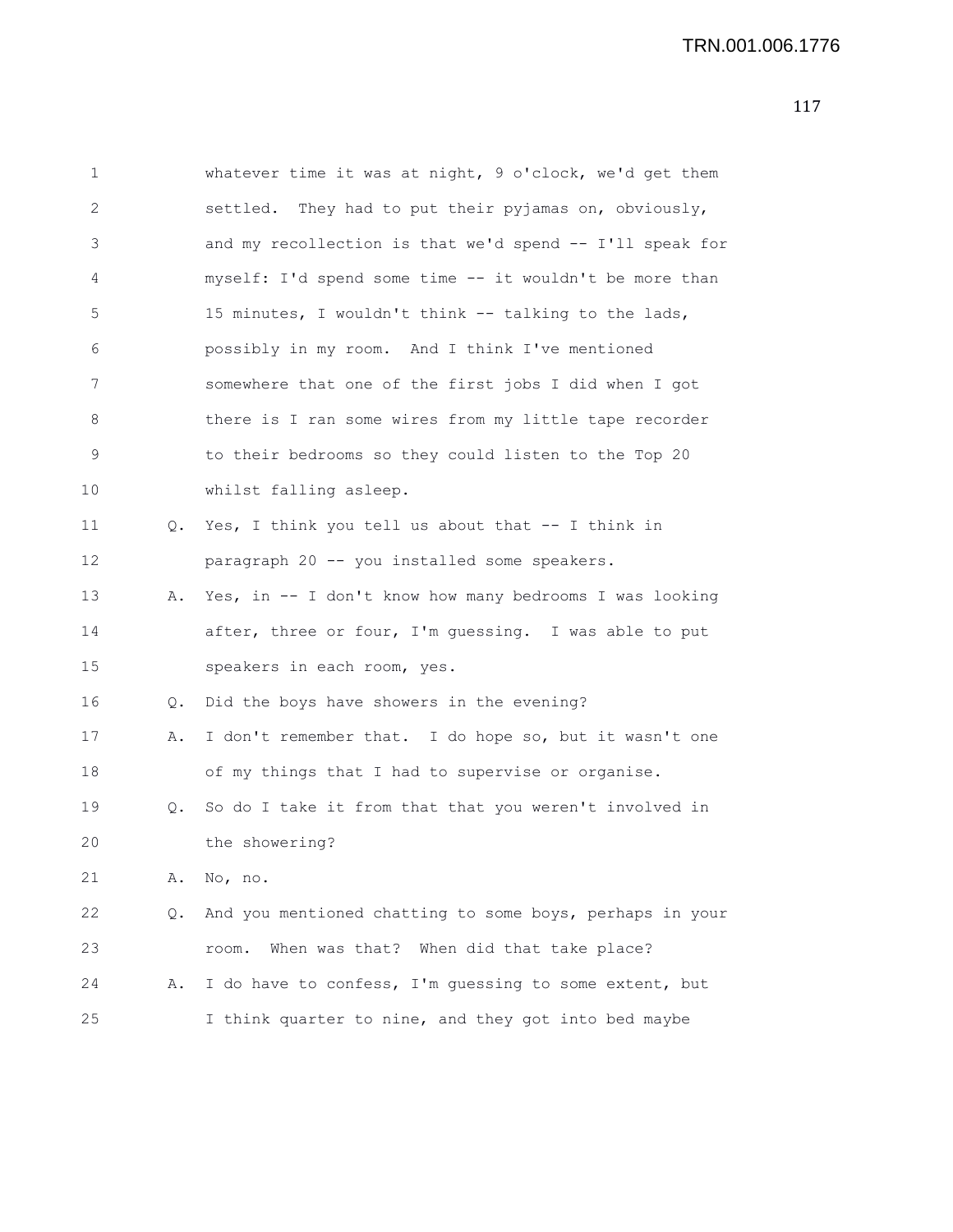whatever time it was at night, 9 o'clock, we'd get them settled. They had to put their pyjamas on, obviously, and my recollection is that we'd spend -- I'll speak for myself: I'd spend some time -- it wouldn't be more than 15 minutes, I wouldn't think -- talking to the lads, possibly in my room. And I think I've mentioned somewhere that one of the first jobs I did when I got there is I ran some wires from my little tape recorder to their bedrooms so they could listen to the Top 20 whilst falling asleep.

Q. Yes, I think you tell us about that -- I think in paragraph 20 -- you installed some speakers.

A. Yes, in -- I don't know how many bedrooms I was looking after, three or four, I'm guessing. I was able to put speakers in each room, yes.

Q. Did the boys have showers in the evening?

A. I don't remember that. I do hope so, but it wasn't one of my things that I had to supervise or organise.

Q. So do I take it from that that you weren't involved in the showering?

A. No, no.

Q. And you mentioned chatting to some boys, perhaps in your room. When was that? When did that take place?

A. I do have to confess, I'm guessing to some extent, but I think quarter to nine, and they got into bed maybe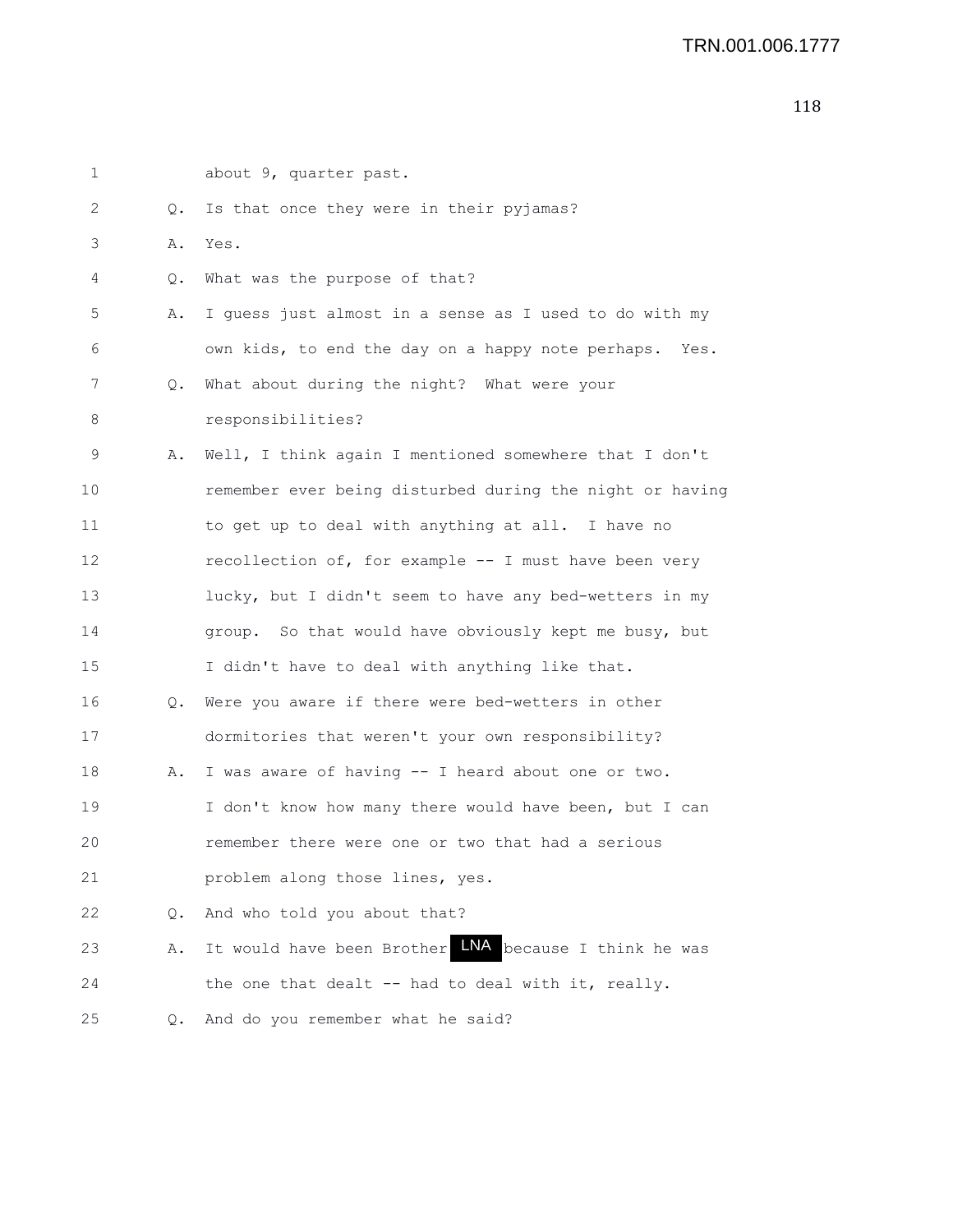1 about 9, quarter past.

2 Q. Is that once they were in their pyjamas?

3 A. Yes.

4 Q. What was the purpose of that?

5 A. I guess just almost in a sense as I used to do with my

6 own kids, to end the day on a happy note perhaps. Yes.

7 Q. What about during the night? What were your

8 responsibilities?

9 A. Well, I think again I mentioned somewhere that I don't

10 remember ever being disturbed during the night or having

11 to get up to deal with anything at all. I have no

12 recollection of, for example -- I must have been very

13 lucky, but I didn't seem to have any bed-wetters in my

14 group. So that would have obviously kept me busy, but

15 I didn't have to deal with anything like that.

16 Q. Were you aware if there were bed-wetters in other

17 dormitories that weren't your own responsibility?

18 A. I was aware of having -- I heard about one or two.

19 I don't know how many there would have been, but I can

20 remember there were one or two that had a serious

21 problem along those lines, yes.

22 Q. And who told you about that?

23 A. It would have been Brother LNA because I think he was

24 the one that dealt -- had to deal with it, really.

25 Q. And do you remember what he said?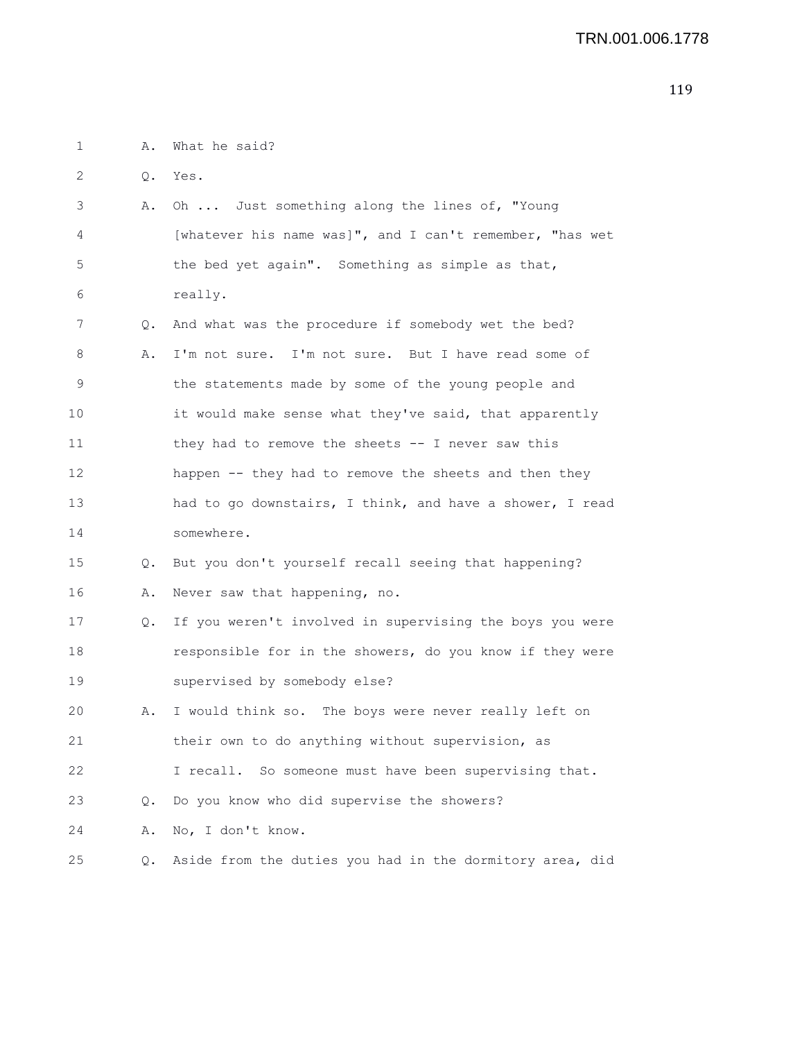1 A. What he said?

2 Q. Yes.

3 A. Oh ... Just something along the lines of, "Young
4 [whatever his name was]", and I can't remember, "has wet
5 the bed yet again". Something as simple as that,
6 really.

7 Q. And what was the procedure if somebody wet the bed?

8 A. I'm not sure. I'm not sure. But I have read some of
9 the statements made by some of the young people and
10 it would make sense what they've said, that apparently
11 they had to remove the sheets -- I never saw this
12 happen -- they had to remove the sheets and then they
13 had to go downstairs, I think, and have a shower, I read
14 somewhere.

15 Q. But you don't yourself recall seeing that happening?

16 A. Never saw that happening, no.

17 Q. If you weren't involved in supervising the boys you were
18 responsible for in the showers, do you know if they were
19 supervised by somebody else?

20 A. I would think so. The boys were never really left on
21 their own to do anything without supervision, as
22 I recall. So someone must have been supervising that.

23 Q. Do you know who did supervise the showers?

24 A. No, I don't know.

25 Q. Aside from the duties you had in the dormitory area, did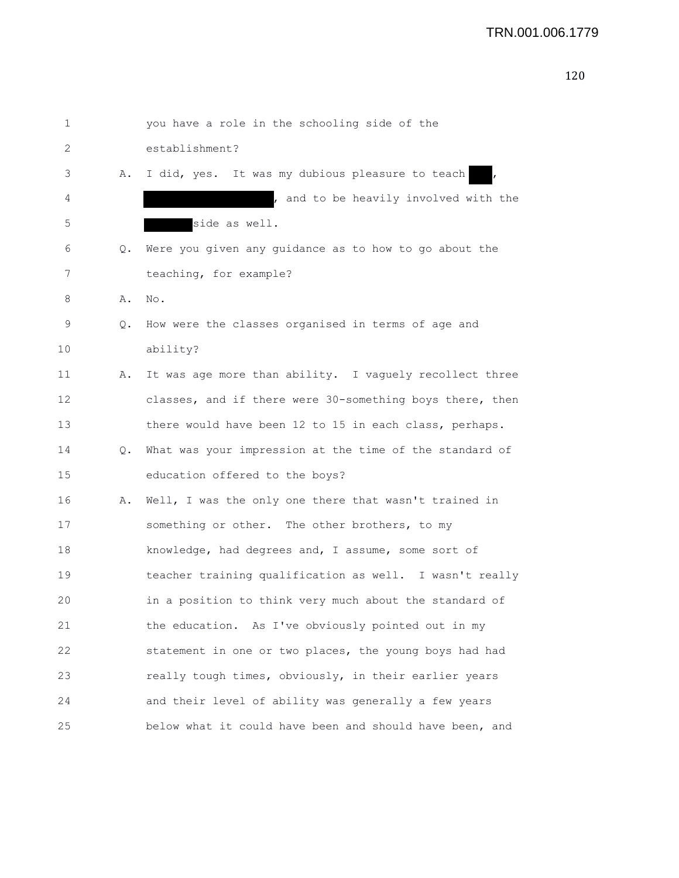1 you have a role in the schooling side of the
2 establishment?
3 A. I did, yes. It was my dubious pleasure to teach ███,
4 ████████████████, and to be heavily involved with the
5 ██████ side as well.
6 Q. Were you given any guidance as to how to go about the
7 teaching, for example?
8 A. No.
9 Q. How were the classes organised in terms of age and
10 ability?
11 A. It was age more than ability. I vaguely recollect three
12 classes, and if there were 30-something boys there, then
13 there would have been 12 to 15 in each class, perhaps.
14 Q. What was your impression at the time of the standard of
15 education offered to the boys?
16 A. Well, I was the only one there that wasn't trained in
17 something or other. The other brothers, to my
18 knowledge, had degrees and, I assume, some sort of
19 teacher training qualification as well. I wasn't really
20 in a position to think very much about the standard of
21 the education. As I've obviously pointed out in my
22 statement in one or two places, the young boys had had
23 really tough times, obviously, in their earlier years
24 and their level of ability was generally a few years
25 below what it could have been and should have been, and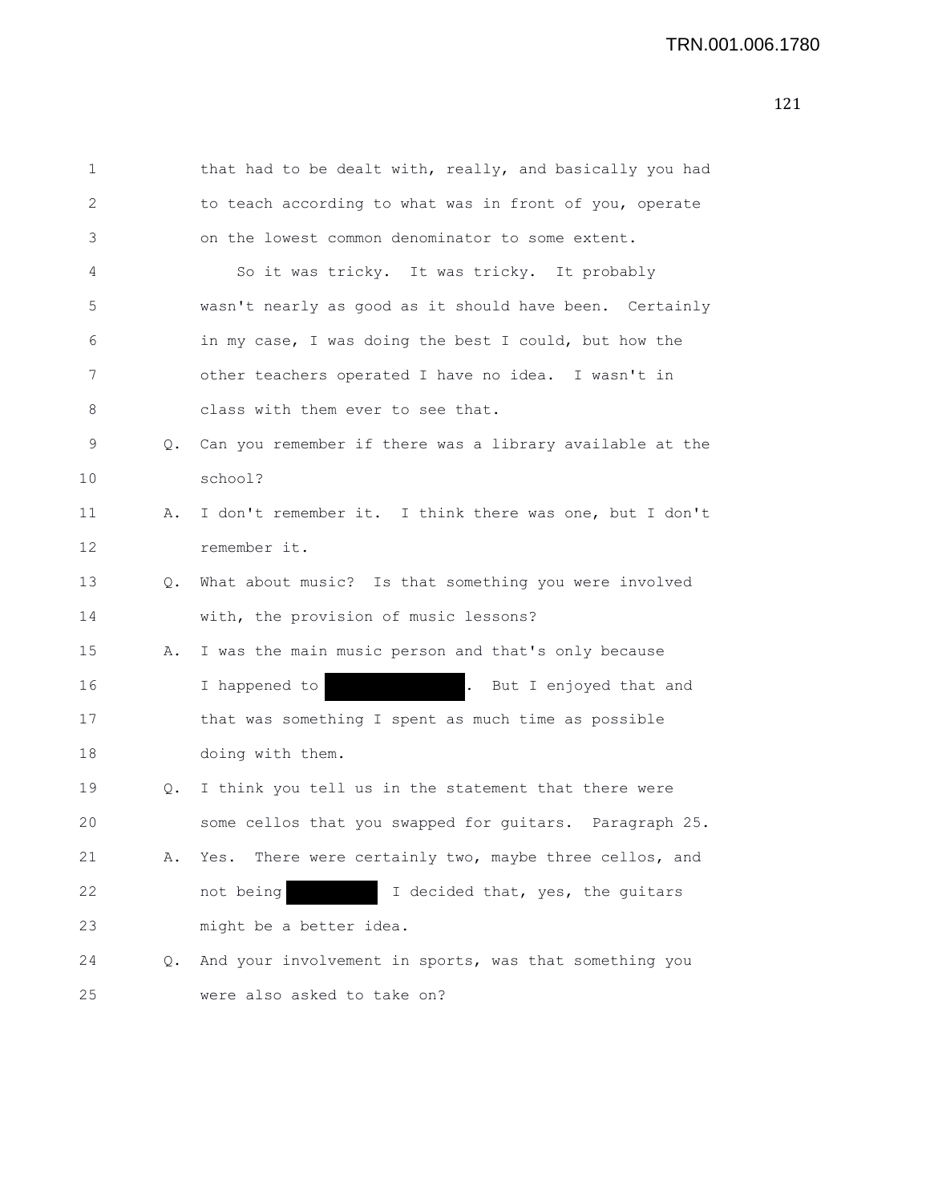that had to be dealt with, really, and basically you had to teach according to what was in front of you, operate on the lowest common denominator to some extent.

So it was tricky. It was tricky. It probably wasn't nearly as good as it should have been. Certainly in my case, I was doing the best I could, but how the other teachers operated I have no idea. I wasn't in class with them ever to see that.

Q. Can you remember if there was a library available at the school?

A. I don't remember it. I think there was one, but I don't remember it.

Q. What about music? Is that something you were involved with, the provision of music lessons?

A. I was the main music person and that's only because I happened to [REDACTED]. But I enjoyed that and that was something I spent as much time as possible doing with them.

Q. I think you tell us in the statement that there were some cellos that you swapped for guitars. Paragraph 25.

A. Yes. There were certainly two, maybe three cellos, and not being [REDACTED] I decided that, yes, the guitars might be a better idea.

Q. And your involvement in sports, was that something you were also asked to take on?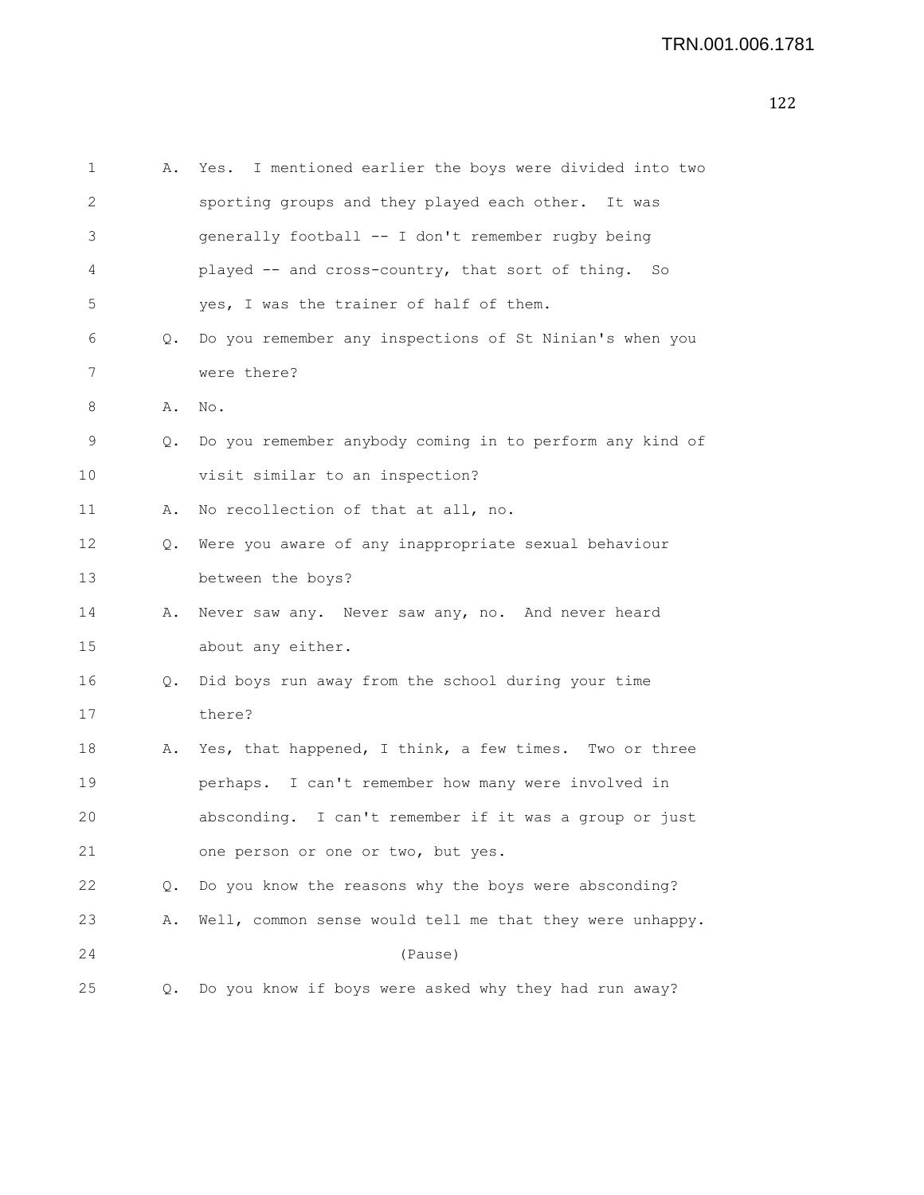1 A. Yes. I mentioned earlier the boys were divided into two
2 sporting groups and they played each other. It was
3 generally football -- I don't remember rugby being
4 played -- and cross-country, that sort of thing. So
5 yes, I was the trainer of half of them.
6 Q. Do you remember any inspections of St Ninian's when you
7 were there?
8 A. No.
9 Q. Do you remember anybody coming in to perform any kind of
10 visit similar to an inspection?
11 A. No recollection of that at all, no.
12 Q. Were you aware of any inappropriate sexual behaviour
13 between the boys?
14 A. Never saw any. Never saw any, no. And never heard
15 about any either.
16 Q. Did boys run away from the school during your time
17 there?
18 A. Yes, that happened, I think, a few times. Two or three
19 perhaps. I can't remember how many were involved in
20 absconding. I can't remember if it was a group or just
21 one person or one or two, but yes.
22 Q. Do you know the reasons why the boys were absconding?
23 A. Well, common sense would tell me that they were unhappy.
24 (Pause)
25 Q. Do you know if boys were asked why they had run away?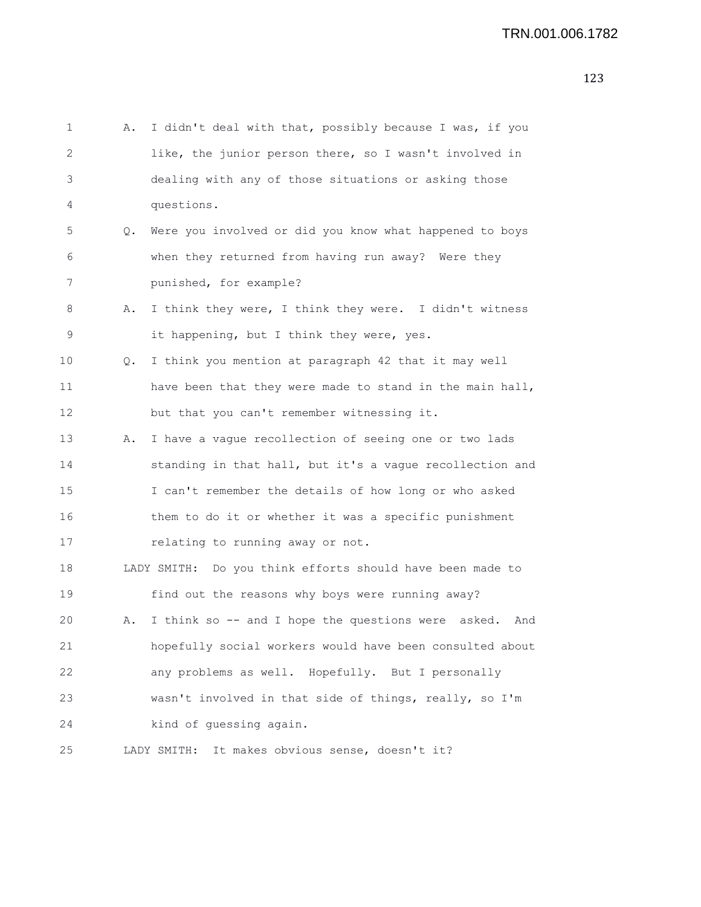A. I didn't deal with that, possibly because I was, if you like, the junior person there, so I wasn't involved in dealing with any of those situations or asking those questions.

Q. Were you involved or did you know what happened to boys when they returned from having run away? Were they punished, for example?

A. I think they were, I think they were. I didn't witness it happening, but I think they were, yes.

Q. I think you mention at paragraph 42 that it may well have been that they were made to stand in the main hall, but that you can't remember witnessing it.

A. I have a vague recollection of seeing one or two lads standing in that hall, but it's a vague recollection and I can't remember the details of how long or who asked them to do it or whether it was a specific punishment relating to running away or not.

LADY SMITH: Do you think efforts should have been made to find out the reasons why boys were running away?

A. I think so -- and I hope the questions were asked. And hopefully social workers would have been consulted about any problems as well. Hopefully. But I personally wasn't involved in that side of things, really, so I'm kind of guessing again.

LADY SMITH: It makes obvious sense, doesn't it?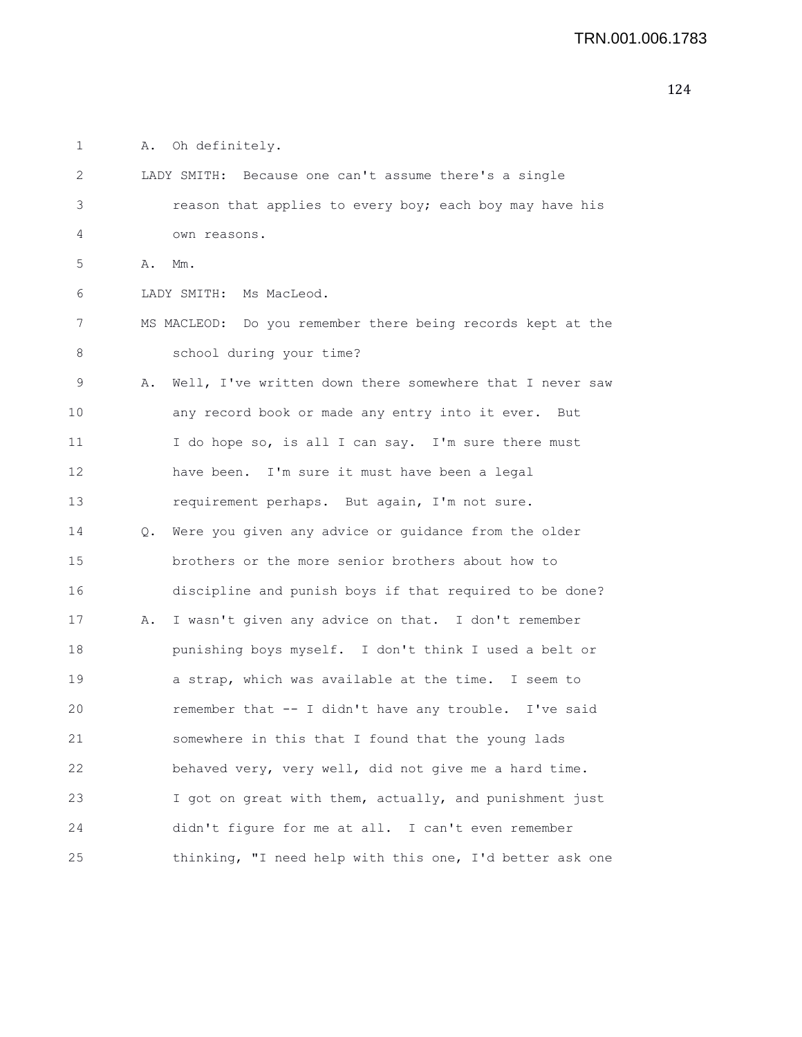A. Oh definitely.

LADY SMITH: Because one can't assume there's a single reason that applies to every boy; each boy may have his own reasons.

A. Mm.

LADY SMITH: Ms MacLeod.

MS MACLEOD: Do you remember there being records kept at the school during your time?

A. Well, I've written down there somewhere that I never saw any record book or made any entry into it ever. But I do hope so, is all I can say. I'm sure there must have been. I'm sure it must have been a legal requirement perhaps. But again, I'm not sure.

Q. Were you given any advice or guidance from the older brothers or the more senior brothers about how to discipline and punish boys if that required to be done?

A. I wasn't given any advice on that. I don't remember punishing boys myself. I don't think I used a belt or a strap, which was available at the time. I seem to remember that -- I didn't have any trouble. I've said somewhere in this that I found that the young lads behaved very, very well, did not give me a hard time. I got on great with them, actually, and punishment just didn't figure for me at all. I can't even remember thinking, "I need help with this one, I'd better ask one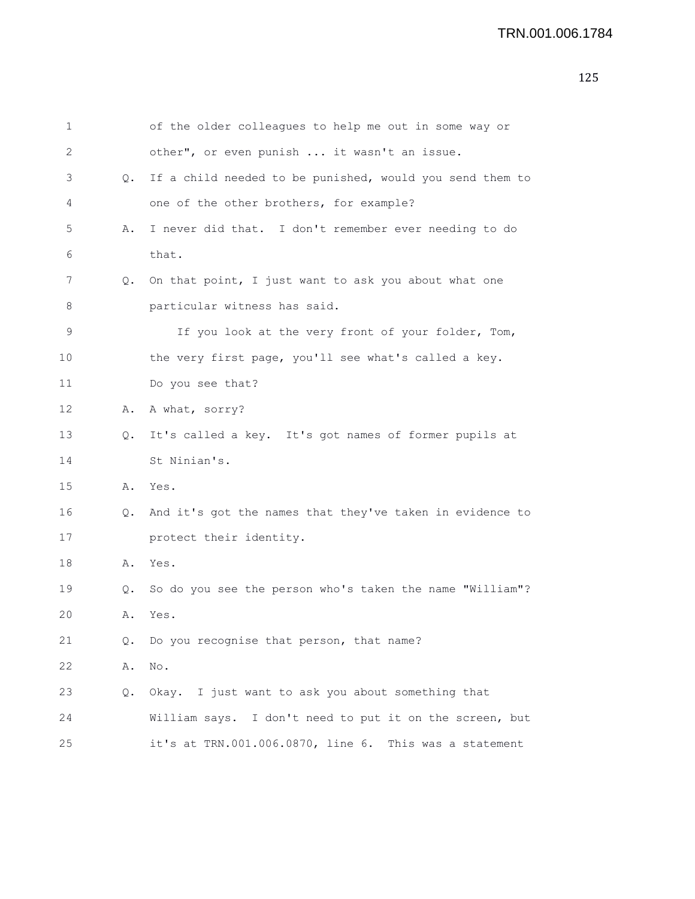of the older colleagues to help me out in some way or other", or even punish ... it wasn't an issue.

Q. If a child needed to be punished, would you send them to one of the other brothers, for example?

A. I never did that. I don't remember ever needing to do that.

Q. On that point, I just want to ask you about what one particular witness has said.

If you look at the very front of your folder, Tom, the very first page, you'll see what's called a key. Do you see that?

A. A what, sorry?

Q. It's called a key. It's got names of former pupils at St Ninian's.

A. Yes.

Q. And it's got the names that they've taken in evidence to protect their identity.

A. Yes.

Q. So do you see the person who's taken the name "William"?

A. Yes.

Q. Do you recognise that person, that name?

A. No.

Q. Okay. I just want to ask you about something that William says. I don't need to put it on the screen, but it's at TRN.001.006.0870, line 6. This was a statement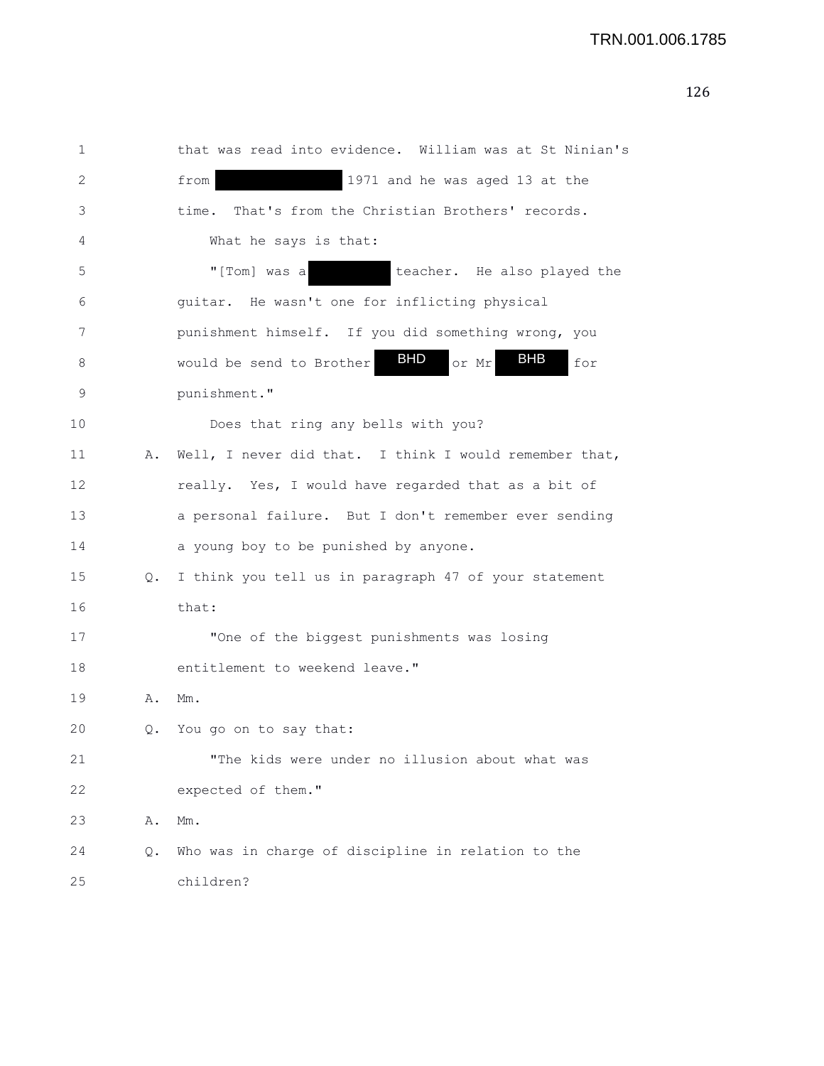1 that was read into evidence. William was at St Ninian's

2 from [REDACTED] 1971 and he was aged 13 at the

3 time. That's from the Christian Brothers' records.

4 What he says is that:

5 "[Tom] was a [REDACTED] teacher. He also played the

6 guitar. He wasn't one for inflicting physical

7 punishment himself. If you did something wrong, you

8 would be send to Brother BHD or Mr BHB for

9 punishment."

10 Does that ring any bells with you?

11 A. Well, I never did that. I think I would remember that,

12 really. Yes, I would have regarded that as a bit of

13 a personal failure. But I don't remember ever sending

14 a young boy to be punished by anyone.

15 Q. I think you tell us in paragraph 47 of your statement

16 that:

17 "One of the biggest punishments was losing

18 entitlement to weekend leave."

19 A. Mm.

20 Q. You go on to say that:

21 "The kids were under no illusion about what was

22 expected of them."

23 A. Mm.

24 Q. Who was in charge of discipline in relation to the

25 children?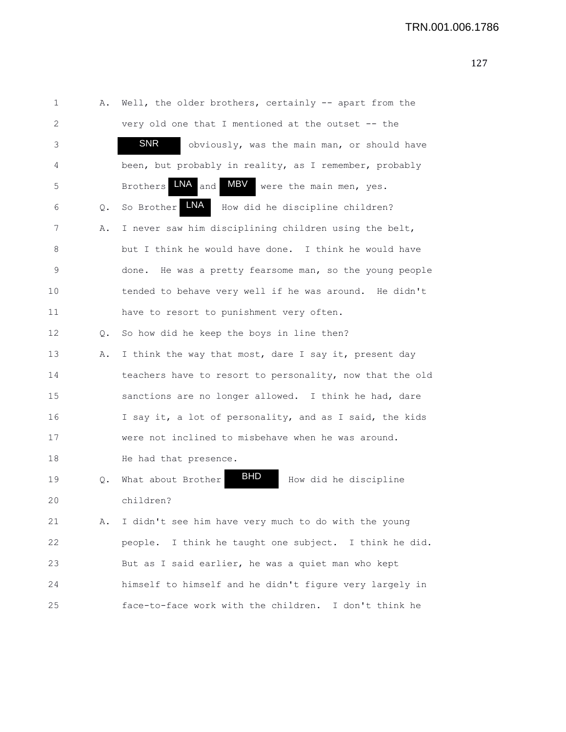1 A. Well, the older brothers, certainly -- apart from the
2 very old one that I mentioned at the outset -- the
3 SNR obviously, was the main man, or should have
4 been, but probably in reality, as I remember, probably
5 Brothers LNA and MBV were the main men, yes.
6 Q. So Brother LNA How did he discipline children?
7 A. I never saw him disciplining children using the belt,
8 but I think he would have done. I think he would have
9 done. He was a pretty fearsome man, so the young people
10 tended to behave very well if he was around. He didn't
11 have to resort to punishment very often.
12 Q. So how did he keep the boys in line then?
13 A. I think the way that most, dare I say it, present day
14 teachers have to resort to personality, now that the old
15 sanctions are no longer allowed. I think he had, dare
16 I say it, a lot of personality, and as I said, the kids
17 were not inclined to misbehave when he was around.
18 He had that presence.
19 Q. What about Brother BHD How did he discipline
20 children?
21 A. I didn't see him have very much to do with the young
22 people. I think he taught one subject. I think he did.
23 But as I said earlier, he was a quiet man who kept
24 himself to himself and he didn't figure very largely in
25 face-to-face work with the children. I don't think he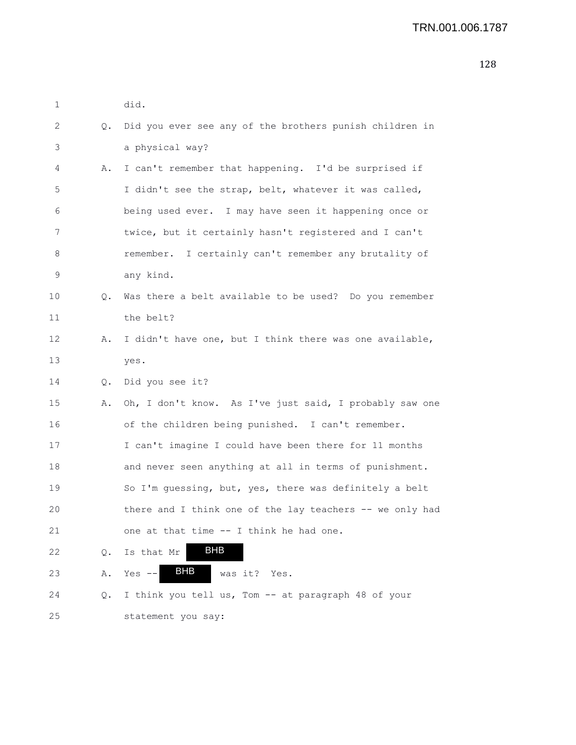1 did.

2 Q. Did you ever see any of the brothers punish children in

3 a physical way?

4 A. I can't remember that happening. I'd be surprised if

5 I didn't see the strap, belt, whatever it was called,

6 being used ever. I may have seen it happening once or

7 twice, but it certainly hasn't registered and I can't

8 remember. I certainly can't remember any brutality of

9 any kind.

10 Q. Was there a belt available to be used? Do you remember

11 the belt?

12 A. I didn't have one, but I think there was one available,

13 yes.

14 Q. Did you see it?

15 A. Oh, I don't know. As I've just said, I probably saw one

16 of the children being punished. I can't remember.

17 I can't imagine I could have been there for 11 months

18 and never seen anything at all in terms of punishment.

19 So I'm guessing, but, yes, there was definitely a belt

20 there and I think one of the lay teachers -- we only had

21 one at that time -- I think he had one.

22 Q. Is that Mr BHB

23 A. Yes -- BHB was it? Yes.

24 Q. I think you tell us, Tom -- at paragraph 48 of your

25 statement you say: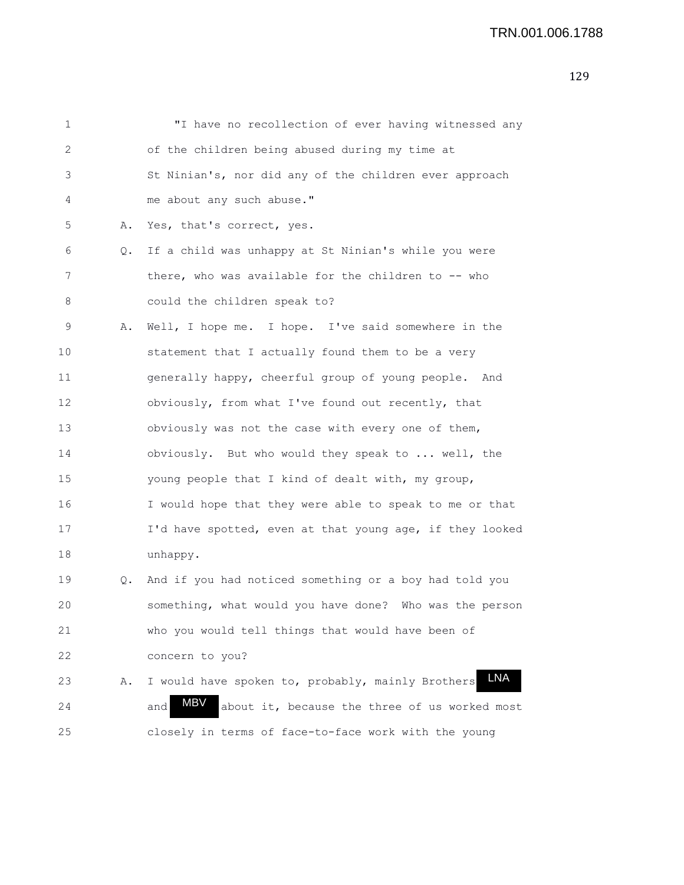1 "I have no recollection of ever having witnessed any
2 of the children being abused during my time at
3 St Ninian's, nor did any of the children ever approach
4 me about any such abuse."

5 A. Yes, that's correct, yes.

6 Q. If a child was unhappy at St Ninian's while you were
7 there, who was available for the children to -- who
8 could the children speak to?

9 A. Well, I hope me. I hope. I've said somewhere in the
10 statement that I actually found them to be a very
11 generally happy, cheerful group of young people. And
12 obviously, from what I've found out recently, that
13 obviously was not the case with every one of them,
14 obviously. But who would they speak to ... well, the
15 young people that I kind of dealt with, my group,
16 I would hope that they were able to speak to me or that
17 I'd have spotted, even at that young age, if they looked
18 unhappy.

19 Q. And if you had noticed something or a boy had told you
20 something, what would you have done? Who was the person
21 who you would tell things that would have been of
22 concern to you?

23 A. I would have spoken to, probably, mainly Brothers LNA
24 and MBV about it, because the three of us worked most
25 closely in terms of face-to-face work with the young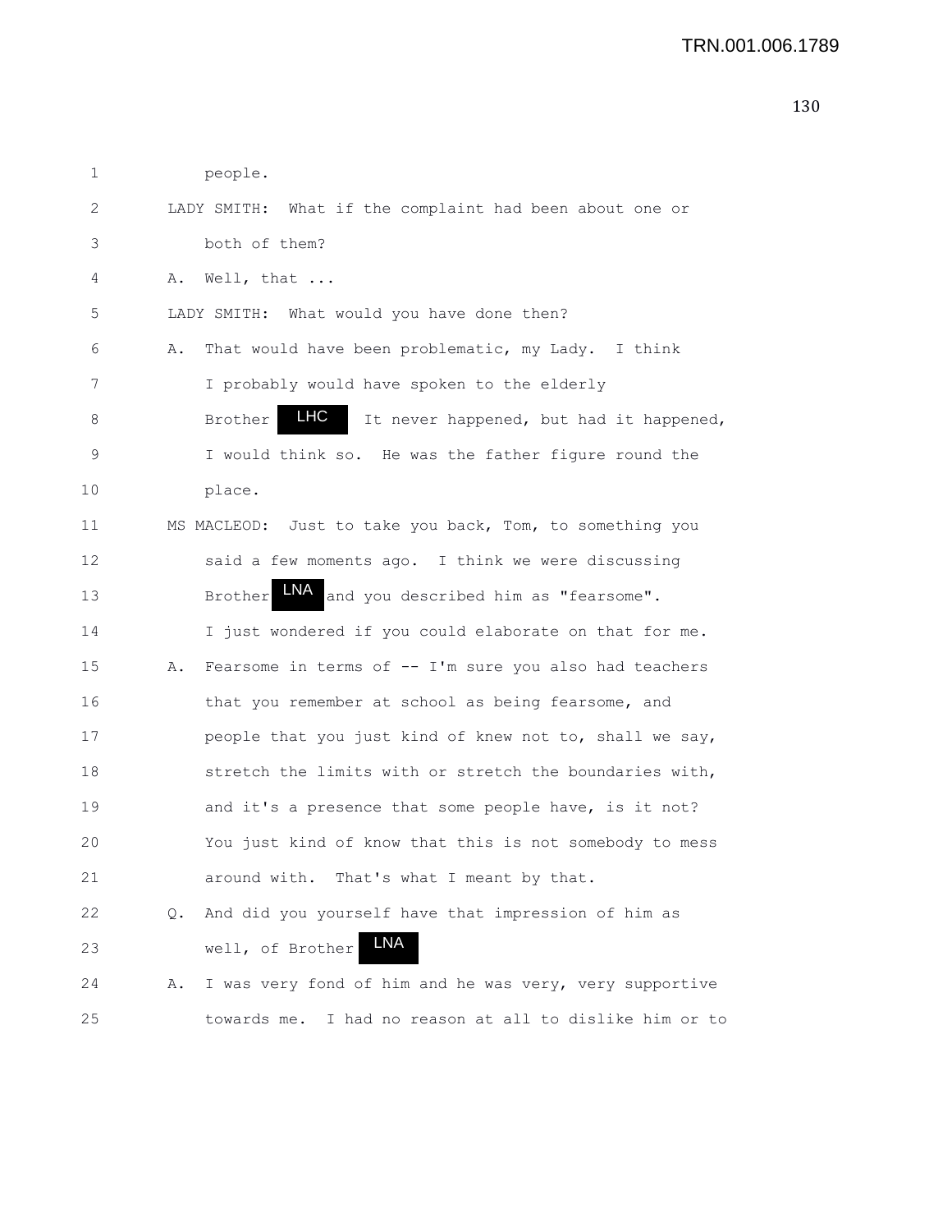1 people.

2 LADY SMITH: What if the complaint had been about one or

3 both of them?

4 A. Well, that ...

5 LADY SMITH: What would you have done then?

6 A. That would have been problematic, my Lady. I think

7 I probably would have spoken to the elderly

8 Brother LHC It never happened, but had it happened,

9 I would think so. He was the father figure round the

10 place.

11 MS MACLEOD: Just to take you back, Tom, to something you

12 said a few moments ago. I think we were discussing

13 Brother LNA and you described him as "fearsome".

14 I just wondered if you could elaborate on that for me.

15 A. Fearsome in terms of -- I'm sure you also had teachers

16 that you remember at school as being fearsome, and

17 people that you just kind of knew not to, shall we say,

18 stretch the limits with or stretch the boundaries with,

19 and it's a presence that some people have, is it not?

20 You just kind of know that this is not somebody to mess

21 around with. That's what I meant by that.

22 Q. And did you yourself have that impression of him as

23 well, of Brother LNA

24 A. I was very fond of him and he was very, very supportive

25 towards me. I had no reason at all to dislike him or to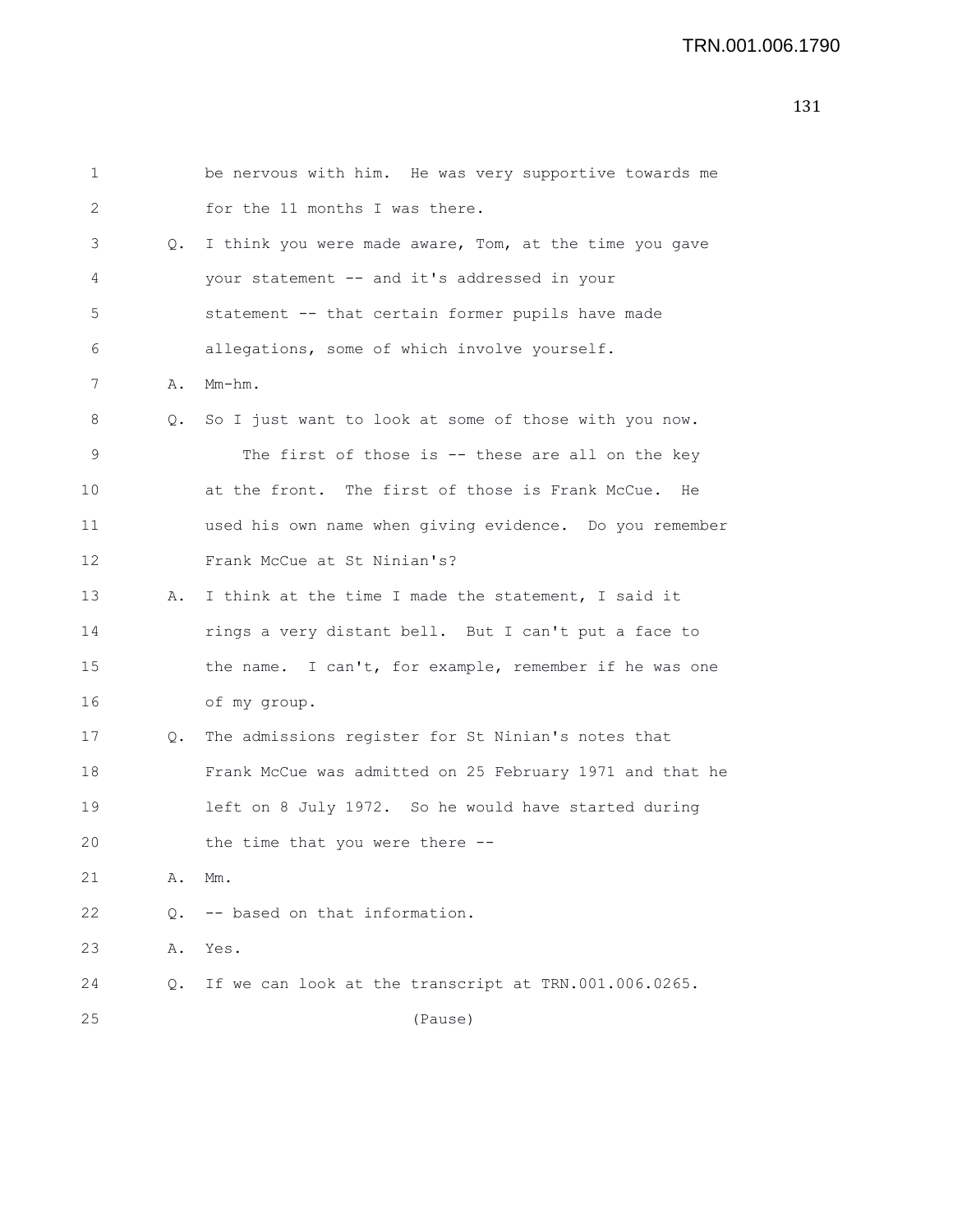be nervous with him. He was very supportive towards me for the 11 months I was there.

Q. I think you were made aware, Tom, at the time you gave your statement -- and it's addressed in your statement -- that certain former pupils have made allegations, some of which involve yourself.

A. Mm-hm.

Q. So I just want to look at some of those with you now.

The first of those is -- these are all on the key at the front. The first of those is Frank McCue. He used his own name when giving evidence. Do you remember Frank McCue at St Ninian's?

A. I think at the time I made the statement, I said it rings a very distant bell. But I can't put a face to the name. I can't, for example, remember if he was one of my group.

Q. The admissions register for St Ninian's notes that Frank McCue was admitted on 25 February 1971 and that he left on 8 July 1972. So he would have started during the time that you were there --

A. Mm.

Q. -- based on that information.

A. Yes.

Q. If we can look at the transcript at TRN.001.006.0265.

(Pause)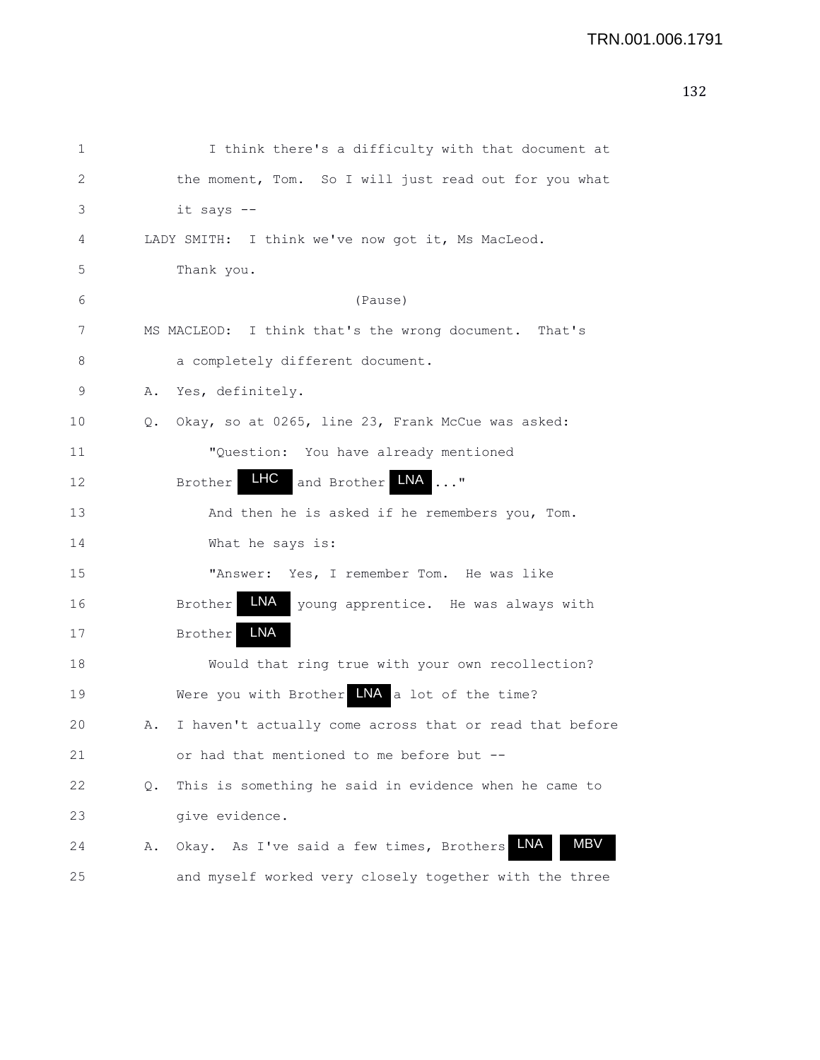1 I think there's a difficulty with that document at
2 the moment, Tom. So I will just read out for you what
3 it says --
4 LADY SMITH: I think we've now got it, Ms MacLeod.
5 Thank you.
6 (Pause)
7 MS MACLEOD: I think that's the wrong document. That's
8 a completely different document.
9 A. Yes, definitely.
10 Q. Okay, so at 0265, line 23, Frank McCue was asked:
11 "Question: You have already mentioned
12 Brother LHC and Brother LNA ..."
13 And then he is asked if he remembers you, Tom.
14 What he says is:
15 "Answer: Yes, I remember Tom. He was like
16 Brother LNA young apprentice. He was always with
17 Brother LNA
18 Would that ring true with your own recollection?
19 Were you with Brother LNA a lot of the time?
20 A. I haven't actually come across that or read that before
21 or had that mentioned to me before but --
22 Q. This is something he said in evidence when he came to
23 give evidence.
24 A. Okay. As I've said a few times, Brothers LNA MBV
25 and myself worked very closely together with the three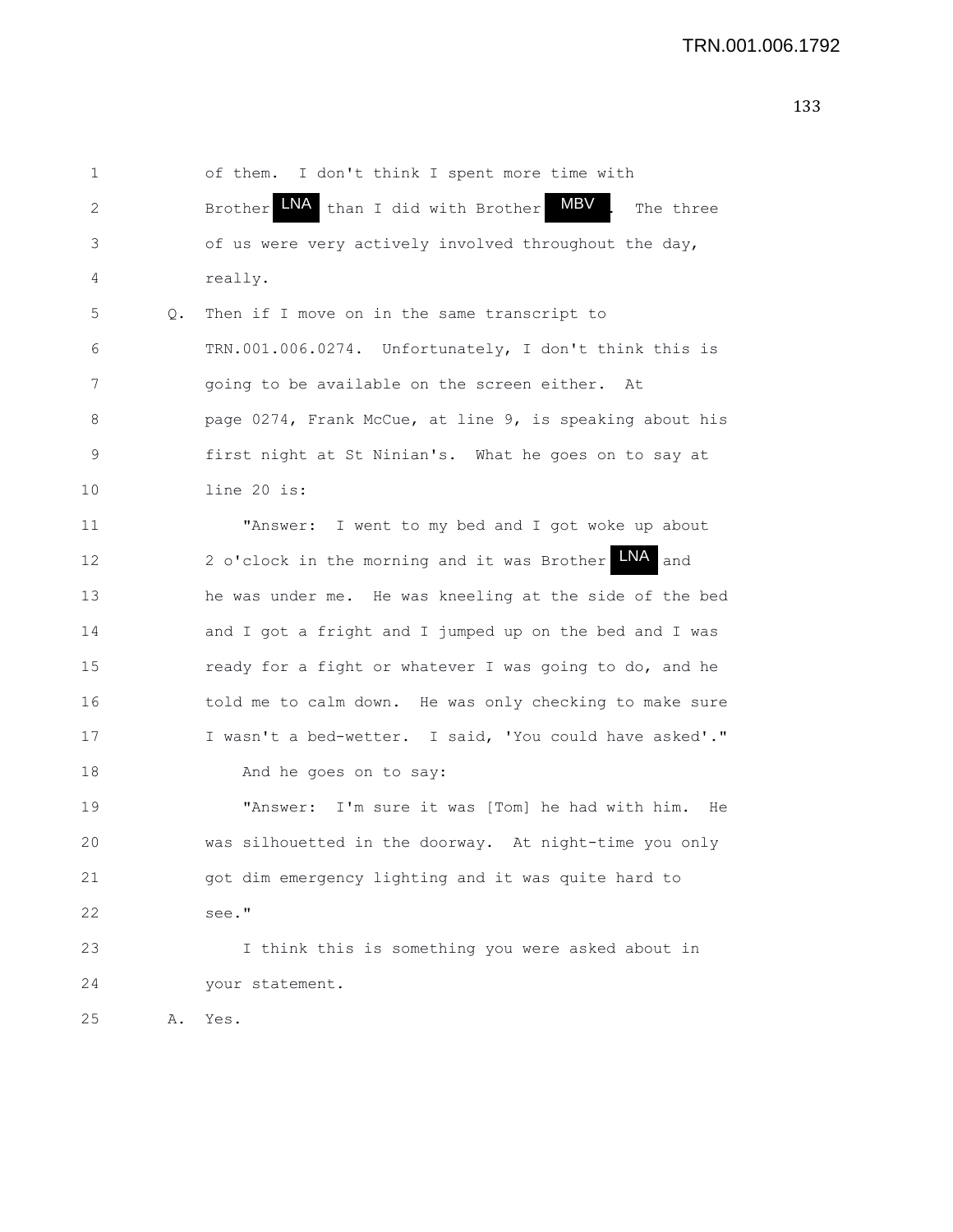of them. I don't think I spent more time with Brother LNA than I did with Brother MBV. The three of us were very actively involved throughout the day, really.

Q. Then if I move on in the same transcript to TRN.001.006.0274. Unfortunately, I don't think this is going to be available on the screen either. At page 0274, Frank McCue, at line 9, is speaking about his first night at St Ninian's. What he goes on to say at line 20 is:

"Answer: I went to my bed and I got woke up about 2 o'clock in the morning and it was Brother LNA and he was under me. He was kneeling at the side of the bed and I got a fright and I jumped up on the bed and I was ready for a fight or whatever I was going to do, and he told me to calm down. He was only checking to make sure I wasn't a bed-wetter. I said, 'You could have asked'."

And he goes on to say:

"Answer: I'm sure it was [Tom] he had with him. He was silhouetted in the doorway. At night-time you only got dim emergency lighting and it was quite hard to see."

I think this is something you were asked about in your statement.

A. Yes.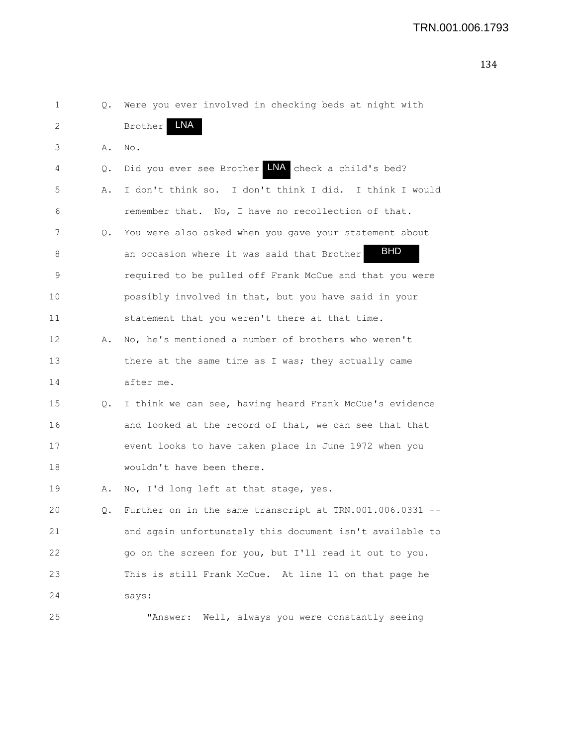1 Q. Were you ever involved in checking beds at night with
2 Brother LNA
3 A. No.
4 Q. Did you ever see Brother LNA check a child's bed?
5 A. I don't think so. I don't think I did. I think I would
6 remember that. No, I have no recollection of that.
7 Q. You were also asked when you gave your statement about
8 an occasion where it was said that Brother BHD
9 required to be pulled off Frank McCue and that you were
10 possibly involved in that, but you have said in your
11 statement that you weren't there at that time.
12 A. No, he's mentioned a number of brothers who weren't
13 there at the same time as I was; they actually came
14 after me.
15 Q. I think we can see, having heard Frank McCue's evidence
16 and looked at the record of that, we can see that that
17 event looks to have taken place in June 1972 when you
18 wouldn't have been there.
19 A. No, I'd long left at that stage, yes.
20 Q. Further on in the same transcript at TRN.001.006.0331 --
21 and again unfortunately this document isn't available to
22 go on the screen for you, but I'll read it out to you.
23 This is still Frank McCue. At line 11 on that page he
24 says:
25 "Answer: Well, always you were constantly seeing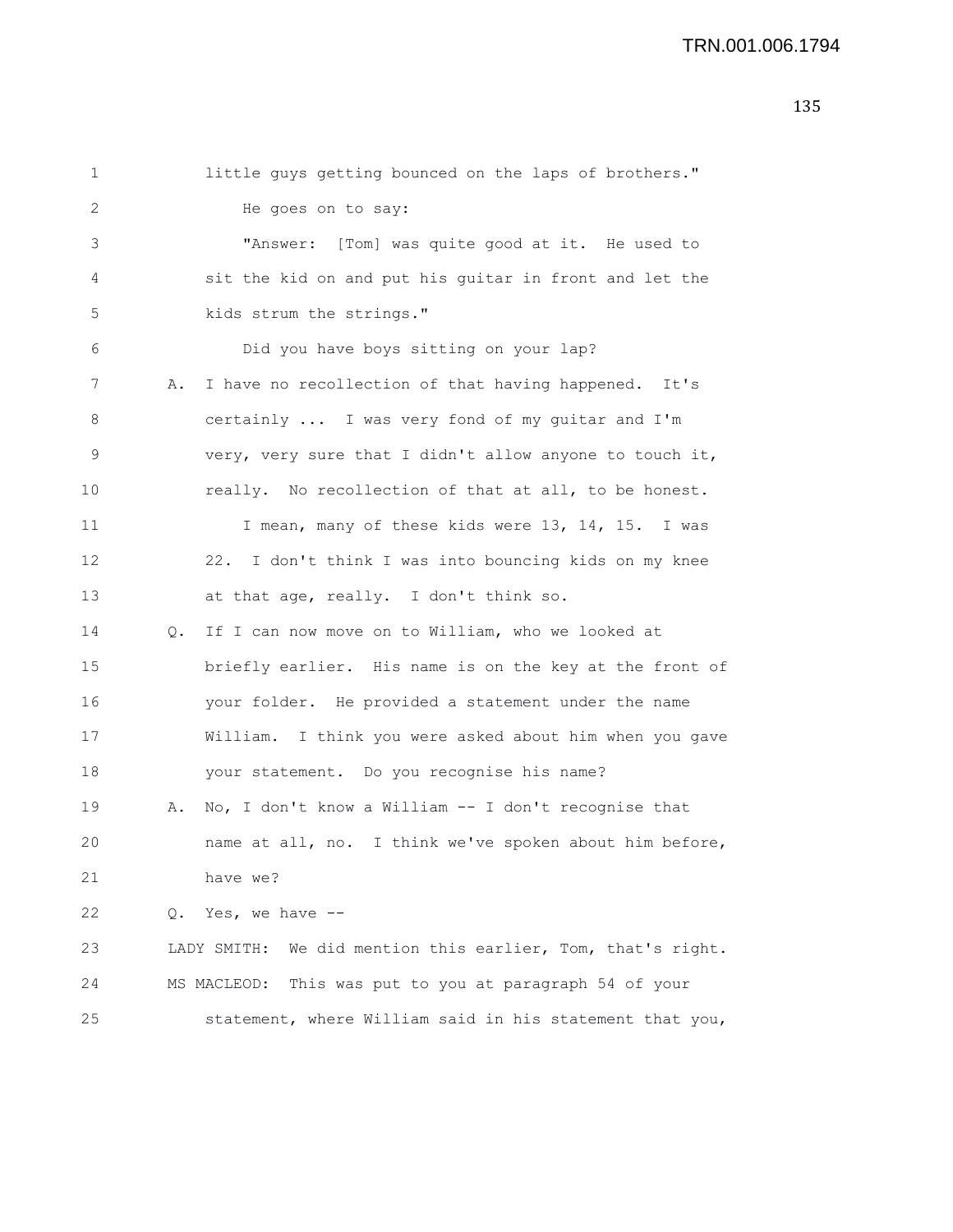little guys getting bounced on the laps of brothers."

He goes on to say:

"Answer: [Tom] was quite good at it. He used to sit the kid on and put his guitar in front and let the kids strum the strings."

Did you have boys sitting on your lap?

A. I have no recollection of that having happened. It's certainly ... I was very fond of my guitar and I'm very, very sure that I didn't allow anyone to touch it, really. No recollection of that at all, to be honest.

I mean, many of these kids were 13, 14, 15. I was 22. I don't think I was into bouncing kids on my knee at that age, really. I don't think so.

Q. If I can now move on to William, who we looked at briefly earlier. His name is on the key at the front of your folder. He provided a statement under the name William. I think you were asked about him when you gave your statement. Do you recognise his name?

A. No, I don't know a William -- I don't recognise that name at all, no. I think we've spoken about him before, have we?

Q. Yes, we have --

LADY SMITH: We did mention this earlier, Tom, that's right.

MS MACLEOD: This was put to you at paragraph 54 of your statement, where William said in his statement that you,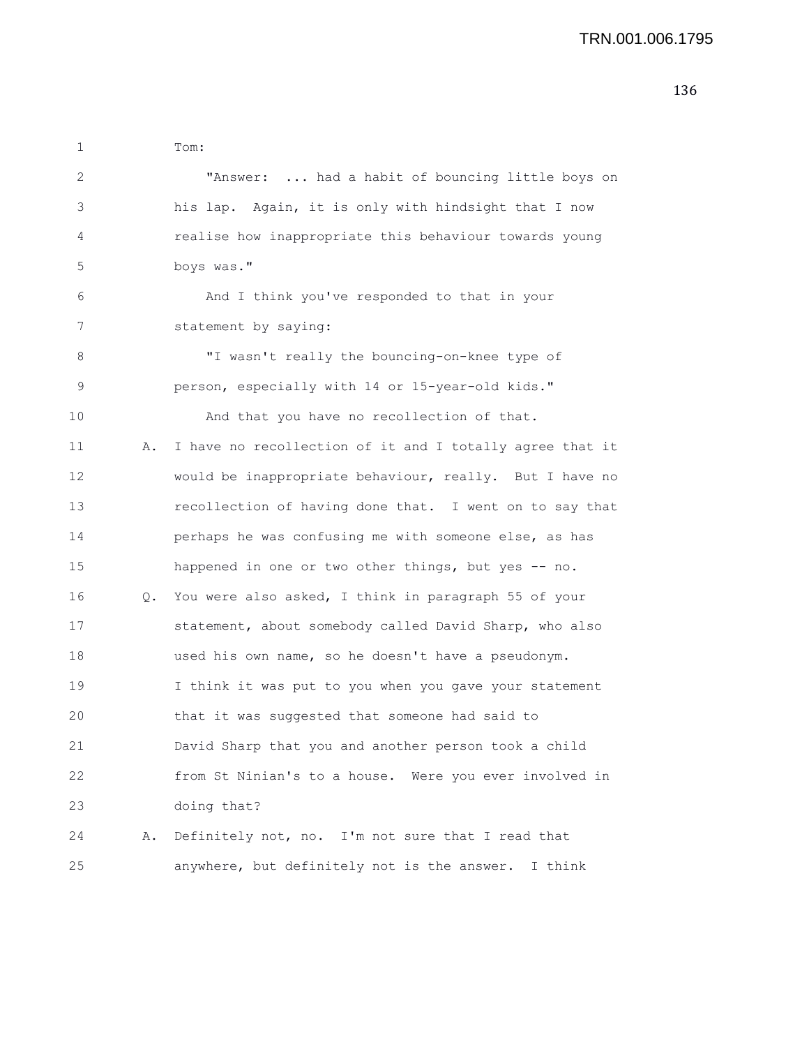Tom:

"Answer: ... had a habit of bouncing little boys on his lap. Again, it is only with hindsight that I now realise how inappropriate this behaviour towards young boys was."

And I think you've responded to that in your statement by saying:

"I wasn't really the bouncing-on-knee type of person, especially with 14 or 15-year-old kids."

And that you have no recollection of that.

A. I have no recollection of it and I totally agree that it would be inappropriate behaviour, really. But I have no recollection of having done that. I went on to say that perhaps he was confusing me with someone else, as has happened in one or two other things, but yes -- no.

Q. You were also asked, I think in paragraph 55 of your statement, about somebody called David Sharp, who also used his own name, so he doesn't have a pseudonym. I think it was put to you when you gave your statement that it was suggested that someone had said to David Sharp that you and another person took a child from St Ninian's to a house. Were you ever involved in doing that?

A. Definitely not, no. I'm not sure that I read that anywhere, but definitely not is the answer. I think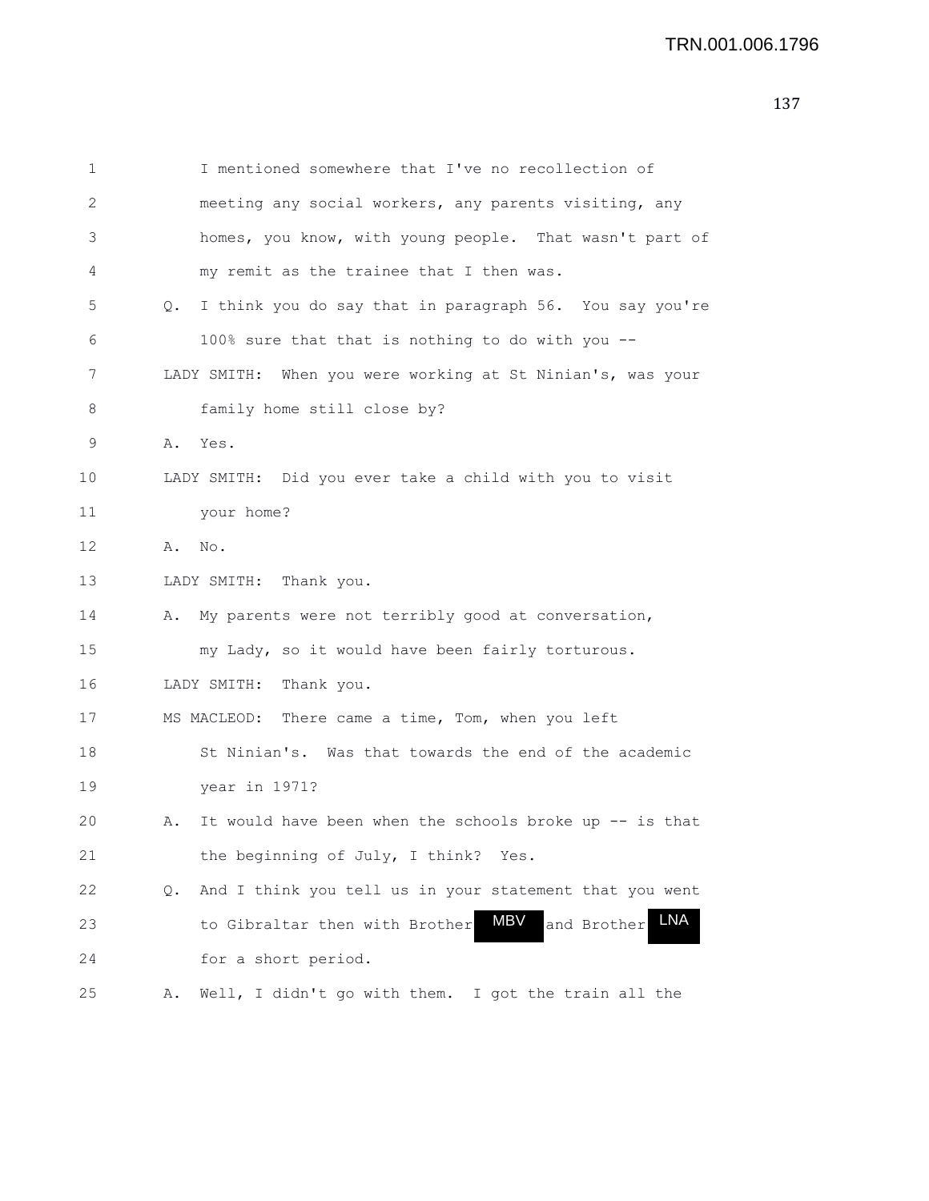1 I mentioned somewhere that I've no recollection of
2 meeting any social workers, any parents visiting, any
3 homes, you know, with young people. That wasn't part of
4 my remit as the trainee that I then was.
5 Q. I think you do say that in paragraph 56. You say you're
6 100% sure that that is nothing to do with you --
7 LADY SMITH: When you were working at St Ninian's, was your
8 family home still close by?
9 A. Yes.
10 LADY SMITH: Did you ever take a child with you to visit
11 your home?
12 A. No.
13 LADY SMITH: Thank you.
14 A. My parents were not terribly good at conversation,
15 my Lady, so it would have been fairly torturous.
16 LADY SMITH: Thank you.
17 MS MACLEOD: There came a time, Tom, when you left
18 St Ninian's. Was that towards the end of the academic
19 year in 1971?
20 A. It would have been when the schools broke up -- is that
21 the beginning of July, I think? Yes.
22 Q. And I think you tell us in your statement that you went
23 to Gibraltar then with Brother MBV and Brother LNA
24 for a short period.
25 A. Well, I didn't go with them. I got the train all the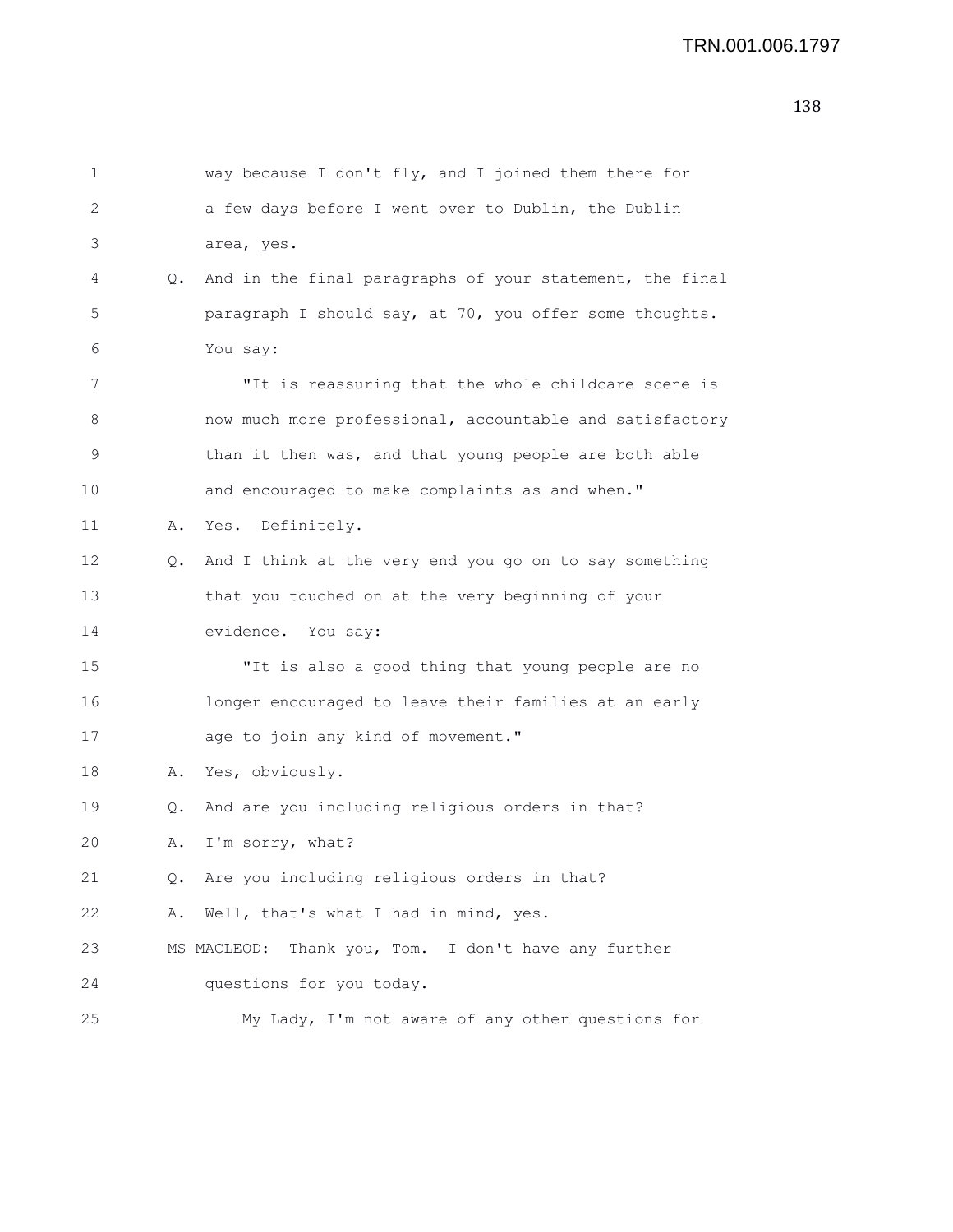way because I don't fly, and I joined them there for a few days before I went over to Dublin, the Dublin area, yes.

Q. And in the final paragraphs of your statement, the final paragraph I should say, at 70, you offer some thoughts. You say:

"It is reassuring that the whole childcare scene is now much more professional, accountable and satisfactory than it then was, and that young people are both able and encouraged to make complaints as and when."

A. Yes. Definitely.

Q. And I think at the very end you go on to say something that you touched on at the very beginning of your evidence. You say:

"It is also a good thing that young people are no longer encouraged to leave their families at an early age to join any kind of movement."

A. Yes, obviously.

Q. And are you including religious orders in that?

A. I'm sorry, what?

Q. Are you including religious orders in that?

A. Well, that's what I had in mind, yes.

MS MACLEOD: Thank you, Tom. I don't have any further questions for you today.

My Lady, I'm not aware of any other questions for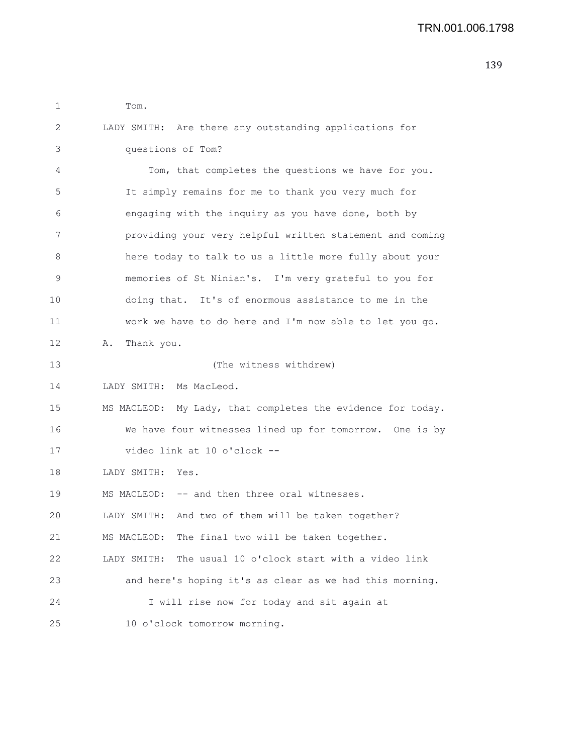1 Tom.

2 LADY SMITH: Are there any outstanding applications for

3 questions of Tom?

4 Tom, that completes the questions we have for you.

5 It simply remains for me to thank you very much for

6 engaging with the inquiry as you have done, both by

7 providing your very helpful written statement and coming

8 here today to talk to us a little more fully about your

9 memories of St Ninian's. I'm very grateful to you for

10 doing that. It's of enormous assistance to me in the

11 work we have to do here and I'm now able to let you go.

12 A. Thank you.

13 (The witness withdrew)

14 LADY SMITH: Ms MacLeod.

15 MS MACLEOD: My Lady, that completes the evidence for today.

16 We have four witnesses lined up for tomorrow. One is by

17 video link at 10 o'clock --

18 LADY SMITH: Yes.

19 MS MACLEOD: -- and then three oral witnesses.

20 LADY SMITH: And two of them will be taken together?

21 MS MACLEOD: The final two will be taken together.

22 LADY SMITH: The usual 10 o'clock start with a video link

23 and here's hoping it's as clear as we had this morning.

24 I will rise now for today and sit again at

25 10 o'clock tomorrow morning.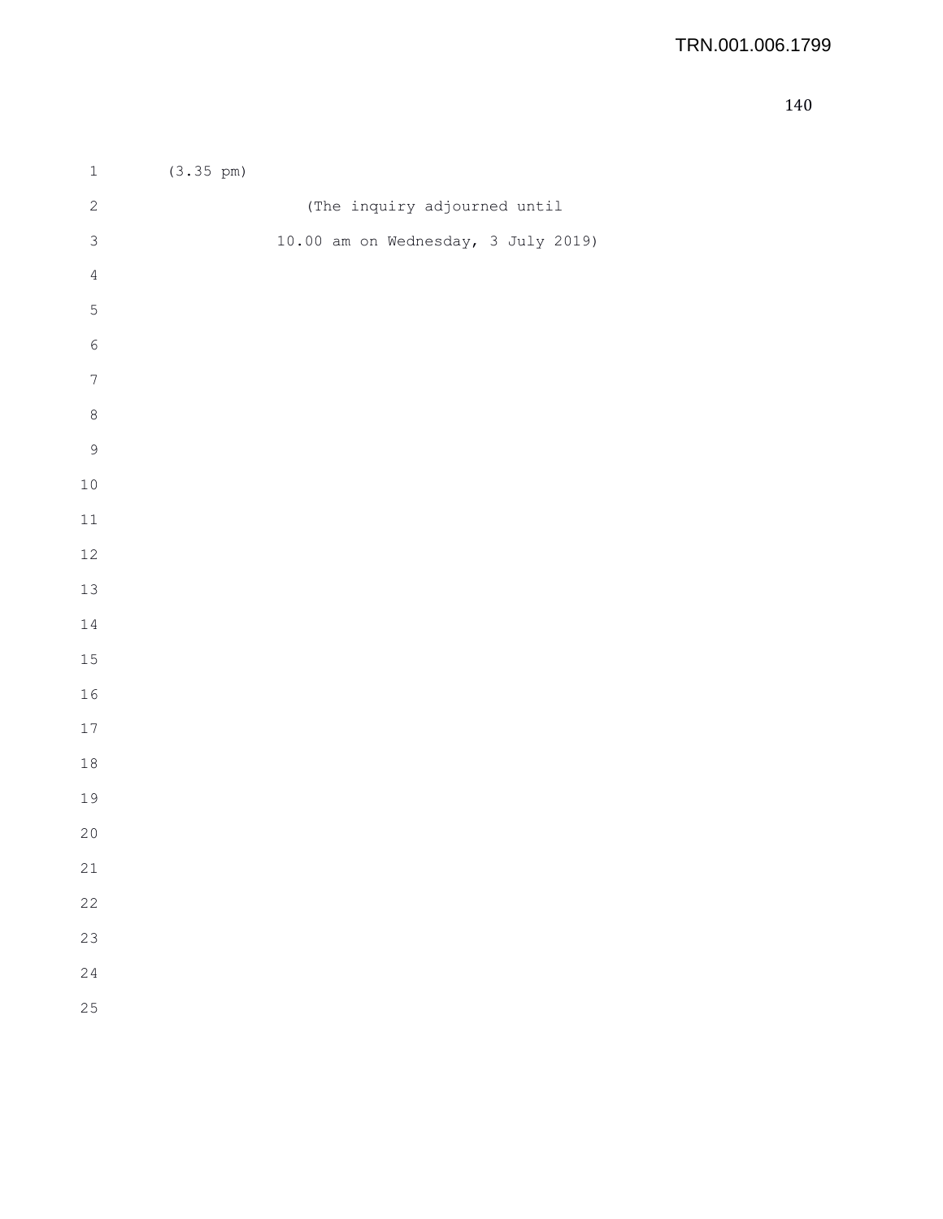(3.35 pm)

(The inquiry adjourned until
10.00 am on Wednesday, 3 July 2019)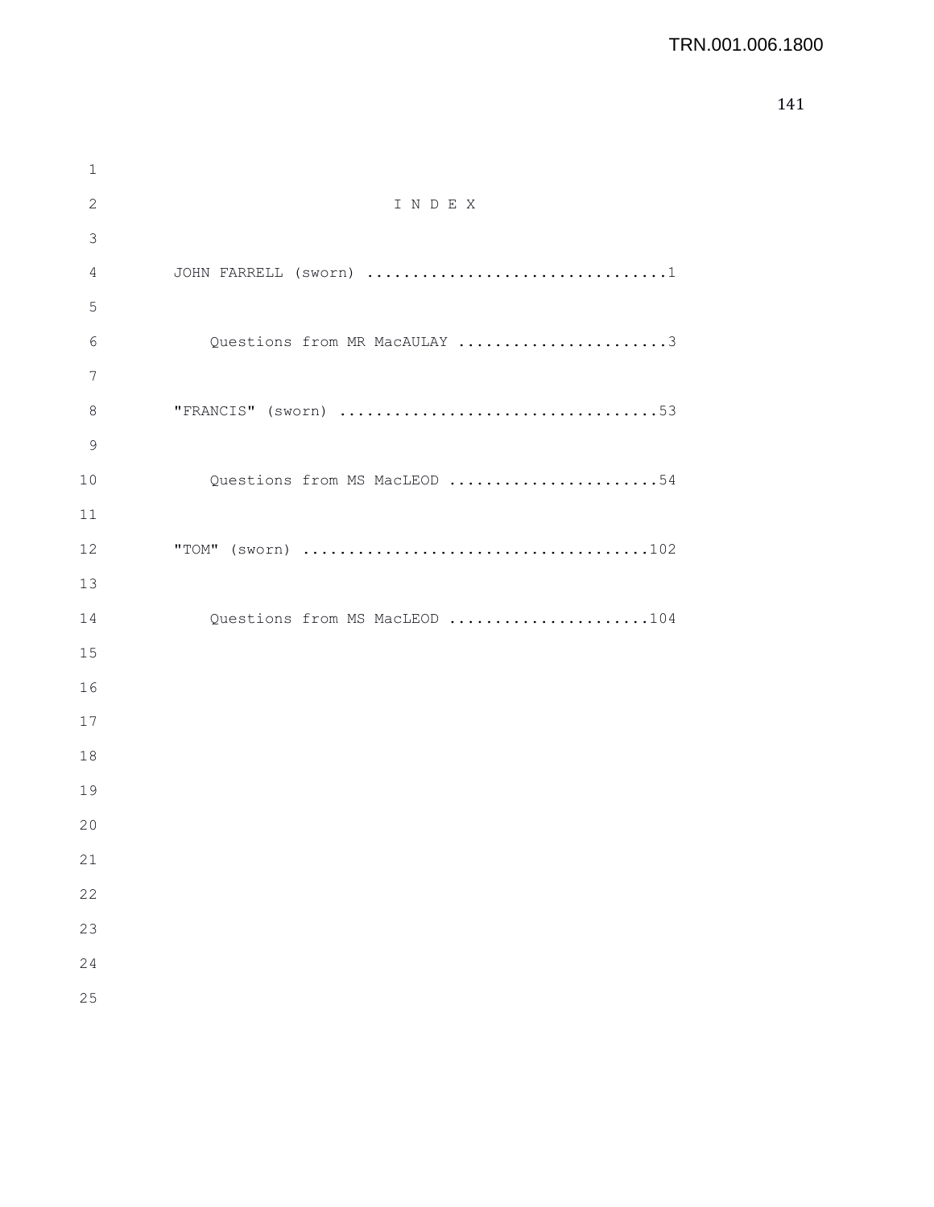# I N D E X

JOHN FARRELL (sworn) .................................1

Questions from MR MacAULAY .......................3

"FRANCIS" (sworn) ...................................53

Questions from MS MacLEOD .......................54

"TOM" (sworn) .....................................102

Questions from MS MacLEOD ......................104